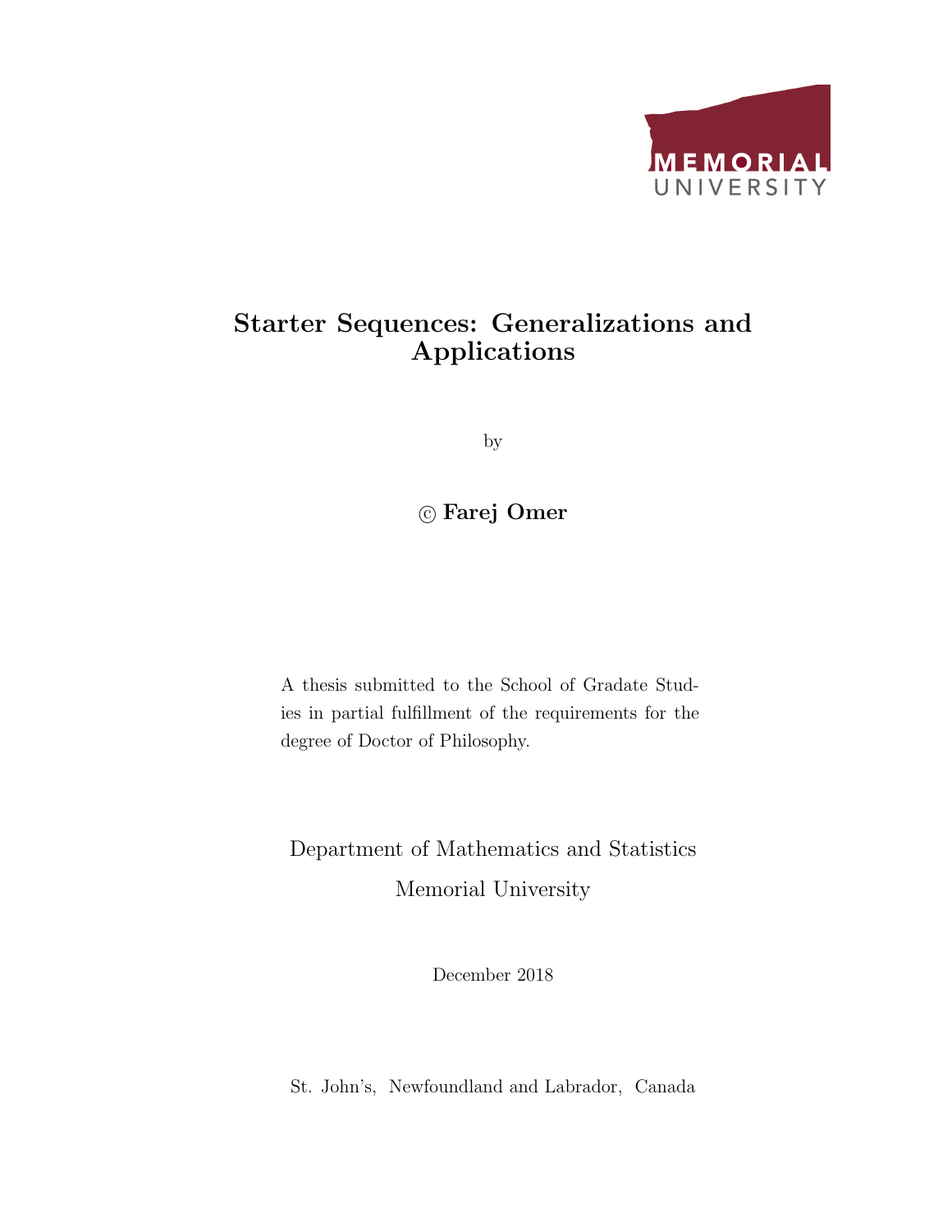MEMORIAL UNIVERSITY

# Starter Sequences: Generalizations and Applications

by

© **Farej Omer**

A thesis submitted to the School of Gradate Studies in partial fulfillment of the requirements for the degree of Doctor of Philosophy.

Department of Mathematics and Statistics

Memorial University

December 2018

St. John's, Newfoundland and Labrador, Canada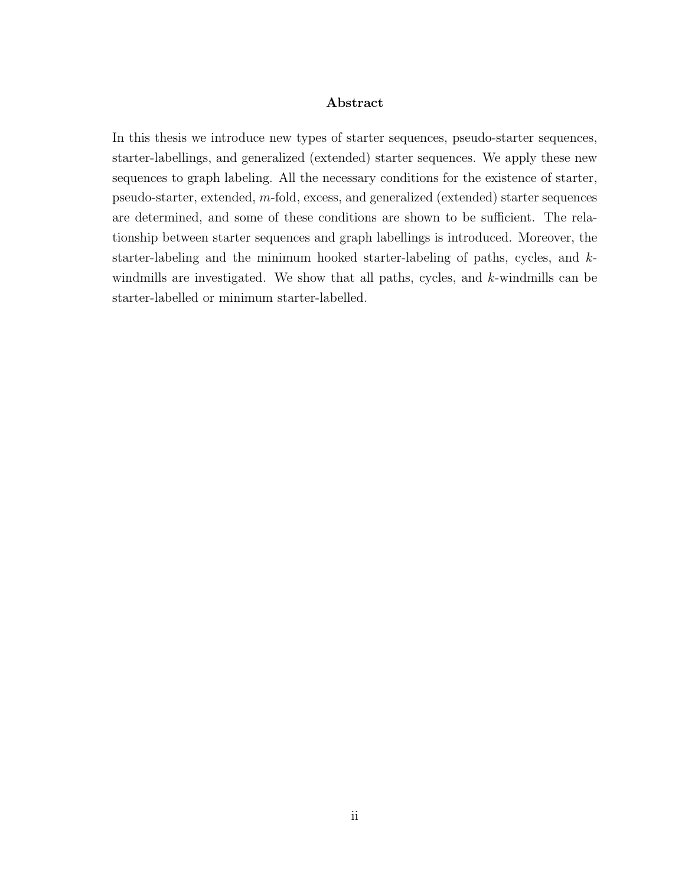## Abstract

In this thesis we introduce new types of starter sequences, pseudo-starter sequences, starter-labellings, and generalized (extended) starter sequences. We apply these new sequences to graph labeling. All the necessary conditions for the existence of starter, pseudo-starter, extended, $m$-fold, excess, and generalized (extended) starter sequences are determined, and some of these conditions are shown to be sufficient. The relationship between starter sequences and graph labellings is introduced. Moreover, the starter-labeling and the minimum hooked starter-labeling of paths, cycles, and $k$-windmills are investigated. We show that all paths, cycles, and $k$-windmills can be starter-labelled or minimum starter-labelled.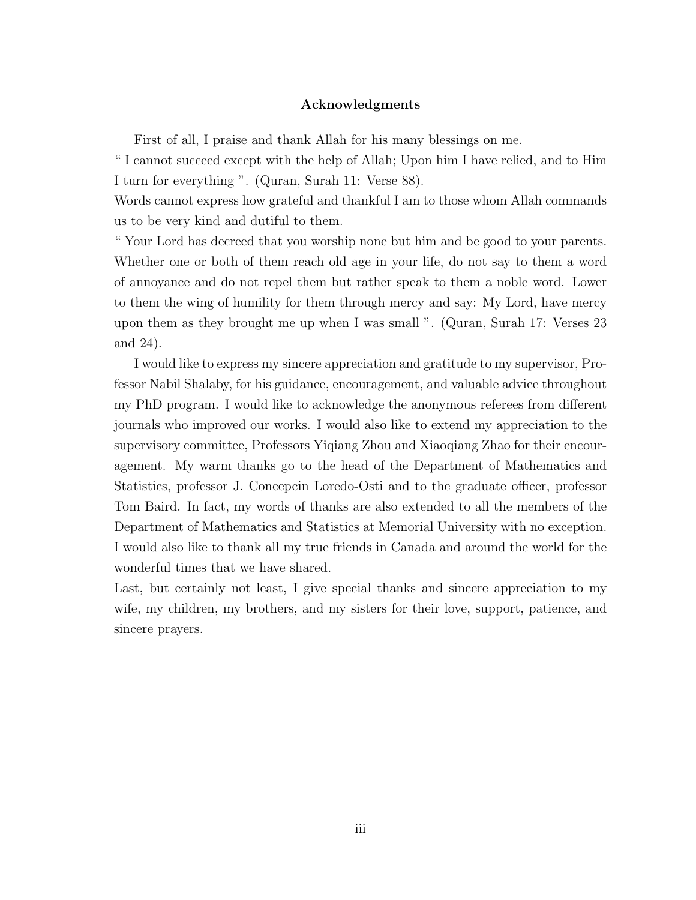**Acknowledgments**

First of all, I praise and thank Allah for his many blessings on me.
" I cannot succeed except with the help of Allah; Upon him I have relied, and to Him I turn for everything ". (Quran, Surah 11: Verse 88).
Words cannot express how grateful and thankful I am to those whom Allah commands us to be very kind and dutiful to them.
" Your Lord has decreed that you worship none but him and be good to your parents. Whether one or both of them reach old age in your life, do not say to them a word of annoyance and do not repel them but rather speak to them a noble word. Lower to them the wing of humility for them through mercy and say: My Lord, have mercy upon them as they brought me up when I was small ". (Quran, Surah 17: Verses 23 and 24).

I would like to express my sincere appreciation and gratitude to my supervisor, Professor Nabil Shalaby, for his guidance, encouragement, and valuable advice throughout my PhD program. I would like to acknowledge the anonymous referees from different journals who improved our works. I would also like to extend my appreciation to the supervisory committee, Professors Yiqiang Zhou and Xiaoqiang Zhao for their encouragement. My warm thanks go to the head of the Department of Mathematics and Statistics, professor J. Concepcin Loredo-Osti and to the graduate officer, professor Tom Baird. In fact, my words of thanks are also extended to all the members of the Department of Mathematics and Statistics at Memorial University with no exception. I would also like to thank all my true friends in Canada and around the world for the wonderful times that we have shared.
Last, but certainly not least, I give special thanks and sincere appreciation to my wife, my children, my brothers, and my sisters for their love, support, patience, and sincere prayers.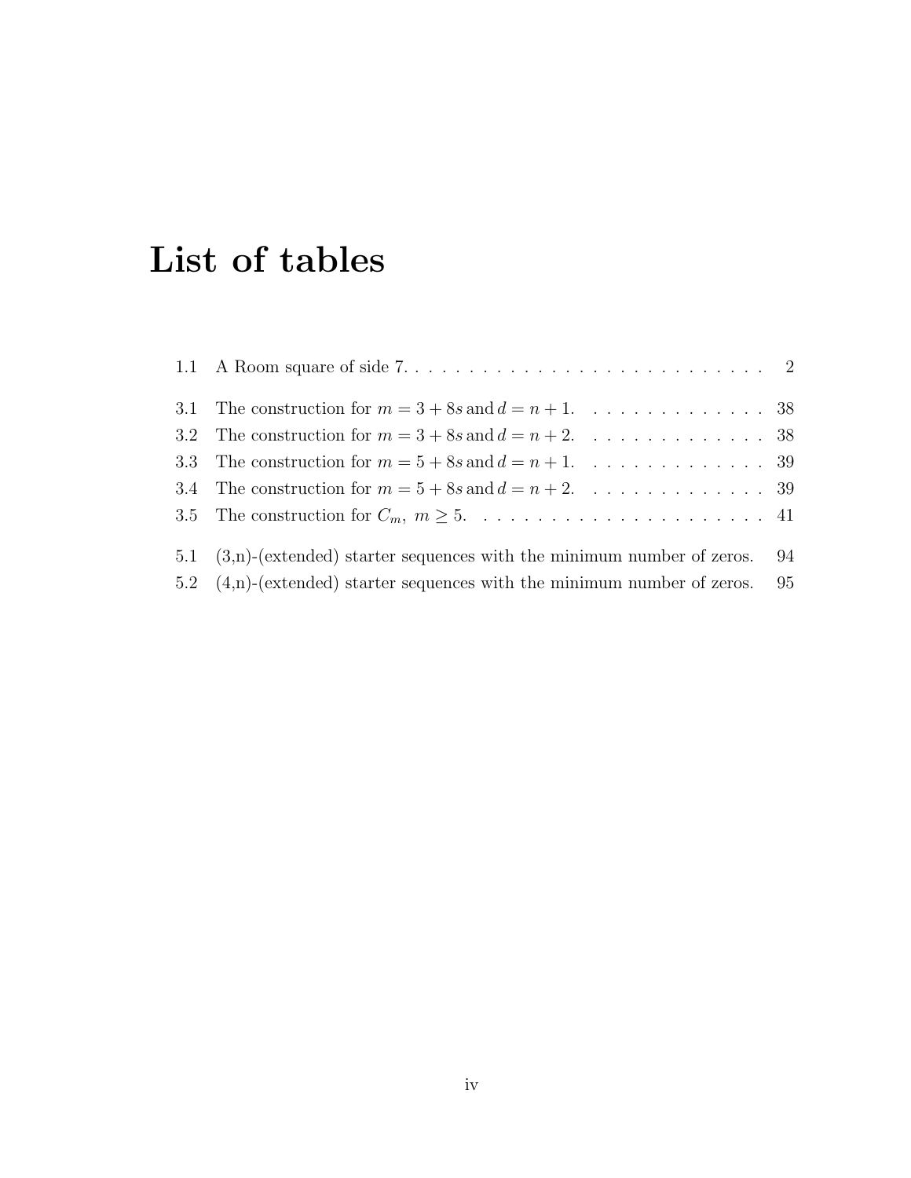# List of tables

1.1 A Room square of side 7. . . . . . . . . . . . . . . . . . . . . . . . . . . . 2

3.1 The construction for $m = 3 + 8s$ and $d = n + 1$. . . . . . . . . . . . . . . 38
3.2 The construction for $m = 3 + 8s$ and $d = n + 2$. . . . . . . . . . . . . . . 38
3.3 The construction for $m = 5 + 8s$ and $d = n + 1$. . . . . . . . . . . . . . . 39
3.4 The construction for $m = 5 + 8s$ and $d = n + 2$. . . . . . . . . . . . . . . 39
3.5 The construction for $C_m,\ m \geq 5$. . . . . . . . . . . . . . . . . . . . . . . 41

5.1 (3,n)-(extended) starter sequences with the minimum number of zeros. 94
5.2 (4,n)-(extended) starter sequences with the minimum number of zeros. 95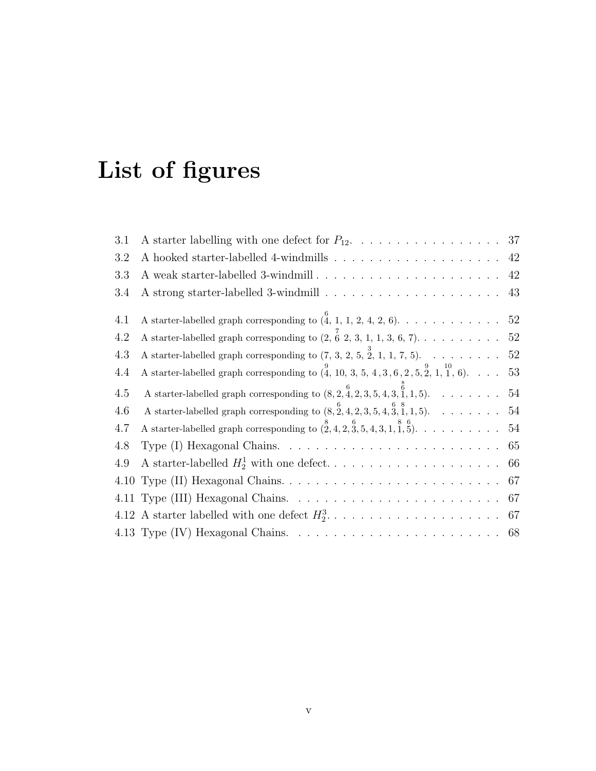# List of figures

| | | |
|---|---|---|
| 3.1 | A starter labelling with one defect for $P_{12}$. | 37 |
| 3.2 | A hooked starter-labelled 4-windmills | 42 |
| 3.3 | A weak starter-labelled 3-windmill | 42 |
| 3.4 | A strong starter-labelled 3-windmill | 43 |
| 4.1 | A starter-labelled graph corresponding to $(\overset{6}{4}, 1, 1, 2, 4, 2, 6)$. | 52 |
| 4.2 | A starter-labelled graph corresponding to $(2, \overset{7}{6}\ 2, 3, 1, 1, 3, 6, 7)$. | 52 |
| 4.3 | A starter-labelled graph corresponding to $(7, 3, 2, 5, \overset{3}{2}, 1, 1, 7, 5)$. | 52 |
| 4.4 | A starter-labelled graph corresponding to $(\overset{9}{4}, 10, 3, 5, 4, 3, 6, 2, 5, \overset{9}{2}, 1, \overset{10}{1}, 6)$. | 53 |
| 4.5 | A starter-labelled graph corresponding to $(8, 2, \overset{6}{4}, 2, 3, 5, 4, 3, \overset{8}{\overset{6}{1}}, 1, 5)$. | 54 |
| 4.6 | A starter-labelled graph corresponding to $(8, \overset{6}{2}, 4, 2, 3, 5, 4, \overset{6}{3}, \overset{8}{1}, 1, 5)$. | 54 |
| 4.7 | A starter-labelled graph corresponding to $(\overset{8}{2}, 4, 2, \overset{6}{3}, 5, 4, 3, 1, \overset{8}{1}, \overset{6}{5})$. | 54 |
| 4.8 | Type (I) Hexagonal Chains. | 65 |
| 4.9 | A starter-labelled $H_2^1$ with one defect. | 66 |
| 4.10 | Type (II) Hexagonal Chains. | 67 |
| 4.11 | Type (III) Hexagonal Chains. | 67 |
| 4.12 | A starter labelled with one defect $H_2^3$. | 67 |
| 4.13 | Type (IV) Hexagonal Chains. | 68 |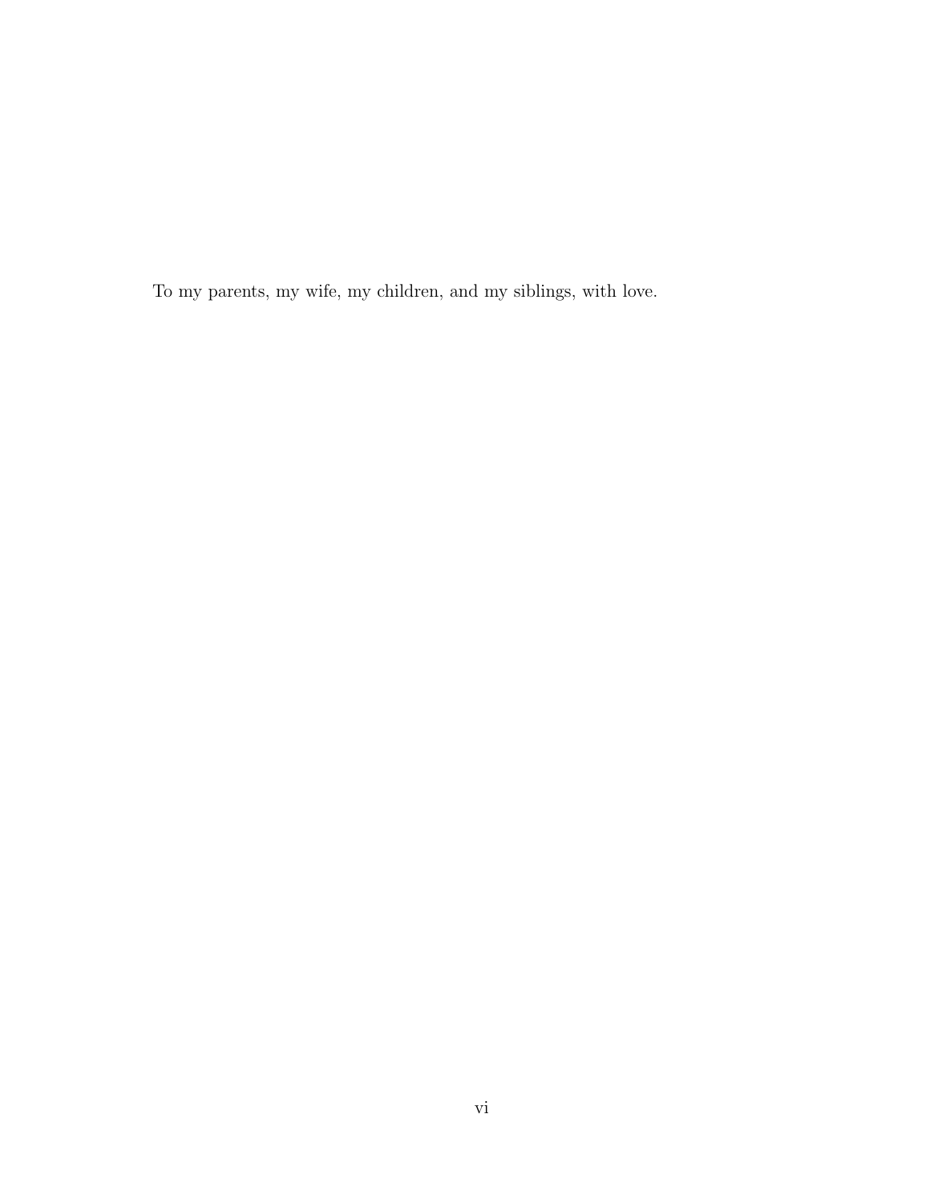To my parents, my wife, my children, and my siblings, with love.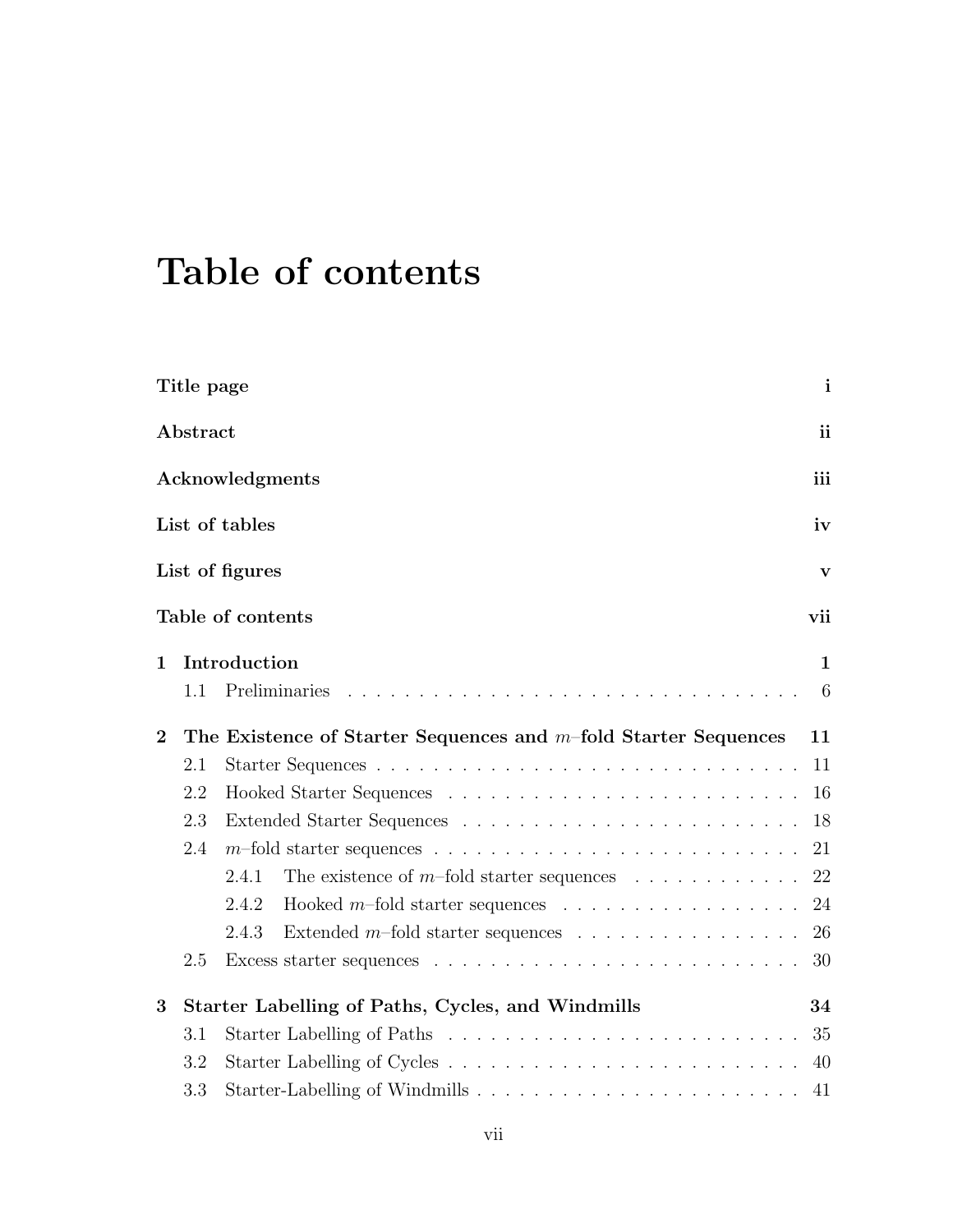# Table of contents

**Title page** **i**

**Abstract** **ii**

**Acknowledgments** **iii**

**List of tables** **iv**

**List of figures** **v**

**Table of contents** **vii**

**1 Introduction** **1**

- 1.1 Preliminaries . . . . . . . . . . . . . . . . . . . . . . . . . . . . . . . . 6

**2 The Existence of Starter Sequences and $m$–fold Starter Sequences** **11**

- 2.1 Starter Sequences . . . . . . . . . . . . . . . . . . . . . . . . . . . . . . 11
- 2.2 Hooked Starter Sequences . . . . . . . . . . . . . . . . . . . . . . . . . 16
- 2.3 Extended Starter Sequences . . . . . . . . . . . . . . . . . . . . . . . . 18
- 2.4 $m$–fold starter sequences . . . . . . . . . . . . . . . . . . . . . . . . . 21
  - 2.4.1 The existence of $m$–fold starter sequences . . . . . . . . . . . . 22
  - 2.4.2 Hooked $m$–fold starter sequences . . . . . . . . . . . . . . . . . 24
  - 2.4.3 Extended $m$–fold starter sequences . . . . . . . . . . . . . . . . 26
- 2.5 Excess starter sequences . . . . . . . . . . . . . . . . . . . . . . . . . . 30

**3 Starter Labelling of Paths, Cycles, and Windmills** **34**

- 3.1 Starter Labelling of Paths . . . . . . . . . . . . . . . . . . . . . . . . . 35
- 3.2 Starter Labelling of Cycles . . . . . . . . . . . . . . . . . . . . . . . . . 40
- 3.3 Starter-Labelling of Windmills . . . . . . . . . . . . . . . . . . . . . . . 41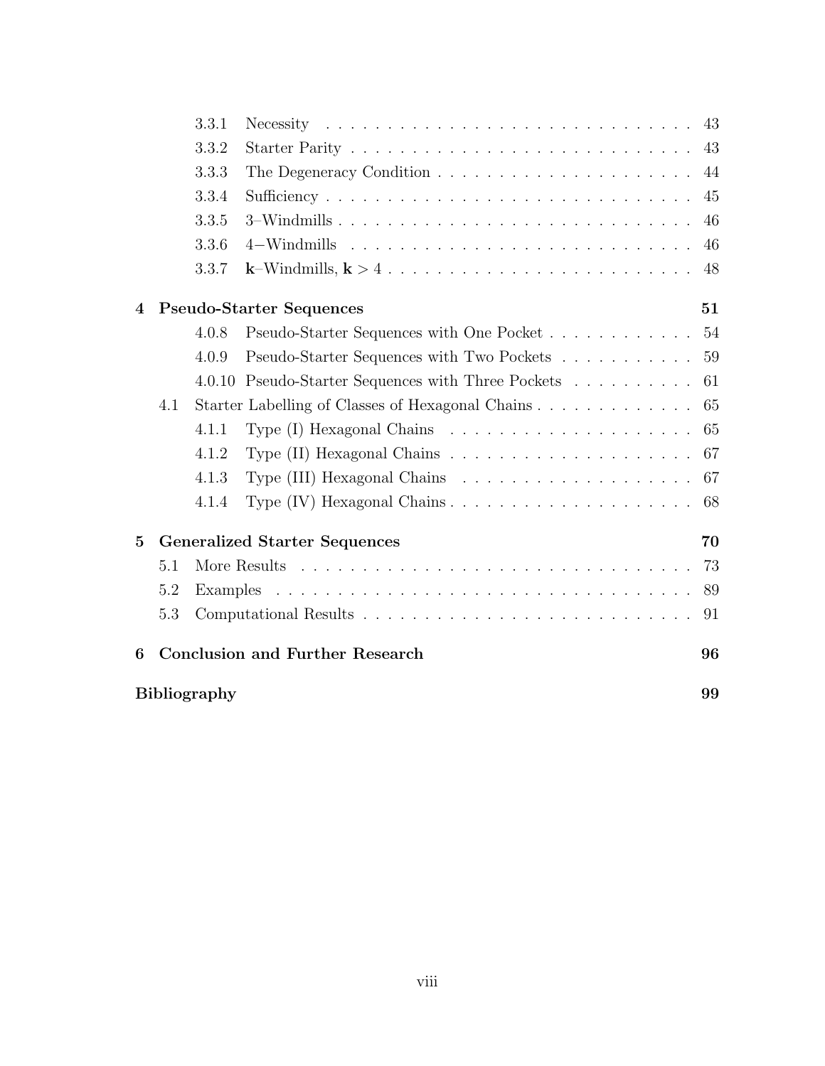- 3.3.1 Necessity . . . 43
- 3.3.2 Starter Parity . . . 43
- 3.3.3 The Degeneracy Condition . . . 44
- 3.3.4 Sufficiency . . . 45
- 3.3.5 3–Windmills . . . 46
- 3.3.6 4−Windmills . . . 46
- 3.3.7 **k**–Windmills, $\mathbf{k} > 4$ . . . 48

**4 Pseudo-Starter Sequences** **51**

- 4.0.8 Pseudo-Starter Sequences with One Pocket . . . 54
- 4.0.9 Pseudo-Starter Sequences with Two Pockets . . . 59
- 4.0.10 Pseudo-Starter Sequences with Three Pockets . . . 61
- 4.1 Starter Labelling of Classes of Hexagonal Chains . . . 65
  - 4.1.1 Type (I) Hexagonal Chains . . . 65
  - 4.1.2 Type (II) Hexagonal Chains . . . 67
  - 4.1.3 Type (III) Hexagonal Chains . . . 67
  - 4.1.4 Type (IV) Hexagonal Chains . . . 68

**5 Generalized Starter Sequences** **70**

- 5.1 More Results . . . 73
- 5.2 Examples . . . 89
- 5.3 Computational Results . . . 91

**6 Conclusion and Further Research** **96**

**Bibliography** **99**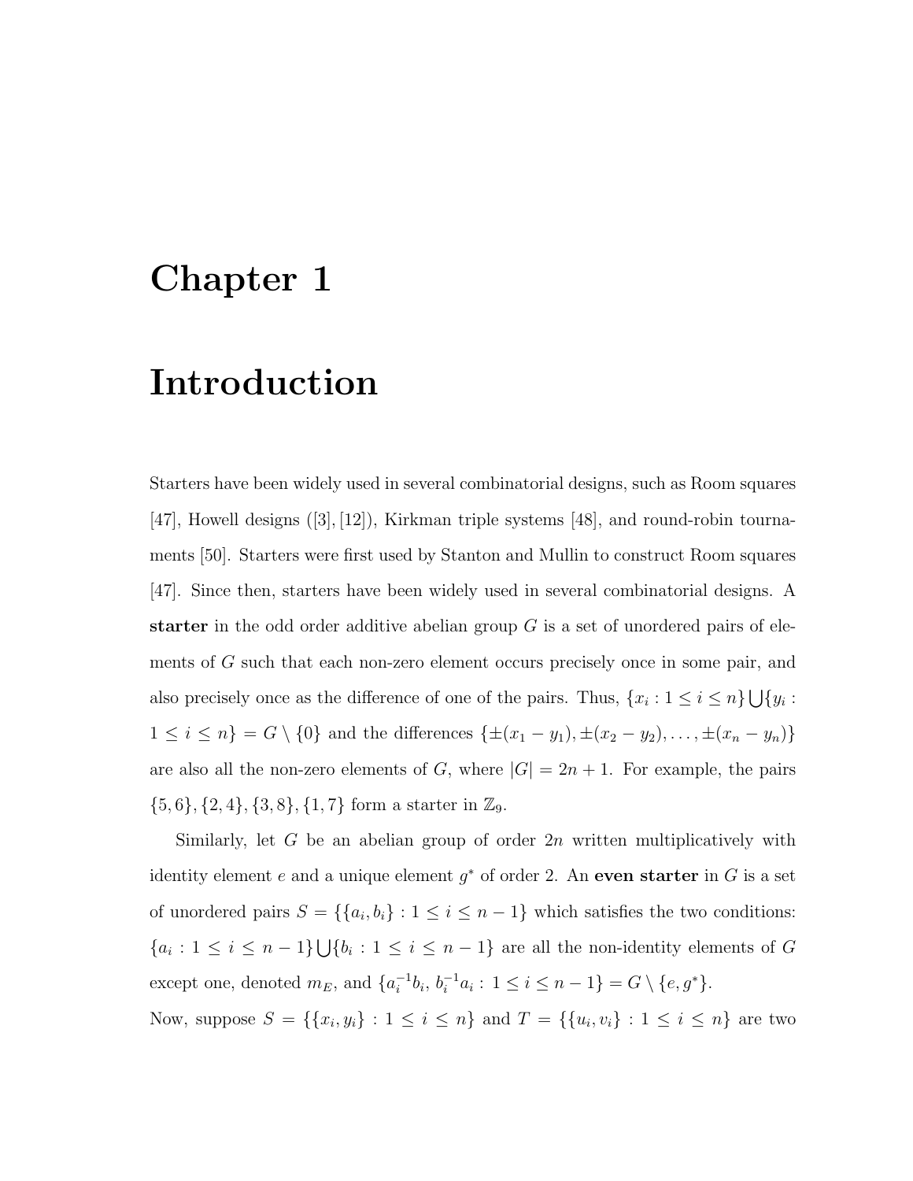# Chapter 1

# Introduction

Starters have been widely used in several combinatorial designs, such as Room squares [47], Howell designs ([3], [12]), Kirkman triple systems [48], and round-robin tournaments [50]. Starters were first used by Stanton and Mullin to construct Room squares [47]. Since then, starters have been widely used in several combinatorial designs. A **starter** in the odd order additive abelian group $G$ is a set of unordered pairs of elements of $G$ such that each non-zero element occurs precisely once in some pair, and also precisely once as the difference of one of the pairs. Thus, $\{x_i : 1 \leq i \leq n\} \bigcup \{y_i : 1 \leq i \leq n\} = G \setminus \{0\}$ and the differences $\{\pm(x_1 - y_1), \pm(x_2 - y_2), \ldots, \pm(x_n - y_n)\}$ are also all the non-zero elements of $G$, where $|G| = 2n + 1$. For example, the pairs $\{5, 6\}, \{2, 4\}, \{3, 8\}, \{1, 7\}$ form a starter in $\mathbb{Z}_9$.

Similarly, let $G$ be an abelian group of order $2n$ written multiplicatively with identity element $e$ and a unique element $g^*$ of order 2. An **even starter** in $G$ is a set of unordered pairs $S = \{\{a_i, b_i\} : 1 \leq i \leq n - 1\}$ which satisfies the two conditions: $\{a_i : 1 \leq i \leq n - 1\} \bigcup \{b_i : 1 \leq i \leq n - 1\}$ are all the non-identity elements of $G$ except one, denoted $m_E$, and $\{a_i^{-1}b_i, \, b_i^{-1}a_i : 1 \leq i \leq n - 1\} = G \setminus \{e, g^*\}$.

Now, suppose $S = \{\{x_i, y_i\} : 1 \leq i \leq n\}$ and $T = \{\{u_i, v_i\} : 1 \leq i \leq n\}$ are two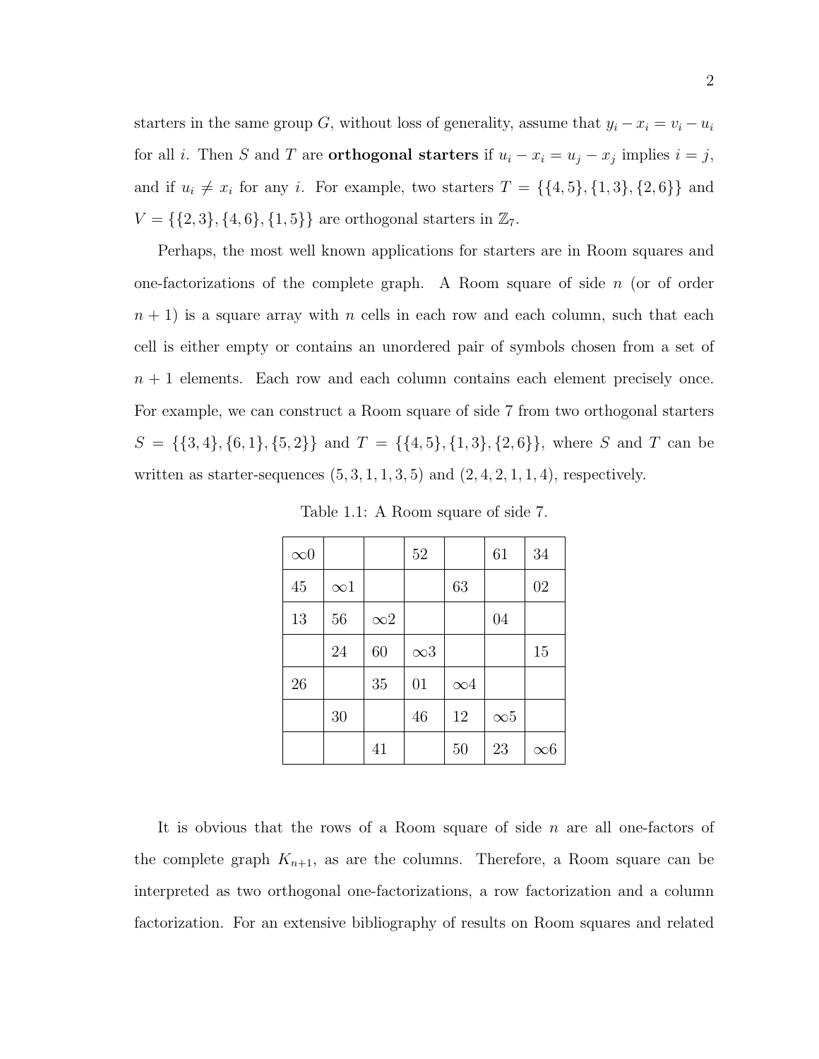starters in the same group $G$, without loss of generality, assume that $y_i - x_i = v_i - u_i$ for all $i$. Then $S$ and $T$ are **orthogonal starters** if $u_i - x_i = u_j - x_j$ implies $i = j$, and if $u_i \neq x_i$ for any $i$. For example, two starters $T = \{\{4,5\},\{1,3\},\{2,6\}\}$ and $V = \{\{2,3\},\{4,6\},\{1,5\}\}$ are orthogonal starters in $\mathbb{Z}_7$.

Perhaps, the most well known applications for starters are in Room squares and one-factorizations of the complete graph. A Room square of side $n$ (or of order $n+1$) is a square array with $n$ cells in each row and each column, such that each cell is either empty or contains an unordered pair of symbols chosen from a set of $n+1$ elements. Each row and each column contains each element precisely once. For example, we can construct a Room square of side 7 from two orthogonal starters $S = \{\{3,4\},\{6,1\},\{5,2\}\}$ and $T = \{\{4,5\},\{1,3\},\{2,6\}\}$, where $S$ and $T$ can be written as starter-sequences $(5,3,1,1,3,5)$ and $(2,4,2,1,1,4)$, respectively.

Table 1.1: A Room square of side 7.

| | | | | | | |
|---|---|---|---|---|---|---|
| $\infty 0$ | | | 52 | | 61 | 34 |
| 45 | $\infty 1$ | | | 63 | | 02 |
| 13 | 56 | $\infty 2$ | | | 04 | |
| | 24 | 60 | $\infty 3$ | | | 15 |
| 26 | | 35 | 01 | $\infty 4$ | | |
| | 30 | | 46 | 12 | $\infty 5$ | |
| | | 41 | | 50 | 23 | $\infty 6$ |

It is obvious that the rows of a Room square of side $n$ are all one-factors of the complete graph $K_{n+1}$, as are the columns. Therefore, a Room square can be interpreted as two orthogonal one-factorizations, a row factorization and a column factorization. For an extensive bibliography of results on Room squares and related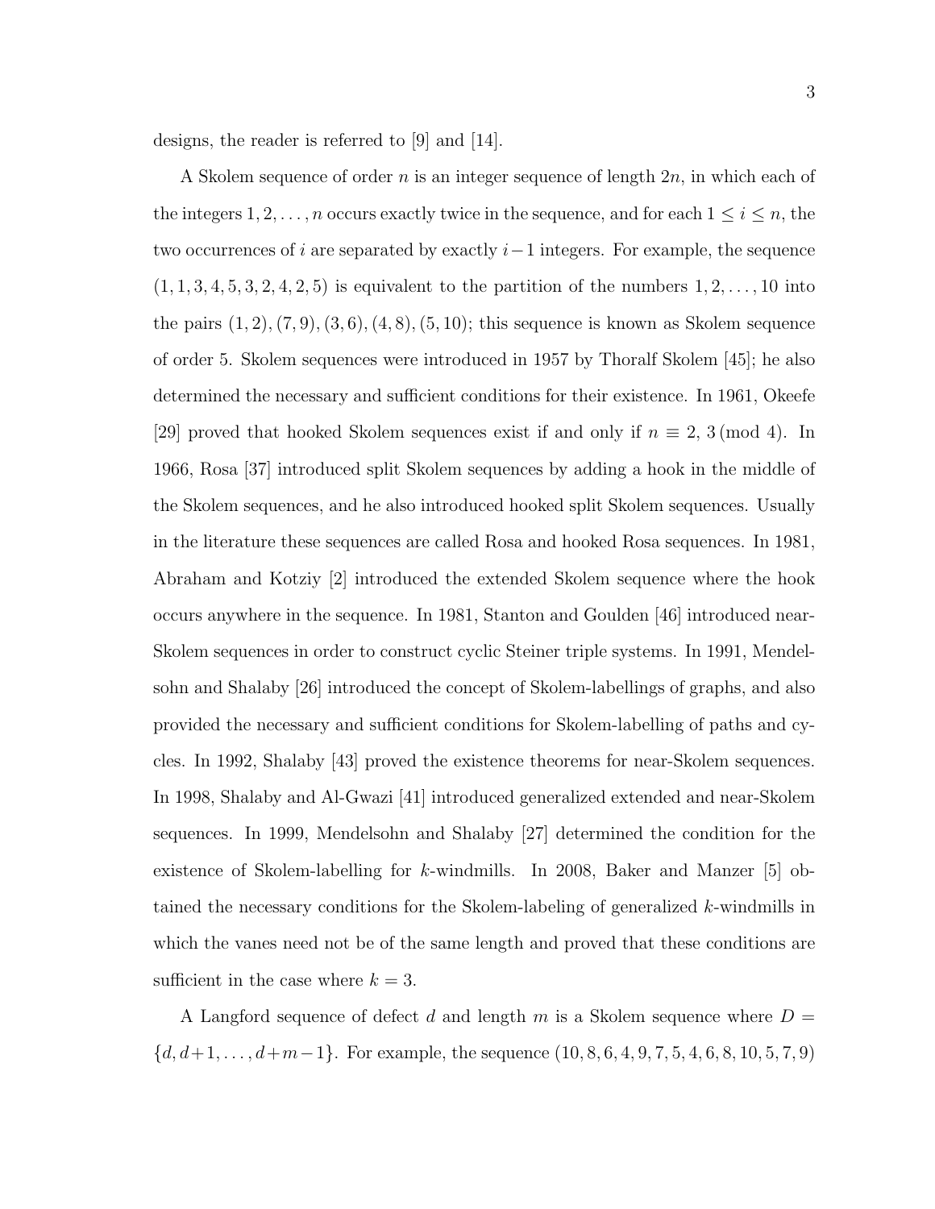designs, the reader is referred to [9] and [14].

A Skolem sequence of order $n$ is an integer sequence of length $2n$, in which each of the integers $1, 2, \ldots, n$ occurs exactly twice in the sequence, and for each $1 \leq i \leq n$, the two occurrences of $i$ are separated by exactly $i-1$ integers. For example, the sequence $(1, 1, 3, 4, 5, 3, 2, 4, 2, 5)$ is equivalent to the partition of the numbers $1, 2, \ldots, 10$ into the pairs $(1, 2), (7, 9), (3, 6), (4, 8), (5, 10)$; this sequence is known as Skolem sequence of order 5. Skolem sequences were introduced in 1957 by Thoralf Skolem [45]; he also determined the necessary and sufficient conditions for their existence. In 1961, Okeefe [29] proved that hooked Skolem sequences exist if and only if $n \equiv 2, 3 \pmod 4$. In 1966, Rosa [37] introduced split Skolem sequences by adding a hook in the middle of the Skolem sequences, and he also introduced hooked split Skolem sequences. Usually in the literature these sequences are called Rosa and hooked Rosa sequences. In 1981, Abraham and Kotziy [2] introduced the extended Skolem sequence where the hook occurs anywhere in the sequence. In 1981, Stanton and Goulden [46] introduced near-Skolem sequences in order to construct cyclic Steiner triple systems. In 1991, Mendelsohn and Shalaby [26] introduced the concept of Skolem-labellings of graphs, and also provided the necessary and sufficient conditions for Skolem-labelling of paths and cycles. In 1992, Shalaby [43] proved the existence theorems for near-Skolem sequences. In 1998, Shalaby and Al-Gwazi [41] introduced generalized extended and near-Skolem sequences. In 1999, Mendelsohn and Shalaby [27] determined the condition for the existence of Skolem-labelling for $k$-windmills. In 2008, Baker and Manzer [5] obtained the necessary conditions for the Skolem-labeling of generalized $k$-windmills in which the vanes need not be of the same length and proved that these conditions are sufficient in the case where $k = 3$.

A Langford sequence of defect $d$ and length $m$ is a Skolem sequence where $D = \{d, d+1, \ldots, d+m-1\}$. For example, the sequence $(10, 8, 6, 4, 9, 7, 5, 4, 6, 8, 10, 5, 7, 9)$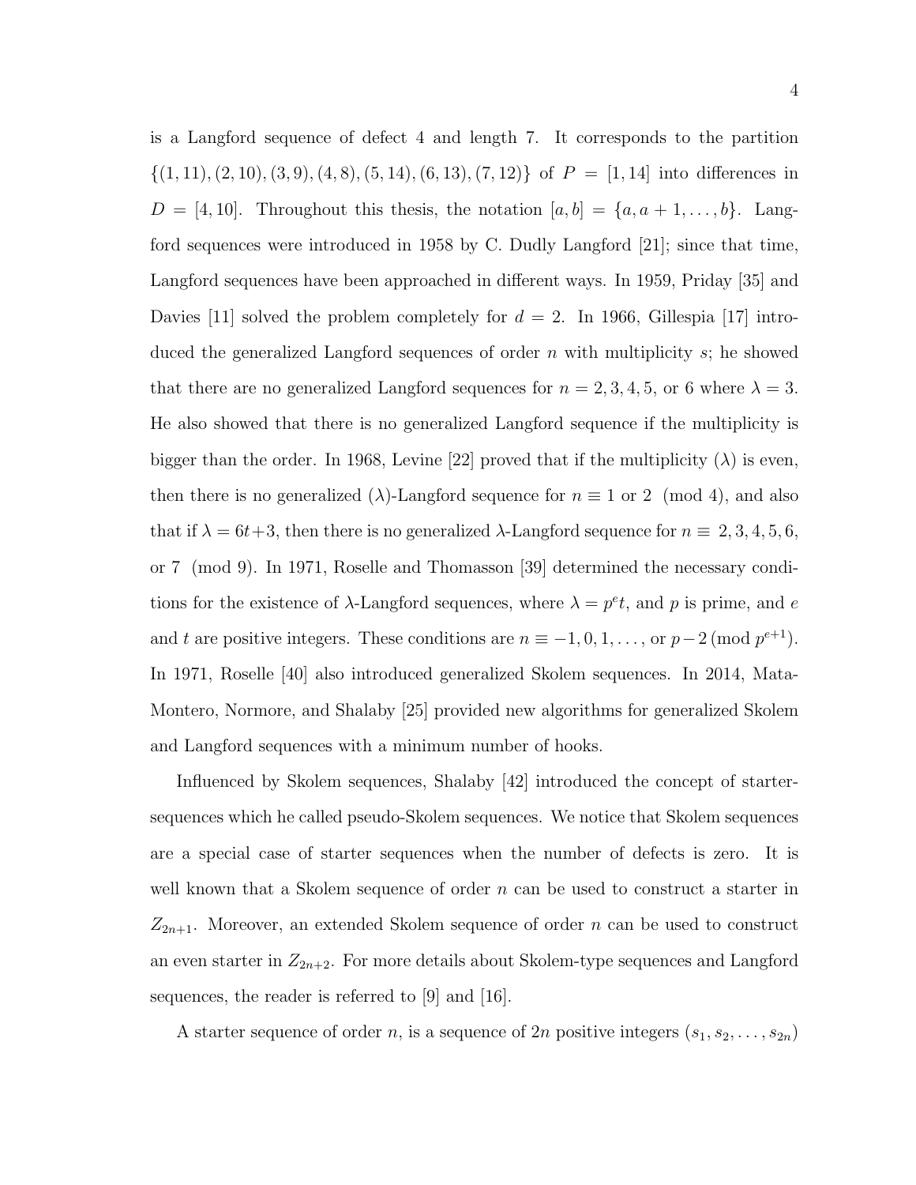is a Langford sequence of defect 4 and length 7. It corresponds to the partition $\{(1, 11), (2, 10), (3, 9), (4, 8), (5, 14), (6, 13), (7, 12)\}$ of $P = [1, 14]$ into differences in $D = [4, 10]$. Throughout this thesis, the notation $[a, b] = \{a, a + 1, \ldots, b\}$. Langford sequences were introduced in 1958 by C. Dudly Langford [21]; since that time, Langford sequences have been approached in different ways. In 1959, Priday [35] and Davies [11] solved the problem completely for $d = 2$. In 1966, Gillespia [17] introduced the generalized Langford sequences of order $n$ with multiplicity $s$; he showed that there are no generalized Langford sequences for $n = 2, 3, 4, 5$, or 6 where $\lambda = 3$. He also showed that there is no generalized Langford sequence if the multiplicity is bigger than the order. In 1968, Levine [22] proved that if the multiplicity ($\lambda$) is even, then there is no generalized ($\lambda$)-Langford sequence for $n \equiv 1$ or $2 \pmod 4$, and also that if $\lambda = 6t+3$, then there is no generalized $\lambda$-Langford sequence for $n \equiv 2, 3, 4, 5, 6,$ or $7 \pmod 9$. In 1971, Roselle and Thomasson [39] determined the necessary conditions for the existence of $\lambda$-Langford sequences, where $\lambda = p^e t$, and $p$ is prime, and $e$ and $t$ are positive integers. These conditions are $n \equiv -1, 0, 1, \ldots,$ or $p-2 \pmod{p^{e+1}}$. In 1971, Roselle [40] also introduced generalized Skolem sequences. In 2014, Mata-Montero, Normore, and Shalaby [25] provided new algorithms for generalized Skolem and Langford sequences with a minimum number of hooks.

Influenced by Skolem sequences, Shalaby [42] introduced the concept of starter-sequences which he called pseudo-Skolem sequences. We notice that Skolem sequences are a special case of starter sequences when the number of defects is zero. It is well known that a Skolem sequence of order $n$ can be used to construct a starter in $Z_{2n+1}$. Moreover, an extended Skolem sequence of order $n$ can be used to construct an even starter in $Z_{2n+2}$. For more details about Skolem-type sequences and Langford sequences, the reader is referred to [9] and [16].

A starter sequence of order $n$, is a sequence of $2n$ positive integers $(s_1, s_2, \ldots, s_{2n})$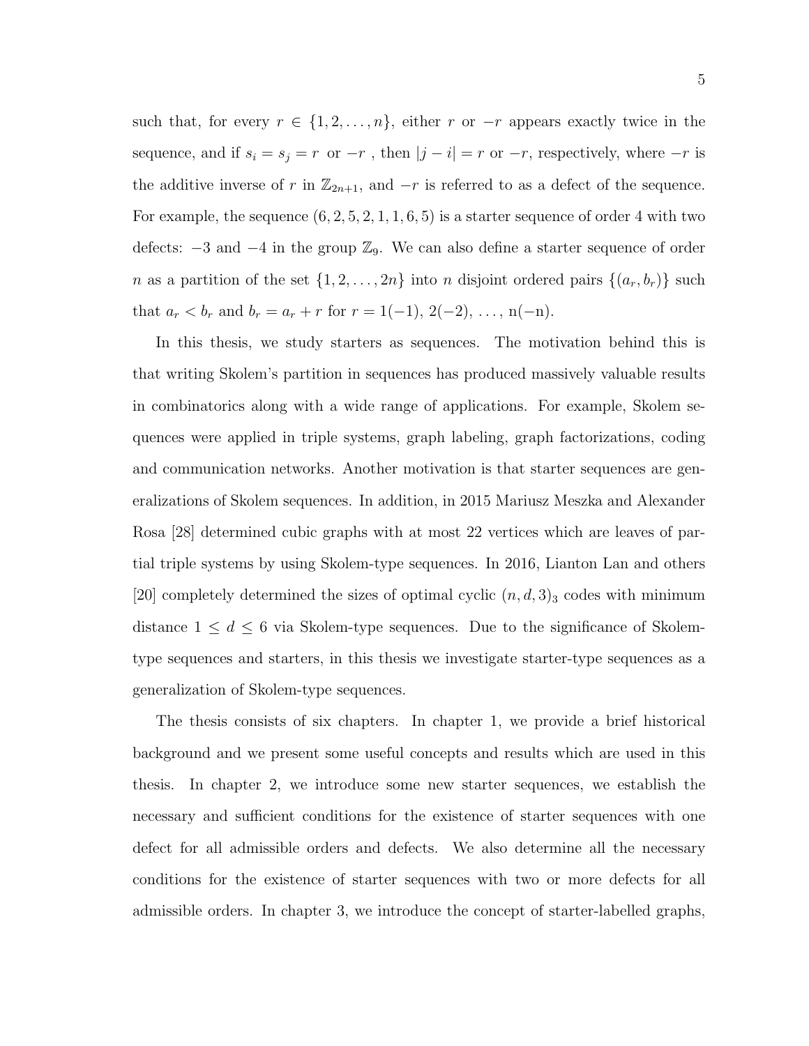such that, for every $r \in \{1, 2, \ldots, n\}$, either $r$ or $-r$ appears exactly twice in the sequence, and if $s_i = s_j = r$ or $-r$ , then $|j - i| = r$ or $-r$, respectively, where $-r$ is the additive inverse of $r$ in $\mathbb{Z}_{2n+1}$, and $-r$ is referred to as a defect of the sequence. For example, the sequence $(6, 2, 5, 2, 1, 1, 6, 5)$ is a starter sequence of order 4 with two defects: $-3$ and $-4$ in the group $\mathbb{Z}_9$. We can also define a starter sequence of order $n$ as a partition of the set $\{1, 2, \ldots, 2n\}$ into $n$ disjoint ordered pairs $\{(a_r, b_r)\}$ such that $a_r < b_r$ and $b_r = a_r + r$ for $r = 1(-1),\ 2(-2),\ \ldots,\ \mathrm{n}(-\mathrm{n})$.

In this thesis, we study starters as sequences. The motivation behind this is that writing Skolem's partition in sequences has produced massively valuable results in combinatorics along with a wide range of applications. For example, Skolem sequences were applied in triple systems, graph labeling, graph factorizations, coding and communication networks. Another motivation is that starter sequences are generalizations of Skolem sequences. In addition, in 2015 Mariusz Meszka and Alexander Rosa [28] determined cubic graphs with at most 22 vertices which are leaves of partial triple systems by using Skolem-type sequences. In 2016, Lianton Lan and others [20] completely determined the sizes of optimal cyclic $(n, d, 3)_3$ codes with minimum distance $1 \leq d \leq 6$ via Skolem-type sequences. Due to the significance of Skolem-type sequences and starters, in this thesis we investigate starter-type sequences as a generalization of Skolem-type sequences.

The thesis consists of six chapters. In chapter 1, we provide a brief historical background and we present some useful concepts and results which are used in this thesis. In chapter 2, we introduce some new starter sequences, we establish the necessary and sufficient conditions for the existence of starter sequences with one defect for all admissible orders and defects. We also determine all the necessary conditions for the existence of starter sequences with two or more defects for all admissible orders. In chapter 3, we introduce the concept of starter-labelled graphs,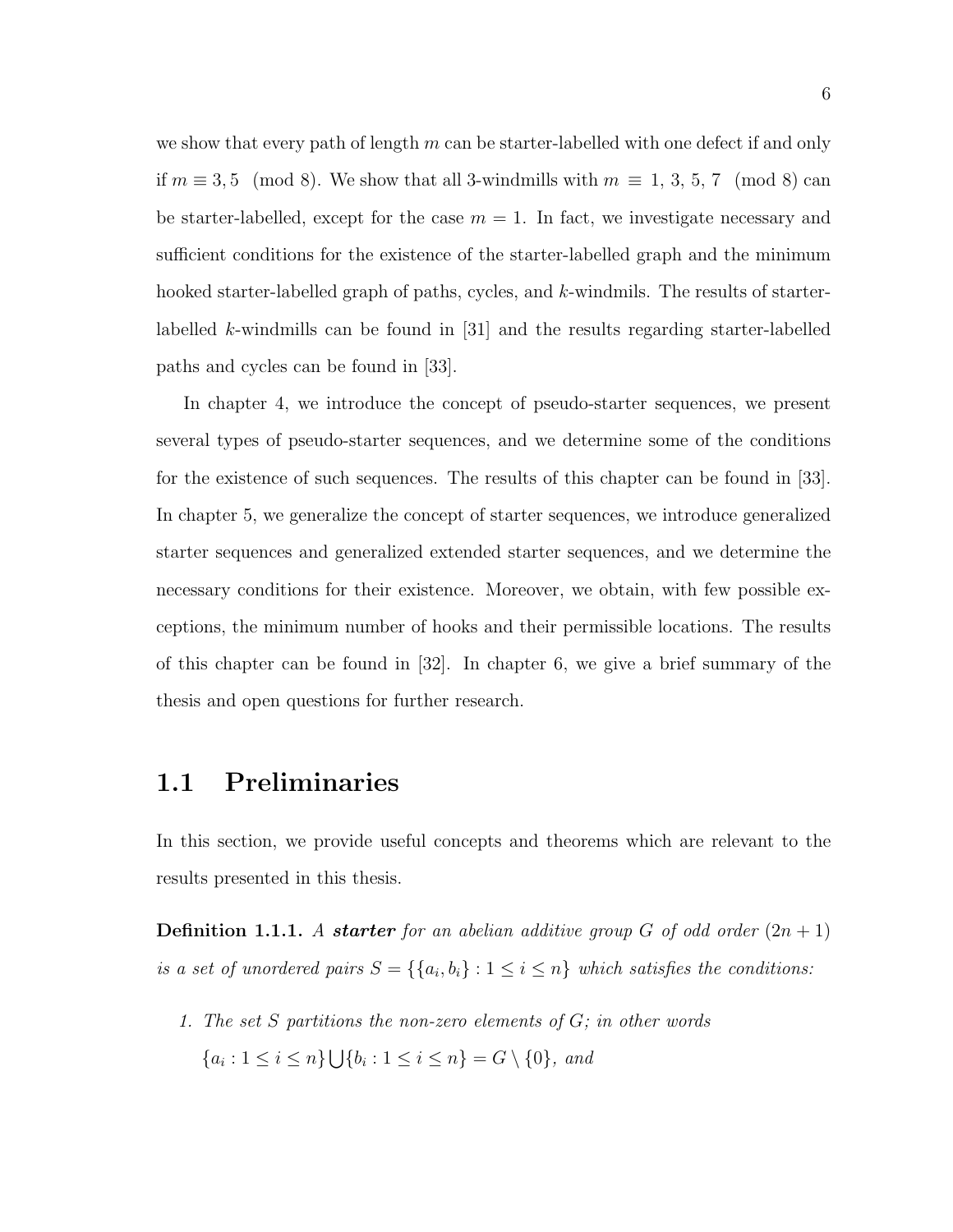we show that every path of length $m$ can be starter-labelled with one defect if and only if $m \equiv 3, 5 \pmod 8$. We show that all 3-windmills with $m \equiv 1, 3, 5, 7 \pmod 8$ can be starter-labelled, except for the case $m = 1$. In fact, we investigate necessary and sufficient conditions for the existence of the starter-labelled graph and the minimum hooked starter-labelled graph of paths, cycles, and $k$-windmils. The results of starter-labelled $k$-windmills can be found in [31] and the results regarding starter-labelled paths and cycles can be found in [33].

In chapter 4, we introduce the concept of pseudo-starter sequences, we present several types of pseudo-starter sequences, and we determine some of the conditions for the existence of such sequences. The results of this chapter can be found in [33]. In chapter 5, we generalize the concept of starter sequences, we introduce generalized starter sequences and generalized extended starter sequences, and we determine the necessary conditions for their existence. Moreover, we obtain, with few possible exceptions, the minimum number of hooks and their permissible locations. The results of this chapter can be found in [32]. In chapter 6, we give a brief summary of the thesis and open questions for further research.

## 1.1 Preliminaries

In this section, we provide useful concepts and theorems which are relevant to the results presented in this thesis.

**Definition 1.1.1.** *A* ***starter*** *for an abelian additive group $G$ of odd order $(2n+1)$ is a set of unordered pairs $S = \{\{a_i, b_i\} : 1 \leq i \leq n\}$ which satisfies the conditions:*

1. *The set $S$ partitions the non-zero elements of $G$; in other words $\{a_i : 1 \leq i \leq n\} \bigcup \{b_i : 1 \leq i \leq n\} = G \setminus \{0\}$, and*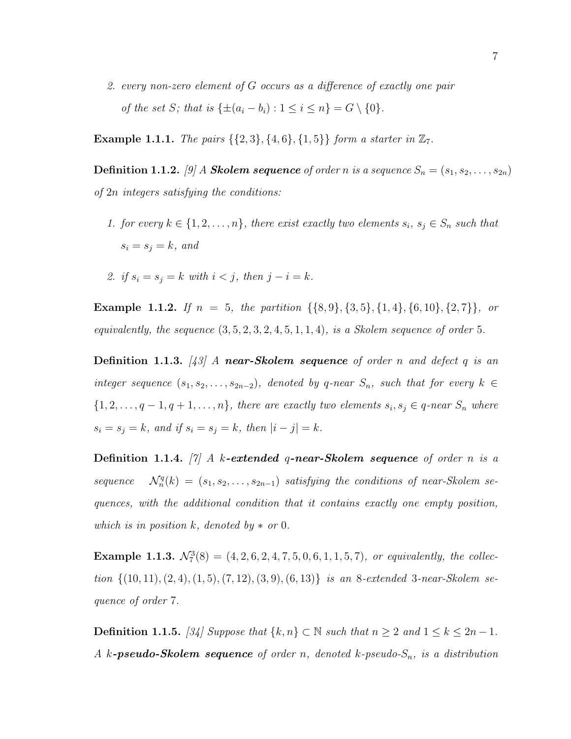2. *every non-zero element of $G$ occurs as a difference of exactly one pair of the set $S$; that is $\{\pm(a_i - b_i) : 1 \leq i \leq n\} = G \setminus \{0\}$.*

**Example 1.1.1.** *The pairs $\{\{2,3\},\{4,6\},\{1,5\}\}$ form a starter in $\mathbb{Z}_7$.*

**Definition 1.1.2.** *[9] A **Skolem sequence** of order $n$ is a sequence $S_n = (s_1, s_2, \ldots, s_{2n})$ of $2n$ integers satisfying the conditions:*

1. *for every $k \in \{1, 2, \ldots, n\}$, there exist exactly two elements $s_i$, $s_j \in S_n$ such that $s_i = s_j = k$, and*
2. *if $s_i = s_j = k$ with $i < j$, then $j - i = k$.*

**Example 1.1.2.** *If $n = 5$, the partition $\{\{8,9\},\{3,5\},\{1,4\},\{6,10\},\{2,7\}\}$, or equivalently, the sequence $(3,5,2,3,2,4,5,1,1,4)$, is a Skolem sequence of order 5.*

**Definition 1.1.3.** *[43] A **near-Skolem sequence** of order $n$ and defect $q$ is an integer sequence $(s_1, s_2, \ldots, s_{2n-2})$, denoted by $q$-near $S_n$, such that for every $k \in \{1, 2, \ldots, q-1, q+1, \ldots, n\}$, there are exactly two elements $s_i, s_j \in q$-near $S_n$ where $s_i = s_j = k$, and if $s_i = s_j = k$, then $|i - j| = k$.*

**Definition 1.1.4.** *[7] A $k$-**extended** $q$-**near-Skolem sequence** of order $n$ is a sequence $\mathcal{N}_n^q(k) = (s_1, s_2, \ldots, s_{2n-1})$ satisfying the conditions of near-Skolem sequences, with the additional condition that it contains exactly one empty position, which is in position $k$, denoted by $*$ or 0.*

**Example 1.1.3.** *$\mathcal{N}_7^3(8) = (4,2,6,2,4,7,5,0,6,1,1,5,7)$, or equivalently, the collection $\{(10,11),(2,4),(1,5),(7,12),(3,9),(6,13)\}$ is an 8-extended 3-near-Skolem sequence of order 7.*

**Definition 1.1.5.** *[34] Suppose that $\{k, n\} \subset \mathbb{N}$ such that $n \geq 2$ and $1 \leq k \leq 2n-1$. A $k$-**pseudo-Skolem sequence** of order $n$, denoted $k$-pseudo-$S_n$, is a distribution*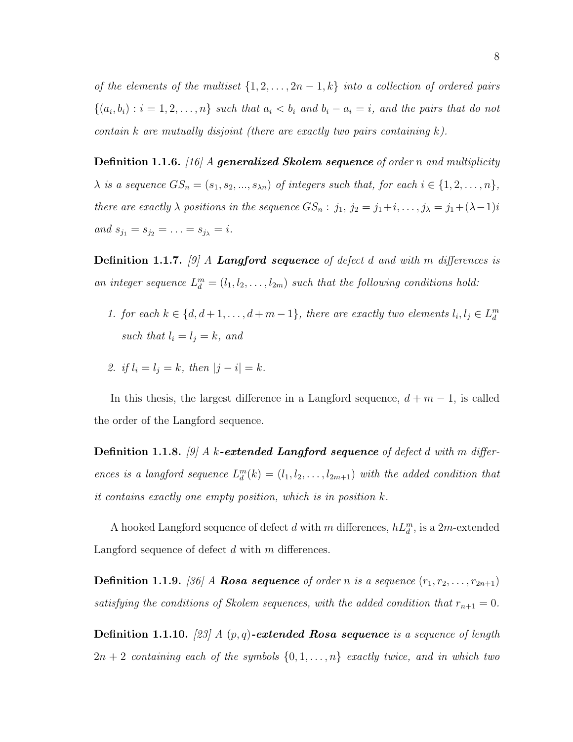*of the elements of the multiset $\{1, 2, \ldots, 2n-1, k\}$ into a collection of ordered pairs $\{(a_i, b_i) : i = 1, 2, \ldots, n\}$ such that $a_i < b_i$ and $b_i - a_i = i$, and the pairs that do not contain $k$ are mutually disjoint (there are exactly two pairs containing $k$).*

**Definition 1.1.6.** *[16] A **generalized Skolem sequence** of order $n$ and multiplicity $\lambda$ is a sequence $GS_n = (s_1, s_2, ..., s_{\lambda n})$ of integers such that, for each $i \in \{1, 2, \ldots, n\}$, there are exactly $\lambda$ positions in the sequence $GS_n$ : $j_1$, $j_2 = j_1 + i, \ldots, j_\lambda = j_1 + (\lambda - 1)i$ and $s_{j_1} = s_{j_2} = \ldots = s_{j_\lambda} = i$.*

**Definition 1.1.7.** *[9] A **Langford sequence** of defect $d$ and with $m$ differences is an integer sequence $L_d^m = (l_1, l_2, \ldots, l_{2m})$ such that the following conditions hold:*

1. *for each $k \in \{d, d+1, \ldots, d+m-1\}$, there are exactly two elements $l_i, l_j \in L_d^m$ such that $l_i = l_j = k$, and*
2. *if $l_i = l_j = k$, then $|j - i| = k$.*

In this thesis, the largest difference in a Langford sequence, $d + m - 1$, is called the order of the Langford sequence.

**Definition 1.1.8.** *[9] A $k$**-extended Langford sequence** of defect $d$ with $m$ differences is a langford sequence $L_d^m(k) = (l_1, l_2, \ldots, l_{2m+1})$ with the added condition that it contains exactly one empty position, which is in position $k$.*

A hooked Langford sequence of defect $d$ with $m$ differences, $hL_d^m$, is a $2m$-extended Langford sequence of defect $d$ with $m$ differences.

**Definition 1.1.9.** *[36] A **Rosa sequence** of order $n$ is a sequence $(r_1, r_2, \ldots, r_{2n+1})$ satisfying the conditions of Skolem sequences, with the added condition that $r_{n+1} = 0$.*

**Definition 1.1.10.** *[23] A $(p, q)$**-extended Rosa sequence** is a sequence of length $2n + 2$ containing each of the symbols $\{0, 1, \ldots, n\}$ exactly twice, and in which two*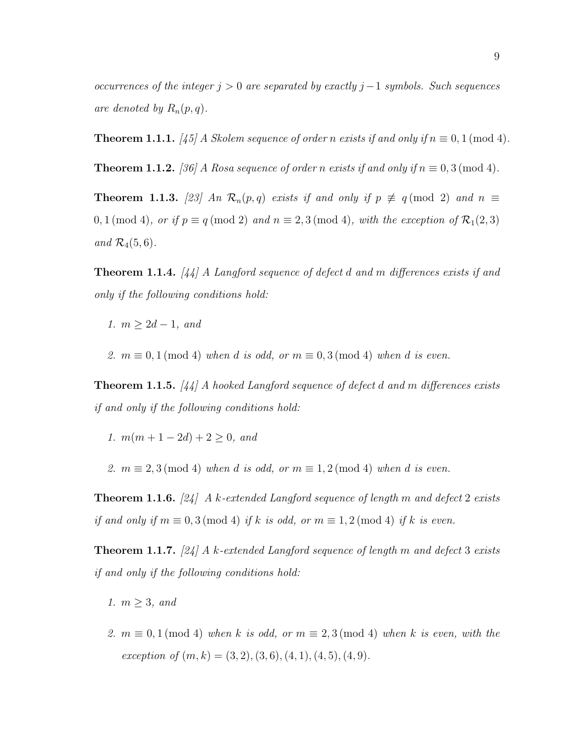*occurrences of the integer $j > 0$ are separated by exactly $j-1$ symbols. Such sequences are denoted by $R_n(p,q)$.*

**Theorem 1.1.1.** *[45] A Skolem sequence of order $n$ exists if and only if $n \equiv 0, 1 \pmod 4$.*

**Theorem 1.1.2.** *[36] A Rosa sequence of order $n$ exists if and only if $n \equiv 0, 3 \pmod 4$.*

**Theorem 1.1.3.** *[23] An $\mathcal{R}_n(p,q)$ exists if and only if $p \not\equiv q \pmod 2$ and $n \equiv 0, 1 \pmod 4$, or if $p \equiv q \pmod 2$ and $n \equiv 2, 3 \pmod 4$, with the exception of $\mathcal{R}_1(2,3)$ and $\mathcal{R}_4(5,6)$.*

**Theorem 1.1.4.** *[44] A Langford sequence of defect $d$ and $m$ differences exists if and only if the following conditions hold:*

1. *$m \geq 2d - 1$, and*
2. *$m \equiv 0, 1 \pmod 4$ when $d$ is odd, or $m \equiv 0, 3 \pmod 4$ when $d$ is even.*

**Theorem 1.1.5.** *[44] A hooked Langford sequence of defect $d$ and $m$ differences exists if and only if the following conditions hold:*

1. *$m(m + 1 - 2d) + 2 \geq 0$, and*
2. *$m \equiv 2, 3 \pmod 4$ when $d$ is odd, or $m \equiv 1, 2 \pmod 4$ when $d$ is even.*

**Theorem 1.1.6.** *[24] A $k$-extended Langford sequence of length $m$ and defect $2$ exists if and only if $m \equiv 0, 3 \pmod 4$ if $k$ is odd, or $m \equiv 1, 2 \pmod 4$ if $k$ is even.*

**Theorem 1.1.7.** *[24] A $k$-extended Langford sequence of length $m$ and defect $3$ exists if and only if the following conditions hold:*

1. *$m \geq 3$, and*
2. *$m \equiv 0, 1 \pmod 4$ when $k$ is odd, or $m \equiv 2, 3 \pmod 4$ when $k$ is even, with the exception of $(m,k) = (3,2), (3,6), (4,1), (4,5), (4,9)$.*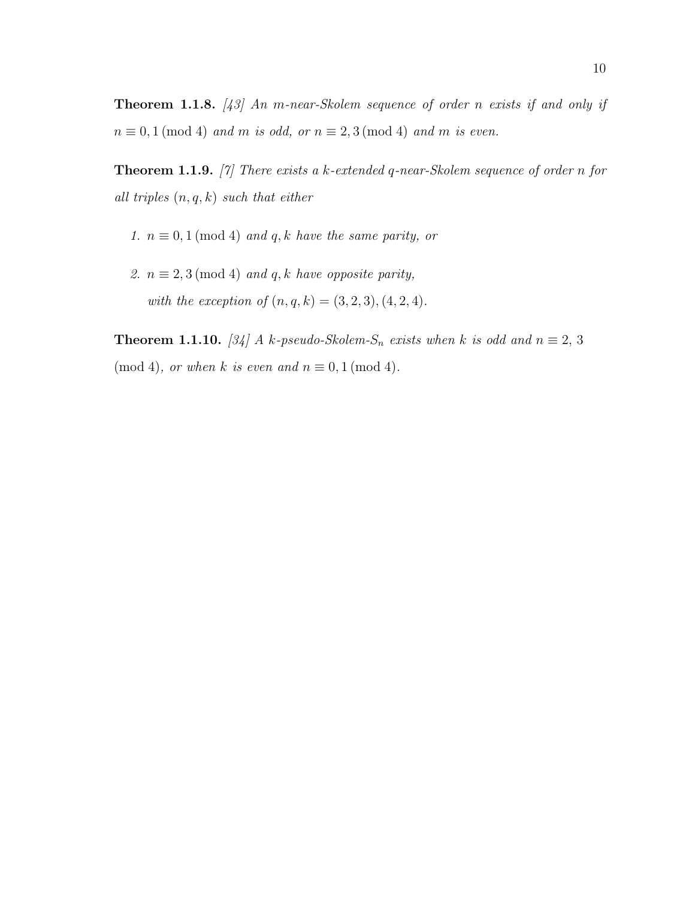**Theorem 1.1.8.** *[43] An $m$-near-Skolem sequence of order $n$ exists if and only if $n \equiv 0, 1 \pmod 4$ and $m$ is odd, or $n \equiv 2, 3 \pmod 4$ and $m$ is even.*

**Theorem 1.1.9.** *[7] There exists a $k$-extended $q$-near-Skolem sequence of order $n$ for all triples $(n, q, k)$ such that either*

1. *$n \equiv 0, 1 \pmod 4$ and $q, k$ have the same parity, or*
2. *$n \equiv 2, 3 \pmod 4$ and $q, k$ have opposite parity,*

   *with the exception of $(n, q, k) = (3, 2, 3), (4, 2, 4)$.*

**Theorem 1.1.10.** *[34] A $k$-pseudo-Skolem-$S_n$ exists when $k$ is odd and $n \equiv 2, 3 \pmod 4$, or when $k$ is even and $n \equiv 0, 1 \pmod 4$.*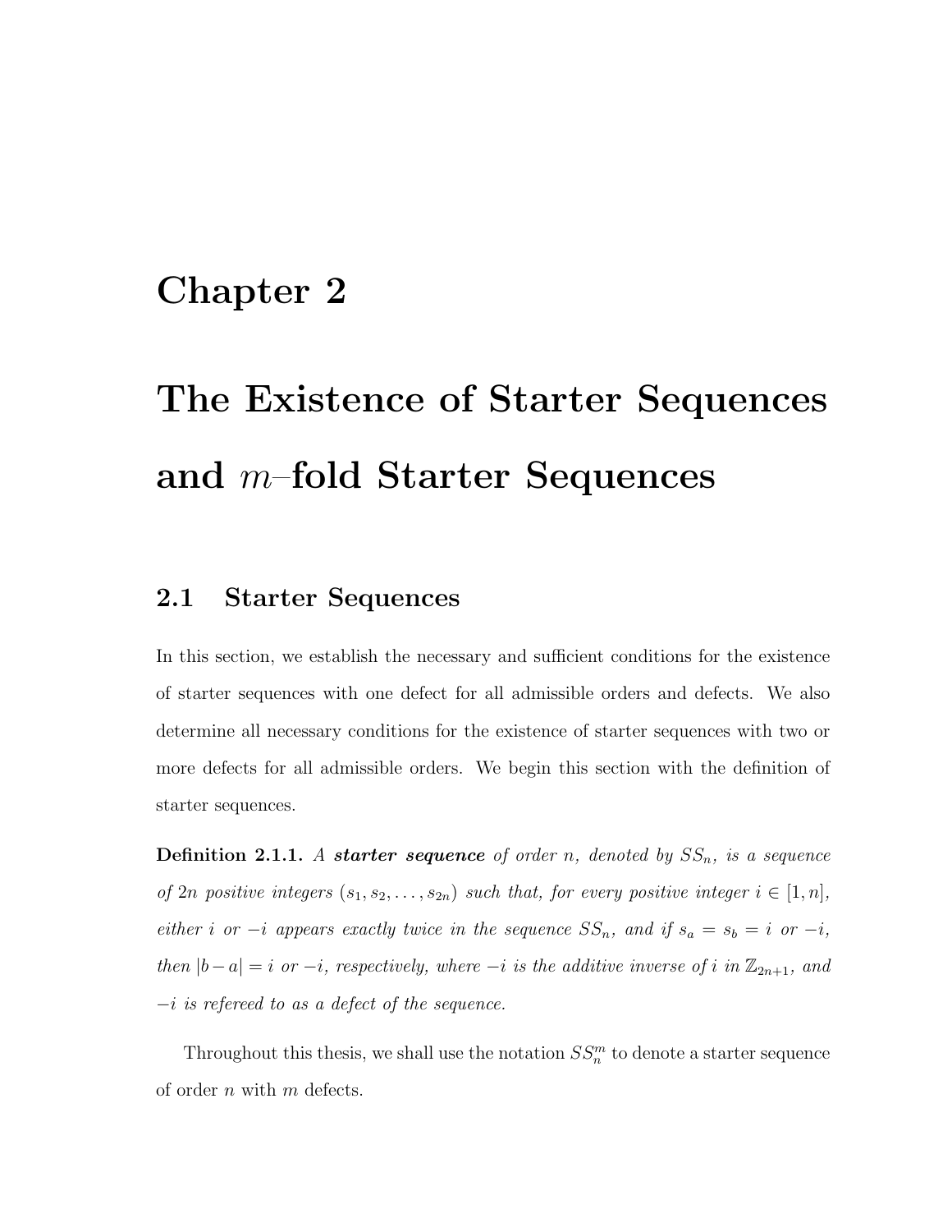# Chapter 2

# The Existence of Starter Sequences and $m$–fold Starter Sequences

## 2.1 Starter Sequences

In this section, we establish the necessary and sufficient conditions for the existence of starter sequences with one defect for all admissible orders and defects. We also determine all necessary conditions for the existence of starter sequences with two or more defects for all admissible orders. We begin this section with the definition of starter sequences.

**Definition 2.1.1.** *A **starter sequence** of order $n$, denoted by $SS_n$, is a sequence of $2n$ positive integers $(s_1, s_2, \ldots, s_{2n})$ such that, for every positive integer $i \in [1, n]$, either $i$ or $-i$ appears exactly twice in the sequence $SS_n$, and if $s_a = s_b = i$ or $-i$, then $|b - a| = i$ or $-i$, respectively, where $-i$ is the additive inverse of $i$ in $\mathbb{Z}_{2n+1}$, and $-i$ is refereed to as a defect of the sequence.*

Throughout this thesis, we shall use the notation $SS_n^m$ to denote a starter sequence of order $n$ with $m$ defects.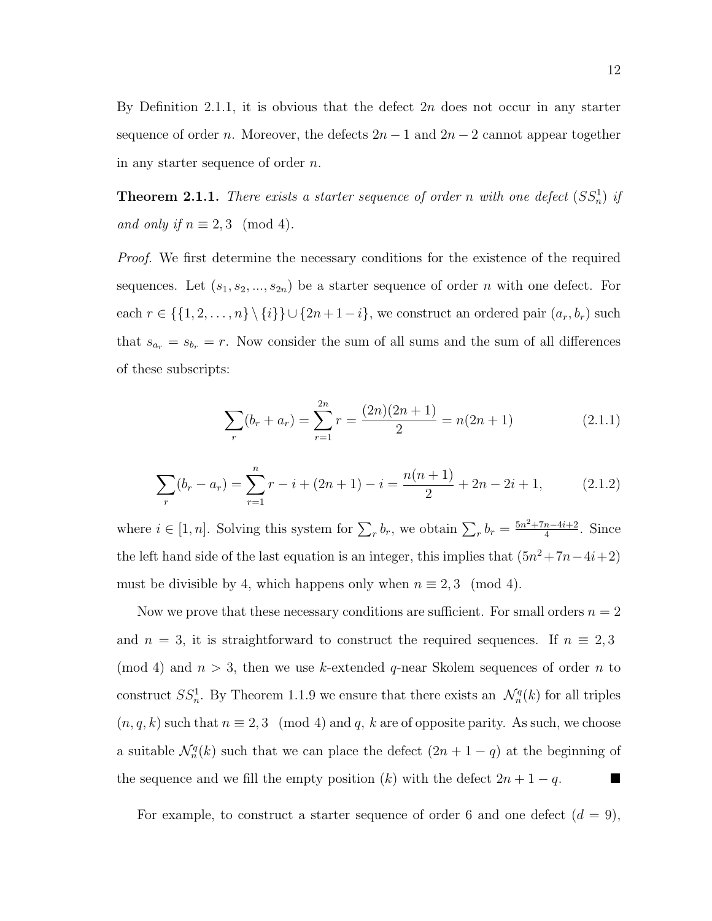By Definition 2.1.1, it is obvious that the defect $2n$ does not occur in any starter sequence of order $n$. Moreover, the defects $2n-1$ and $2n-2$ cannot appear together in any starter sequence of order $n$.

**Theorem 2.1.1.** *There exists a starter sequence of order $n$ with one defect ($SS_n^1$) if and only if $n \equiv 2, 3 \pmod 4$.*

*Proof.* We first determine the necessary conditions for the existence of the required sequences. Let $(s_1, s_2, ..., s_{2n})$ be a starter sequence of order $n$ with one defect. For each $r \in \{\{1, 2, \ldots, n\} \setminus \{i\}\} \cup \{2n+1-i\}$, we construct an ordered pair $(a_r, b_r)$ such that $s_{a_r} = s_{b_r} = r$. Now consider the sum of all sums and the sum of all differences of these subscripts:

$$\sum_r (b_r + a_r) = \sum_{r=1}^{2n} r = \frac{(2n)(2n+1)}{2} = n(2n+1) \tag{2.1.1}$$

$$\sum_r (b_r - a_r) = \sum_{r=1}^{n} r - i + (2n+1) - i = \frac{n(n+1)}{2} + 2n - 2i + 1, \tag{2.1.2}$$

where $i \in [1, n]$. Solving this system for $\sum_r b_r$, we obtain $\sum_r b_r = \frac{5n^2+7n-4i+2}{4}$. Since the left hand side of the last equation is an integer, this implies that $(5n^2+7n-4i+2)$ must be divisible by 4, which happens only when $n \equiv 2, 3 \pmod 4$.

Now we prove that these necessary conditions are sufficient. For small orders $n = 2$ and $n = 3$, it is straightforward to construct the required sequences. If $n \equiv 2, 3 \pmod 4$ and $n > 3$, then we use $k$-extended $q$-near Skolem sequences of order $n$ to construct $SS_n^1$. By Theorem 1.1.9 we ensure that there exists an $\mathcal{N}_n^q(k)$ for all triples $(n, q, k)$ such that $n \equiv 2, 3 \pmod 4$ and $q$, $k$ are of opposite parity. As such, we choose a suitable $\mathcal{N}_n^q(k)$ such that we can place the defect $(2n+1-q)$ at the beginning of the sequence and we fill the empty position $(k)$ with the defect $2n+1-q$. ■

For example, to construct a starter sequence of order 6 and one defect ($d = 9$),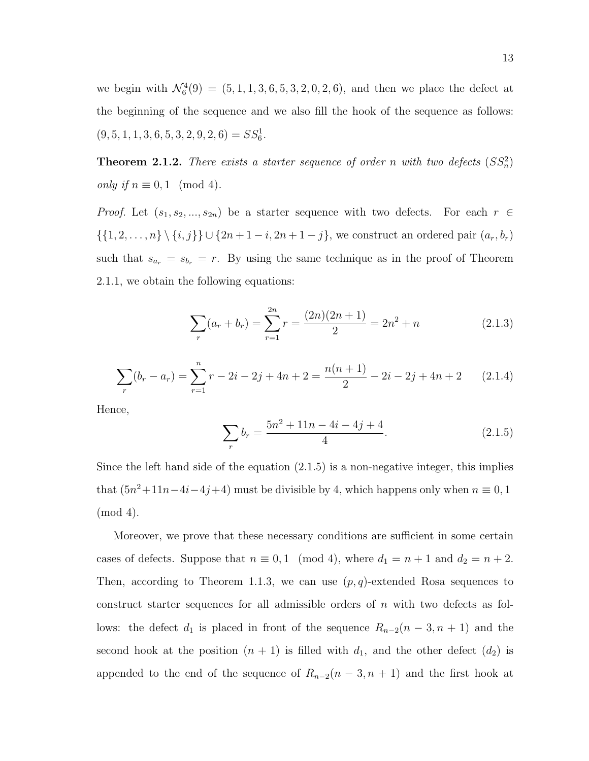we begin with $\mathcal{N}_6^4(9) = (5, 1, 1, 3, 6, 5, 3, 2, 0, 2, 6)$, and then we place the defect at the beginning of the sequence and we also fill the hook of the sequence as follows: $(9, 5, 1, 1, 3, 6, 5, 3, 2, 9, 2, 6) = SS_6^1$.

**Theorem 2.1.2.** *There exists a starter sequence of order $n$ with two defects ($SS_n^2$) only if $n \equiv 0, 1 \pmod 4$.*

*Proof.* Let $(s_1, s_2, ..., s_{2n})$ be a starter sequence with two defects. For each $r \in \{\{1, 2, \ldots, n\} \setminus \{i, j\}\} \cup \{2n+1-i, 2n+1-j\}$, we construct an ordered pair $(a_r, b_r)$ such that $s_{a_r} = s_{b_r} = r$. By using the same technique as in the proof of Theorem 2.1.1, we obtain the following equations:

$$\sum_r (a_r + b_r) = \sum_{r=1}^{2n} r = \frac{(2n)(2n+1)}{2} = 2n^2 + n \tag{2.1.3}$$

$$\sum_r (b_r - a_r) = \sum_{r=1}^{n} r - 2i - 2j + 4n + 2 = \frac{n(n+1)}{2} - 2i - 2j + 4n + 2 \tag{2.1.4}$$

Hence,

$$\sum_r b_r = \frac{5n^2 + 11n - 4i - 4j + 4}{4}. \tag{2.1.5}$$

Since the left hand side of the equation (2.1.5) is a non-negative integer, this implies that $(5n^2+11n-4i-4j+4)$ must be divisible by 4, which happens only when $n \equiv 0, 1 \pmod 4$.

Moreover, we prove that these necessary conditions are sufficient in some certain cases of defects. Suppose that $n \equiv 0, 1 \pmod 4$, where $d_1 = n + 1$ and $d_2 = n + 2$. Then, according to Theorem 1.1.3, we can use $(p, q)$-extended Rosa sequences to construct starter sequences for all admissible orders of $n$ with two defects as follows: the defect $d_1$ is placed in front of the sequence $R_{n-2}(n-3, n+1)$ and the second hook at the position $(n+1)$ is filled with $d_1$, and the other defect ($d_2$) is appended to the end of the sequence of $R_{n-2}(n-3, n+1)$ and the first hook at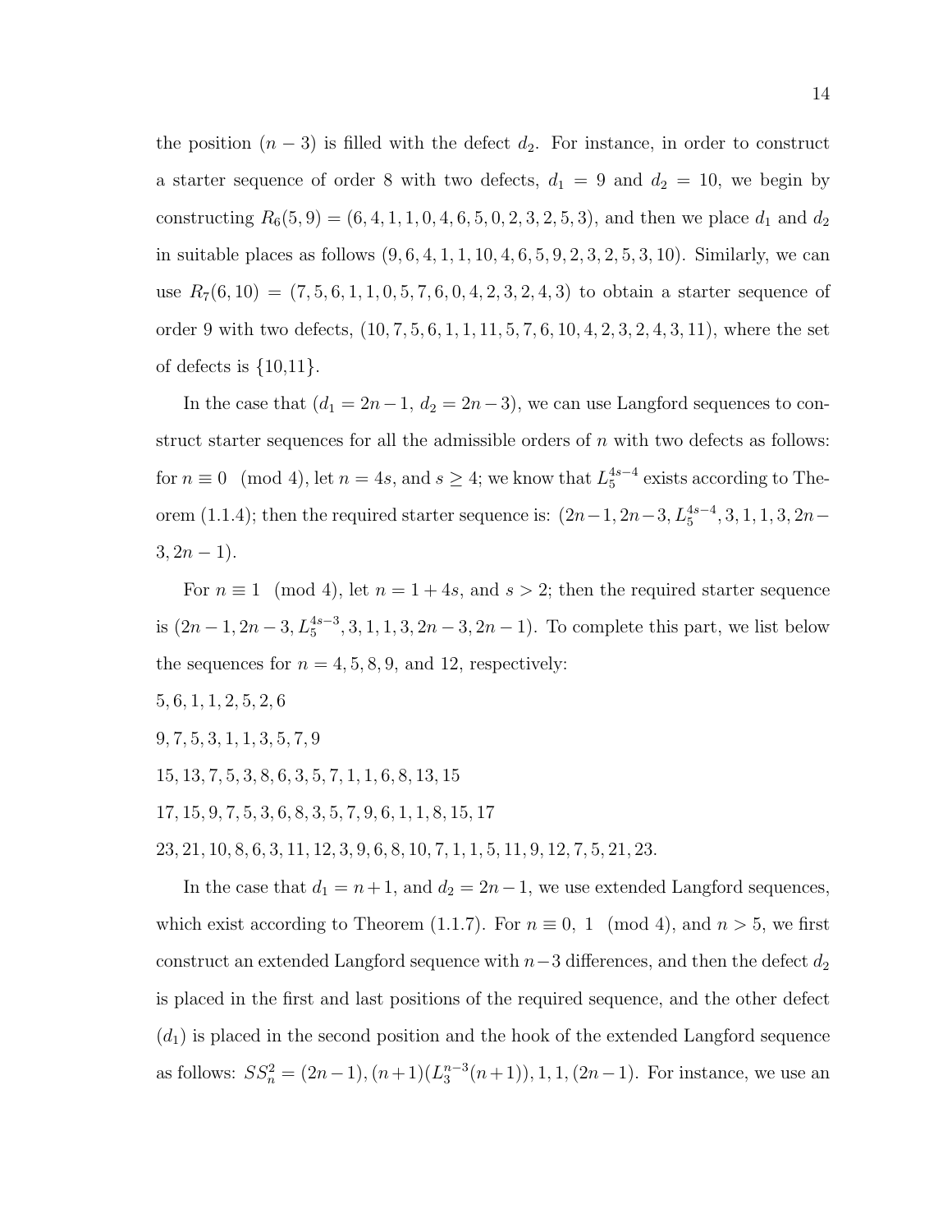the position $(n-3)$ is filled with the defect $d_2$. For instance, in order to construct a starter sequence of order 8 with two defects, $d_1 = 9$ and $d_2 = 10$, we begin by constructing $R_6(5,9) = (6,4,1,1,0,4,6,5,0,2,3,2,5,3)$, and then we place $d_1$ and $d_2$ in suitable places as follows $(9,6,4,1,1,10,4,6,5,9,2,3,2,5,3,10)$. Similarly, we can use $R_7(6,10) = (7,5,6,1,1,0,5,7,6,0,4,2,3,2,4,3)$ to obtain a starter sequence of order 9 with two defects, $(10,7,5,6,1,1,11,5,7,6,10,4,2,3,2,4,3,11)$, where the set of defects is {10,11}.

In the case that $(d_1 = 2n-1,\ d_2 = 2n-3)$, we can use Langford sequences to construct starter sequences for all the admissible orders of $n$ with two defects as follows: for $n \equiv 0 \pmod 4$, let $n = 4s$, and $s \geq 4$; we know that $L_5^{4s-4}$ exists according to Theorem (1.1.4); then the required starter sequence is: $(2n-1, 2n-3, L_5^{4s-4}, 3, 1, 1, 3, 2n-3, 2n-1)$.

For $n \equiv 1 \pmod 4$, let $n = 1+4s$, and $s > 2$; then the required starter sequence is $(2n-1, 2n-3, L_5^{4s-3}, 3, 1, 1, 3, 2n-3, 2n-1)$. To complete this part, we list below the sequences for $n = 4, 5, 8, 9$, and 12, respectively:

$5, 6, 1, 1, 2, 5, 2, 6$

$9, 7, 5, 3, 1, 1, 3, 5, 7, 9$

$15, 13, 7, 5, 3, 8, 6, 3, 5, 7, 1, 1, 6, 8, 13, 15$

$17, 15, 9, 7, 5, 3, 6, 8, 3, 5, 7, 9, 6, 1, 1, 8, 15, 17$

$23, 21, 10, 8, 6, 3, 11, 12, 3, 9, 6, 8, 10, 7, 1, 1, 5, 11, 9, 12, 7, 5, 21, 23.$

In the case that $d_1 = n+1$, and $d_2 = 2n-1$, we use extended Langford sequences, which exist according to Theorem (1.1.7). For $n \equiv 0, 1 \pmod 4$, and $n > 5$, we first construct an extended Langford sequence with $n-3$ differences, and then the defect $d_2$ is placed in the first and last positions of the required sequence, and the other defect $(d_1)$ is placed in the second position and the hook of the extended Langford sequence as follows: $SS_n^2 = (2n-1), (n+1)(L_3^{n-3}(n+1)), 1, 1, (2n-1)$. For instance, we use an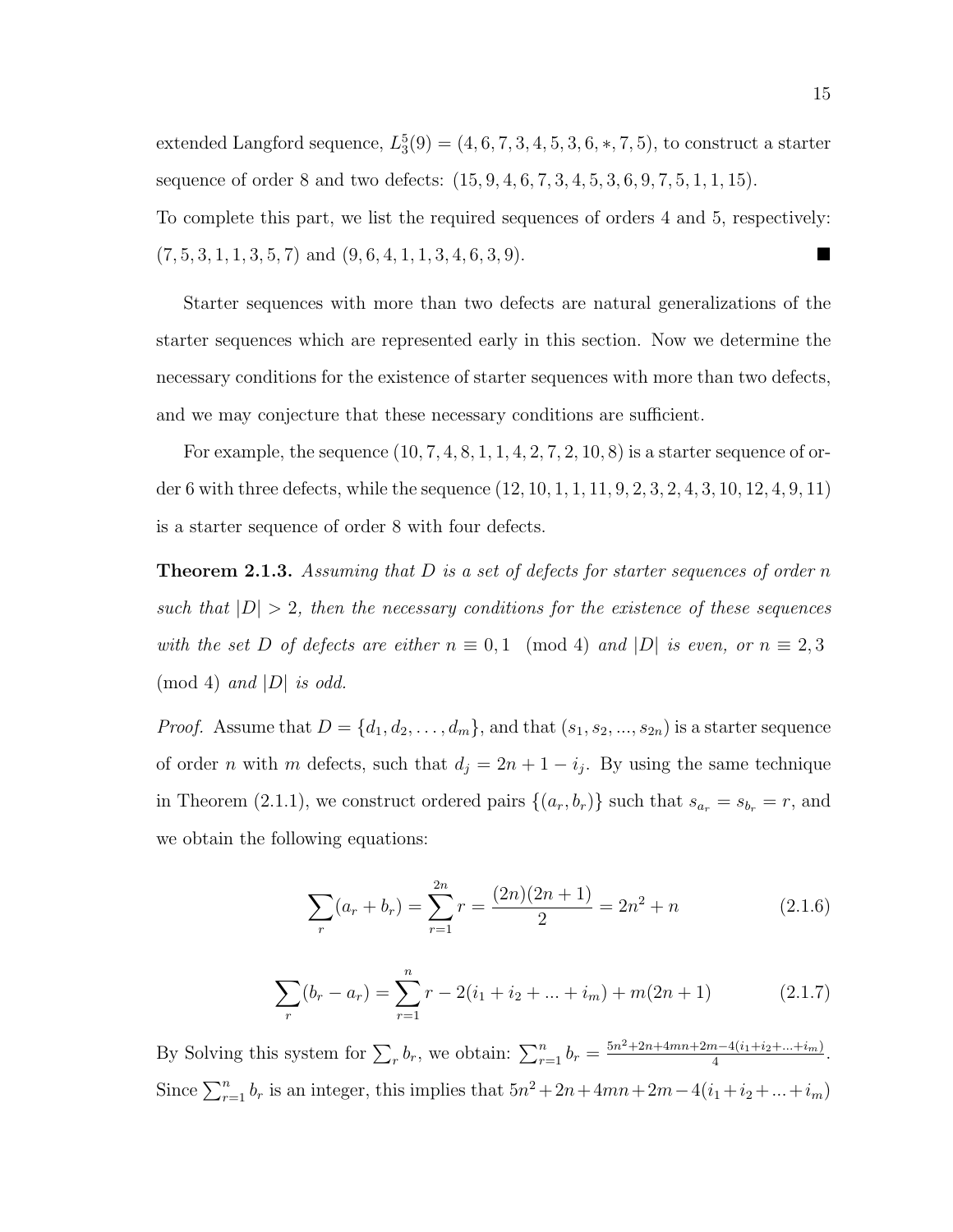extended Langford sequence, $L_3^5(9) = (4, 6, 7, 3, 4, 5, 3, 6, *, 7, 5)$, to construct a starter sequence of order 8 and two defects: $(15, 9, 4, 6, 7, 3, 4, 5, 3, 6, 9, 7, 5, 1, 1, 15)$.
To complete this part, we list the required sequences of orders 4 and 5, respectively: $(7, 5, 3, 1, 1, 3, 5, 7)$ and $(9, 6, 4, 1, 1, 3, 4, 6, 3, 9)$. ■

Starter sequences with more than two defects are natural generalizations of the starter sequences which are represented early in this section. Now we determine the necessary conditions for the existence of starter sequences with more than two defects, and we may conjecture that these necessary conditions are sufficient.

For example, the sequence $(10, 7, 4, 8, 1, 1, 4, 2, 7, 2, 10, 8)$ is a starter sequence of order 6 with three defects, while the sequence $(12, 10, 1, 1, 11, 9, 2, 3, 2, 4, 3, 10, 12, 4, 9, 11)$ is a starter sequence of order 8 with four defects.

**Theorem 2.1.3.** *Assuming that $D$ is a set of defects for starter sequences of order $n$ such that $|D| > 2$, then the necessary conditions for the existence of these sequences with the set $D$ of defects are either $n \equiv 0, 1 \pmod 4$ and $|D|$ is even, or $n \equiv 2, 3 \pmod 4$ and $|D|$ is odd.*

*Proof.* Assume that $D = \{d_1, d_2, \ldots, d_m\}$, and that $(s_1, s_2, ..., s_{2n})$ is a starter sequence of order $n$ with $m$ defects, such that $d_j = 2n + 1 - i_j$. By using the same technique in Theorem (2.1.1), we construct ordered pairs $\{(a_r, b_r)\}$ such that $s_{a_r} = s_{b_r} = r$, and we obtain the following equations:

$$\sum_r (a_r + b_r) = \sum_{r=1}^{2n} r = \frac{(2n)(2n+1)}{2} = 2n^2 + n \tag{2.1.6}$$

$$\sum_r (b_r - a_r) = \sum_{r=1}^{n} r - 2(i_1 + i_2 + ... + i_m) + m(2n+1) \tag{2.1.7}$$

By Solving this system for $\sum_r b_r$, we obtain: $\sum_{r=1}^{n} b_r = \frac{5n^2+2n+4mn+2m-4(i_1+i_2+...+i_m)}{4}$. Since $\sum_{r=1}^{n} b_r$ is an integer, this implies that $5n^2 + 2n + 4mn + 2m - 4(i_1 + i_2 + ... + i_m)$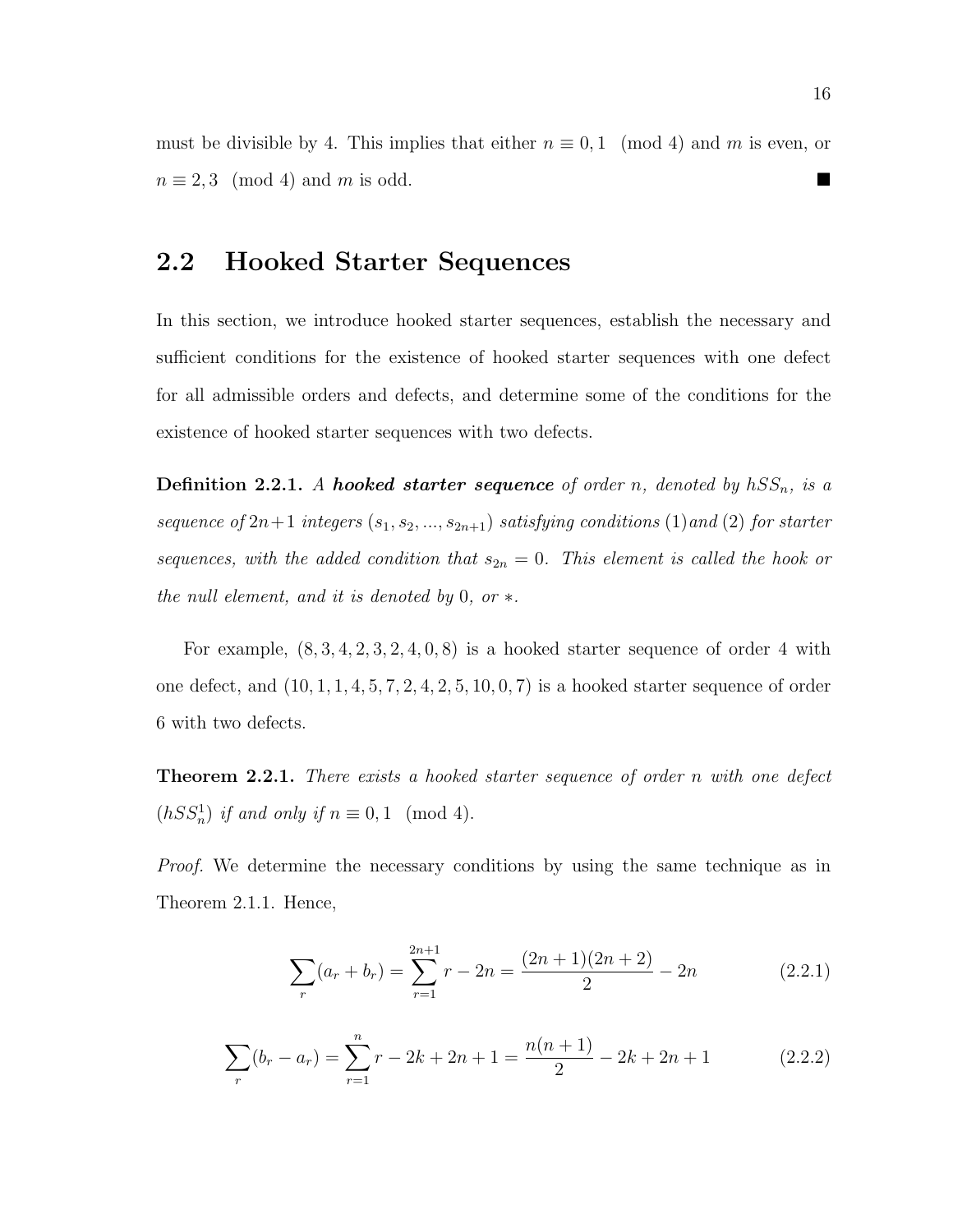must be divisible by 4. This implies that either $n \equiv 0, 1 \pmod 4$ and $m$ is even, or $n \equiv 2, 3 \pmod 4$ and $m$ is odd. ■

## 2.2 Hooked Starter Sequences

In this section, we introduce hooked starter sequences, establish the necessary and sufficient conditions for the existence of hooked starter sequences with one defect for all admissible orders and defects, and determine some of the conditions for the existence of hooked starter sequences with two defects.

**Definition 2.2.1.** *A* ***hooked starter sequence*** *of order $n$, denoted by $hSS_n$, is a sequence of $2n+1$ integers $(s_1, s_2, ..., s_{2n+1})$ satisfying conditions (1) and (2) for starter sequences, with the added condition that $s_{2n} = 0$. This element is called the hook or the null element, and it is denoted by 0, or $*$.*

For example, $(8, 3, 4, 2, 3, 2, 4, 0, 8)$ is a hooked starter sequence of order 4 with one defect, and $(10, 1, 1, 4, 5, 7, 2, 4, 2, 5, 10, 0, 7)$ is a hooked starter sequence of order 6 with two defects.

**Theorem 2.2.1.** *There exists a hooked starter sequence of order $n$ with one defect ($hSS_n^1$) if and only if $n \equiv 0, 1 \pmod 4$.*

*Proof.* We determine the necessary conditions by using the same technique as in Theorem 2.1.1. Hence,

$$\sum_r (a_r + b_r) = \sum_{r=1}^{2n+1} r - 2n = \frac{(2n+1)(2n+2)}{2} - 2n \tag{2.2.1}$$

$$\sum_r (b_r - a_r) = \sum_{r=1}^{n} r - 2k + 2n + 1 = \frac{n(n+1)}{2} - 2k + 2n + 1 \tag{2.2.2}$$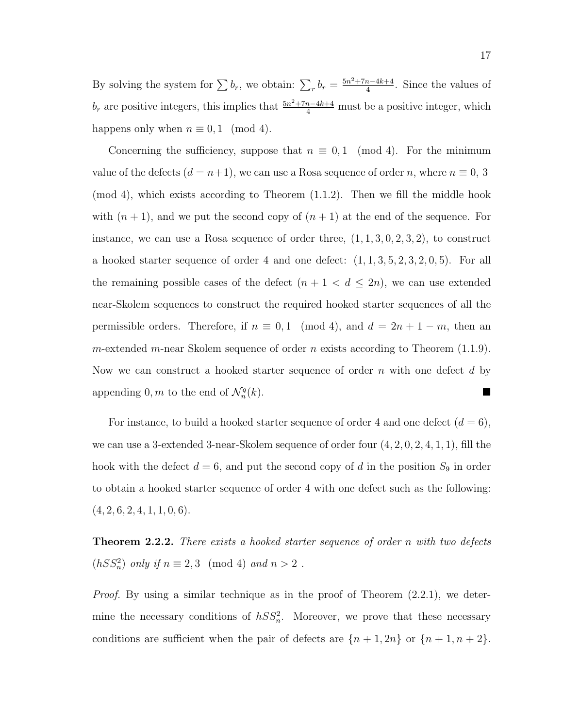By solving the system for $\sum b_r$, we obtain: $\sum_r b_r = \frac{5n^2+7n-4k+4}{4}$. Since the values of $b_r$ are positive integers, this implies that $\frac{5n^2+7n-4k+4}{4}$ must be a positive integer, which happens only when $n \equiv 0, 1 \pmod 4$.

Concerning the sufficiency, suppose that $n \equiv 0, 1 \pmod 4$. For the minimum value of the defects ($d = n+1$), we can use a Rosa sequence of order $n$, where $n \equiv 0,\ 3 \pmod 4$, which exists according to Theorem (1.1.2). Then we fill the middle hook with $(n+1)$, and we put the second copy of $(n+1)$ at the end of the sequence. For instance, we can use a Rosa sequence of order three, $(1, 1, 3, 0, 2, 3, 2)$, to construct a hooked starter sequence of order 4 and one defect: $(1, 1, 3, 5, 2, 3, 2, 0, 5)$. For all the remaining possible cases of the defect ($n + 1 < d \leq 2n$), we can use extended near-Skolem sequences to construct the required hooked starter sequences of all the permissible orders. Therefore, if $n \equiv 0, 1 \pmod 4$, and $d = 2n + 1 - m$, then an $m$-extended $m$-near Skolem sequence of order $n$ exists according to Theorem (1.1.9). Now we can construct a hooked starter sequence of order $n$ with one defect $d$ by appending $0, m$ to the end of $\mathcal{N}_n^q(k)$. ■

For instance, to build a hooked starter sequence of order 4 and one defect ($d = 6$), we can use a 3-extended 3-near-Skolem sequence of order four $(4, 2, 0, 2, 4, 1, 1)$, fill the hook with the defect $d = 6$, and put the second copy of $d$ in the position $S_9$ in order to obtain a hooked starter sequence of order 4 with one defect such as the following: $(4, 2, 6, 2, 4, 1, 1, 0, 6)$.

**Theorem 2.2.2.** *There exists a hooked starter sequence of order $n$ with two defects ($hSS_n^2$) only if $n \equiv 2, 3 \pmod 4$ and $n > 2$ .*

*Proof.* By using a similar technique as in the proof of Theorem (2.2.1), we determine the necessary conditions of $hSS_n^2$. Moreover, we prove that these necessary conditions are sufficient when the pair of defects are $\{n + 1, 2n\}$ or $\{n + 1, n + 2\}$.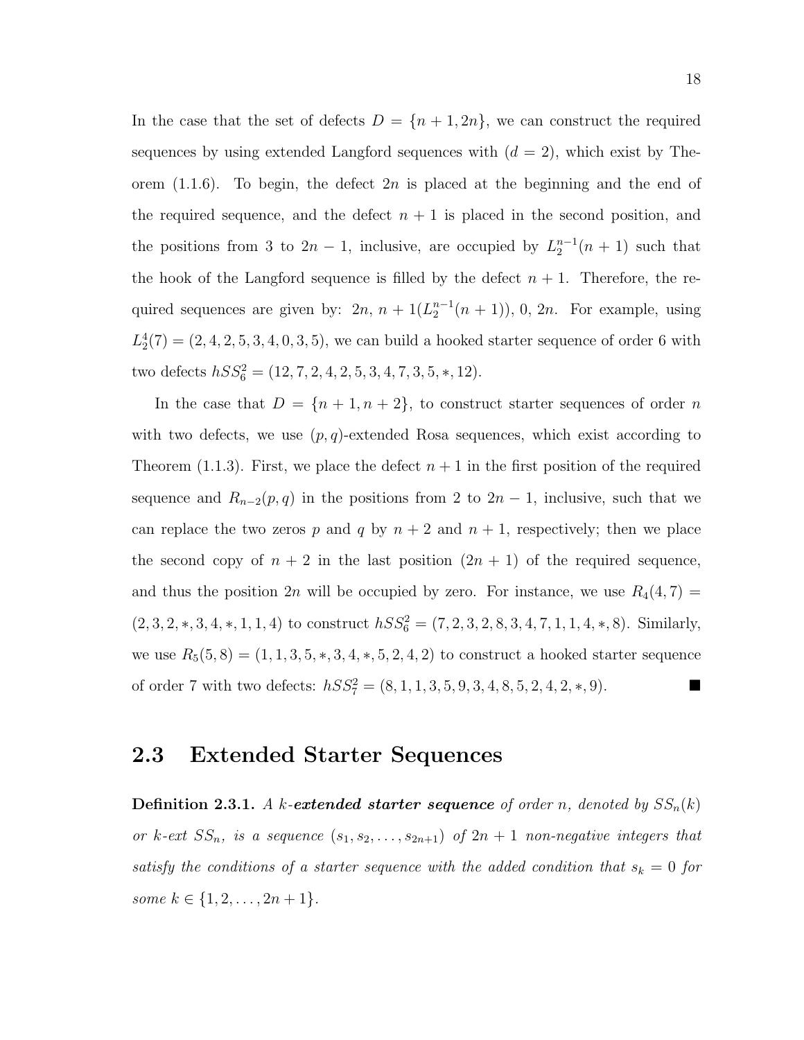In the case that the set of defects $D = \{n+1, 2n\}$, we can construct the required sequences by using extended Langford sequences with $(d = 2)$, which exist by Theorem (1.1.6). To begin, the defect $2n$ is placed at the beginning and the end of the required sequence, and the defect $n+1$ is placed in the second position, and the positions from 3 to $2n-1$, inclusive, are occupied by $L_2^{n-1}(n+1)$ such that the hook of the Langford sequence is filled by the defect $n+1$. Therefore, the required sequences are given by: $2n$, $n+1(L_2^{n-1}(n+1))$, 0, $2n$. For example, using $L_2^4(7) = (2, 4, 2, 5, 3, 4, 0, 3, 5)$, we can build a hooked starter sequence of order 6 with two defects $hSS_6^2 = (12, 7, 2, 4, 2, 5, 3, 4, 7, 3, 5, *, 12)$.

In the case that $D = \{n+1, n+2\}$, to construct starter sequences of order $n$ with two defects, we use $(p, q)$-extended Rosa sequences, which exist according to Theorem (1.1.3). First, we place the defect $n+1$ in the first position of the required sequence and $R_{n-2}(p, q)$ in the positions from 2 to $2n-1$, inclusive, such that we can replace the two zeros $p$ and $q$ by $n+2$ and $n+1$, respectively; then we place the second copy of $n+2$ in the last position $(2n+1)$ of the required sequence, and thus the position $2n$ will be occupied by zero. For instance, we use $R_4(4, 7) = (2, 3, 2, *, 3, 4, *, 1, 1, 4)$ to construct $hSS_6^2 = (7, 2, 3, 2, 8, 3, 4, 7, 1, 1, 4, *, 8)$. Similarly, we use $R_5(5, 8) = (1, 1, 3, 5, *, 3, 4, *, 5, 2, 4, 2)$ to construct a hooked starter sequence of order 7 with two defects: $hSS_7^2 = (8, 1, 1, 3, 5, 9, 3, 4, 8, 5, 2, 4, 2, *, 9)$. ■

## 2.3 Extended Starter Sequences

**Definition 2.3.1.** *A $k$-**extended starter sequence** of order $n$, denoted by $SS_n(k)$ or $k$-ext $SS_n$, is a sequence $(s_1, s_2, \ldots, s_{2n+1})$ of $2n+1$ non-negative integers that satisfy the conditions of a starter sequence with the added condition that $s_k = 0$ for some $k \in \{1, 2, \ldots, 2n+1\}$.*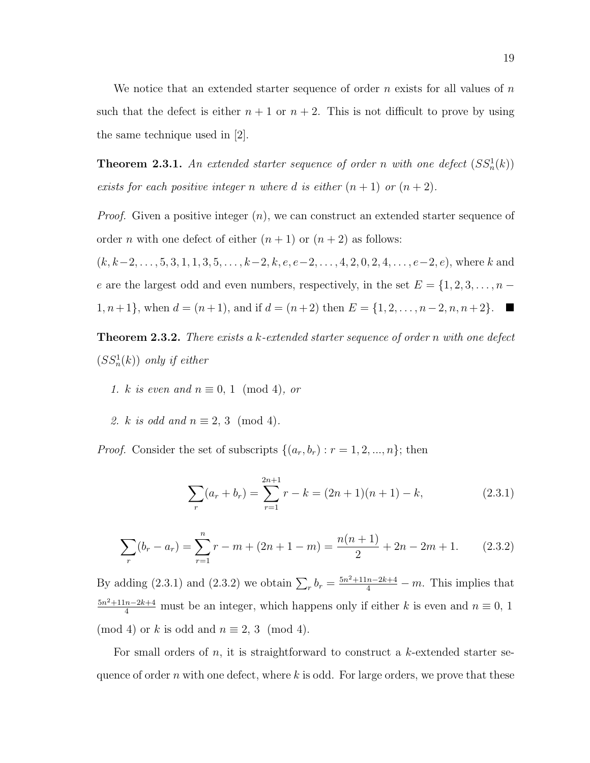We notice that an extended starter sequence of order $n$ exists for all values of $n$ such that the defect is either $n+1$ or $n+2$. This is not difficult to prove by using the same technique used in [2].

**Theorem 2.3.1.** *An extended starter sequence of order $n$ with one defect ($SS^1_n(k)$) exists for each positive integer $n$ where $d$ is either $(n+1)$ or $(n+2)$.*

*Proof.* Given a positive integer $(n)$, we can construct an extended starter sequence of order $n$ with one defect of either $(n+1)$ or $(n+2)$ as follows: $(k, k-2, \ldots, 5, 3, 1, 1, 3, 5, \ldots, k-2, k, e, e-2, \ldots, 4, 2, 0, 2, 4, \ldots, e-2, e)$, where $k$ and $e$ are the largest odd and even numbers, respectively, in the set $E = \{1, 2, 3, \ldots, n-1, n+1\}$, when $d = (n+1)$, and if $d = (n+2)$ then $E = \{1, 2, \ldots, n-2, n, n+2\}$. ■

**Theorem 2.3.2.** *There exists a $k$-extended starter sequence of order $n$ with one defect ($SS^1_n(k)$) only if either*

1. *$k$ is even and $n \equiv 0, 1 \pmod 4$, or*
2. *$k$ is odd and $n \equiv 2, 3 \pmod 4$.*

*Proof.* Consider the set of subscripts $\{(a_r, b_r) : r = 1, 2, ..., n\}$; then

$$\sum_r (a_r + b_r) = \sum_{r=1}^{2n+1} r - k = (2n+1)(n+1) - k, \tag{2.3.1}$$

$$\sum_r (b_r - a_r) = \sum_{r=1}^{n} r - m + (2n+1-m) = \frac{n(n+1)}{2} + 2n - 2m + 1. \tag{2.3.2}$$

By adding (2.3.1) and (2.3.2) we obtain $\sum_r b_r = \frac{5n^2+11n-2k+4}{4} - m$. This implies that $\frac{5n^2+11n-2k+4}{4}$ must be an integer, which happens only if either $k$ is even and $n \equiv 0, 1 \pmod 4$ or $k$ is odd and $n \equiv 2, 3 \pmod 4$.

For small orders of $n$, it is straightforward to construct a $k$-extended starter sequence of order $n$ with one defect, where $k$ is odd. For large orders, we prove that these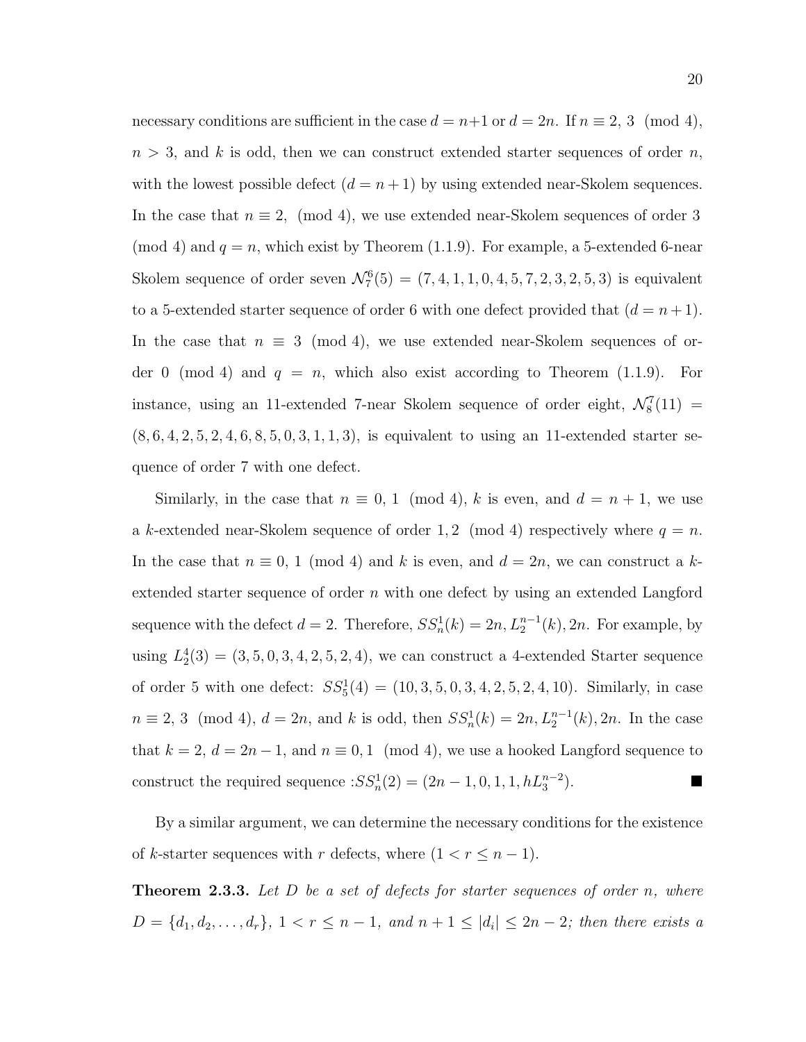necessary conditions are sufficient in the case $d = n+1$ or $d = 2n$. If $n \equiv 2,\ 3 \pmod 4$, $n > 3$, and $k$ is odd, then we can construct extended starter sequences of order $n$, with the lowest possible defect ($d = n+1$) by using extended near-Skolem sequences. In the case that $n \equiv 2, \pmod 4$, we use extended near-Skolem sequences of order 3 (mod 4) and $q = n$, which exist by Theorem (1.1.9). For example, a 5-extended 6-near Skolem sequence of order seven $\mathcal{N}_7^6(5) = (7, 4, 1, 1, 0, 4, 5, 7, 2, 3, 2, 5, 3)$ is equivalent to a 5-extended starter sequence of order 6 with one defect provided that ($d = n+1$). In the case that $n \equiv 3 \pmod 4$, we use extended near-Skolem sequences of order 0 (mod 4) and $q = n$, which also exist according to Theorem (1.1.9). For instance, using an 11-extended 7-near Skolem sequence of order eight, $\mathcal{N}_8^7(11) = (8, 6, 4, 2, 5, 2, 4, 6, 8, 5, 0, 3, 1, 1, 3)$, is equivalent to using an 11-extended starter sequence of order 7 with one defect.

Similarly, in the case that $n \equiv 0,\ 1 \pmod 4$, $k$ is even, and $d = n+1$, we use a $k$-extended near-Skolem sequence of order $1, 2 \pmod 4$ respectively where $q = n$. In the case that $n \equiv 0,\ 1 \pmod 4$ and $k$ is even, and $d = 2n$, we can construct a $k$-extended starter sequence of order $n$ with one defect by using an extended Langford sequence with the defect $d = 2$. Therefore, $SS_n^1(k) = 2n, L_2^{n-1}(k), 2n$. For example, by using $L_2^4(3) = (3, 5, 0, 3, 4, 2, 5, 2, 4)$, we can construct a 4-extended Starter sequence of order 5 with one defect: $SS_5^1(4) = (10, 3, 5, 0, 3, 4, 2, 5, 2, 4, 10)$. Similarly, in case $n \equiv 2,\ 3 \pmod 4$, $d = 2n$, and $k$ is odd, then $SS_n^1(k) = 2n, L_2^{n-1}(k), 2n$. In the case that $k = 2$, $d = 2n-1$, and $n \equiv 0, 1 \pmod 4$, we use a hooked Langford sequence to construct the required sequence :$SS_n^1(2) = (2n-1, 0, 1, 1, hL_3^{n-2})$. ∎

By a similar argument, we can determine the necessary conditions for the existence of $k$-starter sequences with $r$ defects, where ($1 < r \leq n-1$).

**Theorem 2.3.3.** *Let $D$ be a set of defects for starter sequences of order $n$, where $D = \{d_1, d_2, \ldots, d_r\}$, $1 < r \leq n-1$, and $n+1 \leq |d_i| \leq 2n-2$; then there exists a*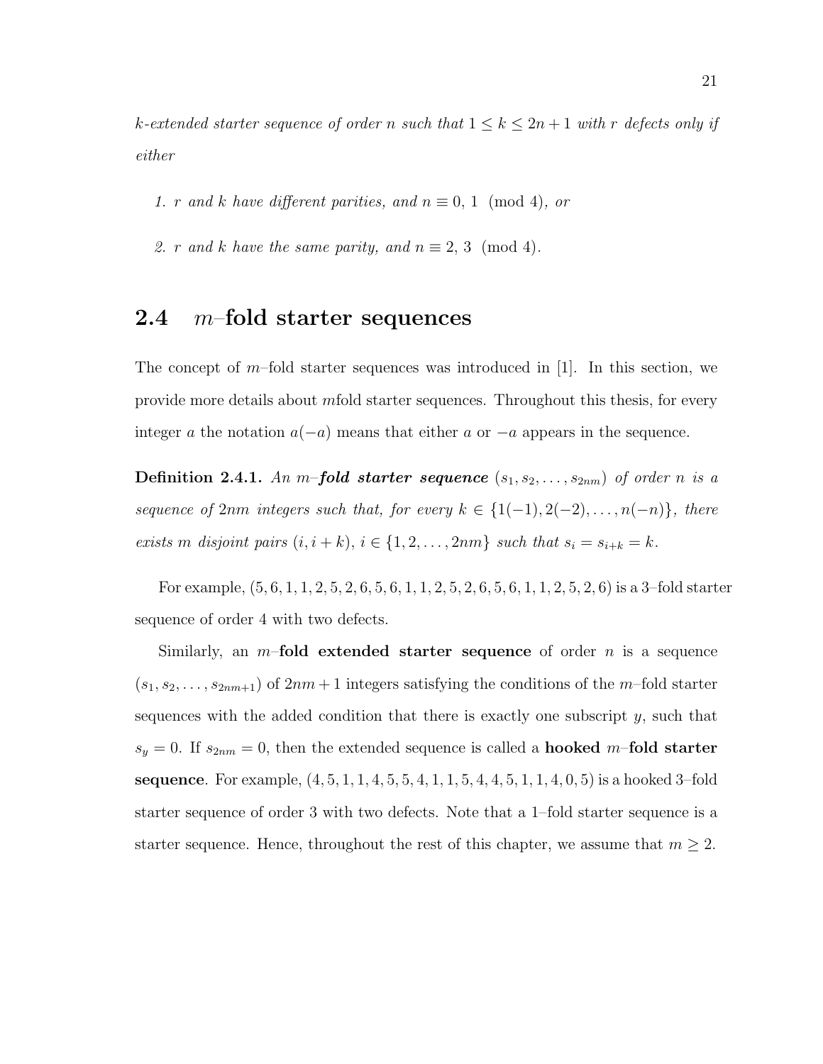*$k$-extended starter sequence of order $n$ such that $1 \leq k \leq 2n+1$ with $r$ defects only if either*

1. *$r$ and $k$ have different parities, and $n \equiv 0, 1 \pmod 4$, or*
2. *$r$ and $k$ have the same parity, and $n \equiv 2, 3 \pmod 4$.*

## 2.4 $m$–fold starter sequences

The concept of $m$–fold starter sequences was introduced in [1]. In this section, we provide more details about $m$fold starter sequences. Throughout this thesis, for every integer $a$ the notation $a(-a)$ means that either $a$ or $-a$ appears in the sequence.

**Definition 2.4.1.** *An $m$–**fold starter sequence** $(s_1, s_2, \ldots, s_{2nm})$ of order $n$ is a sequence of $2nm$ integers such that, for every $k \in \{1(-1), 2(-2), \ldots, n(-n)\}$, there exists $m$ disjoint pairs $(i, i+k)$, $i \in \{1, 2, \ldots, 2nm\}$ such that $s_i = s_{i+k} = k$.*

For example, $(5, 6, 1, 1, 2, 5, 2, 6, 5, 6, 1, 1, 2, 5, 2, 6, 5, 6, 1, 1, 2, 5, 2, 6)$ is a 3–fold starter sequence of order 4 with two defects.

Similarly, an $m$–**fold extended starter sequence** of order $n$ is a sequence $(s_1, s_2, \ldots, s_{2nm+1})$ of $2nm+1$ integers satisfying the conditions of the $m$–fold starter sequences with the added condition that there is exactly one subscript $y$, such that $s_y = 0$. If $s_{2nm} = 0$, then the extended sequence is called a **hooked $m$–fold starter sequence**. For example, $(4, 5, 1, 1, 4, 5, 5, 4, 1, 1, 5, 4, 4, 5, 1, 1, 4, 0, 5)$ is a hooked 3–fold starter sequence of order 3 with two defects. Note that a 1–fold starter sequence is a starter sequence. Hence, throughout the rest of this chapter, we assume that $m \geq 2$.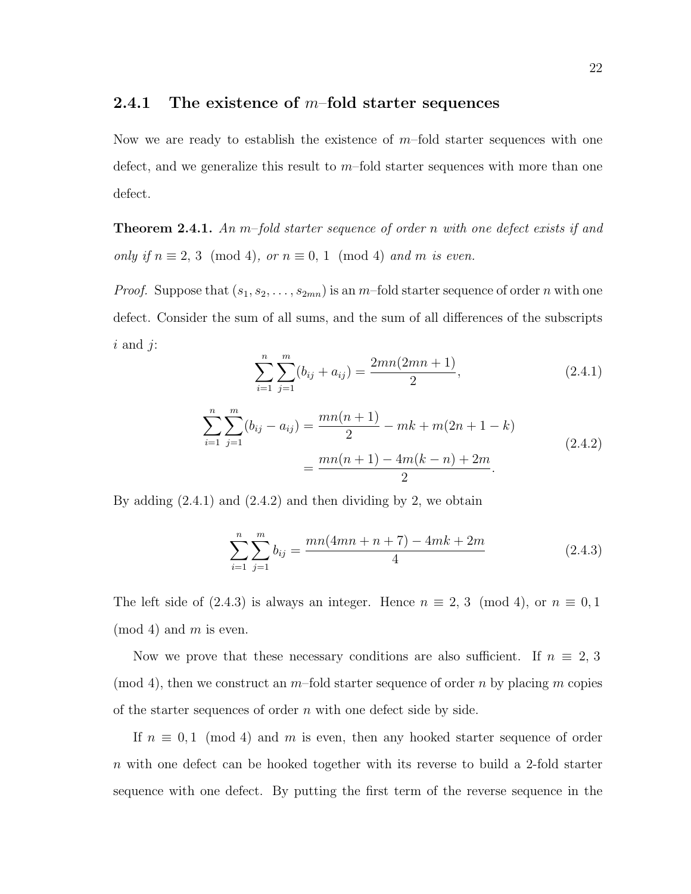### 2.4.1 The existence of $m$–fold starter sequences

Now we are ready to establish the existence of $m$–fold starter sequences with one defect, and we generalize this result to $m$–fold starter sequences with more than one defect.

**Theorem 2.4.1.** *An $m$–fold starter sequence of order $n$ with one defect exists if and only if $n \equiv 2,\ 3 \pmod 4$, or $n \equiv 0,\ 1 \pmod 4$ and $m$ is even.*

*Proof.* Suppose that $(s_1, s_2, \ldots, s_{2mn})$ is an $m$–fold starter sequence of order $n$ with one defect. Consider the sum of all sums, and the sum of all differences of the subscripts $i$ and $j$:

$$\sum_{i=1}^{n}\sum_{j=1}^{m}(b_{ij} + a_{ij}) = \frac{2mn(2mn+1)}{2}, \tag{2.4.1}$$

$$\begin{aligned} \sum_{i=1}^{n}\sum_{j=1}^{m}(b_{ij} - a_{ij}) &= \frac{mn(n+1)}{2} - mk + m(2n+1-k) \\ &= \frac{mn(n+1) - 4m(k-n) + 2m}{2}. \end{aligned} \tag{2.4.2}$$

By adding (2.4.1) and (2.4.2) and then dividing by 2, we obtain

$$\sum_{i=1}^{n}\sum_{j=1}^{m} b_{ij} = \frac{mn(4mn+n+7) - 4mk + 2m}{4} \tag{2.4.3}$$

The left side of (2.4.3) is always an integer. Hence $n \equiv 2,\ 3 \pmod 4$, or $n \equiv 0, 1 \pmod 4$ and $m$ is even.

Now we prove that these necessary conditions are also sufficient. If $n \equiv 2,\ 3 \pmod 4$, then we construct an $m$–fold starter sequence of order $n$ by placing $m$ copies of the starter sequences of order $n$ with one defect side by side.

If $n \equiv 0, 1 \pmod 4$ and $m$ is even, then any hooked starter sequence of order $n$ with one defect can be hooked together with its reverse to build a 2-fold starter sequence with one defect. By putting the first term of the reverse sequence in the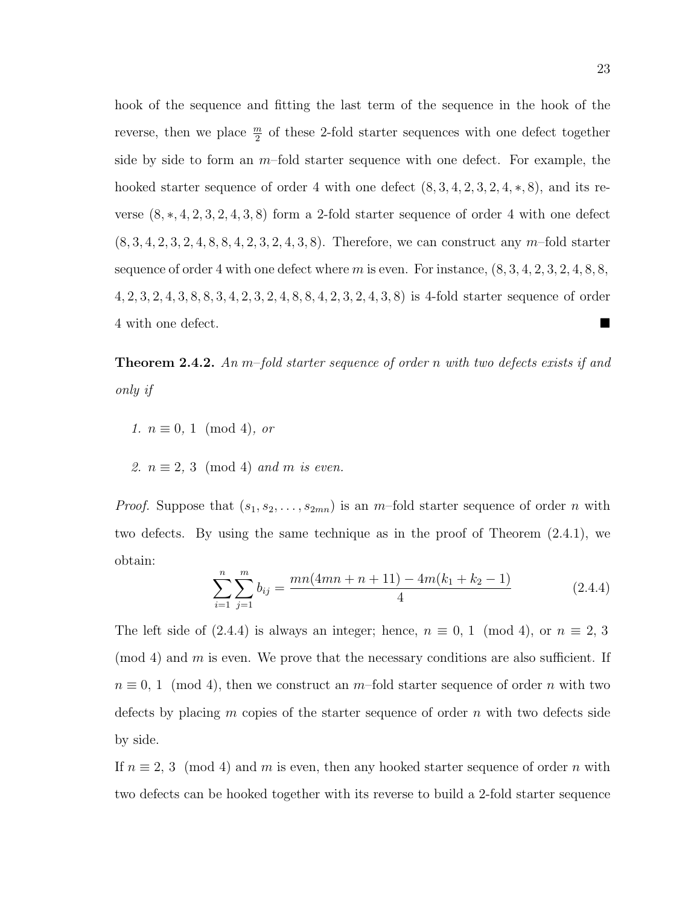hook of the sequence and fitting the last term of the sequence in the hook of the reverse, then we place $\frac{m}{2}$ of these 2-fold starter sequences with one defect together side by side to form an $m$–fold starter sequence with one defect. For example, the hooked starter sequence of order 4 with one defect $(8, 3, 4, 2, 3, 2, 4, *, 8)$, and its reverse $(8, *, 4, 2, 3, 2, 4, 3, 8)$ form a 2-fold starter sequence of order 4 with one defect $(8, 3, 4, 2, 3, 2, 4, 8, 8, 4, 2, 3, 2, 4, 3, 8)$. Therefore, we can construct any $m$–fold starter sequence of order 4 with one defect where $m$ is even. For instance, $(8, 3, 4, 2, 3, 2, 4, 8, 8, 4, 2, 3, 2, 4, 3, 8, 8, 3, 4, 2, 3, 2, 4, 8, 8, 4, 2, 3, 2, 4, 3, 8)$ is 4-fold starter sequence of order 4 with one defect. ■

**Theorem 2.4.2.** *An $m$–fold starter sequence of order $n$ with two defects exists if and only if*

1. $n \equiv 0,\, 1 \pmod 4$*, or*
2. $n \equiv 2,\, 3 \pmod 4$ *and $m$ is even.*

*Proof.* Suppose that $(s_1, s_2, \ldots, s_{2mn})$ is an $m$–fold starter sequence of order $n$ with two defects. By using the same technique as in the proof of Theorem (2.4.1), we obtain:

$$\sum_{i=1}^{n}\sum_{j=1}^{m} b_{ij} = \frac{mn(4mn + n + 11) - 4m(k_1 + k_2 - 1)}{4} \tag{2.4.4}$$

The left side of (2.4.4) is always an integer; hence, $n \equiv 0,\, 1 \pmod 4$, or $n \equiv 2,\, 3 \pmod 4$ and $m$ is even. We prove that the necessary conditions are also sufficient. If $n \equiv 0,\, 1 \pmod 4$, then we construct an $m$–fold starter sequence of order $n$ with two defects by placing $m$ copies of the starter sequence of order $n$ with two defects side by side.

If $n \equiv 2,\, 3 \pmod 4$ and $m$ is even, then any hooked starter sequence of order $n$ with two defects can be hooked together with its reverse to build a 2-fold starter sequence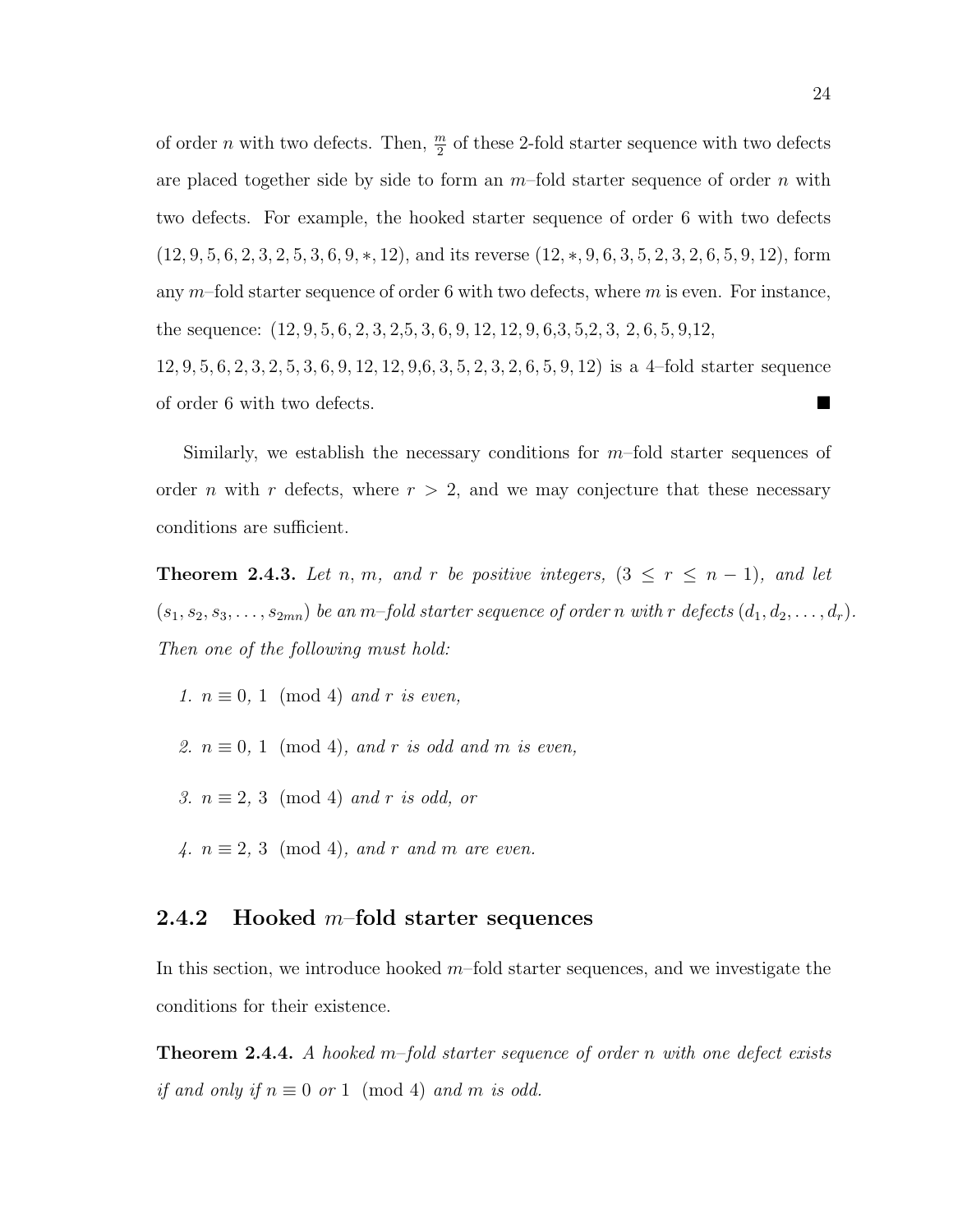of order $n$ with two defects. Then, $\frac{m}{2}$ of these 2-fold starter sequence with two defects are placed together side by side to form an $m$–fold starter sequence of order $n$ with two defects. For example, the hooked starter sequence of order 6 with two defects $(12, 9, 5, 6, 2, 3, 2, 5, 3, 6, 9, *, 12)$, and its reverse $(12, *, 9, 6, 3, 5, 2, 3, 2, 6, 5, 9, 12)$, form any $m$–fold starter sequence of order 6 with two defects, where $m$ is even. For instance, the sequence: $(12, 9, 5, 6, 2, 3, 2, 5, 3, 6, 9, 12, 12, 9, 6, 3, 5, 2, 3, 2, 6, 5, 9, 12,$ $12, 9, 5, 6, 2, 3, 2, 5, 3, 6, 9, 12, 12, 9, 6, 3, 5, 2, 3, 2, 6, 5, 9, 12)$ is a 4–fold starter sequence of order 6 with two defects. ■

Similarly, we establish the necessary conditions for $m$–fold starter sequences of order $n$ with $r$ defects, where $r > 2$, and we may conjecture that these necessary conditions are sufficient.

**Theorem 2.4.3.** *Let $n$, $m$, and $r$ be positive integers, $(3 \leq r \leq n - 1)$, and let $(s_1, s_2, s_3, \ldots, s_{2mn})$ be an $m$–fold starter sequence of order $n$ with $r$ defects $(d_1, d_2, \ldots, d_r)$. Then one of the following must hold:*

1. *$n \equiv 0, 1 \pmod 4$ and $r$ is even,*
2. *$n \equiv 0, 1 \pmod 4$, and $r$ is odd and $m$ is even,*
3. *$n \equiv 2, 3 \pmod 4$ and $r$ is odd, or*
4. *$n \equiv 2, 3 \pmod 4$, and $r$ and $m$ are even.*

### 2.4.2 Hooked $m$–fold starter sequences

In this section, we introduce hooked $m$–fold starter sequences, and we investigate the conditions for their existence.

**Theorem 2.4.4.** *A hooked $m$–fold starter sequence of order $n$ with one defect exists if and only if $n \equiv 0$ or $1 \pmod 4$ and $m$ is odd.*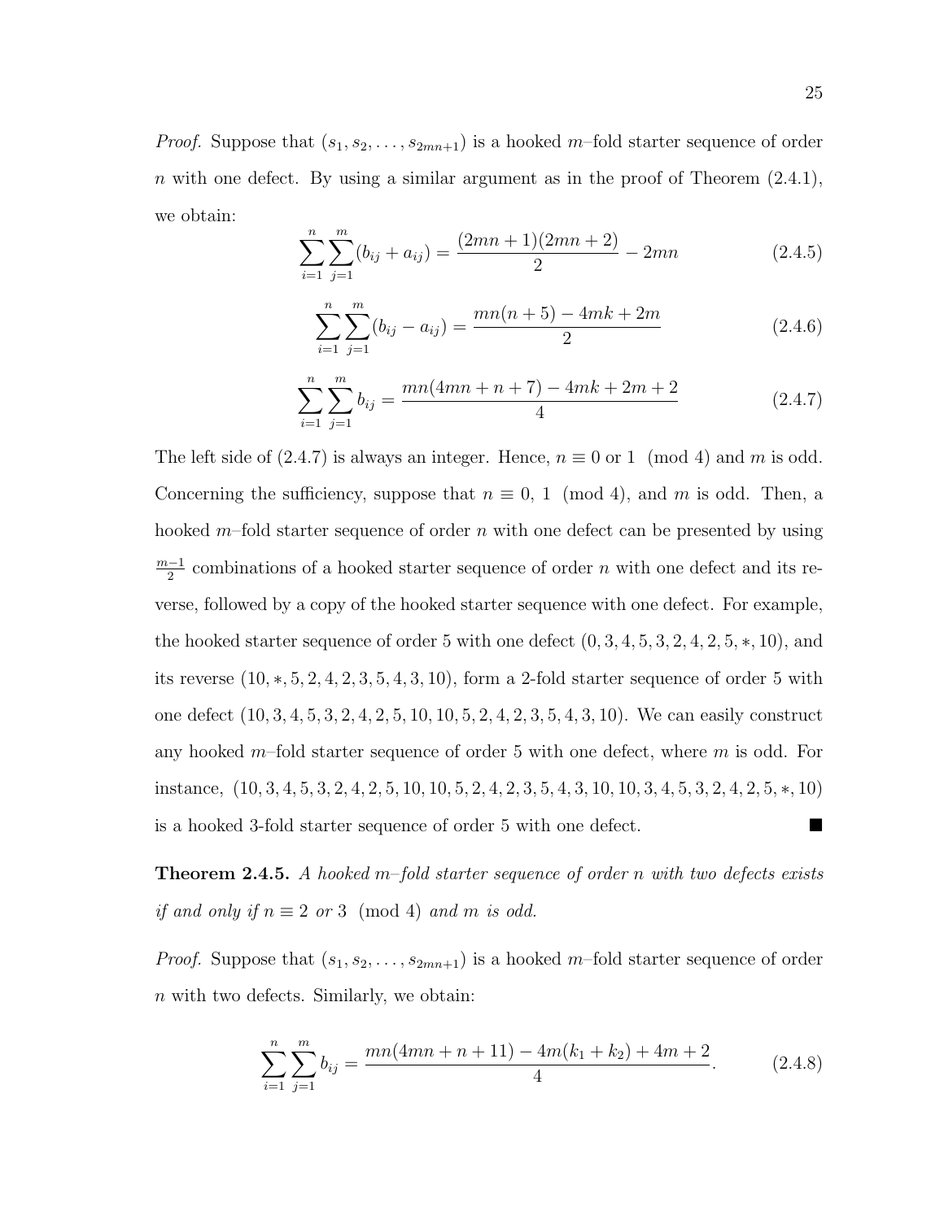*Proof.* Suppose that $(s_1, s_2, \ldots, s_{2mn+1})$ is a hooked $m$–fold starter sequence of order $n$ with one defect. By using a similar argument as in the proof of Theorem (2.4.1), we obtain:

$$\sum_{i=1}^{n}\sum_{j=1}^{m}(b_{ij}+a_{ij}) = \frac{(2mn+1)(2mn+2)}{2} - 2mn \tag{2.4.5}$$

$$\sum_{i=1}^{n}\sum_{j=1}^{m}(b_{ij}-a_{ij}) = \frac{mn(n+5)-4mk+2m}{2} \tag{2.4.6}$$

$$\sum_{i=1}^{n}\sum_{j=1}^{m}b_{ij} = \frac{mn(4mn+n+7)-4mk+2m+2}{4} \tag{2.4.7}$$

The left side of (2.4.7) is always an integer. Hence, $n \equiv 0$ or $1 \pmod 4$ and $m$ is odd. Concerning the sufficiency, suppose that $n \equiv 0,\ 1 \pmod 4$, and $m$ is odd. Then, a hooked $m$–fold starter sequence of order $n$ with one defect can be presented by using $\frac{m-1}{2}$ combinations of a hooked starter sequence of order $n$ with one defect and its reverse, followed by a copy of the hooked starter sequence with one defect. For example, the hooked starter sequence of order 5 with one defect $(0, 3, 4, 5, 3, 2, 4, 2, 5, *, 10)$, and its reverse $(10, *, 5, 2, 4, 2, 3, 5, 4, 3, 10)$, form a 2-fold starter sequence of order 5 with one defect $(10, 3, 4, 5, 3, 2, 4, 2, 5, 10, 10, 5, 2, 4, 2, 3, 5, 4, 3, 10)$. We can easily construct any hooked $m$–fold starter sequence of order 5 with one defect, where $m$ is odd. For instance, $(10, 3, 4, 5, 3, 2, 4, 2, 5, 10, 10, 5, 2, 4, 2, 3, 5, 4, 3, 10, 10, 3, 4, 5, 3, 2, 4, 2, 5, *, 10)$ is a hooked 3-fold starter sequence of order 5 with one defect. ∎

**Theorem 2.4.5.** *A hooked $m$–fold starter sequence of order $n$ with two defects exists if and only if $n \equiv 2$ or $3 \pmod 4$ and $m$ is odd.*

*Proof.* Suppose that $(s_1, s_2, \ldots, s_{2mn+1})$ is a hooked $m$–fold starter sequence of order $n$ with two defects. Similarly, we obtain:

$$\sum_{i=1}^{n}\sum_{j=1}^{m}b_{ij} = \frac{mn(4mn+n+11)-4m(k_1+k_2)+4m+2}{4}. \tag{2.4.8}$$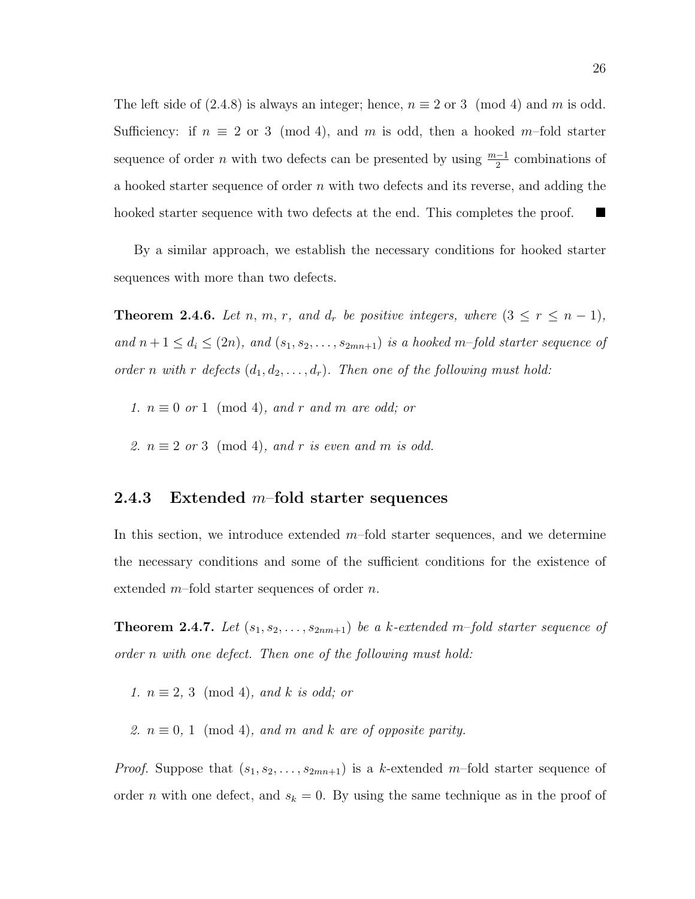The left side of (2.4.8) is always an integer; hence, $n \equiv 2$ or $3 \pmod 4$ and $m$ is odd. Sufficiency: if $n \equiv 2$ or $3 \pmod 4$, and $m$ is odd, then a hooked $m$–fold starter sequence of order $n$ with two defects can be presented by using $\frac{m-1}{2}$ combinations of a hooked starter sequence of order $n$ with two defects and its reverse, and adding the hooked starter sequence with two defects at the end. This completes the proof. ■

By a similar approach, we establish the necessary conditions for hooked starter sequences with more than two defects.

**Theorem 2.4.6.** *Let $n$, $m$, $r$, and $d_r$ be positive integers, where $(3 \le r \le n-1)$, and $n+1 \le d_i \le (2n)$, and $(s_1, s_2, \ldots, s_{2mn+1})$ is a hooked $m$–fold starter sequence of order $n$ with $r$ defects $(d_1, d_2, \ldots, d_r)$. Then one of the following must hold:*

1. *$n \equiv 0$ or $1 \pmod 4$, and $r$ and $m$ are odd; or*
2. *$n \equiv 2$ or $3 \pmod 4$, and $r$ is even and $m$ is odd.*

### 2.4.3 Extended $m$–fold starter sequences

In this section, we introduce extended $m$–fold starter sequences, and we determine the necessary conditions and some of the sufficient conditions for the existence of extended $m$–fold starter sequences of order $n$.

**Theorem 2.4.7.** *Let $(s_1, s_2, \ldots, s_{2nm+1})$ be a $k$-extended $m$–fold starter sequence of order $n$ with one defect. Then one of the following must hold:*

1. *$n \equiv 2,\ 3 \pmod 4$, and $k$ is odd; or*
2. *$n \equiv 0,\ 1 \pmod 4$, and $m$ and $k$ are of opposite parity.*

*Proof.* Suppose that $(s_1, s_2, \ldots, s_{2mn+1})$ is a $k$-extended $m$–fold starter sequence of order $n$ with one defect, and $s_k = 0$. By using the same technique as in the proof of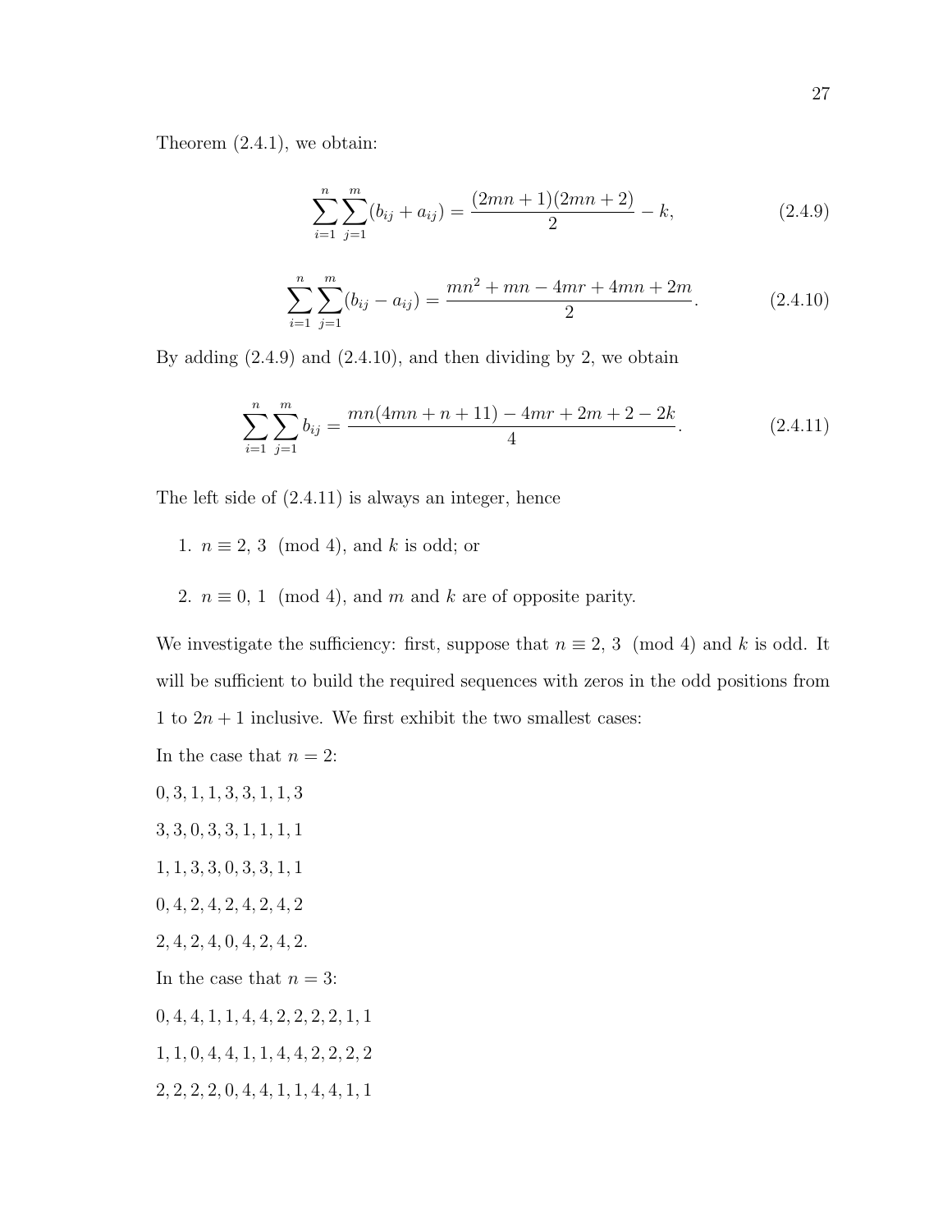Theorem (2.4.1), we obtain:

$$\sum_{i=1}^{n}\sum_{j=1}^{m}(b_{ij}+a_{ij}) = \frac{(2mn+1)(2mn+2)}{2} - k, \tag{2.4.9}$$

$$\sum_{i=1}^{n}\sum_{j=1}^{m}(b_{ij}-a_{ij}) = \frac{mn^2+mn-4mr+4mn+2m}{2}. \tag{2.4.10}$$

By adding (2.4.9) and (2.4.10), and then dividing by 2, we obtain

$$\sum_{i=1}^{n}\sum_{j=1}^{m} b_{ij} = \frac{mn(4mn+n+11)-4mr+2m+2-2k}{4}. \tag{2.4.11}$$

The left side of (2.4.11) is always an integer, hence

1. $n \equiv 2, 3 \pmod 4$, and $k$ is odd; or

2. $n \equiv 0, 1 \pmod 4$, and $m$ and $k$ are of opposite parity.

We investigate the sufficiency: first, suppose that $n \equiv 2, 3 \pmod 4$ and $k$ is odd. It will be sufficient to build the required sequences with zeros in the odd positions from 1 to $2n+1$ inclusive. We first exhibit the two smallest cases:

In the case that $n = 2$:

0, 3, 1, 1, 3, 3, 1, 1, 3

3, 3, 0, 3, 3, 1, 1, 1, 1

1, 1, 3, 3, 0, 3, 3, 1, 1

0, 4, 2, 4, 2, 4, 2, 4, 2

2, 4, 2, 4, 0, 4, 2, 4, 2.

In the case that $n = 3$:

0, 4, 4, 1, 1, 4, 4, 2, 2, 2, 2, 1, 1

1, 1, 0, 4, 4, 1, 1, 4, 4, 2, 2, 2, 2

2, 2, 2, 2, 0, 4, 4, 1, 1, 4, 4, 1, 1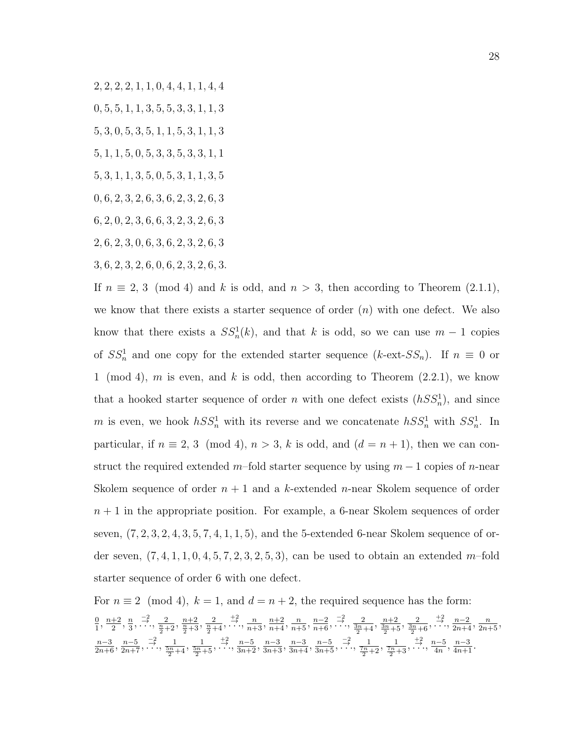$2, 2, 2, 2, 1, 1, 0, 4, 4, 1, 1, 4, 4$

$0, 5, 5, 1, 1, 3, 5, 5, 3, 3, 1, 1, 3$

$5, 3, 0, 5, 3, 5, 1, 1, 5, 3, 1, 1, 3$

$5, 1, 1, 5, 0, 5, 3, 3, 5, 3, 3, 1, 1$

$5, 3, 1, 1, 3, 5, 0, 5, 3, 1, 1, 3, 5$

$0, 6, 2, 3, 2, 6, 3, 6, 2, 3, 2, 6, 3$

$6, 2, 0, 2, 3, 6, 6, 3, 2, 3, 2, 6, 3$

$2, 6, 2, 3, 0, 6, 3, 6, 2, 3, 2, 6, 3$

$3, 6, 2, 3, 2, 6, 0, 6, 2, 3, 2, 6, 3.$

If $n \equiv 2, 3 \pmod 4$ and $k$ is odd, and $n > 3$, then according to Theorem (2.1.1), we know that there exists a starter sequence of order $(n)$ with one defect. We also know that there exists a $SS_n^1(k)$, and that $k$ is odd, so we can use $m-1$ copies of $SS_n^1$ and one copy for the extended starter sequence ($k$-ext-$SS_n$). If $n \equiv 0$ or $1 \pmod 4$, $m$ is even, and $k$ is odd, then according to Theorem (2.2.1), we know that a hooked starter sequence of order $n$ with one defect exists ($hSS_n^1$), and since $m$ is even, we hook $hSS_n^1$ with its reverse and we concatenate $hSS_n^1$ with $SS_n^1$. In particular, if $n \equiv 2, 3 \pmod 4$, $n > 3$, $k$ is odd, and $(d = n+1)$, then we can construct the required extended $m$–fold starter sequence by using $m-1$ copies of $n$-near Skolem sequence of order $n+1$ and a $k$-extended $n$-near Skolem sequence of order $n+1$ in the appropriate position. For example, a 6-near Skolem sequences of order seven, $(7, 2, 3, 2, 4, 3, 5, 7, 4, 1, 1, 5)$, and the 5-extended 6-near Skolem sequence of order seven, $(7, 4, 1, 1, 0, 4, 5, 7, 2, 3, 2, 5, 3)$, can be used to obtain an extended $m$–fold starter sequence of order 6 with one defect.

For $n \equiv 2 \pmod 4$, $k = 1$, and $d = n+2$, the required sequence has the form:

$\frac{0}{1}, \frac{n+2}{2}, \frac{n}{3}, \overset{-2}{\overrightarrow{\cdots}}, \frac{2}{\frac{n}{2}+2}, \frac{n+2}{\frac{n}{2}+3}, \frac{2}{\frac{n}{2}+4}, \overset{+2}{\overrightarrow{\cdots}}, \frac{n}{n+3}, \frac{n+2}{n+4}, \frac{n}{n+5}, \frac{n-2}{n+6}, \overset{-2}{\overrightarrow{\cdots}}, \frac{2}{\frac{3n}{2}+4}, \frac{n+2}{\frac{3n}{2}+5}, \frac{2}{\frac{3n}{2}+6}, \overset{+2}{\overrightarrow{\cdots}}, \frac{n-2}{2n+4}, \frac{n}{2n+5},$
$\frac{n-3}{2n+6}, \frac{n-5}{2n+7}, \overset{-2}{\overrightarrow{\cdots}}, \frac{1}{\frac{5n}{2}+4}, \frac{1}{\frac{5n}{2}+5}, \overset{+2}{\overrightarrow{\cdots}}, \frac{n-5}{3n+2}, \frac{n-3}{3n+3}, \frac{n-3}{3n+4}, \frac{n-5}{3n+5}, \overset{-2}{\overrightarrow{\cdots}}, \frac{1}{\frac{7n}{2}+2}, \frac{1}{\frac{7n}{2}+3}, \overset{+2}{\overrightarrow{\cdots}}, \frac{n-5}{4n}, \frac{n-3}{4n+1}.$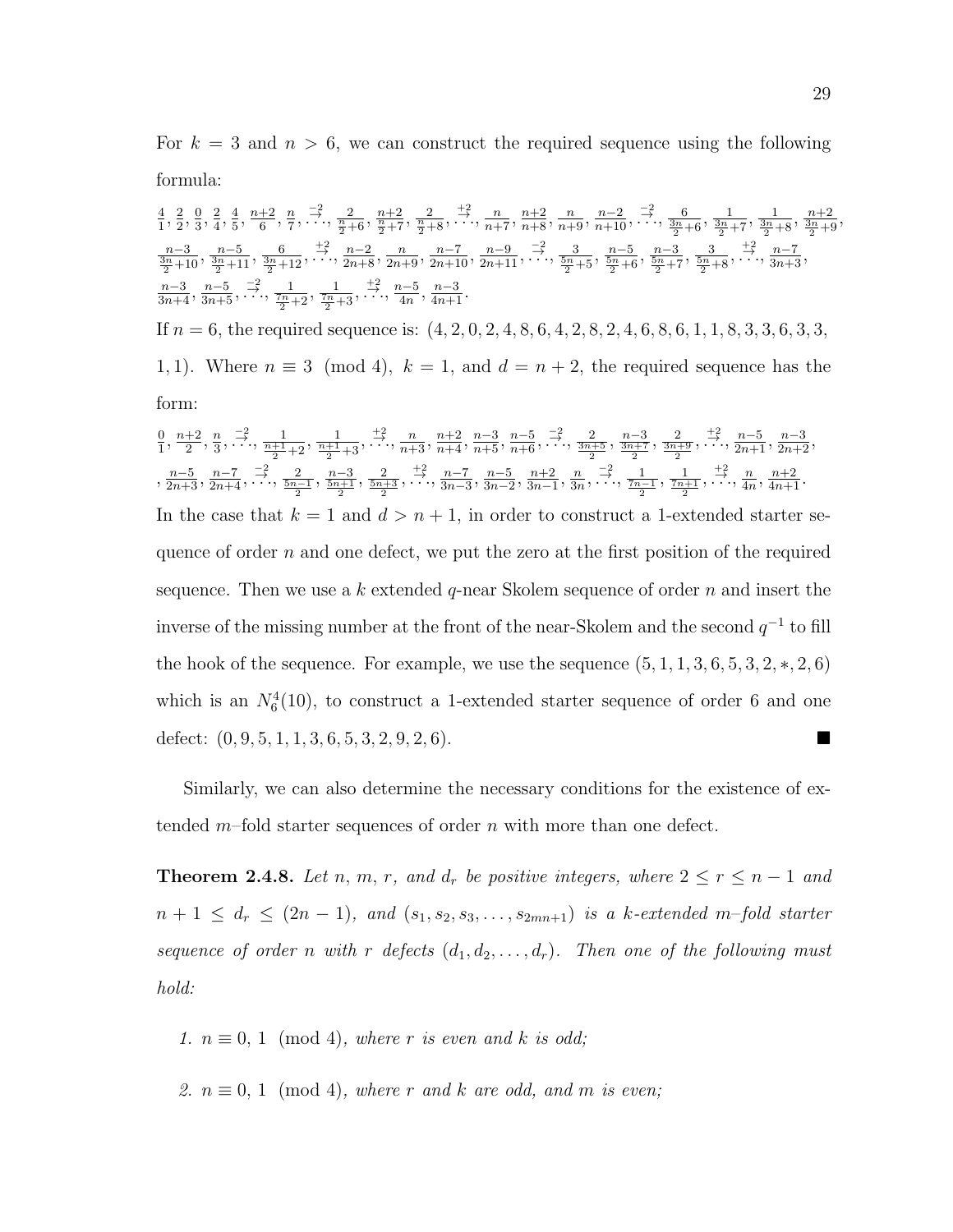For $k = 3$ and $n > 6$, we can construct the required sequence using the following formula:

$\frac{4}{1}, \frac{2}{2}, \frac{0}{3}, \frac{2}{4}, \frac{4}{5}, \frac{n+2}{6}, \frac{n}{7}, \overset{-2}{\cdots}, \frac{2}{\frac{n}{2}+6}, \frac{n+2}{\frac{n}{2}+7}, \frac{2}{\frac{n}{2}+8}, \overset{+2}{\cdots}, \frac{n}{n+7}, \frac{n+2}{n+8}, \frac{n}{n+9}, \frac{n-2}{n+10}, \overset{-2}{\cdots}, \frac{6}{\frac{3n}{2}+6}, \frac{1}{\frac{3n}{2}+7}, \frac{1}{\frac{3n}{2}+8}, \frac{n+2}{\frac{3n}{2}+9},$
$\frac{n-3}{\frac{3n}{2}+10}, \frac{n-5}{\frac{3n}{2}+11}, \frac{6}{\frac{3n}{2}+12}, \overset{+2}{\cdots}, \frac{n-2}{2n+8}, \frac{n}{2n+9}, \frac{n-7}{2n+10}, \frac{n-9}{2n+11}, \overset{-2}{\cdots}, \frac{3}{\frac{5n}{2}+5}, \frac{n-5}{\frac{5n}{2}+6}, \frac{n-3}{\frac{5n}{2}+7}, \frac{3}{\frac{5n}{2}+8}, \overset{+2}{\cdots}, \frac{n-7}{3n+3},$
$\frac{n-3}{3n+4}, \frac{n-5}{3n+5}, \overset{-2}{\cdots}, \frac{1}{\frac{7n}{2}+2}, \frac{1}{\frac{7n}{2}+3}, \overset{+2}{\cdots}, \frac{n-5}{4n}, \frac{n-3}{4n+1}.$

If $n = 6$, the required sequence is: $(4, 2, 0, 2, 4, 8, 6, 4, 2, 8, 2, 4, 6, 8, 6, 1, 1, 8, 3, 3, 6, 3, 3, 1, 1)$. Where $n \equiv 3 \pmod 4$, $k = 1$, and $d = n + 2$, the required sequence has the form:

$\frac{0}{1}, \frac{n+2}{2}, \frac{n}{3}, \overset{-2}{\cdots}, \frac{1}{\frac{n+1}{2}+2}, \frac{1}{\frac{n+1}{2}+3}, \overset{+2}{\cdots}, \frac{n}{n+3}, \frac{n+2}{n+4}, \frac{n-3}{n+5}, \frac{n-5}{n+6}, \overset{-2}{\cdots}, \frac{2}{\frac{3n+5}{2}}, \frac{n-3}{\frac{3n+7}{2}}, \frac{2}{\frac{3n+9}{2}}, \overset{+2}{\cdots}, \frac{n-5}{2n+1}, \frac{n-3}{2n+2},$
$, \frac{n-5}{2n+3}, \frac{n-7}{2n+4}, \overset{-2}{\cdots}, \frac{2}{\frac{5n-1}{2}}, \frac{n-3}{\frac{5n+1}{2}}, \frac{2}{\frac{5n+3}{2}}, \overset{+2}{\cdots}, \frac{n-7}{3n-3}, \frac{n-5}{3n-2}, \frac{n+2}{3n-1}, \frac{n}{3n}, \overset{-2}{\cdots}, \frac{1}{\frac{7n-1}{2}}, \frac{1}{\frac{7n+1}{2}}, \overset{+2}{\cdots}, \frac{n}{4n}, \frac{n+2}{4n+1}.$

In the case that $k = 1$ and $d > n + 1$, in order to construct a 1-extended starter sequence of order $n$ and one defect, we put the zero at the first position of the required sequence. Then we use a $k$ extended $q$-near Skolem sequence of order $n$ and insert the inverse of the missing number at the front of the near-Skolem and the second $q^{-1}$ to fill the hook of the sequence. For example, we use the sequence $(5, 1, 1, 3, 6, 5, 3, 2, *, 2, 6)$ which is an $N_6^4(10)$, to construct a 1-extended starter sequence of order 6 and one defect: $(0, 9, 5, 1, 1, 3, 6, 5, 3, 2, 9, 2, 6)$. ■

Similarly, we can also determine the necessary conditions for the existence of extended $m$–fold starter sequences of order $n$ with more than one defect.

**Theorem 2.4.8.** *Let $n$, $m$, $r$, and $d_r$ be positive integers, where $2 \le r \le n-1$ and $n+1 \le d_r \le (2n-1)$, and $(s_1, s_2, s_3, \ldots, s_{2mn+1})$ is a $k$-extended $m$–fold starter sequence of order $n$ with $r$ defects $(d_1, d_2, \ldots, d_r)$. Then one of the following must hold:*

1. *$n \equiv 0, 1 \pmod 4$, where $r$ is even and $k$ is odd;*
2. *$n \equiv 0, 1 \pmod 4$, where $r$ and $k$ are odd, and $m$ is even;*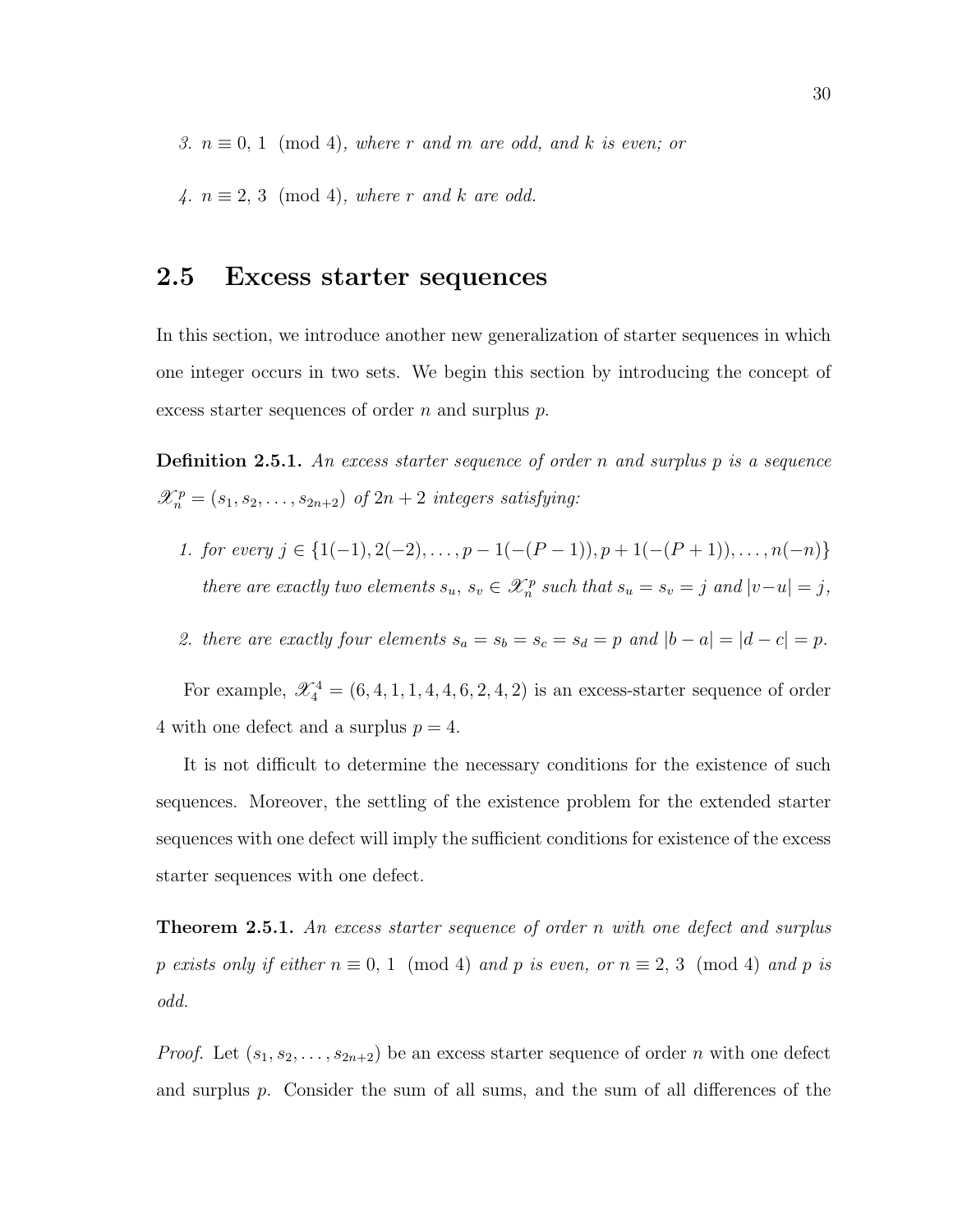*3.* $n \equiv 0, 1 \pmod 4$*, where* $r$ *and* $m$ *are odd, and* $k$ *is even; or*

*4.* $n \equiv 2, 3 \pmod 4$*, where* $r$ *and* $k$ *are odd.*

## 2.5 Excess starter sequences

In this section, we introduce another new generalization of starter sequences in which one integer occurs in two sets. We begin this section by introducing the concept of excess starter sequences of order $n$ and surplus $p$.

**Definition 2.5.1.** *An excess starter sequence of order* $n$ *and surplus* $p$ *is a sequence* $\mathscr{X}_n^p = (s_1, s_2, \ldots, s_{2n+2})$ *of* $2n + 2$ *integers satisfying:*

1. *for every* $j \in \{1(-1), 2(-2), \ldots, p-1(-(P-1)), p+1(-(P+1)), \ldots, n(-n)\}$ *there are exactly two elements* $s_u$, $s_v \in \mathscr{X}_n^p$ *such that* $s_u = s_v = j$ *and* $|v-u| = j$,

2. *there are exactly four elements* $s_a = s_b = s_c = s_d = p$ *and* $|b-a| = |d-c| = p$.

For example, $\mathscr{X}_4^4 = (6, 4, 1, 1, 4, 4, 6, 2, 4, 2)$ is an excess-starter sequence of order 4 with one defect and a surplus $p = 4$.

It is not difficult to determine the necessary conditions for the existence of such sequences. Moreover, the settling of the existence problem for the extended starter sequences with one defect will imply the sufficient conditions for existence of the excess starter sequences with one defect.

**Theorem 2.5.1.** *An excess starter sequence of order* $n$ *with one defect and surplus* $p$ *exists only if either* $n \equiv 0, 1 \pmod 4$ *and* $p$ *is even, or* $n \equiv 2, 3 \pmod 4$ *and* $p$ *is odd.*

*Proof.* Let $(s_1, s_2, \ldots, s_{2n+2})$ be an excess starter sequence of order $n$ with one defect and surplus $p$. Consider the sum of all sums, and the sum of all differences of the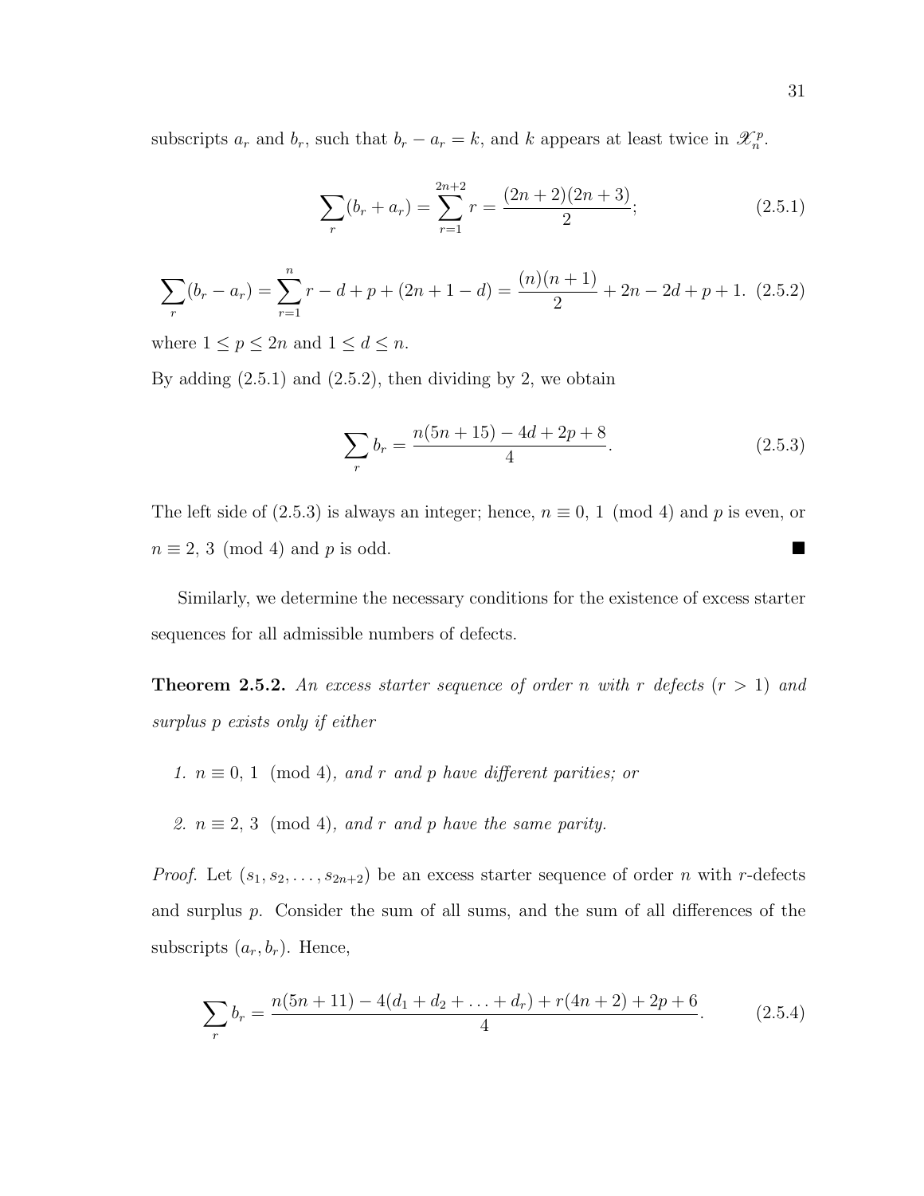subscripts $a_r$ and $b_r$, such that $b_r - a_r = k$, and $k$ appears at least twice in $\mathscr{X}_n^p$.

$$\sum_r (b_r + a_r) = \sum_{r=1}^{2n+2} r = \frac{(2n+2)(2n+3)}{2}; \tag{2.5.1}$$

$$\sum_r (b_r - a_r) = \sum_{r=1}^{n} r - d + p + (2n+1-d) = \frac{(n)(n+1)}{2} + 2n - 2d + p + 1. \tag{2.5.2}$$

where $1 \leq p \leq 2n$ and $1 \leq d \leq n$.

By adding (2.5.1) and (2.5.2), then dividing by 2, we obtain

$$\sum_r b_r = \frac{n(5n+15) - 4d + 2p + 8}{4}. \tag{2.5.3}$$

The left side of (2.5.3) is always an integer; hence, $n \equiv 0,\, 1 \pmod 4$ and $p$ is even, or $n \equiv 2,\, 3 \pmod 4$ and $p$ is odd. ■

Similarly, we determine the necessary conditions for the existence of excess starter sequences for all admissible numbers of defects.

**Theorem 2.5.2.** *An excess starter sequence of order $n$ with $r$ defects ($r > 1$) and surplus $p$ exists only if either*

1. *$n \equiv 0,\, 1 \pmod 4$, and $r$ and $p$ have different parities; or*
2. *$n \equiv 2,\, 3 \pmod 4$, and $r$ and $p$ have the same parity.*

*Proof.* Let $(s_1, s_2, \ldots, s_{2n+2})$ be an excess starter sequence of order $n$ with $r$-defects and surplus $p$. Consider the sum of all sums, and the sum of all differences of the subscripts $(a_r, b_r)$. Hence,

$$\sum_r b_r = \frac{n(5n+11) - 4(d_1 + d_2 + \ldots + d_r) + r(4n+2) + 2p + 6}{4}. \tag{2.5.4}$$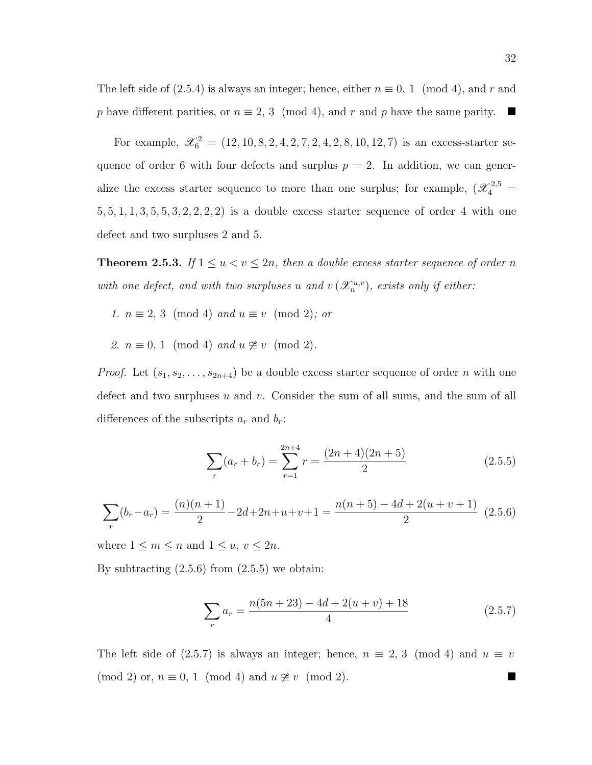The left side of (2.5.4) is always an integer; hence, either $n \equiv 0,\ 1 \pmod 4$, and $r$ and $p$ have different parities, or $n \equiv 2,\ 3 \pmod 4$, and $r$ and $p$ have the same parity. ■

For example, $\mathscr{X}_6^2 = (12, 10, 8, 2, 4, 2, 7, 2, 4, 2, 8, 10, 12, 7)$ is an excess-starter sequence of order 6 with four defects and surplus $p = 2$. In addition, we can generalize the excess starter sequence to more than one surplus; for example, ($\mathscr{X}_4^{2,5} = 5, 5, 1, 1, 3, 5, 5, 3, 2, 2, 2, 2$) is a double excess starter sequence of order 4 with one defect and two surpluses 2 and 5.

**Theorem 2.5.3.** *If $1 \leq u < v \leq 2n$, then a double excess starter sequence of order $n$ with one defect, and with two surpluses $u$ and $v$ ($\mathscr{X}_n^{u,v}$), exists only if either:*

1. *$n \equiv 2,\ 3 \pmod 4$ and $u \equiv v \pmod 2$; or*
2. *$n \equiv 0,\ 1 \pmod 4$ and $u \not\equiv v \pmod 2$.*

*Proof.* Let $(s_1, s_2, \ldots, s_{2n+4})$ be a double excess starter sequence of order $n$ with one defect and two surpluses $u$ and $v$. Consider the sum of all sums, and the sum of all differences of the subscripts $a_r$ and $b_r$:

$$\sum_r (a_r + b_r) = \sum_{r=1}^{2n+4} r = \frac{(2n+4)(2n+5)}{2} \tag{2.5.5}$$

$$\sum_r (b_r - a_r) = \frac{(n)(n+1)}{2} - 2d + 2n + u + v + 1 = \frac{n(n+5) - 4d + 2(u+v+1)}{2} \tag{2.5.6}$$

where $1 \leq m \leq n$ and $1 \leq u,\ v \leq 2n$.

By subtracting (2.5.6) from (2.5.5) we obtain:

$$\sum_r a_r = \frac{n(5n+23) - 4d + 2(u+v) + 18}{4} \tag{2.5.7}$$

The left side of (2.5.7) is always an integer; hence, $n \equiv 2,\ 3 \pmod 4$ and $u \equiv v \pmod 2$ or, $n \equiv 0,\ 1 \pmod 4$ and $u \not\equiv v \pmod 2$. ■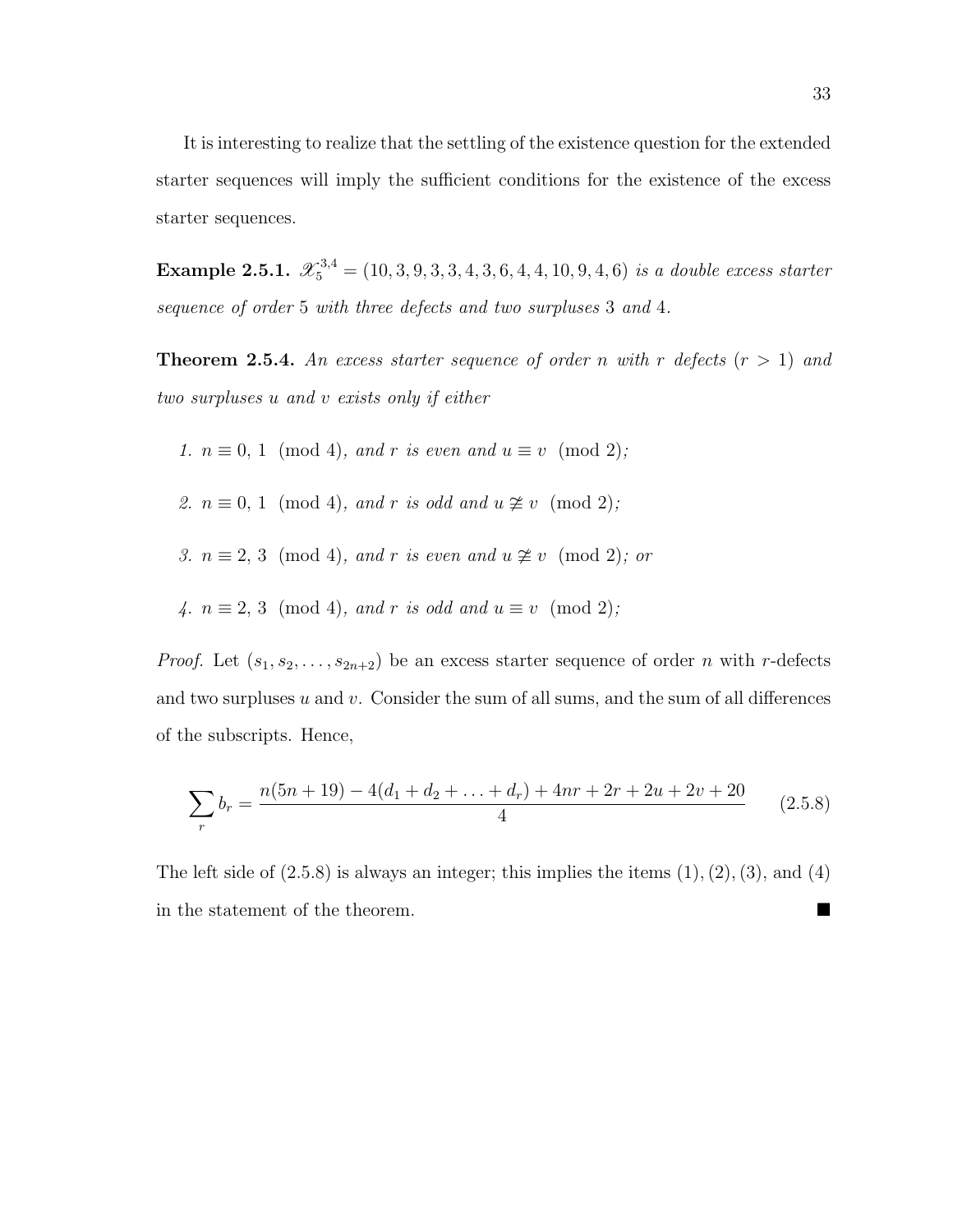It is interesting to realize that the settling of the existence question for the extended starter sequences will imply the sufficient conditions for the existence of the excess starter sequences.

**Example 2.5.1.** $\mathscr{X}_5^{3,4} = (10, 3, 9, 3, 3, 4, 3, 6, 4, 4, 10, 9, 4, 6)$ *is a double excess starter sequence of order* 5 *with three defects and two surpluses* 3 *and* 4*.*

**Theorem 2.5.4.** *An excess starter sequence of order $n$ with $r$ defects $(r > 1)$ and two surpluses $u$ and $v$ exists only if either*

1. $n \equiv 0, 1 \pmod 4$*, and $r$ is even and* $u \equiv v \pmod 2$*;*

2. $n \equiv 0, 1 \pmod 4$*, and $r$ is odd and* $u \not\equiv v \pmod 2$*;*

3. $n \equiv 2, 3 \pmod 4$*, and $r$ is even and* $u \not\equiv v \pmod 2$*; or*

4. $n \equiv 2, 3 \pmod 4$*, and $r$ is odd and* $u \equiv v \pmod 2$*;*

*Proof.* Let $(s_1, s_2, \ldots, s_{2n+2})$ be an excess starter sequence of order $n$ with $r$-defects and two surpluses $u$ and $v$. Consider the sum of all sums, and the sum of all differences of the subscripts. Hence,

$$\sum_r b_r = \frac{n(5n + 19) - 4(d_1 + d_2 + \ldots + d_r) + 4nr + 2r + 2u + 2v + 20}{4} \qquad (2.5.8)$$

The left side of (2.5.8) is always an integer; this implies the items (1), (2), (3), and (4) in the statement of the theorem. ■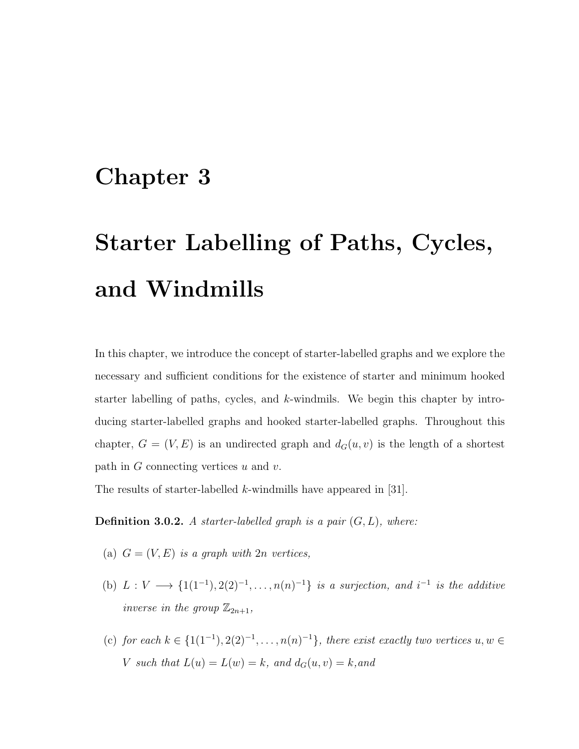# Chapter 3

# Starter Labelling of Paths, Cycles, and Windmills

In this chapter, we introduce the concept of starter-labelled graphs and we explore the necessary and sufficient conditions for the existence of starter and minimum hooked starter labelling of paths, cycles, and $k$-windmils. We begin this chapter by introducing starter-labelled graphs and hooked starter-labelled graphs. Throughout this chapter, $G = (V, E)$ is an undirected graph and $d_G(u, v)$ is the length of a shortest path in $G$ connecting vertices $u$ and $v$.

The results of starter-labelled $k$-windmills have appeared in [31].

**Definition 3.0.2.** *A starter-labelled graph is a pair $(G, L)$, where:*

(a) *$G = (V, E)$ is a graph with $2n$ vertices,*

(b) *$L : V \longrightarrow \{1(1^{-1}), 2(2)^{-1}, \ldots, n(n)^{-1}\}$ is a surjection, and $i^{-1}$ is the additive inverse in the group $\mathbb{Z}_{2n+1}$,*

(c) *for each $k \in \{1(1^{-1}), 2(2)^{-1}, \ldots, n(n)^{-1}\}$, there exist exactly two vertices $u, w \in V$ such that $L(u) = L(w) = k$, and $d_G(u, v) = k$,and*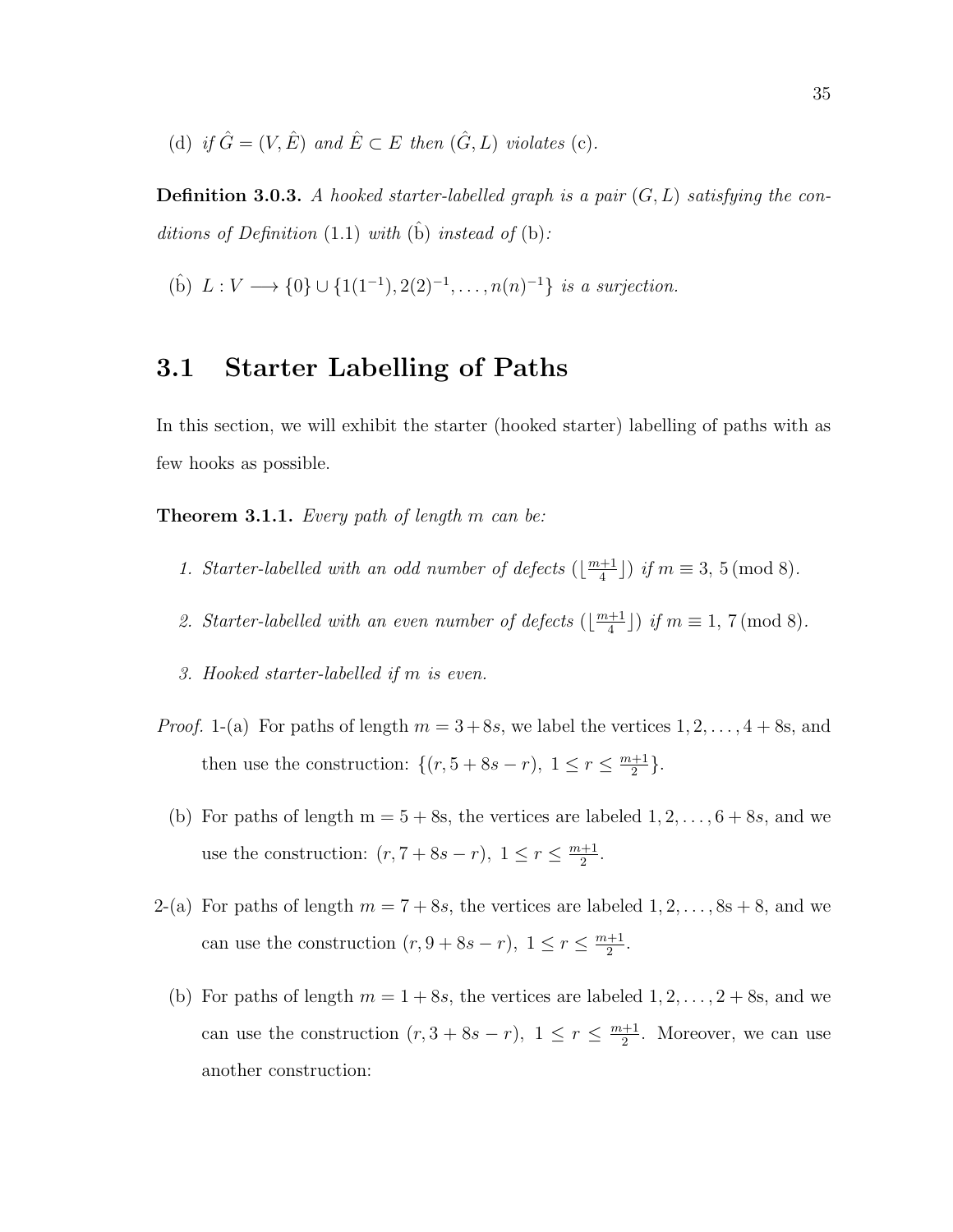(d) *if* $\hat{G} = (V, \hat{E})$ *and* $\hat{E} \subset E$ *then* $(\hat{G}, L)$ *violates* (c).

**Definition 3.0.3.** *A hooked starter-labelled graph is a pair* $(G, L)$ *satisfying the conditions of Definition* (1.1) *with* ($\hat{\text{b}}$) *instead of* (b)*:*

($\hat{\text{b}}$) $L : V \longrightarrow \{0\} \cup \{1(1^{-1}), 2(2)^{-1}, \ldots, n(n)^{-1}\}$ *is a surjection.*

## 3.1 Starter Labelling of Paths

In this section, we will exhibit the starter (hooked starter) labelling of paths with as few hooks as possible.

**Theorem 3.1.1.** *Every path of length* $m$ *can be:*

1. *Starter-labelled with an odd number of defects* ($\lfloor \frac{m+1}{4} \rfloor$) *if* $m \equiv 3,\, 5 \pmod 8$.
2. *Starter-labelled with an even number of defects* ($\lfloor \frac{m+1}{4} \rfloor$) *if* $m \equiv 1,\, 7 \pmod 8$.
3. *Hooked starter-labelled if* $m$ *is even.*

*Proof.* 1-(a) For paths of length $m = 3 + 8s$, we label the vertices $1, 2, \ldots, 4 + 8s$, and then use the construction: $\{(r, 5 + 8s - r),\ 1 \leq r \leq \frac{m+1}{2}\}$.

(b) For paths of length m = 5 + 8s, the vertices are labeled $1, 2, \ldots, 6 + 8s$, and we use the construction: $(r, 7 + 8s - r),\ 1 \leq r \leq \frac{m+1}{2}$.

2-(a) For paths of length $m = 7 + 8s$, the vertices are labeled $1, 2, \ldots, 8s + 8$, and we can use the construction $(r, 9 + 8s - r),\ 1 \leq r \leq \frac{m+1}{2}$.

(b) For paths of length $m = 1 + 8s$, the vertices are labeled $1, 2, \ldots, 2 + 8s$, and we can use the construction $(r, 3 + 8s - r),\ 1 \leq r \leq \frac{m+1}{2}$. Moreover, we can use another construction: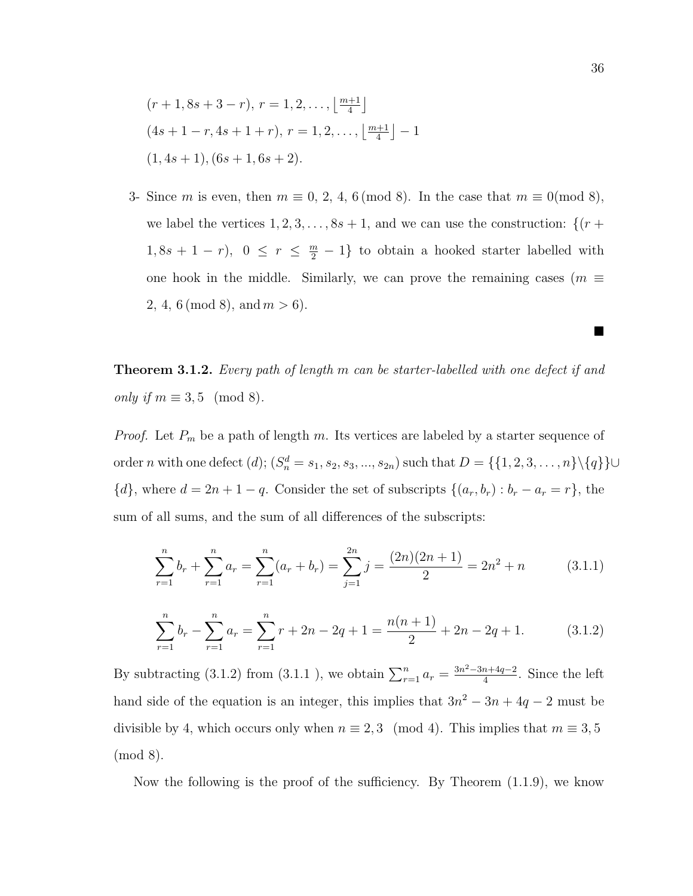$(r+1, 8s+3-r)$, $r = 1, 2, \ldots, \lfloor \frac{m+1}{4} \rfloor$

$(4s+1-r, 4s+1+r)$, $r = 1, 2, \ldots, \lfloor \frac{m+1}{4} \rfloor - 1$

$(1, 4s+1), (6s+1, 6s+2)$.

3- Since $m$ is even, then $m \equiv 0, 2, 4, 6 \pmod 8$. In the case that $m \equiv 0 \pmod 8$, we label the vertices $1, 2, 3, \ldots, 8s+1$, and we can use the construction: $\{(r+1, 8s+1-r),\ 0 \leq r \leq \frac{m}{2} - 1\}$ to obtain a hooked starter labelled with one hook in the middle. Similarly, we can prove the remaining cases ($m \equiv 2, 4, 6 \pmod 8$, and $m > 6$).

■

**Theorem 3.1.2.** *Every path of length $m$ can be starter-labelled with one defect if and only if $m \equiv 3, 5 \pmod 8$.*

*Proof.* Let $P_m$ be a path of length $m$. Its vertices are labeled by a starter sequence of order $n$ with one defect $(d)$; ($S_n^d = s_1, s_2, s_3, ..., s_{2n}$) such that $D = \{\{1, 2, 3, \ldots, n\} \backslash \{q\}\} \cup \{d\}$, where $d = 2n + 1 - q$. Consider the set of subscripts $\{(a_r, b_r) : b_r - a_r = r\}$, the sum of all sums, and the sum of all differences of the subscripts:

$$\sum_{r=1}^{n} b_r + \sum_{r=1}^{n} a_r = \sum_{r=1}^{n} (a_r + b_r) = \sum_{j=1}^{2n} j = \frac{(2n)(2n+1)}{2} = 2n^2 + n \tag{3.1.1}$$

$$\sum_{r=1}^{n} b_r - \sum_{r=1}^{n} a_r = \sum_{r=1}^{n} r + 2n - 2q + 1 = \frac{n(n+1)}{2} + 2n - 2q + 1. \tag{3.1.2}$$

By subtracting (3.1.2) from (3.1.1 ), we obtain $\sum_{r=1}^{n} a_r = \frac{3n^2 - 3n + 4q - 2}{4}$. Since the left hand side of the equation is an integer, this implies that $3n^2 - 3n + 4q - 2$ must be divisible by 4, which occurs only when $n \equiv 2, 3 \pmod 4$. This implies that $m \equiv 3, 5 \pmod 8$.

Now the following is the proof of the sufficiency. By Theorem (1.1.9), we know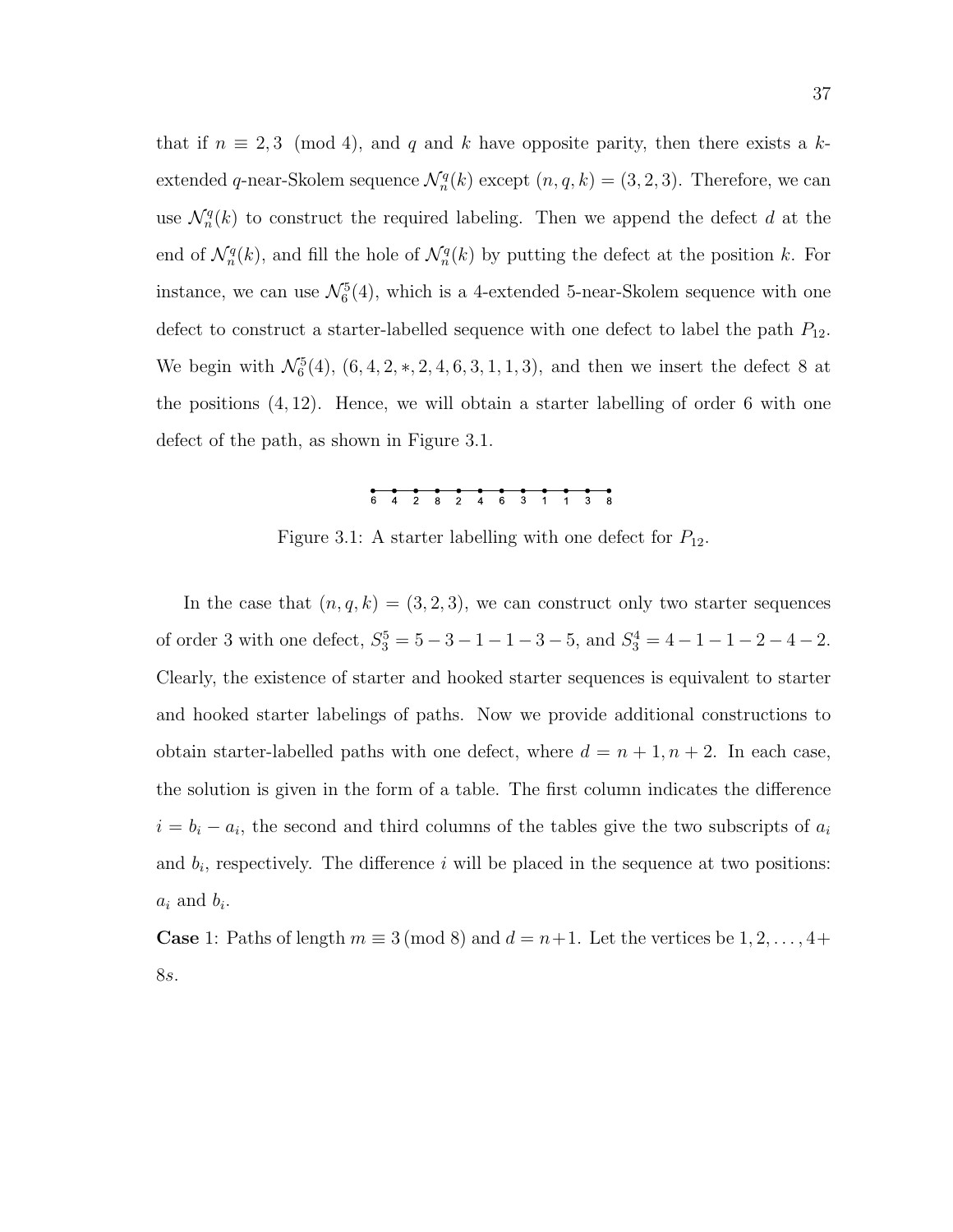that if $n \equiv 2, 3 \pmod 4$, and $q$ and $k$ have opposite parity, then there exists a $k$-extended $q$-near-Skolem sequence $\mathcal{N}_n^q(k)$ except $(n, q, k) = (3, 2, 3)$. Therefore, we can use $\mathcal{N}_n^q(k)$ to construct the required labeling. Then we append the defect $d$ at the end of $\mathcal{N}_n^q(k)$, and fill the hole of $\mathcal{N}_n^q(k)$ by putting the defect at the position $k$. For instance, we can use $\mathcal{N}_6^5(4)$, which is a 4-extended 5-near-Skolem sequence with one defect to construct a starter-labelled sequence with one defect to label the path $P_{12}$. We begin with $\mathcal{N}_6^5(4)$, $(6, 4, 2, *, 2, 4, 6, 3, 1, 1, 3)$, and then we insert the defect 8 at the positions $(4, 12)$. Hence, we will obtain a starter labelling of order 6 with one defect of the path, as shown in Figure 3.1.

6 4 2 8 2 4 6 3 1 1 3 8

Figure 3.1: A starter labelling with one defect for $P_{12}$.

In the case that $(n, q, k) = (3, 2, 3)$, we can construct only two starter sequences of order 3 with one defect, $S_3^5 = 5 - 3 - 1 - 1 - 3 - 5$, and $S_3^4 = 4 - 1 - 1 - 2 - 4 - 2$. Clearly, the existence of starter and hooked starter sequences is equivalent to starter and hooked starter labelings of paths. Now we provide additional constructions to obtain starter-labelled paths with one defect, where $d = n + 1, n + 2$. In each case, the solution is given in the form of a table. The first column indicates the difference $i = b_i - a_i$, the second and third columns of the tables give the two subscripts of $a_i$ and $b_i$, respectively. The difference $i$ will be placed in the sequence at two positions: $a_i$ and $b_i$.

**Case** 1: Paths of length $m \equiv 3 \pmod 8$ and $d = n+1$. Let the vertices be $1, 2, \ldots, 4+8s$.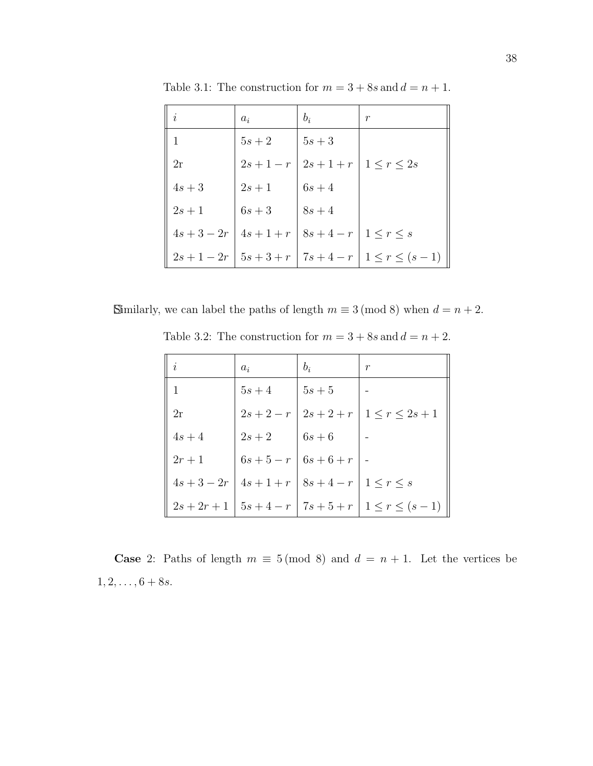Table 3.1: The construction for $m = 3 + 8s$ and $d = n + 1$.

| $i$ | $a_i$ | $b_i$ | $r$ |
|---|---|---|---|
| 1 | $5s+2$ | $5s+3$ | |
| 2r | $2s+1-r$ | $2s+1+r$ | $1 \leq r \leq 2s$ |
| $4s+3$ | $2s+1$ | $6s+4$ | |
| $2s+1$ | $6s+3$ | $8s+4$ | |
| $4s+3-2r$ | $4s+1+r$ | $8s+4-r$ | $1 \leq r \leq s$ |
| $2s+1-2r$ | $5s+3+r$ | $7s+4-r$ | $1 \leq r \leq (s-1)$ |

Similarly, we can label the paths of length $m \equiv 3 \,(\text{mod } 8)$ when $d = n + 2$.

Table 3.2: The construction for $m = 3 + 8s$ and $d = n + 2$.

| $i$ | $a_i$ | $b_i$ | $r$ |
|---|---|---|---|
| 1 | $5s+4$ | $5s+5$ | - |
| 2r | $2s+2-r$ | $2s+2+r$ | $1 \leq r \leq 2s+1$ |
| $4s+4$ | $2s+2$ | $6s+6$ | - |
| $2r+1$ | $6s+5-r$ | $6s+6+r$ | - |
| $4s+3-2r$ | $4s+1+r$ | $8s+4-r$ | $1 \leq r \leq s$ |
| $2s+2r+1$ | $5s+4-r$ | $7s+5+r$ | $1 \leq r \leq (s-1)$ |

**Case** 2: Paths of length $m \equiv 5 \,(\text{mod } 8)$ and $d = n + 1$. Let the vertices be $1, 2, \ldots, 6 + 8s$.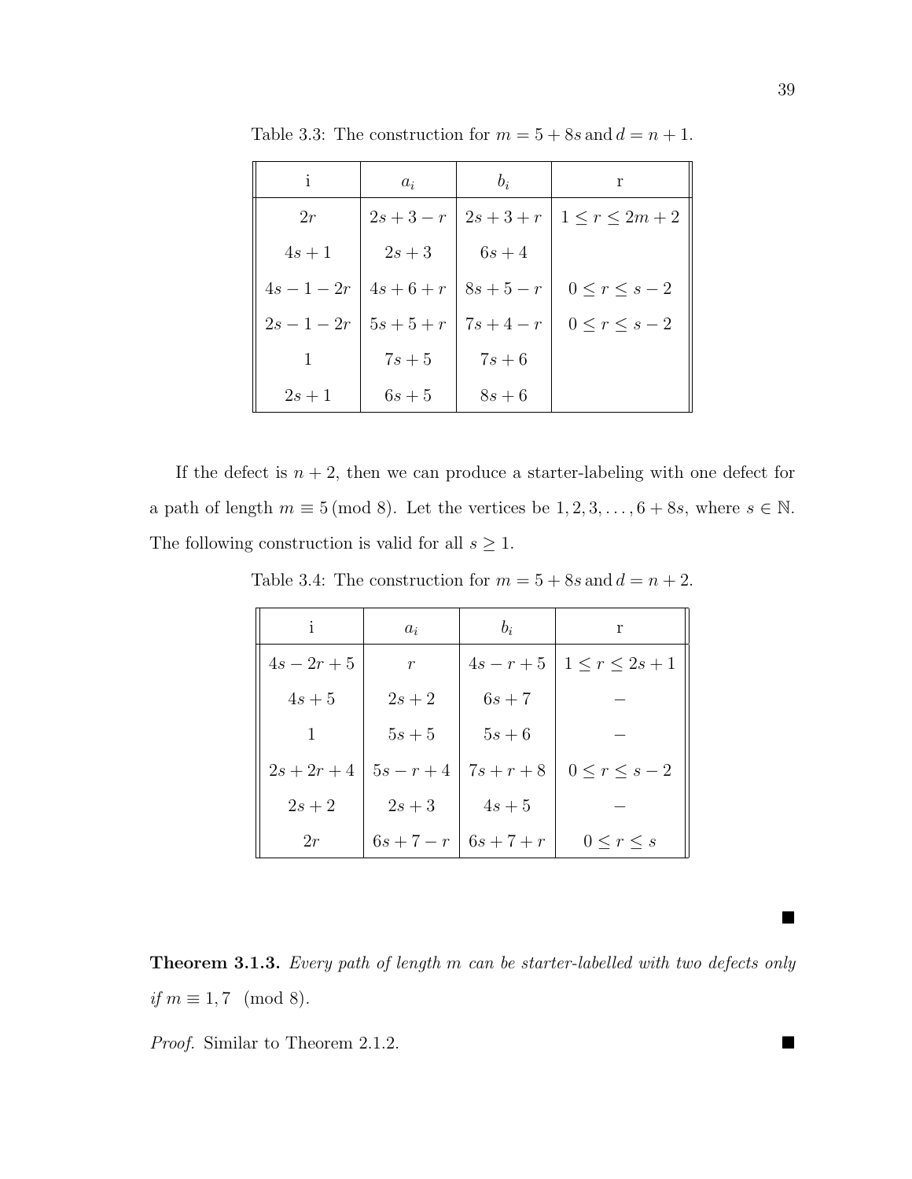Table 3.3: The construction for $m = 5 + 8s$ and $d = n + 1$.

| i | $a_i$ | $b_i$ | r |
|---|---|---|---|
| $2r$ | $2s + 3 - r$ | $2s + 3 + r$ | $1 \leq r \leq 2m + 2$ |
| $4s + 1$ | $2s + 3$ | $6s + 4$ | |
| $4s - 1 - 2r$ | $4s + 6 + r$ | $8s + 5 - r$ | $0 \leq r \leq s - 2$ |
| $2s - 1 - 2r$ | $5s + 5 + r$ | $7s + 4 - r$ | $0 \leq r \leq s - 2$ |
| $1$ | $7s + 5$ | $7s + 6$ | |
| $2s + 1$ | $6s + 5$ | $8s + 6$ | |

If the defect is $n + 2$, then we can produce a starter-labeling with one defect for a path of length $m \equiv 5 \pmod 8$. Let the vertices be $1, 2, 3, \ldots, 6 + 8s$, where $s \in \mathbb{N}$. The following construction is valid for all $s \geq 1$.

Table 3.4: The construction for $m = 5 + 8s$ and $d = n + 2$.

| i | $a_i$ | $b_i$ | r |
|---|---|---|---|
| $4s - 2r + 5$ | $r$ | $4s - r + 5$ | $1 \leq r \leq 2s + 1$ |
| $4s + 5$ | $2s + 2$ | $6s + 7$ | $-$ |
| $1$ | $5s + 5$ | $5s + 6$ | $-$ |
| $2s + 2r + 4$ | $5s - r + 4$ | $7s + r + 8$ | $0 \leq r \leq s - 2$ |
| $2s + 2$ | $2s + 3$ | $4s + 5$ | $-$ |
| $2r$ | $6s + 7 - r$ | $6s + 7 + r$ | $0 \leq r \leq s$ |

∎

**Theorem 3.1.3.** *Every path of length $m$ can be starter-labelled with two defects only if $m \equiv 1, 7 \pmod 8$.*

*Proof.* Similar to Theorem 2.1.2. ∎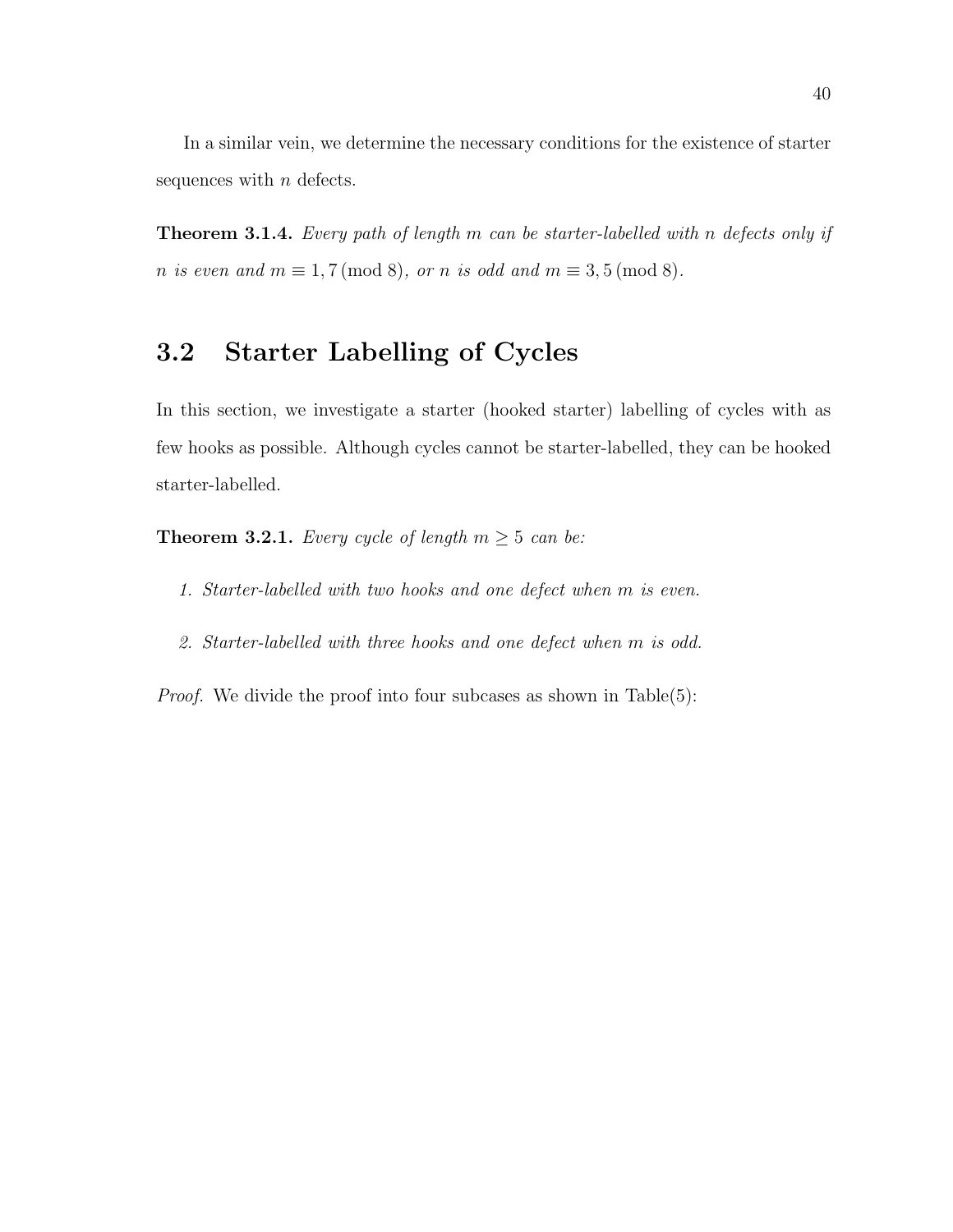In a similar vein, we determine the necessary conditions for the existence of starter sequences with $n$ defects.

**Theorem 3.1.4.** *Every path of length $m$ can be starter-labelled with $n$ defects only if $n$ is even and $m \equiv 1, 7 \pmod 8$, or $n$ is odd and $m \equiv 3, 5 \pmod 8$.*

## 3.2 Starter Labelling of Cycles

In this section, we investigate a starter (hooked starter) labelling of cycles with as few hooks as possible. Although cycles cannot be starter-labelled, they can be hooked starter-labelled.

**Theorem 3.2.1.** *Every cycle of length $m \geq 5$ can be:*

1. *Starter-labelled with two hooks and one defect when $m$ is even.*

2. *Starter-labelled with three hooks and one defect when $m$ is odd.*

*Proof.* We divide the proof into four subcases as shown in Table(5):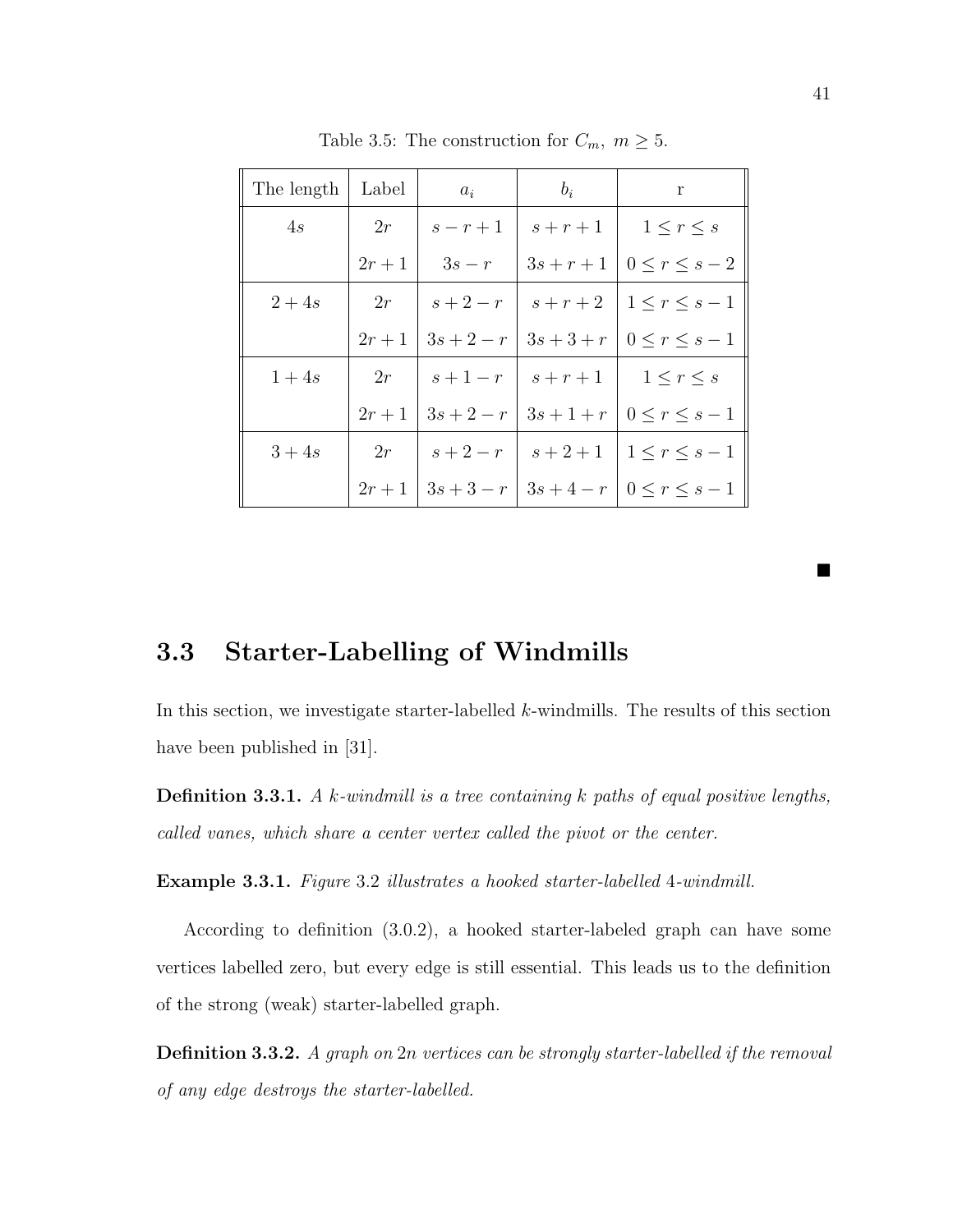Table 3.5: The construction for $C_m,\ m \geq 5$.

| The length | Label | $a_i$ | $b_i$ | r |
|---|---|---|---|---|
| $4s$ | $2r$ | $s-r+1$ | $s+r+1$ | $1 \leq r \leq s$ |
| | $2r+1$ | $3s-r$ | $3s+r+1$ | $0 \leq r \leq s-2$ |
| $2+4s$ | $2r$ | $s+2-r$ | $s+r+2$ | $1 \leq r \leq s-1$ |
| | $2r+1$ | $3s+2-r$ | $3s+3+r$ | $0 \leq r \leq s-1$ |
| $1+4s$ | $2r$ | $s+1-r$ | $s+r+1$ | $1 \leq r \leq s$ |
| | $2r+1$ | $3s+2-r$ | $3s+1+r$ | $0 \leq r \leq s-1$ |
| $3+4s$ | $2r$ | $s+2-r$ | $s+2+1$ | $1 \leq r \leq s-1$ |
| | $2r+1$ | $3s+3-r$ | $3s+4-r$ | $0 \leq r \leq s-1$ |

■

## 3.3 Starter-Labelling of Windmills

In this section, we investigate starter-labelled $k$-windmills. The results of this section have been published in [31].

**Definition 3.3.1.** *A $k$-windmill is a tree containing $k$ paths of equal positive lengths, called vanes, which share a center vertex called the pivot or the center.*

**Example 3.3.1.** *Figure 3.2 illustrates a hooked starter-labelled 4-windmill.*

According to definition (3.0.2), a hooked starter-labeled graph can have some vertices labelled zero, but every edge is still essential. This leads us to the definition of the strong (weak) starter-labelled graph.

**Definition 3.3.2.** *A graph on $2n$ vertices can be strongly starter-labelled if the removal of any edge destroys the starter-labelled.*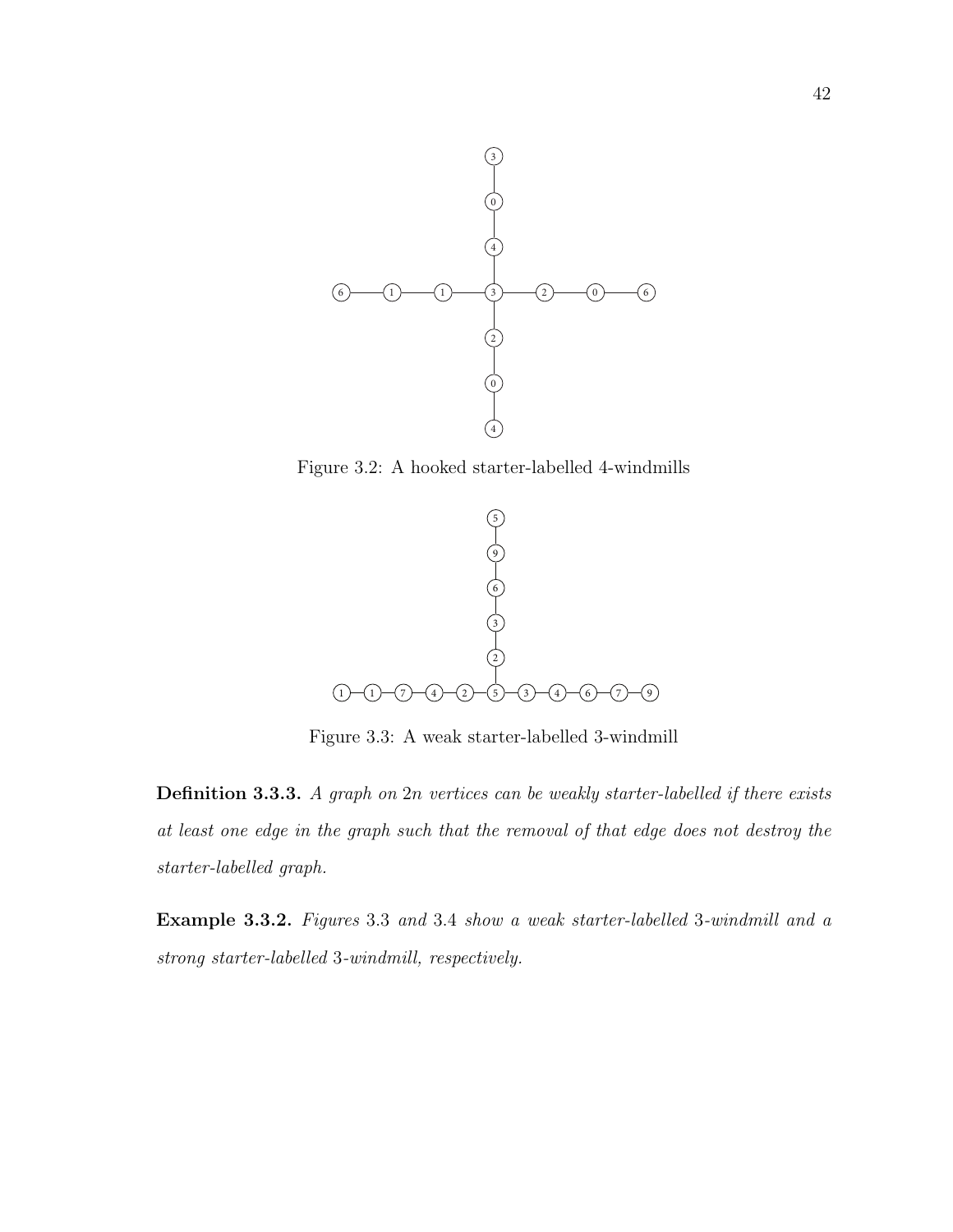Figure 3.2: A hooked starter-labelled 4-windmills

Figure 3.3: A weak starter-labelled 3-windmill

**Definition 3.3.3.** *A graph on* $2n$ *vertices can be weakly starter-labelled if there exists at least one edge in the graph such that the removal of that edge does not destroy the starter-labelled graph.*

**Example 3.3.2.** *Figures* 3.3 *and* 3.4 *show a weak starter-labelled* 3*-windmill and a strong starter-labelled* 3*-windmill, respectively.*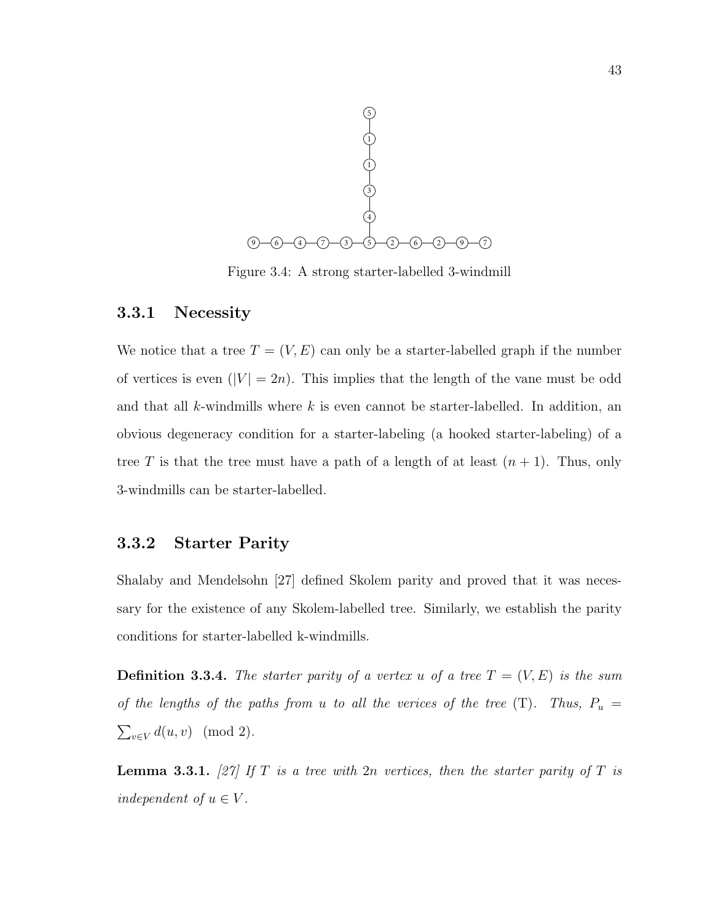Figure 3.4: A strong starter-labelled 3-windmill

### 3.3.1 Necessity

We notice that a tree $T = (V, E)$ can only be a starter-labelled graph if the number of vertices is even ($|V| = 2n$). This implies that the length of the vane must be odd and that all $k$-windmills where $k$ is even cannot be starter-labelled. In addition, an obvious degeneracy condition for a starter-labeling (a hooked starter-labeling) of a tree $T$ is that the tree must have a path of a length of at least $(n + 1)$. Thus, only 3-windmills can be starter-labelled.

### 3.3.2 Starter Parity

Shalaby and Mendelsohn [27] defined Skolem parity and proved that it was necessary for the existence of any Skolem-labelled tree. Similarly, we establish the parity conditions for starter-labelled k-windmills.

**Definition 3.3.4.** *The starter parity of a vertex $u$ of a tree $T = (V, E)$ is the sum of the lengths of the paths from $u$ to all the verices of the tree* (T). *Thus,* $P_u = \sum_{v \in V} d(u, v) \pmod 2$.

**Lemma 3.3.1.** *[27] If $T$ is a tree with $2n$ vertices, then the starter parity of $T$ is independent of $u \in V$.*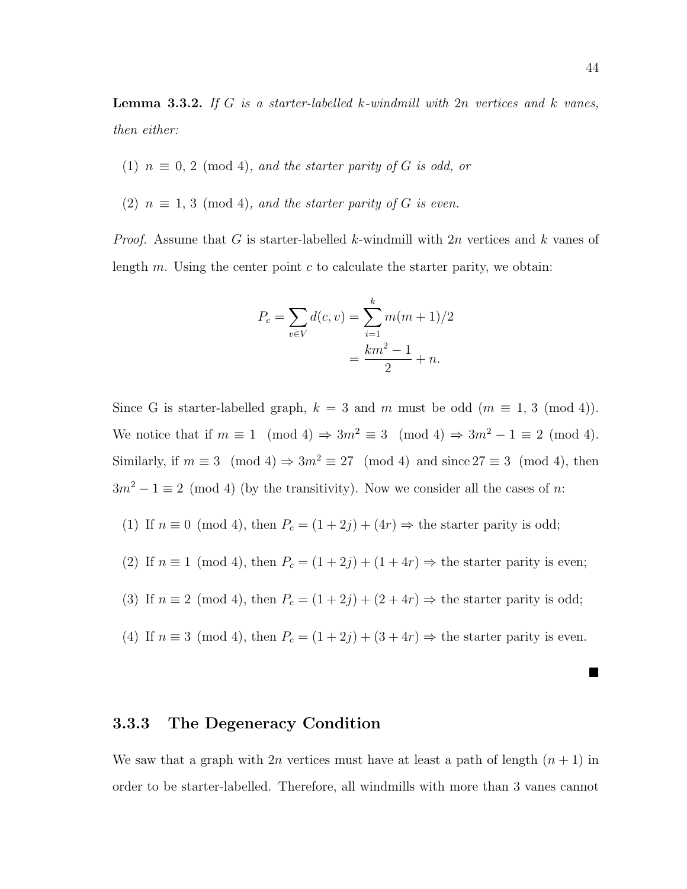**Lemma 3.3.2.** *If $G$ is a starter-labelled $k$-windmill with $2n$ vertices and $k$ vanes, then either:*

(1) $n \equiv 0, 2 \pmod 4$*, and the starter parity of $G$ is odd, or*

(2) $n \equiv 1, 3 \pmod 4$*, and the starter parity of $G$ is even.*

*Proof.* Assume that $G$ is starter-labelled $k$-windmill with $2n$ vertices and $k$ vanes of length $m$. Using the center point $c$ to calculate the starter parity, we obtain:

$$P_c = \sum_{v \in V} d(c, v) = \sum_{i=1}^{k} m(m+1)/2$$
$$= \frac{km^2 - 1}{2} + n.$$

Since G is starter-labelled graph, $k = 3$ and $m$ must be odd ($m \equiv 1, 3 \pmod 4$). We notice that if $m \equiv 1 \pmod 4 \Rightarrow 3m^2 \equiv 3 \pmod 4 \Rightarrow 3m^2 - 1 \equiv 2 \pmod 4$. Similarly, if $m \equiv 3 \pmod 4 \Rightarrow 3m^2 \equiv 27 \pmod 4$ and since $27 \equiv 3 \pmod 4$, then $3m^2 - 1 \equiv 2 \pmod 4$ (by the transitivity). Now we consider all the cases of $n$:

(1) If $n \equiv 0 \pmod 4$, then $P_c = (1 + 2j) + (4r) \Rightarrow$ the starter parity is odd;

(2) If $n \equiv 1 \pmod 4$, then $P_c = (1 + 2j) + (1 + 4r) \Rightarrow$ the starter parity is even;

(3) If $n \equiv 2 \pmod 4$, then $P_c = (1 + 2j) + (2 + 4r) \Rightarrow$ the starter parity is odd;

(4) If $n \equiv 3 \pmod 4$, then $P_c = (1 + 2j) + (3 + 4r) \Rightarrow$ the starter parity is even.

■

### 3.3.3 The Degeneracy Condition

We saw that a graph with $2n$ vertices must have at least a path of length $(n + 1)$ in order to be starter-labelled. Therefore, all windmills with more than 3 vanes cannot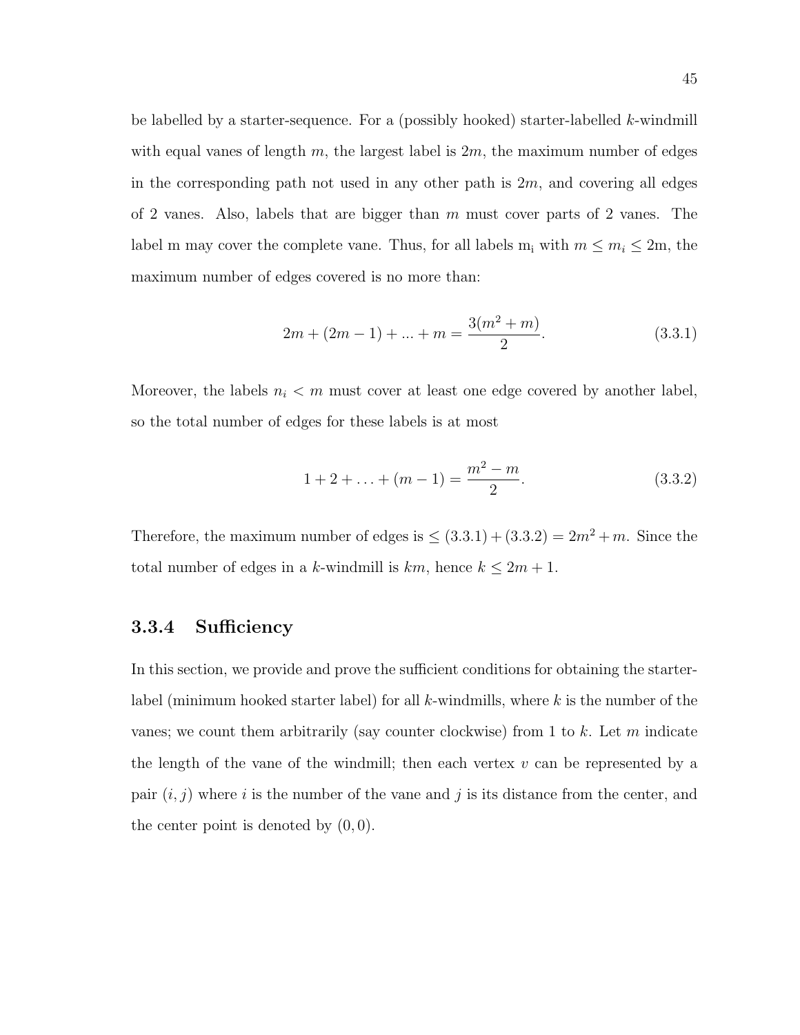be labelled by a starter-sequence. For a (possibly hooked) starter-labelled $k$-windmill with equal vanes of length $m$, the largest label is $2m$, the maximum number of edges in the corresponding path not used in any other path is $2m$, and covering all edges of 2 vanes. Also, labels that are bigger than $m$ must cover parts of 2 vanes. The label m may cover the complete vane. Thus, for all labels $m_i$ with $m \leq m_i \leq 2$m, the maximum number of edges covered is no more than:

$$2m + (2m - 1) + ... + m = \frac{3(m^2 + m)}{2}. \tag{3.3.1}$$

Moreover, the labels $n_i < m$ must cover at least one edge covered by another label, so the total number of edges for these labels is at most

$$1 + 2 + \ldots + (m - 1) = \frac{m^2 - m}{2}. \tag{3.3.2}$$

Therefore, the maximum number of edges is $\leq (3.3.1) + (3.3.2) = 2m^2 + m$. Since the total number of edges in a $k$-windmill is $km$, hence $k \leq 2m + 1$.

### 3.3.4 Sufficiency

In this section, we provide and prove the sufficient conditions for obtaining the starter-label (minimum hooked starter label) for all $k$-windmills, where $k$ is the number of the vanes; we count them arbitrarily (say counter clockwise) from 1 to $k$. Let $m$ indicate the length of the vane of the windmill; then each vertex $v$ can be represented by a pair $(i, j)$ where $i$ is the number of the vane and $j$ is its distance from the center, and the center point is denoted by $(0, 0)$.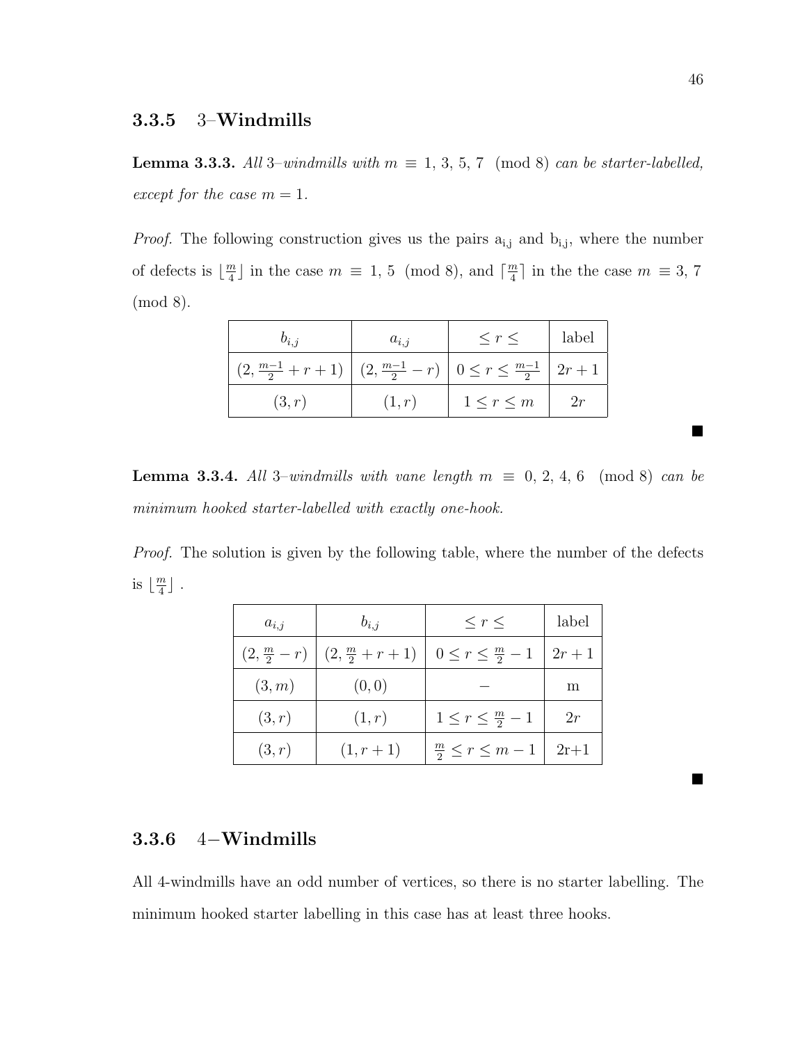### 3.3.5 3–Windmills

**Lemma 3.3.3.** *All* 3*–windmills with* $m \equiv 1, 3, 5, 7 \pmod 8$ *can be starter-labelled, except for the case* $m = 1$*.*

*Proof.* The following construction gives us the pairs $a_{i,j}$ and $b_{i,j}$, where the number of defects is $\lfloor \frac{m}{4} \rfloor$ in the case $m \equiv 1, 5 \pmod 8$, and $\lceil \frac{m}{4} \rceil$ in the the case $m \equiv 3, 7 \pmod 8$.

| $b_{i,j}$ | $a_{i,j}$ | $\leq r \leq$ | label |
|---|---|---|---|
| $(2, \frac{m-1}{2} + r + 1)$ | $(2, \frac{m-1}{2} - r)$ | $0 \leq r \leq \frac{m-1}{2}$ | $2r + 1$ |
| $(3, r)$ | $(1, r)$ | $1 \leq r \leq m$ | $2r$ |

■

**Lemma 3.3.4.** *All* 3*–windmills with vane length* $m \equiv 0, 2, 4, 6 \pmod 8$ *can be minimum hooked starter-labelled with exactly one-hook.*

*Proof.* The solution is given by the following table, where the number of the defects is $\lfloor \frac{m}{4} \rfloor$ .

| $a_{i,j}$ | $b_{i,j}$ | $\leq r \leq$ | label |
|---|---|---|---|
| $(2, \frac{m}{2} - r)$ | $(2, \frac{m}{2} + r + 1)$ | $0 \leq r \leq \frac{m}{2} - 1$ | $2r + 1$ |
| $(3, m)$ | $(0, 0)$ | $-$ | m |
| $(3, r)$ | $(1, r)$ | $1 \leq r \leq \frac{m}{2} - 1$ | $2r$ |
| $(3, r)$ | $(1, r + 1)$ | $\frac{m}{2} \leq r \leq m - 1$ | 2r+1 |

■

### 3.3.6 4−Windmills

All 4-windmills have an odd number of vertices, so there is no starter labelling. The minimum hooked starter labelling in this case has at least three hooks.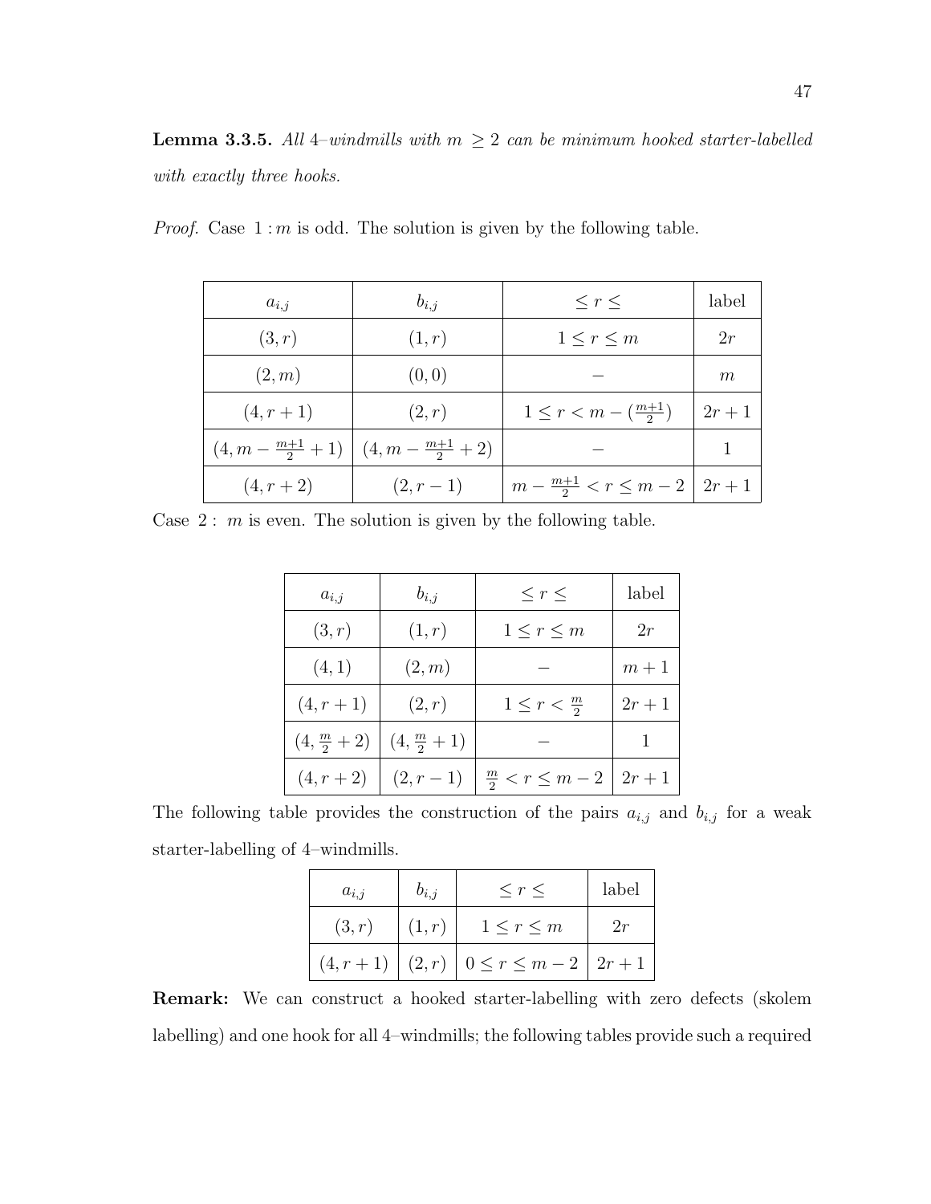**Lemma 3.3.5.** *All 4–windmills with $m \geq 2$ can be minimum hooked starter-labelled with exactly three hooks.*

*Proof.* Case $1 : m$ is odd. The solution is given by the following table.

| $a_{i,j}$ | $b_{i,j}$ | $\leq r \leq$ | label |
|---|---|---|---|
| $(3, r)$ | $(1, r)$ | $1 \leq r \leq m$ | $2r$ |
| $(2, m)$ | $(0, 0)$ | $-$ | $m$ |
| $(4, r+1)$ | $(2, r)$ | $1 \leq r < m - (\frac{m+1}{2})$ | $2r+1$ |
| $(4, m - \frac{m+1}{2} + 1)$ | $(4, m - \frac{m+1}{2} + 2)$ | $-$ | $1$ |
| $(4, r+2)$ | $(2, r-1)$ | $m - \frac{m+1}{2} < r \leq m-2$ | $2r+1$ |

Case $2 :$ $m$ is even. The solution is given by the following table.

| $a_{i,j}$ | $b_{i,j}$ | $\leq r \leq$ | label |
|---|---|---|---|
| $(3, r)$ | $(1, r)$ | $1 \leq r \leq m$ | $2r$ |
| $(4, 1)$ | $(2, m)$ | $-$ | $m+1$ |
| $(4, r+1)$ | $(2, r)$ | $1 \leq r < \frac{m}{2}$ | $2r+1$ |
| $(4, \frac{m}{2}+2)$ | $(4, \frac{m}{2}+1)$ | $-$ | $1$ |
| $(4, r+2)$ | $(2, r-1)$ | $\frac{m}{2} < r \leq m-2$ | $2r+1$ |

The following table provides the construction of the pairs $a_{i,j}$ and $b_{i,j}$ for a weak starter-labelling of 4–windmills.

| $a_{i,j}$ | $b_{i,j}$ | $\leq r \leq$ | label |
|---|---|---|---|
| $(3, r)$ | $(1, r)$ | $1 \leq r \leq m$ | $2r$ |
| $(4, r+1)$ | $(2, r)$ | $0 \leq r \leq m-2$ | $2r+1$ |

**Remark:** We can construct a hooked starter-labelling with zero defects (skolem labelling) and one hook for all 4–windmills; the following tables provide such a required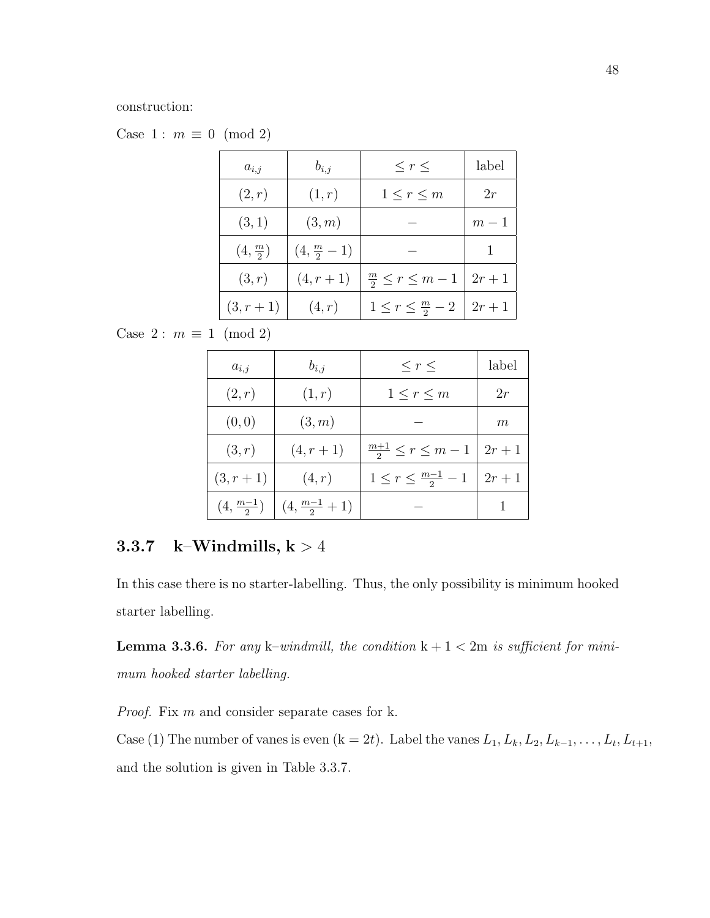construction:

Case $1: m \equiv 0 \pmod 2$

| $a_{i,j}$ | $b_{i,j}$ | $\leq r \leq$ | label |
|---|---|---|---|
| $(2,r)$ | $(1,r)$ | $1 \leq r \leq m$ | $2r$ |
| $(3,1)$ | $(3,m)$ | $-$ | $m-1$ |
| $(4,\frac{m}{2})$ | $(4,\frac{m}{2}-1)$ | $-$ | $1$ |
| $(3,r)$ | $(4,r+1)$ | $\frac{m}{2} \leq r \leq m-1$ | $2r+1$ |
| $(3,r+1)$ | $(4,r)$ | $1 \leq r \leq \frac{m}{2}-2$ | $2r+1$ |

Case $2: m \equiv 1 \pmod 2$

| $a_{i,j}$ | $b_{i,j}$ | $\leq r \leq$ | label |
|---|---|---|---|
| $(2,r)$ | $(1,r)$ | $1 \leq r \leq m$ | $2r$ |
| $(0,0)$ | $(3,m)$ | $-$ | $m$ |
| $(3,r)$ | $(4,r+1)$ | $\frac{m+1}{2} \leq r \leq m-1$ | $2r+1$ |
| $(3,r+1)$ | $(4,r)$ | $1 \leq r \leq \frac{m-1}{2}-1$ | $2r+1$ |
| $(4,\frac{m-1}{2})$ | $(4,\frac{m-1}{2}+1)$ | $-$ | $1$ |

### 3.3.7 k–Windmills, k $> 4$

In this case there is no starter-labelling. Thus, the only possibility is minimum hooked starter labelling.

**Lemma 3.3.6.** *For any* k*–windmill, the condition* $\mathrm{k}+1 < 2\mathrm{m}$ *is sufficient for minimum hooked starter labelling.*

*Proof.* Fix $m$ and consider separate cases for k.

Case (1) The number of vanes is even ($\mathrm{k} = 2t$). Label the vanes $L_1, L_k, L_2, L_{k-1}, \ldots, L_t, L_{t+1}$, and the solution is given in Table 3.3.7.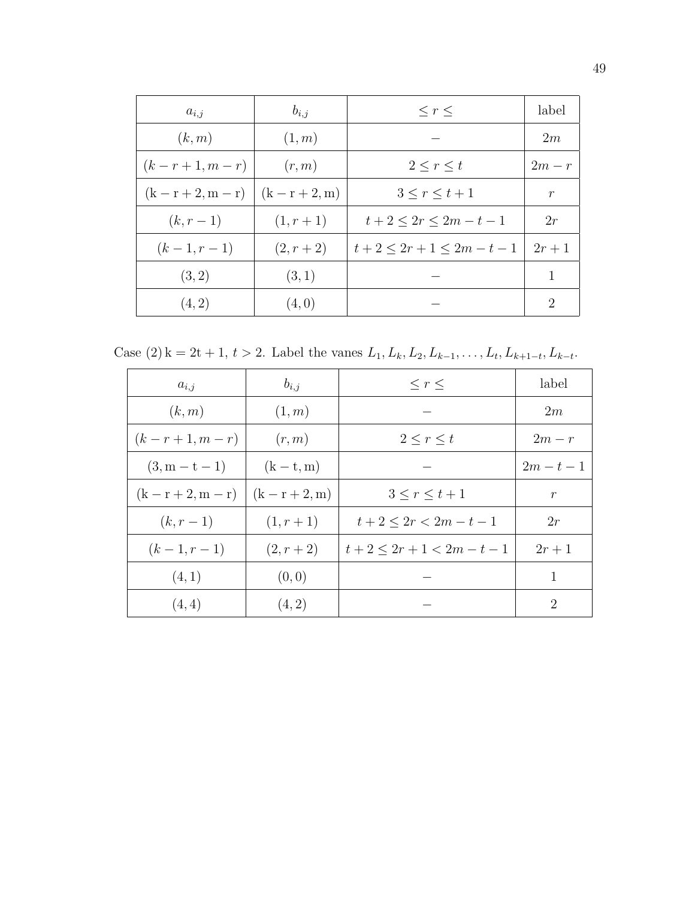| $a_{i,j}$ | $b_{i,j}$ | $\leq r \leq$ | label |
|---|---|---|---|
| $(k, m)$ | $(1, m)$ | $-$ | $2m$ |
| $(k-r+1, m-r)$ | $(r, m)$ | $2 \leq r \leq t$ | $2m-r$ |
| $(\mathrm{k}-\mathrm{r}+2, \mathrm{m}-\mathrm{r})$ | $(\mathrm{k}-\mathrm{r}+2, \mathrm{m})$ | $3 \leq r \leq t+1$ | $r$ |
| $(k, r-1)$ | $(1, r+1)$ | $t+2 \leq 2r \leq 2m-t-1$ | $2r$ |
| $(k-1, r-1)$ | $(2, r+2)$ | $t+2 \leq 2r+1 \leq 2m-t-1$ | $2r+1$ |
| $(3, 2)$ | $(3, 1)$ | $-$ | $1$ |
| $(4, 2)$ | $(4, 0)$ | $-$ | $2$ |

Case (2) $\mathrm{k} = 2\mathrm{t}+1$, $t > 2$. Label the vanes $L_1, L_k, L_2, L_{k-1}, \ldots, L_t, L_{k+1-t}, L_{k-t}$.

| $a_{i,j}$ | $b_{i,j}$ | $\leq r \leq$ | label |
|---|---|---|---|
| $(k, m)$ | $(1, m)$ | $-$ | $2m$ |
| $(k-r+1, m-r)$ | $(r, m)$ | $2 \leq r \leq t$ | $2m-r$ |
| $(3, \mathrm{m}-\mathrm{t}-1)$ | $(\mathrm{k}-\mathrm{t}, \mathrm{m})$ | $-$ | $2m-t-1$ |
| $(\mathrm{k}-\mathrm{r}+2, \mathrm{m}-\mathrm{r})$ | $(\mathrm{k}-\mathrm{r}+2, \mathrm{m})$ | $3 \leq r \leq t+1$ | $r$ |
| $(k, r-1)$ | $(1, r+1)$ | $t+2 \leq 2r < 2m-t-1$ | $2r$ |
| $(k-1, r-1)$ | $(2, r+2)$ | $t+2 \leq 2r+1 < 2m-t-1$ | $2r+1$ |
| $(4, 1)$ | $(0, 0)$ | $-$ | $1$ |
| $(4, 4)$ | $(4, 2)$ | $-$ | $2$ |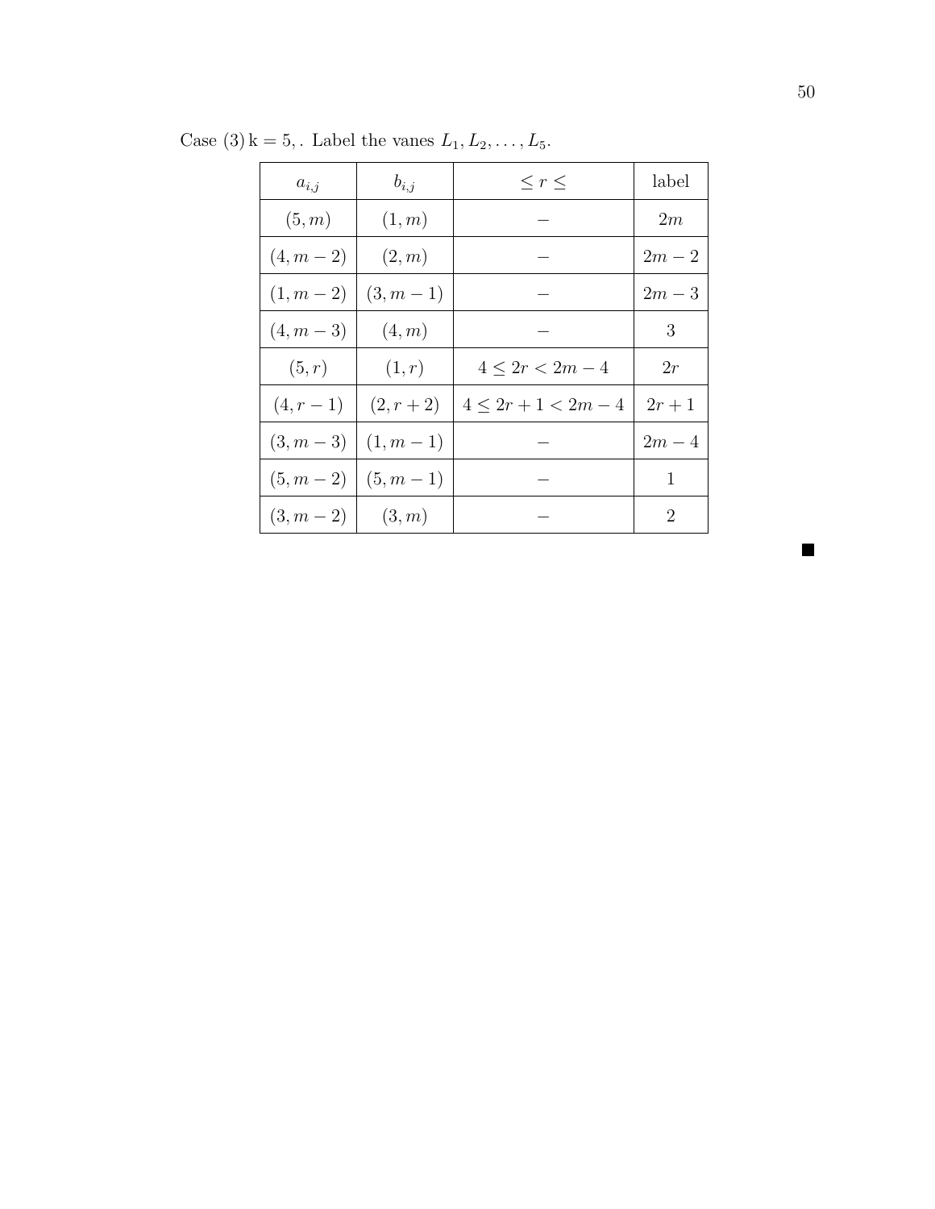Case (3) k = 5, . Label the vanes $L_1, L_2, \ldots, L_5$.

| $a_{i,j}$ | $b_{i,j}$ | $\leq r \leq$ | label |
|---|---|---|---|
| $(5, m)$ | $(1, m)$ | $-$ | $2m$ |
| $(4, m-2)$ | $(2, m)$ | $-$ | $2m-2$ |
| $(1, m-2)$ | $(3, m-1)$ | $-$ | $2m-3$ |
| $(4, m-3)$ | $(4, m)$ | $-$ | $3$ |
| $(5, r)$ | $(1, r)$ | $4 \leq 2r < 2m-4$ | $2r$ |
| $(4, r-1)$ | $(2, r+2)$ | $4 \leq 2r+1 < 2m-4$ | $2r+1$ |
| $(3, m-3)$ | $(1, m-1)$ | $-$ | $2m-4$ |
| $(5, m-2)$ | $(5, m-1)$ | $-$ | $1$ |
| $(3, m-2)$ | $(3, m)$ | $-$ | $2$ |

■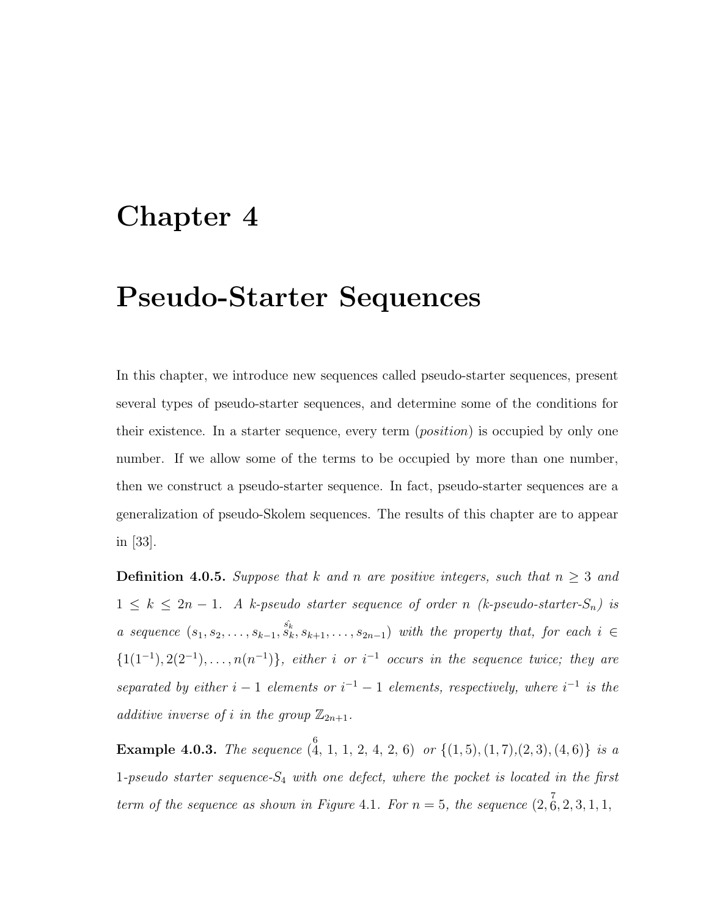# Chapter 4

# Pseudo-Starter Sequences

In this chapter, we introduce new sequences called pseudo-starter sequences, present several types of pseudo-starter sequences, and determine some of the conditions for their existence. In a starter sequence, every term (*position*) is occupied by only one number. If we allow some of the terms to be occupied by more than one number, then we construct a pseudo-starter sequence. In fact, pseudo-starter sequences are a generalization of pseudo-Skolem sequences. The results of this chapter are to appear in [33].

**Definition 4.0.5.** *Suppose that $k$ and $n$ are positive integers, such that $n \geq 3$ and $1 \leq k \leq 2n-1$. A k-pseudo starter sequence of order $n$ (k-pseudo-starter-$S_n$) is a sequence $(s_1, s_2, \ldots, s_{k-1}, \overset{\hat{s_k}}{s_k}, s_{k+1}, \ldots, s_{2n-1})$ with the property that, for each $i \in \{1(1^{-1}), 2(2^{-1}), \ldots, n(n^{-1})\}$, either $i$ or $i^{-1}$ occurs in the sequence twice; they are separated by either $i-1$ elements or $i^{-1}-1$ elements, respectively, where $i^{-1}$ is the additive inverse of $i$ in the group $\mathbb{Z}_{2n+1}$.*

**Example 4.0.3.** *The sequence $(\overset{6}{4}, 1, 1, 2, 4, 2, 6)$ or $\{(1,5),(1,7),(2,3),(4,6)\}$ is a 1-pseudo starter sequence-$S_4$ with one defect, where the pocket is located in the first term of the sequence as shown in Figure* 4.1. *For $n = 5$, the sequence $(2, \overset{7}{6}, 2, 3, 1, 1,$*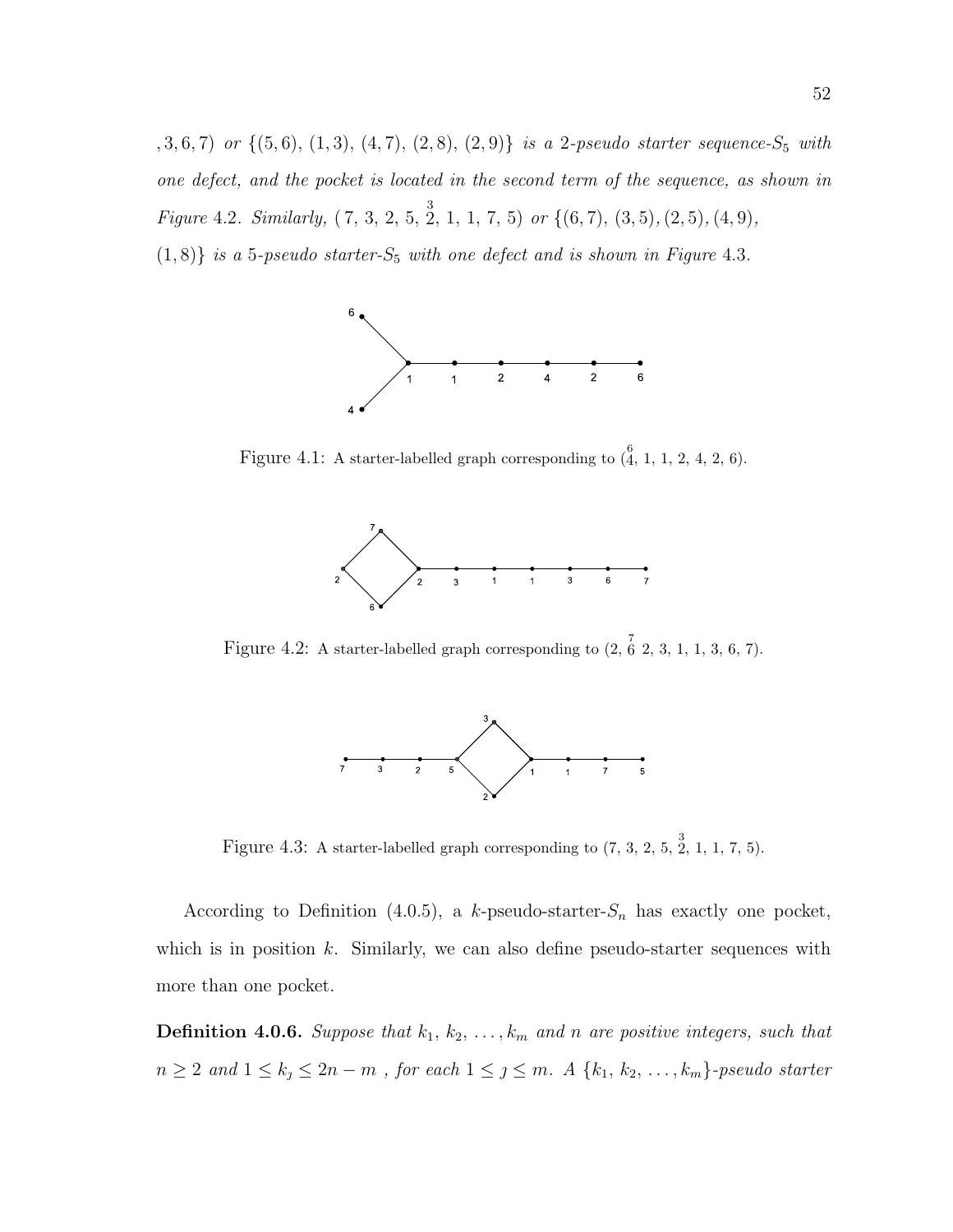$, 3, 6, 7)$ *or* $\{(5,6), (1,3), (4,7), (2,8), (2,9)\}$ *is a* 2*-pseudo starter sequence-*$S_5$ *with one defect, and the pocket is located in the second term of the sequence, as shown in Figure* 4.2*. Similarly,* $(7, 3, 2, 5, \overset{3}{2}, 1, 1, 7, 5)$ *or* $\{(6,7), (3,5), (2,5), (4,9), (1,8)\}$ *is a* 5*-pseudo starter-*$S_5$ *with one defect and is shown in Figure* 4.3*.*

Figure 4.1: A starter-labelled graph corresponding to $(\overset{6}{4}, 1, 1, 2, 4, 2, 6)$.

Figure 4.2: A starter-labelled graph corresponding to $(2, \overset{7}{6}\ 2, 3, 1, 1, 3, 6, 7)$.

Figure 4.3: A starter-labelled graph corresponding to $(7, 3, 2, 5, \overset{3}{2}, 1, 1, 7, 5)$.

According to Definition (4.0.5), a $k$-pseudo-starter-$S_n$ has exactly one pocket, which is in position $k$. Similarly, we can also define pseudo-starter sequences with more than one pocket.

**Definition 4.0.6.** *Suppose that* $k_1, k_2, \ldots, k_m$ *and* $n$ *are positive integers, such that* $n \geq 2$ *and* $1 \leq k_j \leq 2n - m$ *, for each* $1 \leq j \leq m$*. A* $\{k_1, k_2, \ldots, k_m\}$*-pseudo starter*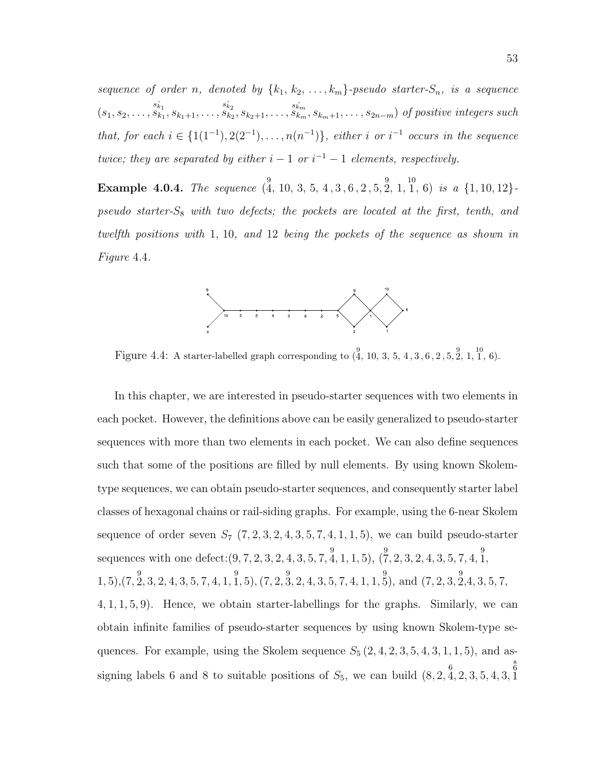*sequence of order $n$, denoted by $\{k_1, k_2, \ldots, k_m\}$-pseudo starter-$S_n$, is a sequence* $(s_1, s_2, \ldots, \overset{\hat{s_{k_1}}}{s_{k_1}}, s_{k_1+1}, \ldots, \overset{\hat{s_{k_2}}}{s_{k_2}}, s_{k_2+1}, \ldots, \overset{\hat{s_{k_m}}}{s_{k_m}}, s_{k_m+1}, \ldots, s_{2n-m})$ *of positive integers such that, for each $i \in \{1(1^{-1}), 2(2^{-1}), \ldots, n(n^{-1})\}$, either $i$ or $i^{-1}$ occurs in the sequence twice; they are separated by either $i-1$ or $i^{-1}-1$ elements, respectively.*

**Example 4.0.4.** *The sequence* $(\overset{9}{4}, 10, 3, 5, 4, 3, 6, 2, 5, \overset{9}{2}, 1, \overset{10}{1}, 6)$ *is a $\{1, 10, 12\}$-pseudo starter-$S_8$ with two defects; the pockets are located at the first, tenth, and twelfth positions with 1, 10, and 12 being the pockets of the sequence as shown in Figure 4.4.*

Figure 4.4: A starter-labelled graph corresponding to $(\overset{9}{4}, 10, 3, 5, 4, 3, 6, 2, 5, \overset{9}{2}, 1, \overset{10}{1}, 6)$.

In this chapter, we are interested in pseudo-starter sequences with two elements in each pocket. However, the definitions above can be easily generalized to pseudo-starter sequences with more than two elements in each pocket. We can also define sequences such that some of the positions are filled by null elements. By using known Skolem-type sequences, we can obtain pseudo-starter sequences, and consequently starter label classes of hexagonal chains or rail-siding graphs. For example, using the 6-near Skolem sequence of order seven $S_7$ $(7, 2, 3, 2, 4, 3, 5, 7, 4, 1, 1, 5)$, we can build pseudo-starter sequences with one defect:$(9, 7, 2, 3, 2, 4, 3, 5, 7, \overset{9}{4}, 1, 1, 5)$, $(\overset{9}{7}, 2, 3, 2, 4, 3, 5, 7, 4, \overset{9}{1}, 1, 5)$,$(7, \overset{9}{2}, 3, 2, 4, 3, 5, 7, 4, 1, \overset{9}{1}, 5)$, $(7, 2, \overset{9}{3}, 2, 4, 3, 5, 7, 4, 1, 1, \overset{9}{5})$, and $(7, 2, 3, \overset{9}{2}, 4, 3, 5, 7, 4, 1, 1, 5, 9)$. Hence, we obtain starter-labellings for the graphs. Similarly, we can obtain infinite families of pseudo-starter sequences by using known Skolem-type sequences. For example, using the Skolem sequence $S_5$ $(2, 4, 2, 3, 5, 4, 3, 1, 1, 5)$, and assigning labels 6 and 8 to suitable positions of $S_5$, we can build $(8, 2, \overset{6}{4}, 2, 3, 5, 4, 3, \overset{\overset{8}{6}}{1}$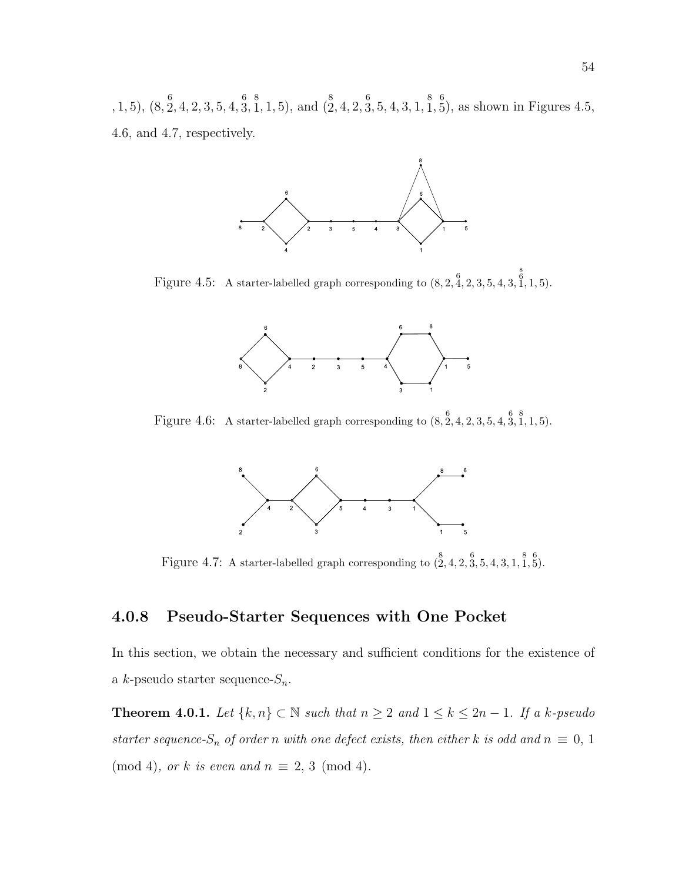$, 1, 5)$, $(8, \overset{6}{2}, 4, 2, 3, 5, 4, \overset{6}{3}, \overset{8}{1}, 1, 5)$, and $(\overset{8}{2}, 4, 2, \overset{6}{3}, 5, 4, 3, 1, \overset{8}{1}, \overset{6}{5})$, as shown in Figures 4.5, 4.6, and 4.7, respectively.

Figure 4.5: A starter-labelled graph corresponding to $(8, 2, \overset{6}{4}, 2, 3, 5, 4, 3, \overset{8}{\overset{6}{1}}, 1, 5)$.

Figure 4.6: A starter-labelled graph corresponding to $(8, \overset{6}{2}, 4, 2, 3, 5, 4, \overset{6}{3}, \overset{8}{1}, 1, 5)$.

Figure 4.7: A starter-labelled graph corresponding to $(\overset{8}{2}, 4, 2, \overset{6}{3}, 5, 4, 3, 1, \overset{8}{1}, \overset{6}{5})$.

### 4.0.8 Pseudo-Starter Sequences with One Pocket

In this section, we obtain the necessary and sufficient conditions for the existence of a $k$-pseudo starter sequence-$S_n$.

**Theorem 4.0.1.** *Let $\{k, n\} \subset \mathbb{N}$ such that $n \geq 2$ and $1 \leq k \leq 2n - 1$. If a $k$-pseudo starter sequence-$S_n$ of order $n$ with one defect exists, then either $k$ is odd and $n \equiv 0, 1 \pmod 4$, or $k$ is even and $n \equiv 2, 3 \pmod 4$.*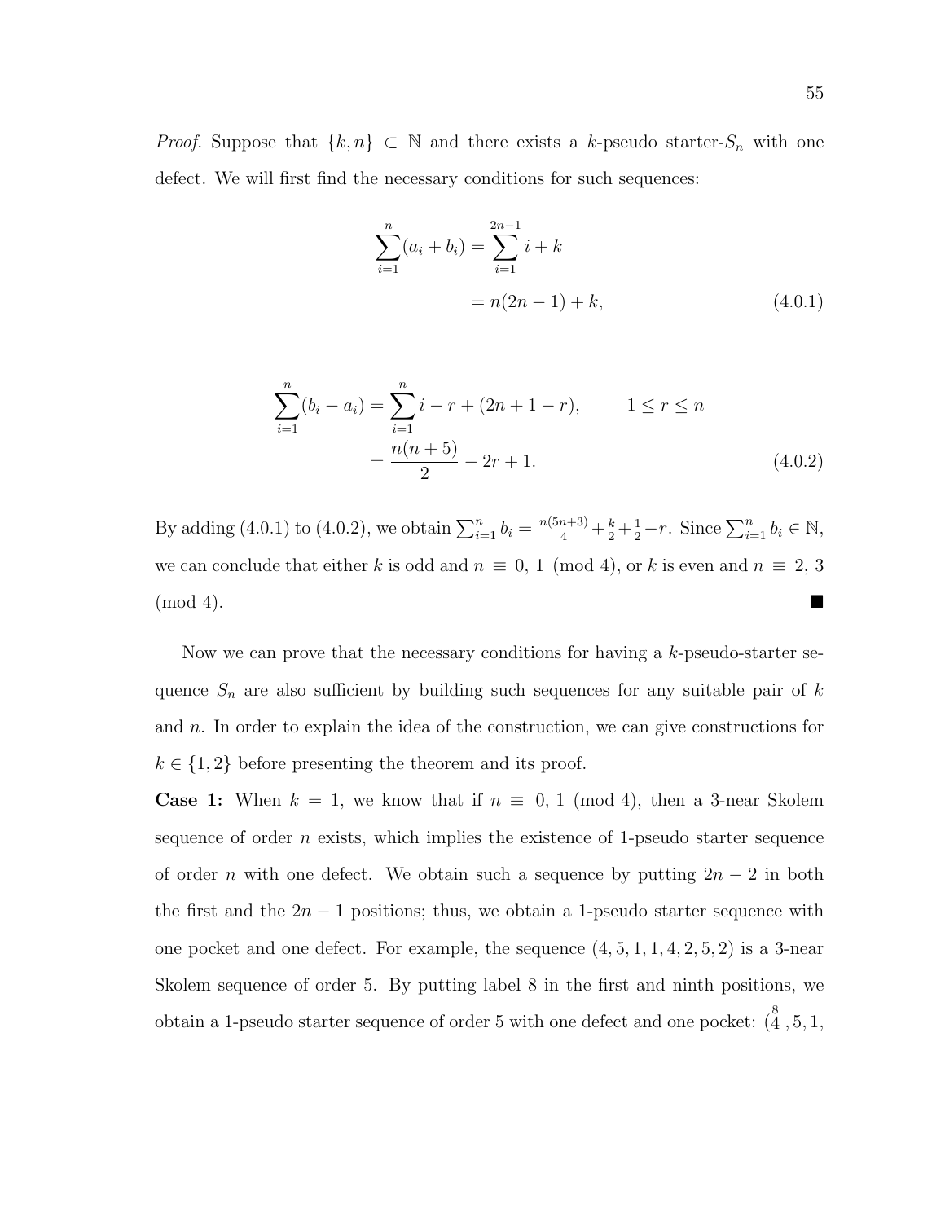*Proof.* Suppose that $\{k, n\} \subset \mathbb{N}$ and there exists a $k$-pseudo starter-$S_n$ with one defect. We will first find the necessary conditions for such sequences:

$$\begin{aligned}\sum_{i=1}^{n}(a_i + b_i) &= \sum_{i=1}^{2n-1} i + k \\ &= n(2n-1) + k, \end{aligned} \tag{4.0.1}$$

$$\begin{aligned}\sum_{i=1}^{n}(b_i - a_i) &= \sum_{i=1}^{n} i - r + (2n+1-r), \qquad 1 \leq r \leq n \\ &= \frac{n(n+5)}{2} - 2r + 1. \end{aligned} \tag{4.0.2}$$

By adding (4.0.1) to (4.0.2), we obtain $\sum_{i=1}^{n} b_i = \frac{n(5n+3)}{4} + \frac{k}{2} + \frac{1}{2} - r$. Since $\sum_{i=1}^{n} b_i \in \mathbb{N}$, we can conclude that either $k$ is odd and $n \equiv 0, 1 \pmod 4$, or $k$ is even and $n \equiv 2, 3 \pmod 4$. ■

Now we can prove that the necessary conditions for having a $k$-pseudo-starter sequence $S_n$ are also sufficient by building such sequences for any suitable pair of $k$ and $n$. In order to explain the idea of the construction, we can give constructions for $k \in \{1, 2\}$ before presenting the theorem and its proof.

**Case 1:** When $k = 1$, we know that if $n \equiv 0, 1 \pmod 4$, then a 3-near Skolem sequence of order $n$ exists, which implies the existence of 1-pseudo starter sequence of order $n$ with one defect. We obtain such a sequence by putting $2n - 2$ in both the first and the $2n - 1$ positions; thus, we obtain a 1-pseudo starter sequence with one pocket and one defect. For example, the sequence $(4, 5, 1, 1, 4, 2, 5, 2)$ is a 3-near Skolem sequence of order 5. By putting label 8 in the first and ninth positions, we obtain a 1-pseudo starter sequence of order 5 with one defect and one pocket: $(\overset{8}{4}, 5, 1,$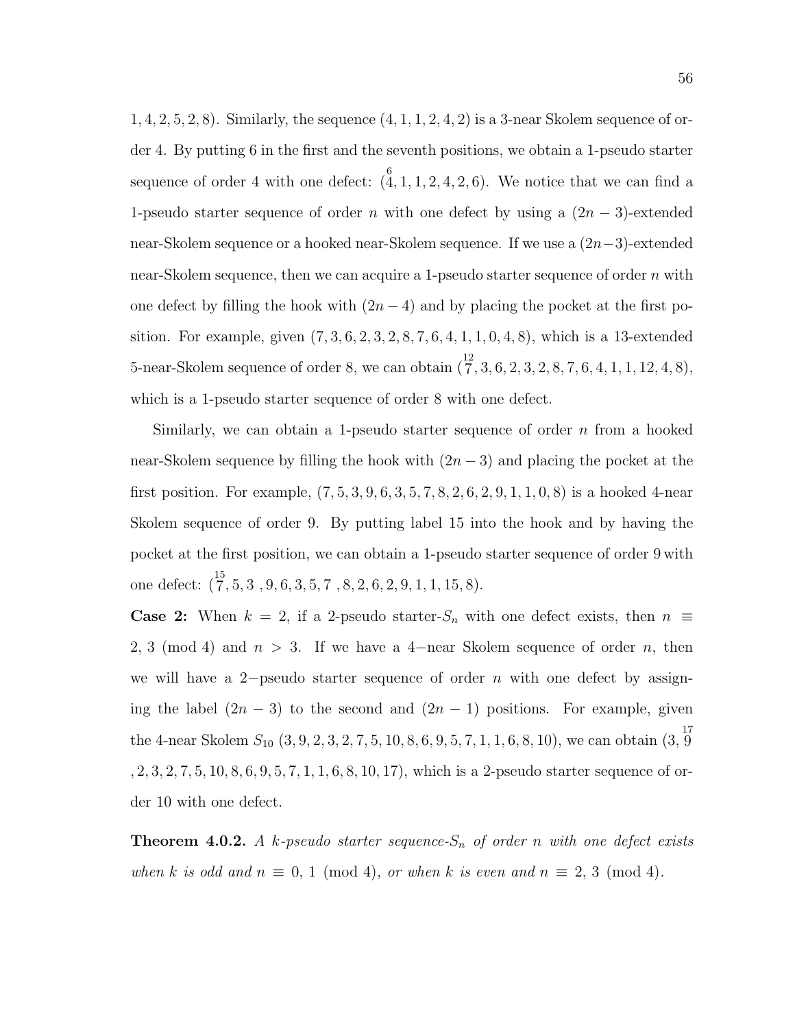1, 4, 2, 5, 2, 8). Similarly, the sequence $(4, 1, 1, 2, 4, 2)$ is a 3-near Skolem sequence of order 4. By putting 6 in the first and the seventh positions, we obtain a 1-pseudo starter sequence of order 4 with one defect: $(\overset{6}{4}, 1, 1, 2, 4, 2, 6)$. We notice that we can find a 1-pseudo starter sequence of order $n$ with one defect by using a $(2n-3)$-extended near-Skolem sequence or a hooked near-Skolem sequence. If we use a $(2n-3)$-extended near-Skolem sequence, then we can acquire a 1-pseudo starter sequence of order $n$ with one defect by filling the hook with $(2n-4)$ and by placing the pocket at the first position. For example, given $(7, 3, 6, 2, 3, 2, 8, 7, 6, 4, 1, 1, 0, 4, 8)$, which is a 13-extended 5-near-Skolem sequence of order 8, we can obtain $(\overset{12}{7}, 3, 6, 2, 3, 2, 8, 7, 6, 4, 1, 1, 12, 4, 8)$, which is a 1-pseudo starter sequence of order 8 with one defect.

Similarly, we can obtain a 1-pseudo starter sequence of order $n$ from a hooked near-Skolem sequence by filling the hook with $(2n-3)$ and placing the pocket at the first position. For example, $(7, 5, 3, 9, 6, 3, 5, 7, 8, 2, 6, 2, 9, 1, 1, 0, 8)$ is a hooked 4-near Skolem sequence of order 9. By putting label 15 into the hook and by having the pocket at the first position, we can obtain a 1-pseudo starter sequence of order 9 with one defect: $(\overset{15}{7}, 5, 3, 9, 6, 3, 5, 7, 8, 2, 6, 2, 9, 1, 1, 15, 8)$.

**Case 2:** When $k = 2$, if a 2-pseudo starter-$S_n$ with one defect exists, then $n \equiv 2, 3 \pmod 4$ and $n > 3$. If we have a 4−near Skolem sequence of order $n$, then we will have a 2−pseudo starter sequence of order $n$ with one defect by assigning the label $(2n-3)$ to the second and $(2n-1)$ positions. For example, given the 4-near Skolem $S_{10}$ $(3, 9, 2, 3, 2, 7, 5, 10, 8, 6, 9, 5, 7, 1, 1, 6, 8, 10)$, we can obtain $(3, \overset{17}{9}, 2, 3, 2, 7, 5, 10, 8, 6, 9, 5, 7, 1, 1, 6, 8, 10, 17)$, which is a 2-pseudo starter sequence of order 10 with one defect.

**Theorem 4.0.2.** *A k-pseudo starter sequence-$S_n$ of order $n$ with one defect exists when $k$ is odd and $n \equiv 0, 1 \pmod 4$, or when $k$ is even and $n \equiv 2, 3 \pmod 4$.*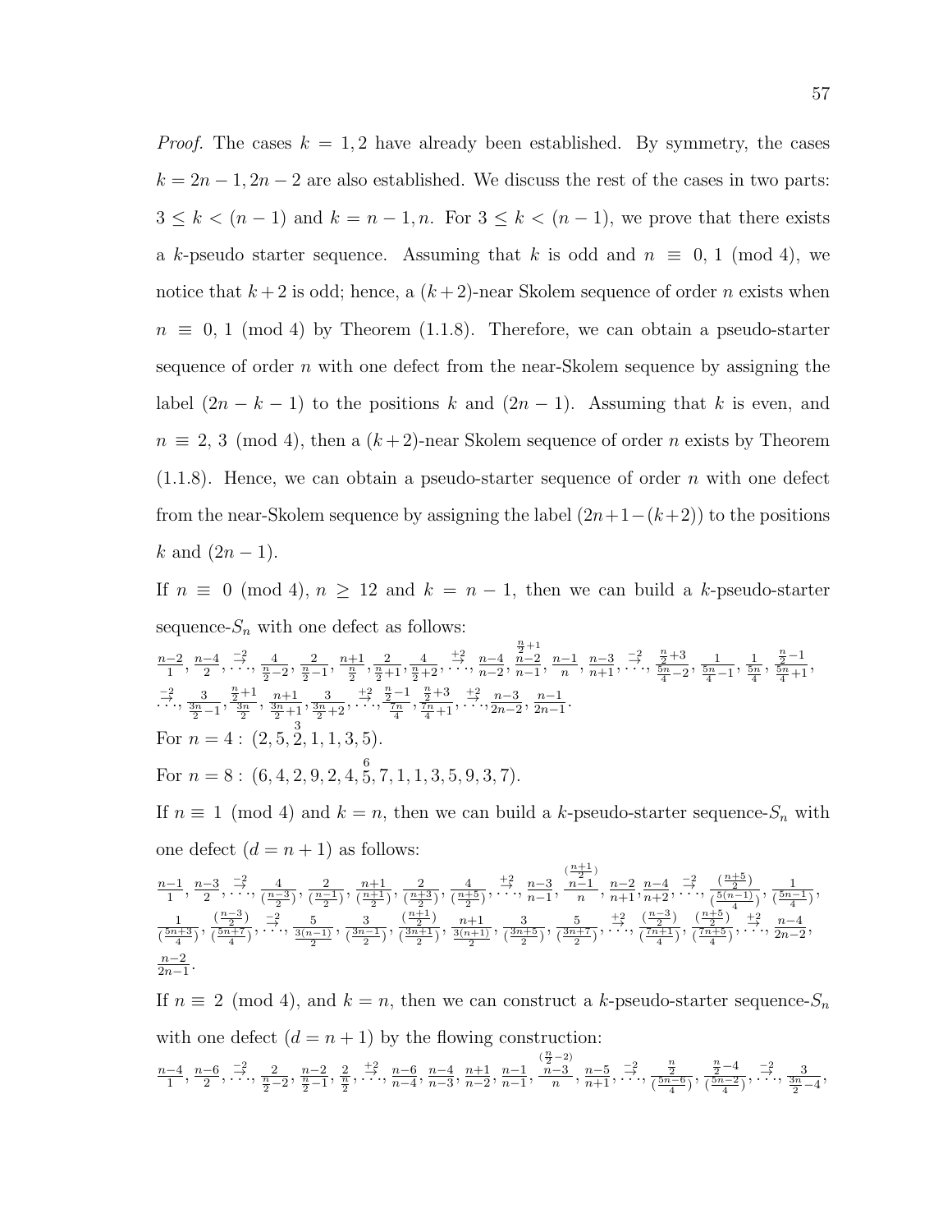*Proof.* The cases $k = 1, 2$ have already been established. By symmetry, the cases $k = 2n-1, 2n-2$ are also established. We discuss the rest of the cases in two parts: $3 \le k < (n-1)$ and $k = n-1, n$. For $3 \le k < (n-1)$, we prove that there exists a $k$-pseudo starter sequence. Assuming that $k$ is odd and $n \equiv 0, 1 \pmod 4$, we notice that $k+2$ is odd; hence, a $(k+2)$-near Skolem sequence of order $n$ exists when $n \equiv 0, 1 \pmod 4$ by Theorem (1.1.8). Therefore, we can obtain a pseudo-starter sequence of order $n$ with one defect from the near-Skolem sequence by assigning the label $(2n-k-1)$ to the positions $k$ and $(2n-1)$. Assuming that $k$ is even, and $n \equiv 2, 3 \pmod 4$, then a $(k+2)$-near Skolem sequence of order $n$ exists by Theorem (1.1.8). Hence, we can obtain a pseudo-starter sequence of order $n$ with one defect from the near-Skolem sequence by assigning the label $(2n+1-(k+2))$ to the positions $k$ and $(2n-1)$.

If $n \equiv 0 \pmod 4$, $n \ge 12$ and $k = n-1$, then we can build a $k$-pseudo-starter sequence-$S_n$ with one defect as follows:

$\frac{n-2}{1}, \frac{n-4}{2}, \overset{-2}{\rightarrow}\!\!\cdots, \frac{4}{\frac{n}{2}-2}, \frac{2}{\frac{n}{2}-1}, \frac{n+1}{\frac{n}{2}}, \frac{2}{\frac{n}{2}+1}, \frac{4}{\frac{n}{2}+2}, \overset{+2}{\rightarrow}\!\!\cdots, \frac{n-4}{n-2}, \overset{\frac{n}{2}+1}{\frac{n-2}{n-1}}, \frac{n-1}{n}, \frac{n-3}{n+1}, \overset{-2}{\rightarrow}\!\!\cdots, \frac{\frac{n}{2}+3}{\frac{5n}{4}-2}, \frac{1}{\frac{5n}{4}-1}, \frac{1}{\frac{5n}{4}}, \frac{\frac{n}{2}-1}{\frac{5n}{4}+1},$
$\overset{-2}{\rightarrow}\!\!\cdots, \frac{3}{\frac{3n}{2}-1}, \frac{\frac{n}{2}+1}{\frac{3n}{2}}, \frac{n+1}{\frac{3n}{2}+1}, \frac{3}{\frac{3n}{2}+2}, \overset{+2}{\rightarrow}\!\!\cdots, \frac{\frac{n}{2}-1}{\frac{7n}{4}}, \frac{\frac{n}{2}+3}{\frac{7n}{4}+1}, \overset{+2}{\rightarrow}\!\!\cdots, \frac{n-3}{2n-2}, \frac{n-1}{2n-1}.$

For $n = 4$: $(2, 5, \overset{3}{2}, 1, 1, 3, 5)$.

For $n = 8$: $(6, 4, 2, 9, 2, 4, \overset{6}{5}, 7, 1, 1, 3, 5, 9, 3, 7)$.

If $n \equiv 1 \pmod 4$ and $k = n$, then we can build a $k$-pseudo-starter sequence-$S_n$ with one defect $(d = n+1)$ as follows:

$\frac{n-1}{1}, \frac{n-3}{2}, \overset{-2}{\rightarrow}\!\!\cdots, \frac{4}{(\frac{n-3}{2})}, \frac{2}{(\frac{n-1}{2})}, \frac{n+1}{(\frac{n+1}{2})}, \frac{2}{(\frac{n+3}{2})}, \frac{4}{(\frac{n+5}{2})}, \overset{+2}{\rightarrow}\!\!\cdots, \frac{n-3}{n-1}, \overset{(\frac{n+1}{2})}{\frac{n-1}{n}}, \frac{n-2}{n+1}, \frac{n-4}{n+2}, \overset{-2}{\rightarrow}\!\!\cdots, \frac{(\frac{n+5}{2})}{(\frac{5(n-1)}{4})}, \frac{1}{(\frac{5n-1}{4})},$
$\frac{1}{(\frac{5n+3}{4})}, \frac{(\frac{n-3}{2})}{(\frac{5n+7}{4})}, \overset{-2}{\rightarrow}\!\!\cdots, \frac{5}{\frac{3(n-1)}{2}}, \frac{3}{(\frac{3n-1}{2})}, \frac{(\frac{n+1}{2})}{(\frac{3n+1}{2})}, \frac{n+1}{\frac{3(n+1)}{2}}, \frac{3}{(\frac{3n+5}{2})}, \frac{5}{(\frac{3n+7}{2})}, \overset{+2}{\rightarrow}\!\!\cdots, \frac{(\frac{n-3}{2})}{(\frac{7n+1}{4})}, \frac{(\frac{n+5}{2})}{(\frac{7n+5}{4})}, \overset{+2}{\rightarrow}\!\!\cdots, \frac{n-4}{2n-2},$
$\frac{n-2}{2n-1}.$

If $n \equiv 2 \pmod 4$, and $k = n$, then we can construct a $k$-pseudo-starter sequence-$S_n$ with one defect $(d = n+1)$ by the flowing construction:

$\frac{n-4}{1}, \frac{n-6}{2}, \overset{-2}{\rightarrow}\!\!\cdots, \frac{2}{\frac{n}{2}-2}, \frac{n-2}{\frac{n}{2}-1}, \frac{2}{\frac{n}{2}}, \overset{+2}{\rightarrow}\!\!\cdots, \frac{n-6}{n-4}, \frac{n-4}{n-3}, \frac{n+1}{n-2}, \frac{n-1}{n-1}, \overset{(\frac{n}{2}-2)}{\frac{n-3}{n}}, \frac{n-5}{n+1}, \overset{-2}{\rightarrow}\!\!\cdots, \frac{\frac{n}{2}}{(\frac{5n-6}{4})}, \frac{\frac{n}{2}-4}{(\frac{5n-2}{4})}, \overset{-2}{\rightarrow}\!\!\cdots, \frac{3}{\frac{3n}{2}-4},$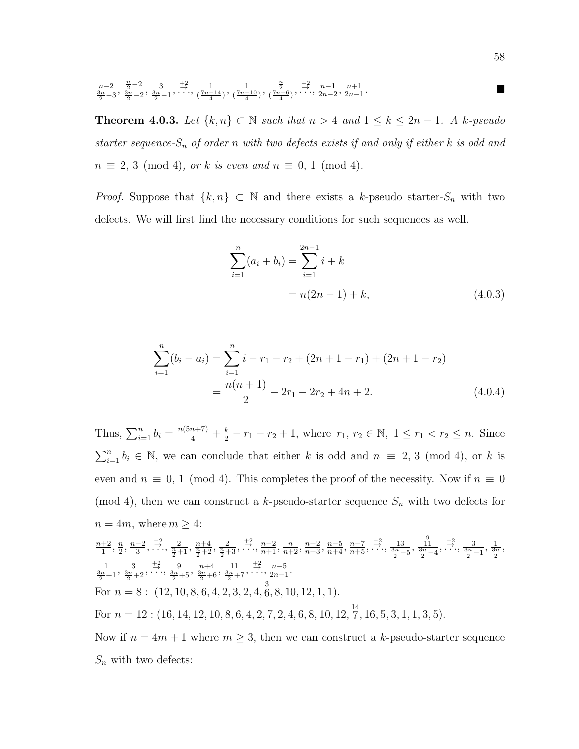$\frac{n-2}{\frac{3n}{2}-3}, \frac{\frac{n}{2}-2}{\frac{3n}{2}-2}, \frac{3}{\frac{3n}{2}-1}, \overset{+2}{\dots}, \frac{1}{(\frac{7n-14}{4})}, \frac{1}{(\frac{7n-10}{4})}, \frac{\frac{n}{2}}{(\frac{7n-6}{4})}, \overset{+2}{\dots}, \frac{n-1}{2n-2}, \frac{n+1}{2n-1}$. ■

**Theorem 4.0.3.** *Let $\{k, n\} \subset \mathbb{N}$ such that $n > 4$ and $1 \leq k \leq 2n-1$. A $k$-pseudo starter sequence-$S_n$ of order $n$ with two defects exists if and only if either $k$ is odd and $n \equiv 2, 3 \pmod 4$, or $k$ is even and $n \equiv 0, 1 \pmod 4$.*

*Proof.* Suppose that $\{k, n\} \subset \mathbb{N}$ and there exists a $k$-pseudo starter-$S_n$ with two defects. We will first find the necessary conditions for such sequences as well.

$$\begin{aligned}\sum_{i=1}^{n}(a_i + b_i) &= \sum_{i=1}^{2n-1} i + k \\ &= n(2n-1) + k, \end{aligned} \tag{4.0.3}$$

$$\begin{aligned}\sum_{i=1}^{n}(b_i - a_i) &= \sum_{i=1}^{n} i - r_1 - r_2 + (2n+1-r_1) + (2n+1-r_2) \\ &= \frac{n(n+1)}{2} - 2r_1 - 2r_2 + 4n + 2. \end{aligned} \tag{4.0.4}$$

Thus, $\sum_{i=1}^{n} b_i = \frac{n(5n+7)}{4} + \frac{k}{2} - r_1 - r_2 + 1$, where $r_1, r_2 \in \mathbb{N}$, $1 \leq r_1 < r_2 \leq n$. Since $\sum_{i=1}^{n} b_i \in \mathbb{N}$, we can conclude that either $k$ is odd and $n \equiv 2, 3 \pmod 4$, or $k$ is even and $n \equiv 0, 1 \pmod 4$. This completes the proof of the necessity. Now if $n \equiv 0 \pmod 4$, then we can construct a $k$-pseudo-starter sequence $S_n$ with two defects for $n = 4m$, where $m \geq 4$:

$\frac{n+2}{1}, \frac{n}{2}, \frac{n-2}{3}, \overset{-2}{\dots}, \frac{2}{\frac{n}{2}+1}, \frac{n+4}{\frac{n}{2}+2}, \frac{2}{\frac{n}{2}+3}, \overset{+2}{\dots}, \frac{n-2}{n+1}, \frac{n}{n+2}, \frac{n+2}{n+3}, \frac{n-5}{n+4}, \frac{n-7}{n+5}, \overset{-2}{\dots}, \frac{13}{\frac{3n}{2}-5}, \frac{\overset{9}{11}}{\frac{3n}{2}-4}, \overset{-2}{\dots}, \frac{3}{\frac{3n}{2}-1}, \frac{1}{\frac{3n}{2}},$
$\frac{1}{\frac{3n}{2}+1}, \frac{3}{\frac{3n}{2}+2}, \overset{+2}{\dots}, \frac{9}{\frac{3n}{2}+5}, \frac{n+4}{\frac{3n}{2}+6}, \frac{11}{\frac{3n}{2}+7}, \overset{+2}{\dots}, \frac{n-5}{2n-1}$.

For $n = 8$: $(12, 10, 8, 6, 4, 2, 3, 2, 4, \overset{3}{6}, 8, 10, 12, 1, 1)$.

For $n = 12$: $(16, 14, 12, 10, 8, 6, 4, 2, 7, 2, 4, 6, 8, 10, 12, \overset{14}{7}, 16, 5, 3, 1, 1, 3, 5)$.

Now if $n = 4m+1$ where $m \geq 3$, then we can construct a $k$-pseudo-starter sequence $S_n$ with two defects: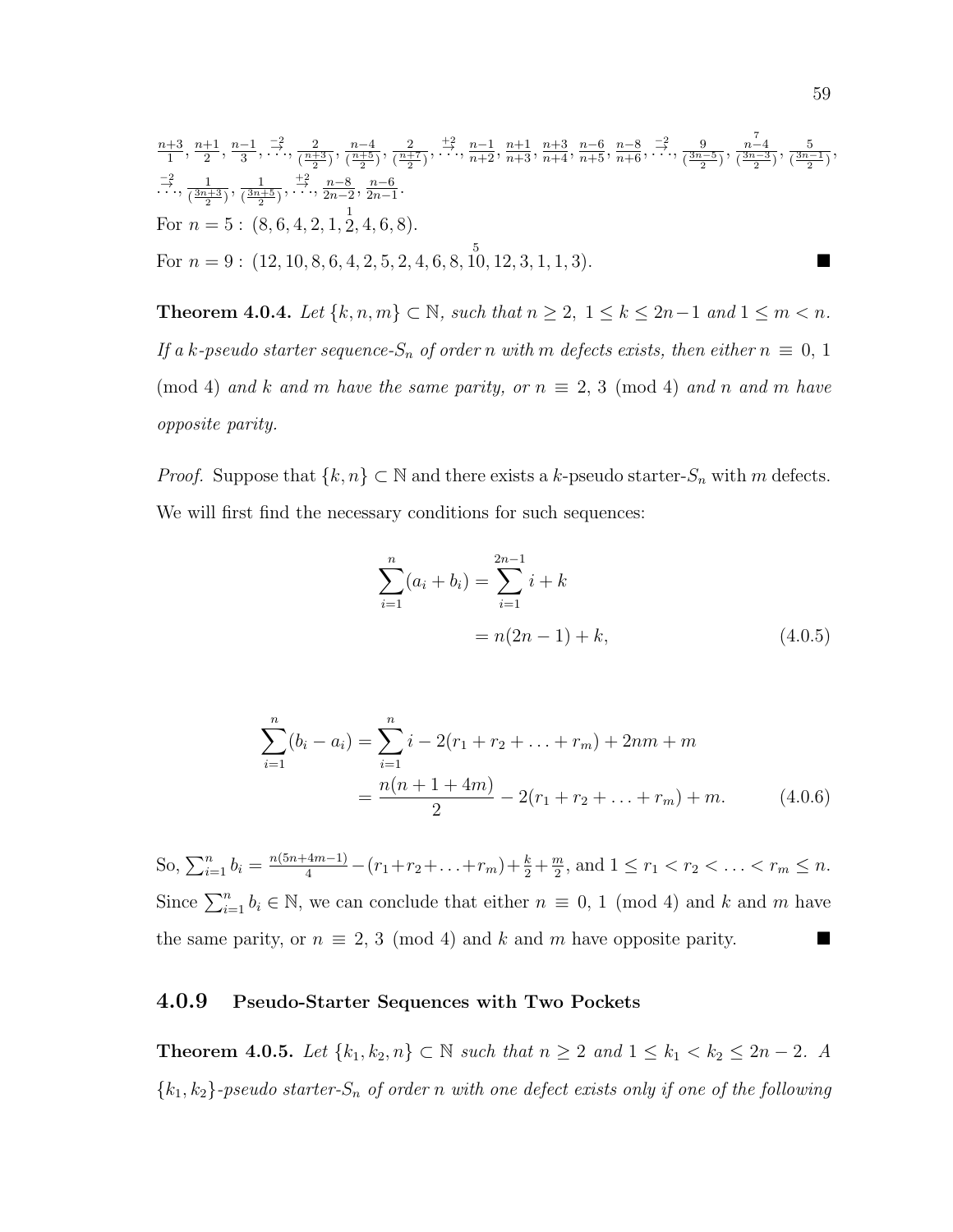$\frac{n+3}{1}, \frac{n+1}{2}, \frac{n-1}{3}, \overset{-2}{\cdots}, \frac{2}{(\frac{n+3}{2})}, \frac{n-4}{(\frac{n+5}{2})}, \frac{2}{(\frac{n+7}{2})}, \overset{+2}{\cdots}, \frac{n-1}{n+2}, \frac{n+1}{n+3}, \frac{n+3}{n+4}, \frac{n-6}{n+5}, \frac{n-8}{n+6}, \overset{-2}{\cdots}, \frac{9}{(\frac{3n-5}{2})}, \frac{\overset{7}{n-4}}{(\frac{3n-3}{2})}, \frac{5}{(\frac{3n-1}{2})},$
$\overset{-2}{\cdots}, \frac{1}{(\frac{3n+3}{2})}, \frac{1}{(\frac{3n+5}{2})}, \overset{+2}{\cdots}, \frac{n-8}{2n-2}, \frac{n-6}{2n-1}.$

For $n = 5:\ (8, 6, 4, 2, 1, \overset{1}{2}, 4, 6, 8).$

For $n = 9:\ (12, 10, 8, 6, 4, 2, 5, 2, 4, 6, 8, \overset{5}{10}, 12, 3, 1, 1, 3).$ ■

**Theorem 4.0.4.** *Let $\{k, n, m\} \subset \mathbb{N}$, such that $n \geq 2,\ 1 \leq k \leq 2n-1$ and $1 \leq m < n$. If a $k$-pseudo starter sequence-$S_n$ of order $n$ with $m$ defects exists, then either $n \equiv 0, 1 \pmod 4$ and $k$ and $m$ have the same parity, or $n \equiv 2, 3 \pmod 4$ and $n$ and $m$ have opposite parity.*

*Proof.* Suppose that $\{k, n\} \subset \mathbb{N}$ and there exists a $k$-pseudo starter-$S_n$ with $m$ defects. We will first find the necessary conditions for such sequences:

$$\sum_{i=1}^{n}(a_i + b_i) = \sum_{i=1}^{2n-1} i + k$$
$$= n(2n-1) + k, \tag{4.0.5}$$

$$\sum_{i=1}^{n}(b_i - a_i) = \sum_{i=1}^{n} i - 2(r_1 + r_2 + \ldots + r_m) + 2nm + m$$
$$= \frac{n(n+1+4m)}{2} - 2(r_1 + r_2 + \ldots + r_m) + m. \tag{4.0.6}$$

So, $\sum_{i=1}^{n} b_i = \frac{n(5n+4m-1)}{4} - (r_1 + r_2 + \ldots + r_m) + \frac{k}{2} + \frac{m}{2}$, and $1 \leq r_1 < r_2 < \ldots < r_m \leq n$. Since $\sum_{i=1}^{n} b_i \in \mathbb{N}$, we can conclude that either $n \equiv 0, 1 \pmod 4$ and $k$ and $m$ have the same parity, or $n \equiv 2, 3 \pmod 4$ and $k$ and $m$ have opposite parity. ■

### 4.0.9 Pseudo-Starter Sequences with Two Pockets

**Theorem 4.0.5.** *Let $\{k_1, k_2, n\} \subset \mathbb{N}$ such that $n \geq 2$ and $1 \leq k_1 < k_2 \leq 2n-2$. A $\{k_1, k_2\}$-pseudo starter-$S_n$ of order $n$ with one defect exists only if one of the following*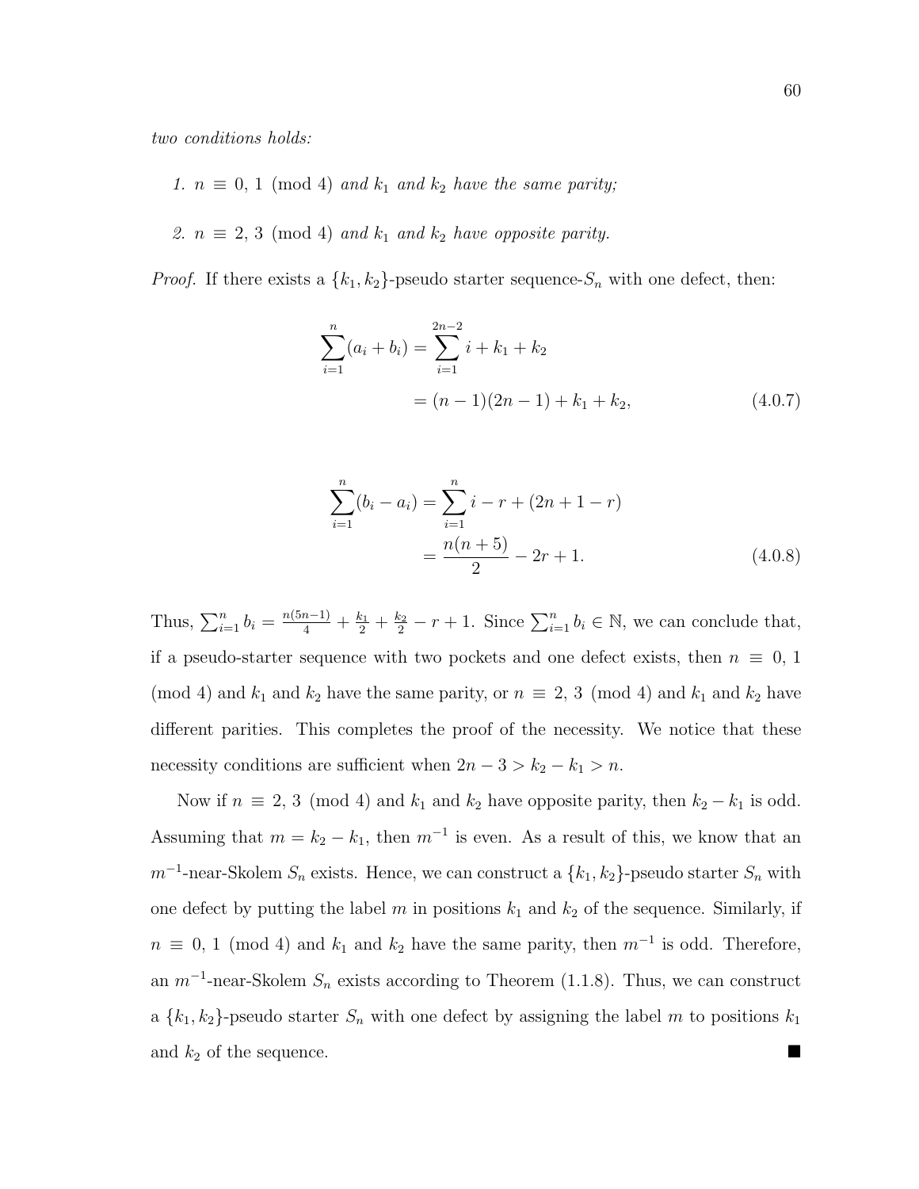*two conditions holds:*

1. *$n \equiv 0, 1 \pmod 4$ and $k_1$ and $k_2$ have the same parity;*

2. *$n \equiv 2, 3 \pmod 4$ and $k_1$ and $k_2$ have opposite parity.*

*Proof.* If there exists a $\{k_1, k_2\}$-pseudo starter sequence-$S_n$ with one defect, then:

$$\begin{aligned}\sum_{i=1}^{n}(a_i + b_i) &= \sum_{i=1}^{2n-2} i + k_1 + k_2 \\ &= (n-1)(2n-1) + k_1 + k_2, \end{aligned} \tag{4.0.7}$$

$$\begin{aligned}\sum_{i=1}^{n}(b_i - a_i) &= \sum_{i=1}^{n} i - r + (2n + 1 - r) \\ &= \frac{n(n+5)}{2} - 2r + 1. \end{aligned} \tag{4.0.8}$$

Thus, $\sum_{i=1}^{n} b_i = \frac{n(5n-1)}{4} + \frac{k_1}{2} + \frac{k_2}{2} - r + 1$. Since $\sum_{i=1}^{n} b_i \in \mathbb{N}$, we can conclude that, if a pseudo-starter sequence with two pockets and one defect exists, then $n \equiv 0, 1 \pmod 4$ and $k_1$ and $k_2$ have the same parity, or $n \equiv 2, 3 \pmod 4$ and $k_1$ and $k_2$ have different parities. This completes the proof of the necessity. We notice that these necessity conditions are sufficient when $2n - 3 > k_2 - k_1 > n$.

Now if $n \equiv 2, 3 \pmod 4$ and $k_1$ and $k_2$ have opposite parity, then $k_2 - k_1$ is odd. Assuming that $m = k_2 - k_1$, then $m^{-1}$ is even. As a result of this, we know that an $m^{-1}$-near-Skolem $S_n$ exists. Hence, we can construct a $\{k_1, k_2\}$-pseudo starter $S_n$ with one defect by putting the label $m$ in positions $k_1$ and $k_2$ of the sequence. Similarly, if $n \equiv 0, 1 \pmod 4$ and $k_1$ and $k_2$ have the same parity, then $m^{-1}$ is odd. Therefore, an $m^{-1}$-near-Skolem $S_n$ exists according to Theorem (1.1.8). Thus, we can construct a $\{k_1, k_2\}$-pseudo starter $S_n$ with one defect by assigning the label $m$ to positions $k_1$ and $k_2$ of the sequence. ∎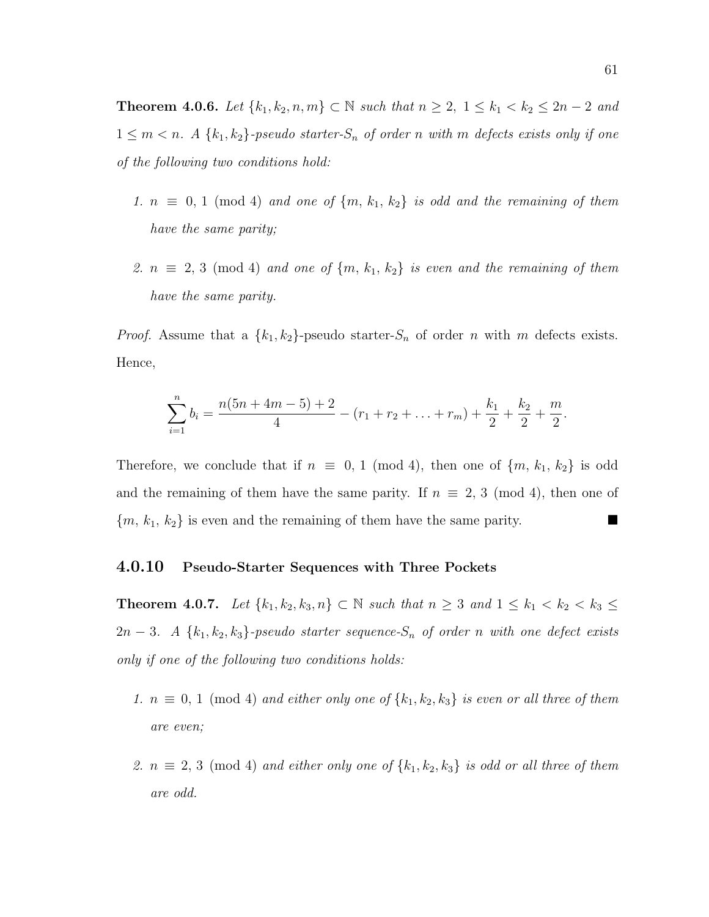**Theorem 4.0.6.** *Let $\{k_1, k_2, n, m\} \subset \mathbb{N}$ such that $n \geq 2$, $1 \leq k_1 < k_2 \leq 2n-2$ and $1 \leq m < n$. A $\{k_1, k_2\}$-pseudo starter-$S_n$ of order $n$ with $m$ defects exists only if one of the following two conditions hold:*

1. *$n \equiv 0, 1 \pmod 4$ and one of $\{m, k_1, k_2\}$ is odd and the remaining of them have the same parity;*
2. *$n \equiv 2, 3 \pmod 4$ and one of $\{m, k_1, k_2\}$ is even and the remaining of them have the same parity.*

*Proof.* Assume that a $\{k_1, k_2\}$-pseudo starter-$S_n$ of order $n$ with $m$ defects exists. Hence,

$$\sum_{i=1}^{n} b_i = \frac{n(5n + 4m - 5) + 2}{4} - (r_1 + r_2 + \ldots + r_m) + \frac{k_1}{2} + \frac{k_2}{2} + \frac{m}{2}.$$

Therefore, we conclude that if $n \equiv 0, 1 \pmod 4$, then one of $\{m, k_1, k_2\}$ is odd and the remaining of them have the same parity. If $n \equiv 2, 3 \pmod 4$, then one of $\{m, k_1, k_2\}$ is even and the remaining of them have the same parity. ■

### 4.0.10 Pseudo-Starter Sequences with Three Pockets

**Theorem 4.0.7.** *Let $\{k_1, k_2, k_3, n\} \subset \mathbb{N}$ such that $n \geq 3$ and $1 \leq k_1 < k_2 < k_3 \leq 2n-3$. A $\{k_1, k_2, k_3\}$-pseudo starter sequence-$S_n$ of order $n$ with one defect exists only if one of the following two conditions holds:*

1. *$n \equiv 0, 1 \pmod 4$ and either only one of $\{k_1, k_2, k_3\}$ is even or all three of them are even;*
2. *$n \equiv 2, 3 \pmod 4$ and either only one of $\{k_1, k_2, k_3\}$ is odd or all three of them are odd.*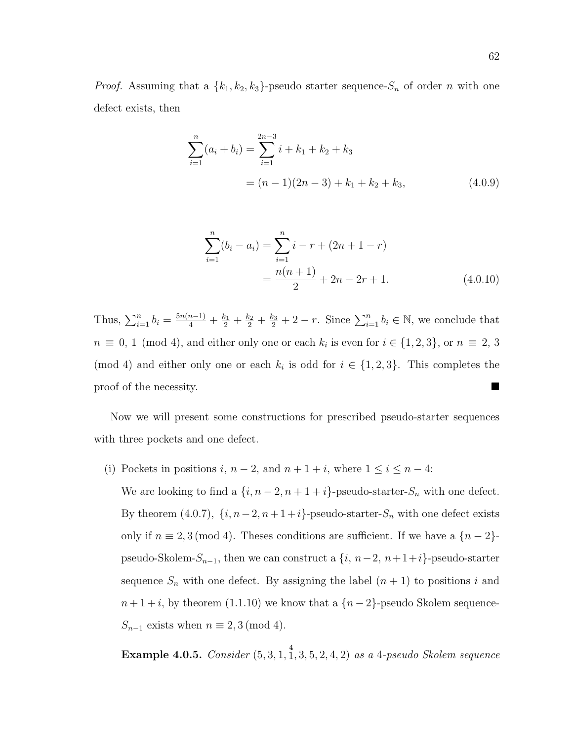*Proof.* Assuming that a $\{k_1, k_2, k_3\}$-pseudo starter sequence-$S_n$ of order $n$ with one defect exists, then

$$\sum_{i=1}^{n}(a_i + b_i) = \sum_{i=1}^{2n-3} i + k_1 + k_2 + k_3$$
$$= (n-1)(2n-3) + k_1 + k_2 + k_3, \tag{4.0.9}$$

$$\sum_{i=1}^{n}(b_i - a_i) = \sum_{i=1}^{n} i - r + (2n + 1 - r)$$
$$= \frac{n(n+1)}{2} + 2n - 2r + 1. \tag{4.0.10}$$

Thus, $\sum_{i=1}^{n} b_i = \frac{5n(n-1)}{4} + \frac{k_1}{2} + \frac{k_2}{2} + \frac{k_3}{2} + 2 - r$. Since $\sum_{i=1}^{n} b_i \in \mathbb{N}$, we conclude that $n \equiv 0, 1 \pmod 4$, and either only one or each $k_i$ is even for $i \in \{1, 2, 3\}$, or $n \equiv 2, 3 \pmod 4$ and either only one or each $k_i$ is odd for $i \in \{1, 2, 3\}$. This completes the proof of the necessity. ∎

Now we will present some constructions for prescribed pseudo-starter sequences with three pockets and one defect.

(i) Pockets in positions $i$, $n-2$, and $n+1+i$, where $1 \leq i \leq n-4$:

We are looking to find a $\{i, n-2, n+1+i\}$-pseudo-starter-$S_n$ with one defect. By theorem (4.0.7), $\{i, n-2, n+1+i\}$-pseudo-starter-$S_n$ with one defect exists only if $n \equiv 2, 3 \pmod 4$. Theses conditions are sufficient. If we have a $\{n-2\}$-pseudo-Skolem-$S_{n-1}$, then we can construct a $\{i,\ n-2,\ n+1+i\}$-pseudo-starter sequence $S_n$ with one defect. By assigning the label $(n+1)$ to positions $i$ and $n+1+i$, by theorem (1.1.10) we know that a $\{n-2\}$-pseudo Skolem sequence-$S_{n-1}$ exists when $n \equiv 2, 3 \pmod 4$.

**Example 4.0.5.** *Consider* $(5, 3, 1, \overset{4}{1}, 3, 5, 2, 4, 2)$ *as a* 4*-pseudo Skolem sequence*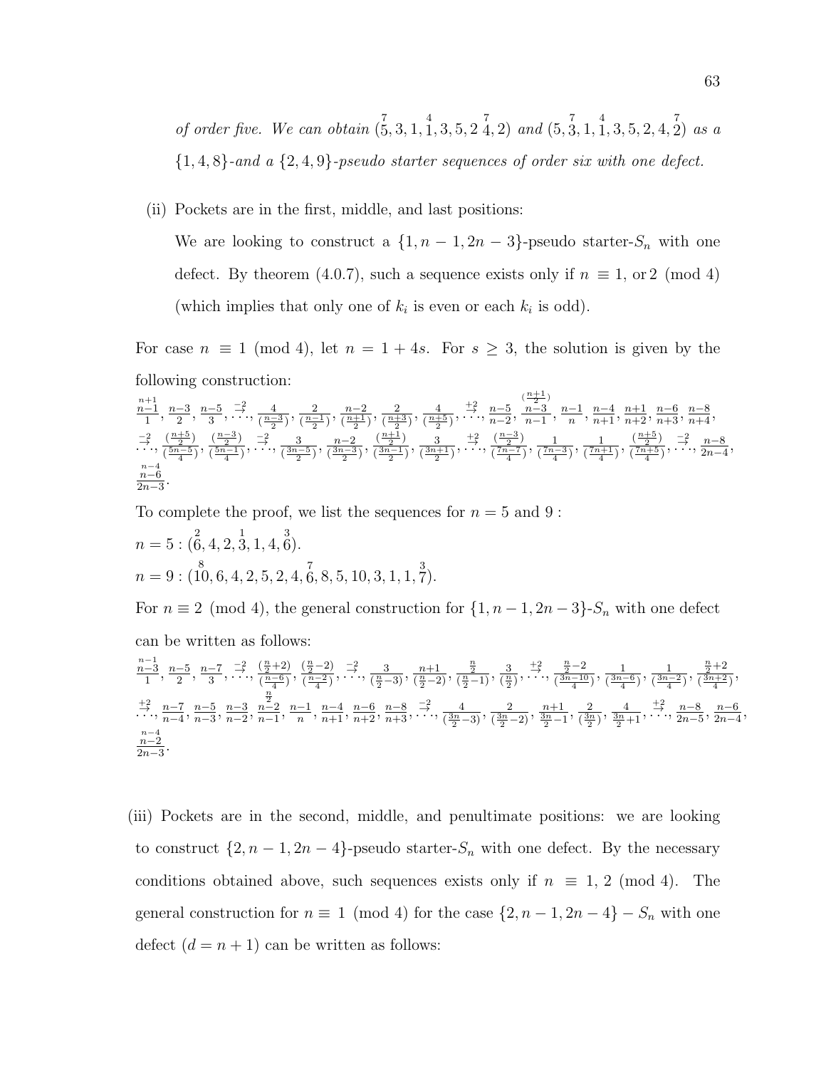*of order five. We can obtain* $(\overset{7}{5}, 3, 1, \overset{4}{1}, 3, 5, 2\ \overset{7}{4}, 2)$ *and* $(5, \overset{7}{3}, 1, \overset{4}{1}, 3, 5, 2, 4, \overset{7}{2})$ *as a* $\{1, 4, 8\}$*-and a* $\{2, 4, 9\}$*-pseudo starter sequences of order six with one defect.*

(ii) Pockets are in the first, middle, and last positions:

We are looking to construct a $\{1, n-1, 2n-3\}$-pseudo starter-$S_n$ with one defect. By theorem (4.0.7), such a sequence exists only if $n \equiv 1, \text{or}\, 2 \pmod 4$ (which implies that only one of $k_i$ is even or each $k_i$ is odd).

For case $n \equiv 1 \pmod 4$, let $n = 1 + 4s$. For $s \geq 3$, the solution is given by the following construction:

$$\overset{n+1}{\frac{n-1}{1}}, \frac{n-3}{2}, \frac{n-5}{3}, \overset{-2}{\rightarrow}\!\!\cdots, \frac{4}{(\frac{n-3}{2})}, \frac{2}{(\frac{n-1}{2})}, \frac{n-2}{(\frac{n+1}{2})}, \frac{2}{(\frac{n+3}{2})}, \frac{4}{(\frac{n+5}{2})}, \overset{+2}{\rightarrow}\!\!\cdots, \frac{n-5}{n-2}, \overset{(\frac{n+1}{2})}{\frac{n-3}{n-1}}, \frac{n-1}{n}, \frac{n-4}{n+1}, \frac{n+1}{n+2}, \frac{n-6}{n+3}, \frac{n-8}{n+4},$$
$$\overset{-2}{\rightarrow}\!\!\cdots, \frac{(\frac{n+5}{2})}{(\frac{5n-5}{4})}, \frac{(\frac{n-3}{2})}{(\frac{5n-1}{4})}, \overset{-2}{\rightarrow}\!\!\cdots, \frac{3}{(\frac{3n-5}{2})}, \frac{n-2}{(\frac{3n-3}{2})}, \frac{(\frac{n+1}{2})}{(\frac{3n-1}{2})}, \frac{3}{(\frac{3n+1}{2})}, \overset{+2}{\rightarrow}\!\!\cdots, \frac{(\frac{n-3}{2})}{(\frac{7n-7}{4})}, \frac{1}{(\frac{7n-3}{4})}, \frac{1}{(\frac{7n+1}{4})}, \frac{(\frac{n+5}{2})}{(\frac{7n+5}{4})}, \overset{-2}{\rightarrow}\!\!\cdots, \frac{n-8}{2n-4},$$
$$\overset{n-4}{\frac{n-6}{2n-3}}.$$

To complete the proof, we list the sequences for $n = 5$ and $9$ :

$n = 5 : (\overset{2}{6}, 4, 2, \overset{1}{3}, 1, 4, \overset{3}{6})$.

$n = 9 : (\overset{8}{10}, 6, 4, 2, 5, 2, 4, \overset{7}{6}, 8, 5, 10, 3, 1, 1, \overset{3}{7})$.

For $n \equiv 2 \pmod 4$, the general construction for $\{1, n-1, 2n-3\}$-$S_n$ with one defect can be written as follows:

$$\overset{n-1}{\frac{n-3}{1}}, \frac{n-5}{2}, \frac{n-7}{3}, \overset{-2}{\rightarrow}\!\!\cdots, \frac{(\frac{n}{2}+2)}{(\frac{n-6}{4})}, \frac{(\frac{n}{2}-2)}{(\frac{n-2}{4})}, \overset{-2}{\rightarrow}\!\!\cdots, \frac{3}{(\frac{n}{2}-3)}, \frac{n+1}{(\frac{n}{2}-2)}, \frac{\frac{n}{2}}{(\frac{n}{2}-1)}, \frac{3}{(\frac{n}{2})}, \overset{+2}{\rightarrow}\!\!\cdots, \frac{\frac{n}{2}-2}{(\frac{3n-10}{4})}, \frac{1}{(\frac{3n-6}{4})}, \frac{1}{(\frac{3n-2}{4})}, \frac{\frac{n}{2}+2}{(\frac{3n+2}{4})},$$
$$\overset{+2}{\rightarrow}\!\!\cdots, \frac{n-7}{n-4}, \frac{n-5}{n-3}, \frac{n-3}{n-2}, \overset{\frac{n}{2}}{\frac{n-2}{n-1}}, \frac{n-1}{n}, \frac{n-4}{n+1}, \frac{n-6}{n+2}, \frac{n-8}{n+3}, \overset{-2}{\rightarrow}\!\!\cdots, \frac{4}{(\frac{3n}{2}-3)}, \frac{2}{(\frac{3n}{2}-2)}, \frac{n+1}{\frac{3n}{2}-1}, \frac{2}{(\frac{3n}{2})}, \frac{4}{\frac{3n}{2}+1}, \overset{+2}{\rightarrow}\!\!\cdots, \frac{n-8}{2n-5}, \frac{n-6}{2n-4},$$
$$\overset{n-4}{\frac{n-2}{2n-3}}.$$

(iii) Pockets are in the second, middle, and penultimate positions: we are looking to construct $\{2, n-1, 2n-4\}$-pseudo starter-$S_n$ with one defect. By the necessary conditions obtained above, such sequences exists only if $n \equiv 1, 2 \pmod 4$. The general construction for $n \equiv 1 \pmod 4$ for the case $\{2, n-1, 2n-4\} - S_n$ with one defect $(d = n+1)$ can be written as follows: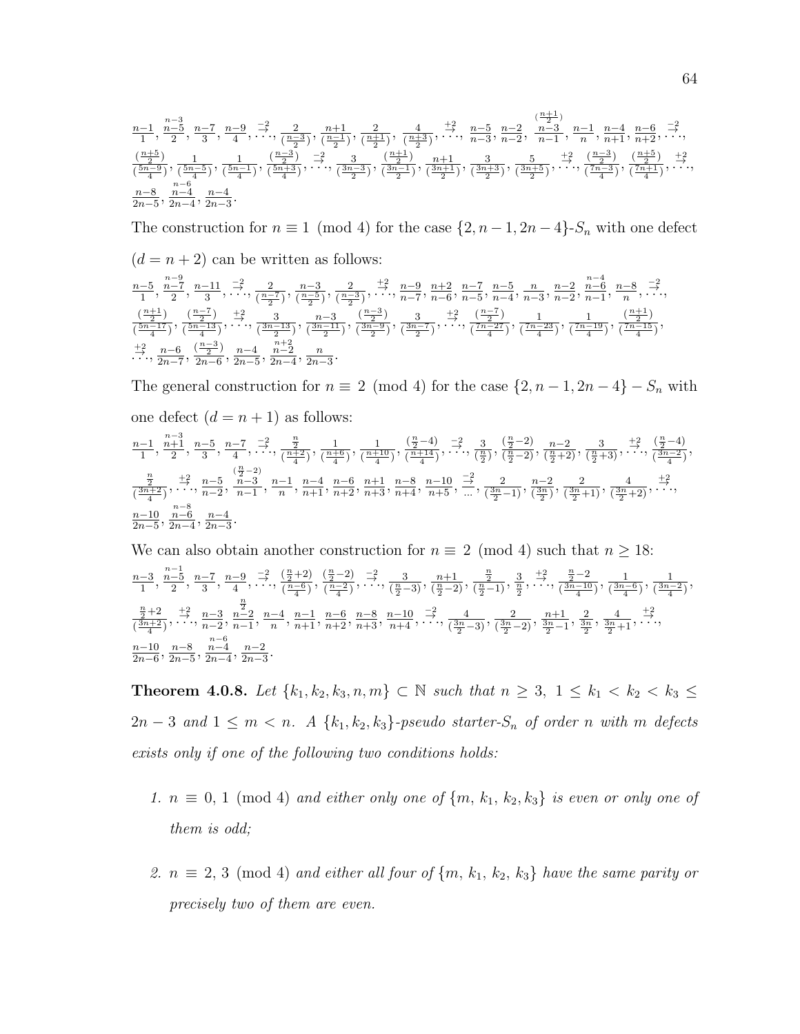$$\frac{n-1}{1}, \overset{n-3}{\frac{n-5}{2}}, \frac{n-7}{3}, \frac{n-9}{4}, \overset{-2}{\to}\ldots, \frac{2}{(\frac{n-3}{2})}, \frac{n+1}{(\frac{n-1}{2})}, \frac{2}{(\frac{n+1}{2})}, \frac{4}{(\frac{n+3}{2})}, \overset{+2}{\to}\ldots, \frac{n-5}{n-3}, \frac{n-2}{n-2}, \overset{(\frac{n+1}{2})}{\frac{n-3}{n-1}}, \frac{n-1}{n}, \frac{n-4}{n+1}, \frac{n-6}{n+2}, \overset{-2}{\to}\ldots,$$
$$\frac{(\frac{n+5}{2})}{(\frac{5n-9}{4})}, \frac{1}{(\frac{5n-5}{4})}, \frac{1}{(\frac{5n-1}{4})}, \frac{(\frac{n-3}{2})}{(\frac{5n+3}{4})}, \overset{-2}{\to}\ldots, \frac{3}{(\frac{3n-3}{2})}, \frac{(\frac{n+1}{2})}{(\frac{3n-1}{2})}, \frac{n+1}{(\frac{3n+1}{2})}, \frac{3}{(\frac{3n+3}{2})}, \frac{5}{(\frac{3n+5}{2})}, \overset{+2}{\to}\ldots, \frac{(\frac{n-3}{2})}{(\frac{7n-3}{4})}, \frac{(\frac{n+5}{2})}{(\frac{7n+1}{4})}, \overset{+2}{\to}\ldots,$$
$$\frac{n-8}{2n-5}, \overset{n-6}{\frac{n-4}{2n-4}}, \frac{n-4}{2n-3}.$$

The construction for $n \equiv 1 \pmod 4$ for the case $\{2, n-1, 2n-4\}$-$S_n$ with one defect $(d = n+2)$ can be written as follows:

$$\frac{n-5}{1}, \overset{n-9}{\frac{n-7}{2}}, \frac{n-11}{3}, \overset{-2}{\to}\ldots, \frac{2}{(\frac{n-7}{2})}, \frac{n-3}{(\frac{n-5}{2})}, \frac{2}{(\frac{n-3}{2})}, \overset{+2}{\to}\ldots, \frac{n-9}{n-7}, \frac{n+2}{n-6}, \frac{n-7}{n-5}, \frac{n-5}{n-4}, \frac{n}{n-3}, \frac{n-2}{n-2}, \overset{n-4}{\frac{n-6}{n-1}}, \frac{n-8}{n}, \overset{-2}{\to}\ldots,$$
$$\frac{(\frac{n+1}{2})}{(\frac{5n-17}{4})}, \frac{(\frac{n-7}{2})}{(\frac{5n-13}{4})}, \overset{+2}{\to}\ldots, \frac{3}{(\frac{3n-13}{2})}, \frac{n-3}{(\frac{3n-11}{2})}, \frac{(\frac{n-3}{2})}{(\frac{3n-9}{2})}, \frac{3}{(\frac{3n-7}{2})}, \overset{+2}{\to}\ldots, \frac{(\frac{n-7}{2})}{(\frac{7n-27}{4})}, \frac{1}{(\frac{7n-23}{4})}, \frac{1}{(\frac{7n-19}{4})}, \frac{(\frac{n+1}{2})}{(\frac{7n-15}{4})},$$
$$\overset{+2}{\to}\ldots, \frac{n-6}{2n-7}, \frac{(\frac{n-3}{2})}{2n-6}, \frac{n-4}{2n-5}, \overset{n+2}{\frac{n-2}{2n-4}}, \frac{n}{2n-3}.$$

The general construction for $n \equiv 2 \pmod 4$ for the case $\{2, n-1, 2n-4\} - S_n$ with one defect $(d = n+1)$ as follows:

$$\frac{n-1}{1}, \overset{n-3}{\frac{n+1}{2}}, \frac{n-5}{3}, \frac{n-7}{4}, \overset{-2}{\to}\ldots, \frac{\frac{n}{2}}{(\frac{n+2}{4})}, \frac{1}{(\frac{n+6}{4})}, \frac{1}{(\frac{n+10}{4})}, \frac{(\frac{n}{2}-4)}{(\frac{n+14}{4})}, \overset{-2}{\to}\ldots, \frac{3}{(\frac{n}{2})}, \frac{(\frac{n}{2}-2)}{(\frac{n}{2}-2)}, \frac{n-2}{(\frac{n}{2}+2)}, \frac{3}{(\frac{n}{2}+3)}, \overset{+2}{\to}\ldots, \frac{(\frac{n}{2}-4)}{(\frac{3n-2}{4})},$$
$$\frac{\frac{n}{2}}{(\frac{3n+2}{4})}, \overset{+2}{\to}\ldots, \frac{n-5}{n-2}, \overset{(\frac{n}{2}-2)}{\frac{n-3}{n-1}}, \frac{n-1}{n}, \frac{n-4}{n+1}, \frac{n-6}{n+2}, \frac{n+1}{n+3}, \frac{n-8}{n+4}, \frac{n-10}{n+5}, \overset{-2}{\to}\ldots, \frac{2}{(\frac{3n}{2}-1)}, \frac{n-2}{(\frac{3n}{2})}, \frac{2}{(\frac{3n}{2}+1)}, \frac{4}{(\frac{3n}{2}+2)}, \overset{+2}{\to}\ldots,$$
$$\frac{n-10}{2n-5}, \overset{n-8}{\frac{n-6}{2n-4}}, \frac{n-4}{2n-3}.$$

We can also obtain another construction for $n \equiv 2 \pmod 4$ such that $n \geq 18$:

$$\frac{n-3}{1}, \overset{n-1}{\frac{n-5}{2}}, \frac{n-7}{3}, \frac{n-9}{4}, \overset{-2}{\to}\ldots, \frac{(\frac{n}{2}+2)}{(\frac{n-6}{4})}, \frac{(\frac{n}{2}-2)}{(\frac{n-2}{4})}, \overset{-2}{\to}\ldots, \frac{3}{(\frac{n}{2}-3)}, \frac{n+1}{(\frac{n}{2}-2)}, \frac{\frac{n}{2}}{(\frac{n}{2}-1)}, \frac{3}{\frac{n}{2}}, \overset{+2}{\to}\ldots, \frac{\frac{n}{2}-2}{(\frac{3n-10}{4})}, \frac{1}{(\frac{3n-6}{4})}, \frac{1}{(\frac{3n-2}{4})},$$
$$\frac{\frac{n}{2}+2}{(\frac{3n+2}{4})}, \overset{+2}{\to}\ldots, \frac{n-3}{n-2}, \overset{\frac{n}{2}}{\frac{n-2}{n-1}}, \frac{n-4}{n}, \frac{n-1}{n+1}, \frac{n-6}{n+2}, \frac{n-8}{n+3}, \frac{n-10}{n+4}, \overset{-2}{\to}\ldots, \frac{4}{(\frac{3n}{2}-3)}, \frac{2}{(\frac{3n}{2}-2)}, \frac{n+1}{\frac{3n}{2}-1}, \frac{2}{\frac{3n}{2}}, \frac{4}{\frac{3n}{2}+1}, \overset{+2}{\to}\ldots,$$
$$\frac{n-10}{2n-6}, \frac{n-8}{2n-5}, \overset{n-6}{\frac{n-4}{2n-4}}, \frac{n-2}{2n-3}.$$

**Theorem 4.0.8.** *Let $\{k_1, k_2, k_3, n, m\} \subset \mathbb{N}$ such that $n \geq 3$, $1 \leq k_1 < k_2 < k_3 \leq 2n-3$ and $1 \leq m < n$. A $\{k_1, k_2, k_3\}$-pseudo starter-$S_n$ of order $n$ with $m$ defects exists only if one of the following two conditions holds:*

1. *$n \equiv 0, 1 \pmod 4$ and either only one of $\{m, k_1, k_2, k_3\}$ is even or only one of them is odd;*

2. *$n \equiv 2, 3 \pmod 4$ and either all four of $\{m, k_1, k_2, k_3\}$ have the same parity or precisely two of them are even.*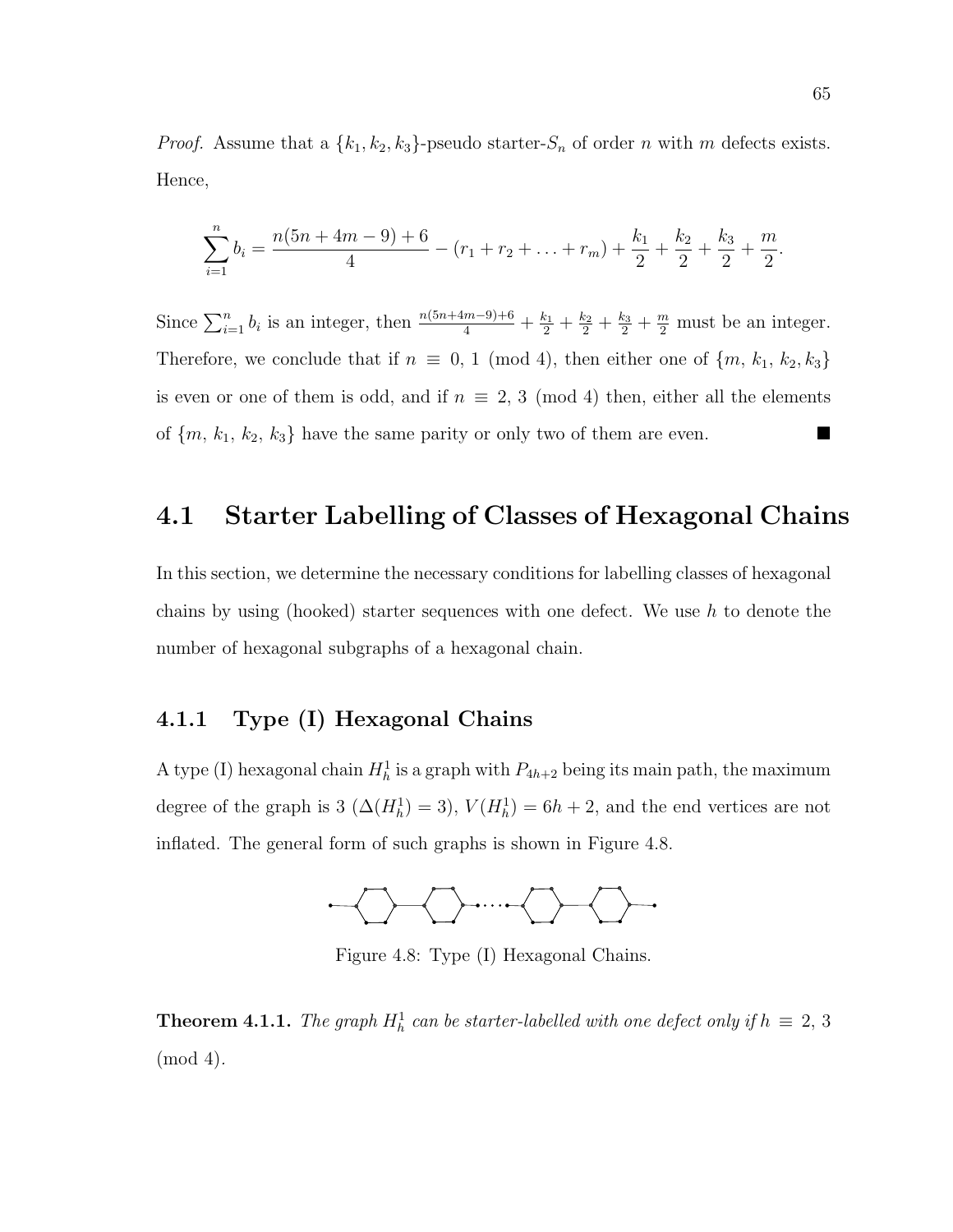*Proof.* Assume that a $\{k_1, k_2, k_3\}$-pseudo starter-$S_n$ of order $n$ with $m$ defects exists. Hence,

$$\sum_{i=1}^{n} b_i = \frac{n(5n + 4m - 9) + 6}{4} - (r_1 + r_2 + \ldots + r_m) + \frac{k_1}{2} + \frac{k_2}{2} + \frac{k_3}{2} + \frac{m}{2}.$$

Since $\sum_{i=1}^{n} b_i$ is an integer, then $\frac{n(5n+4m-9)+6}{4} + \frac{k_1}{2} + \frac{k_2}{2} + \frac{k_3}{2} + \frac{m}{2}$ must be an integer. Therefore, we conclude that if $n \equiv 0, 1 \pmod 4$, then either one of $\{m, k_1, k_2, k_3\}$ is even or one of them is odd, and if $n \equiv 2, 3 \pmod 4$ then, either all the elements of $\{m, k_1, k_2, k_3\}$ have the same parity or only two of them are even. ■

## 4.1 Starter Labelling of Classes of Hexagonal Chains

In this section, we determine the necessary conditions for labelling classes of hexagonal chains by using (hooked) starter sequences with one defect. We use $h$ to denote the number of hexagonal subgraphs of a hexagonal chain.

### 4.1.1 Type (I) Hexagonal Chains

A type (I) hexagonal chain $H_h^1$ is a graph with $P_{4h+2}$ being its main path, the maximum degree of the graph is 3 ($\Delta(H_h^1) = 3$), $V(H_h^1) = 6h + 2$, and the end vertices are not inflated. The general form of such graphs is shown in Figure 4.8.

Figure 4.8: Type (I) Hexagonal Chains.

**Theorem 4.1.1.** *The graph $H_h^1$ can be starter-labelled with one defect only if $h \equiv 2, 3 \pmod 4$.*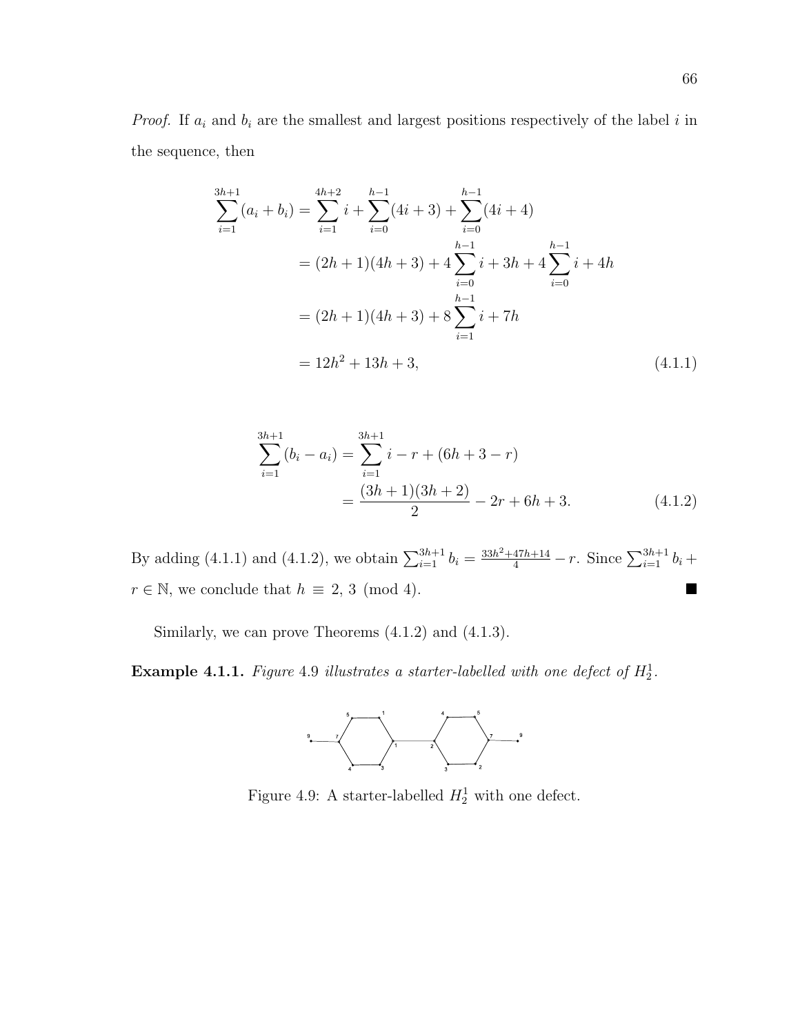*Proof.* If $a_i$ and $b_i$ are the smallest and largest positions respectively of the label $i$ in the sequence, then

$$
\begin{aligned}
\sum_{i=1}^{3h+1}(a_i+b_i) &= \sum_{i=1}^{4h+2} i + \sum_{i=0}^{h-1}(4i+3) + \sum_{i=0}^{h-1}(4i+4) \\
&= (2h+1)(4h+3) + 4\sum_{i=0}^{h-1} i + 3h + 4\sum_{i=0}^{h-1} i + 4h \\
&= (2h+1)(4h+3) + 8\sum_{i=1}^{h-1} i + 7h \\
&= 12h^2 + 13h + 3, \qquad (4.1.1)
\end{aligned}
$$

$$
\begin{aligned}
\sum_{i=1}^{3h+1}(b_i - a_i) &= \sum_{i=1}^{3h+1} i - r + (6h+3-r) \\
&= \frac{(3h+1)(3h+2)}{2} - 2r + 6h + 3. \qquad (4.1.2)
\end{aligned}
$$

By adding (4.1.1) and (4.1.2), we obtain $\sum_{i=1}^{3h+1} b_i = \frac{33h^2+47h+14}{4} - r$. Since $\sum_{i=1}^{3h+1} b_i + r \in \mathbb{N}$, we conclude that $h \equiv 2, 3 \pmod 4$. ■

Similarly, we can prove Theorems (4.1.2) and (4.1.3).

**Example 4.1.1.** *Figure* 4.9 *illustrates a starter-labelled with one defect of* $H_2^1$.

Figure 4.9: A starter-labelled $H_2^1$ with one defect.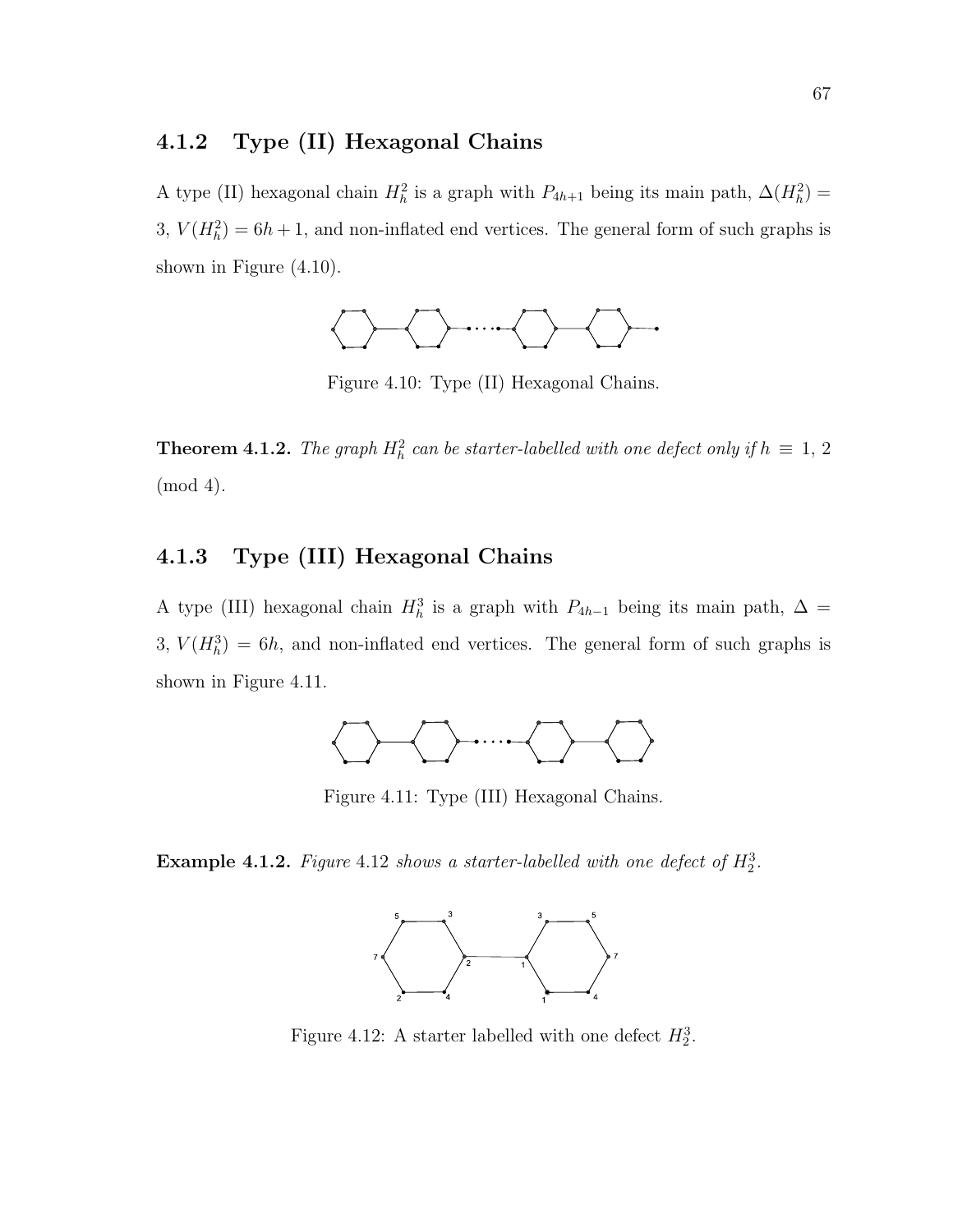### 4.1.2 Type (II) Hexagonal Chains

A type (II) hexagonal chain $H_h^2$ is a graph with $P_{4h+1}$ being its main path, $\Delta(H_h^2) = 3$, $V(H_h^2) = 6h+1$, and non-inflated end vertices. The general form of such graphs is shown in Figure (4.10).

Figure 4.10: Type (II) Hexagonal Chains.

**Theorem 4.1.2.** *The graph $H_h^2$ can be starter-labelled with one defect only if $h \equiv 1, 2 \pmod 4$.*

### 4.1.3 Type (III) Hexagonal Chains

A type (III) hexagonal chain $H_h^3$ is a graph with $P_{4h-1}$ being its main path, $\Delta = 3$, $V(H_h^3) = 6h$, and non-inflated end vertices. The general form of such graphs is shown in Figure 4.11.

Figure 4.11: Type (III) Hexagonal Chains.

**Example 4.1.2.** *Figure 4.12 shows a starter-labelled with one defect of $H_2^3$.*

Figure 4.12: A starter labelled with one defect $H_2^3$.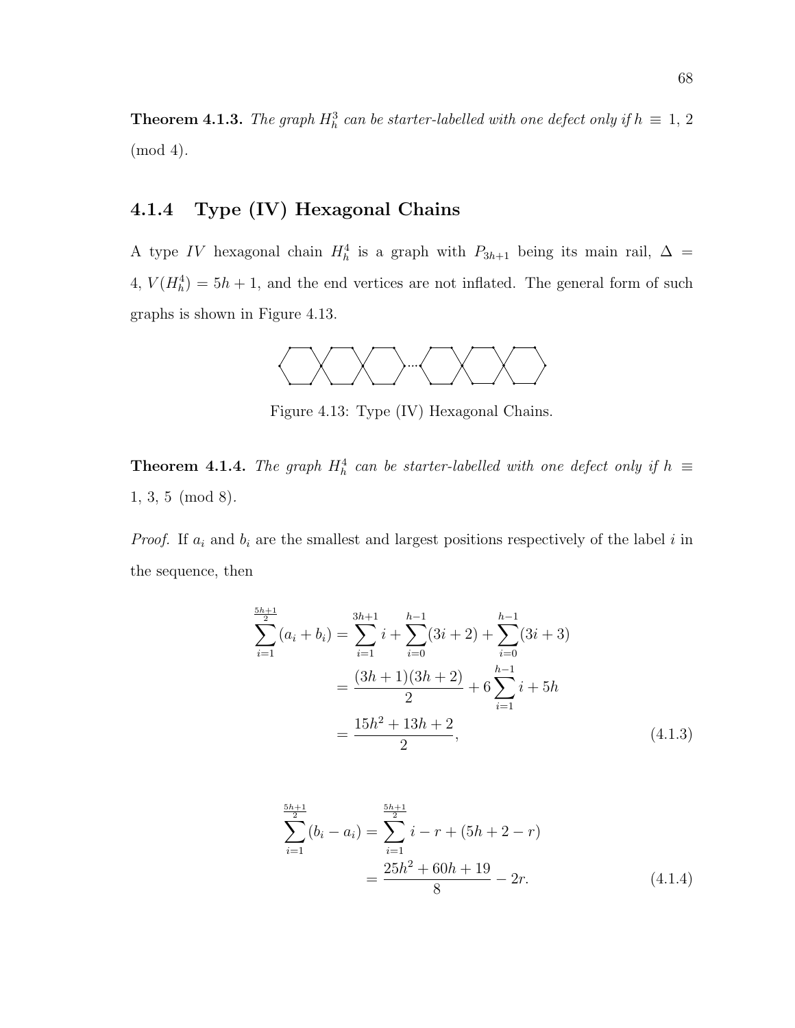**Theorem 4.1.3.** *The graph $H_h^3$ can be starter-labelled with one defect only if $h \equiv 1, 2 \pmod 4$.*

### 4.1.4 Type (IV) Hexagonal Chains

A type $IV$ hexagonal chain $H_h^4$ is a graph with $P_{3h+1}$ being its main rail, $\Delta = 4$, $V(H_h^4) = 5h+1$, and the end vertices are not inflated. The general form of such graphs is shown in Figure 4.13.

Figure 4.13: Type (IV) Hexagonal Chains.

**Theorem 4.1.4.** *The graph $H_h^4$ can be starter-labelled with one defect only if $h \equiv 1, 3, 5 \pmod 8$.*

*Proof.* If $a_i$ and $b_i$ are the smallest and largest positions respectively of the label $i$ in the sequence, then

$$
\begin{aligned}
\sum_{i=1}^{\frac{5h+1}{2}}(a_i+b_i) &= \sum_{i=1}^{3h+1} i + \sum_{i=0}^{h-1}(3i+2) + \sum_{i=0}^{h-1}(3i+3) \\
&= \frac{(3h+1)(3h+2)}{2} + 6\sum_{i=1}^{h-1} i + 5h \\
&= \frac{15h^2+13h+2}{2}, \qquad (4.1.3)
\end{aligned}
$$

$$
\begin{aligned}
\sum_{i=1}^{\frac{5h+1}{2}}(b_i-a_i) &= \sum_{i=1}^{\frac{5h+1}{2}} i - r + (5h+2-r) \\
&= \frac{25h^2+60h+19}{8} - 2r. \qquad (4.1.4)
\end{aligned}
$$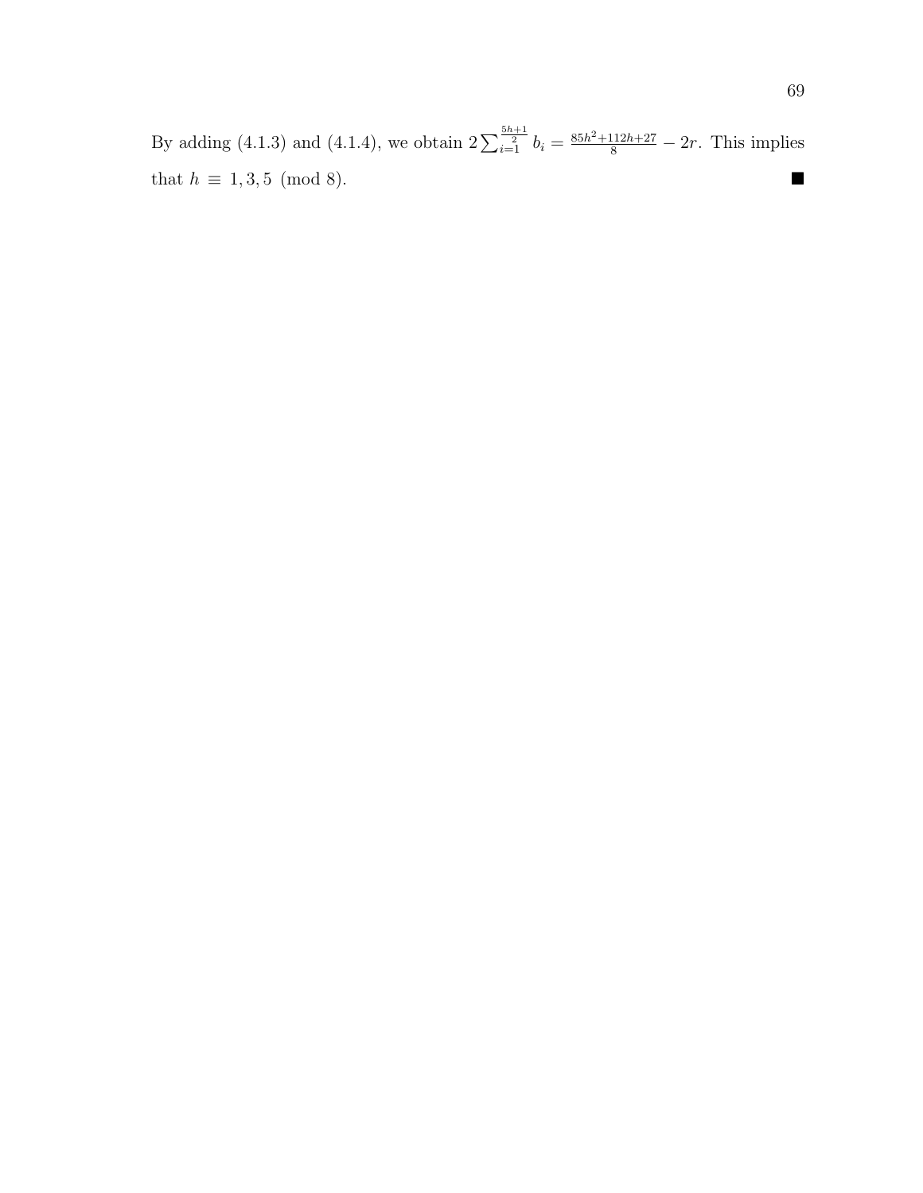By adding (4.1.3) and (4.1.4), we obtain $2\sum_{i=1}^{\frac{5h+1}{2}} b_i = \frac{85h^2+112h+27}{8} - 2r$. This implies that $h \equiv 1, 3, 5 \pmod 8$. ■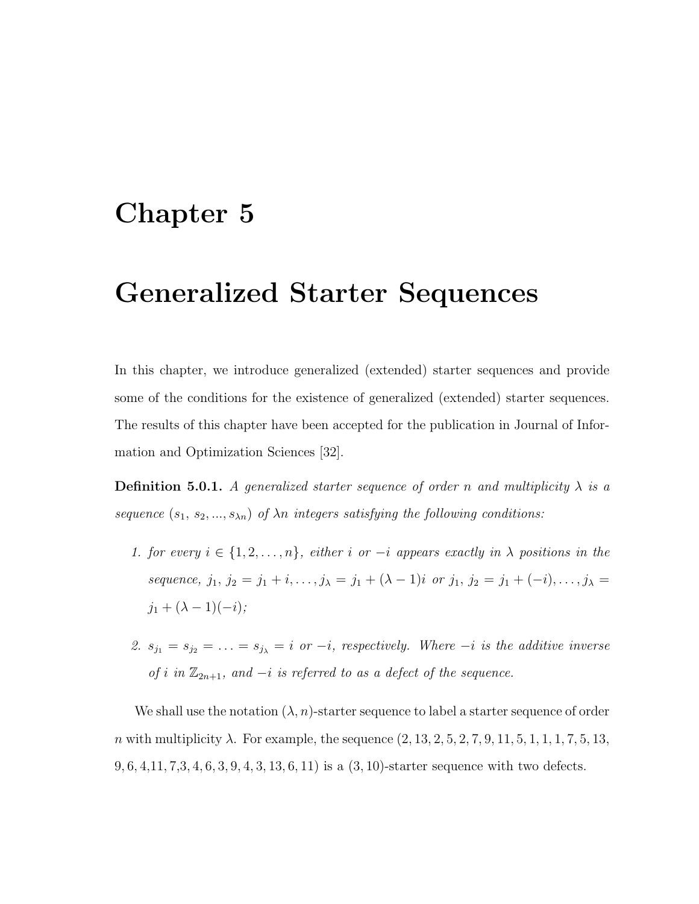# Chapter 5

# Generalized Starter Sequences

In this chapter, we introduce generalized (extended) starter sequences and provide some of the conditions for the existence of generalized (extended) starter sequences. The results of this chapter have been accepted for the publication in Journal of Information and Optimization Sciences [32].

**Definition 5.0.1.** *A generalized starter sequence of order $n$ and multiplicity $\lambda$ is a sequence $(s_1, s_2, ..., s_{\lambda n})$ of $\lambda n$ integers satisfying the following conditions:*

1. *for every $i \in \{1, 2, \ldots, n\}$, either $i$ or $-i$ appears exactly in $\lambda$ positions in the sequence, $j_1$, $j_2 = j_1 + i, \ldots, j_\lambda = j_1 + (\lambda - 1)i$ or $j_1$, $j_2 = j_1 + (-i), \ldots, j_\lambda = j_1 + (\lambda - 1)(-i)$;*

2. *$s_{j_1} = s_{j_2} = \ldots = s_{j_\lambda} = i$ or $-i$, respectively. Where $-i$ is the additive inverse of $i$ in $\mathbb{Z}_{2n+1}$, and $-i$ is referred to as a defect of the sequence.*

We shall use the notation $(\lambda, n)$-starter sequence to label a starter sequence of order $n$ with multiplicity $\lambda$. For example, the sequence $(2, 13, 2, 5, 2, 7, 9, 11, 5, 1, 1, 1, 7, 5, 13, 9, 6, 4, 11, 7, 3, 4, 6, 3, 9, 4, 3, 13, 6, 11)$ is a $(3, 10)$-starter sequence with two defects.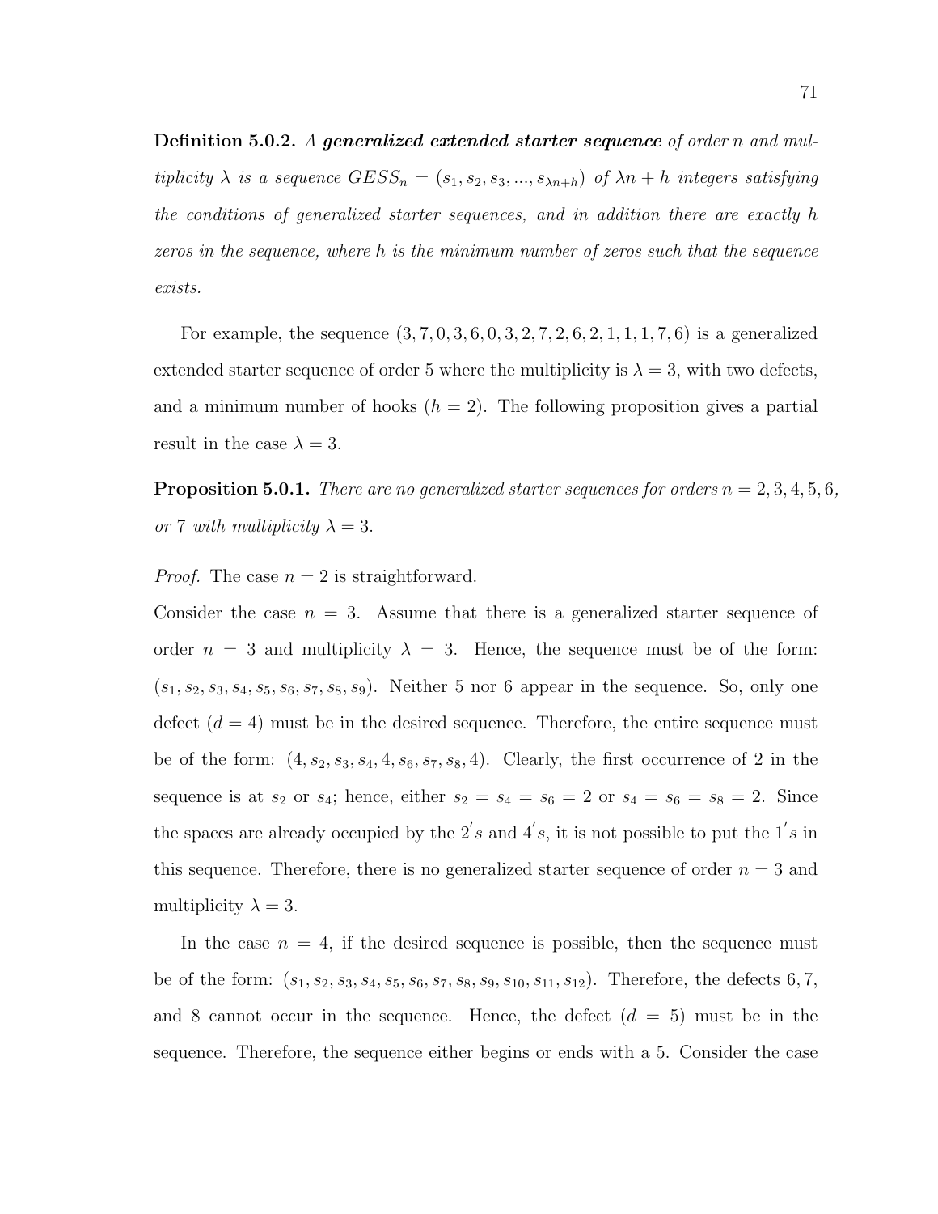**Definition 5.0.2.** *A* ***generalized extended starter sequence*** *of order $n$ and multiplicity $\lambda$ is a sequence $GESS_n = (s_1, s_2, s_3, ..., s_{\lambda n+h})$ of $\lambda n + h$ integers satisfying the conditions of generalized starter sequences, and in addition there are exactly $h$ zeros in the sequence, where $h$ is the minimum number of zeros such that the sequence exists.*

For example, the sequence $(3, 7, 0, 3, 6, 0, 3, 2, 7, 2, 6, 2, 1, 1, 1, 7, 6)$ is a generalized extended starter sequence of order 5 where the multiplicity is $\lambda = 3$, with two defects, and a minimum number of hooks ($h = 2$). The following proposition gives a partial result in the case $\lambda = 3$.

**Proposition 5.0.1.** *There are no generalized starter sequences for orders $n = 2, 3, 4, 5, 6$, or 7 with multiplicity $\lambda = 3$.*

*Proof.* The case $n = 2$ is straightforward.
Consider the case $n = 3$. Assume that there is a generalized starter sequence of order $n = 3$ and multiplicity $\lambda = 3$. Hence, the sequence must be of the form: $(s_1, s_2, s_3, s_4, s_5, s_6, s_7, s_8, s_9)$. Neither 5 nor 6 appear in the sequence. So, only one defect ($d = 4$) must be in the desired sequence. Therefore, the entire sequence must be of the form: $(4, s_2, s_3, s_4, 4, s_6, s_7, s_8, 4)$. Clearly, the first occurrence of 2 in the sequence is at $s_2$ or $s_4$; hence, either $s_2 = s_4 = s_6 = 2$ or $s_4 = s_6 = s_8 = 2$. Since the spaces are already occupied by the $2's$ and $4's$, it is not possible to put the $1's$ in this sequence. Therefore, there is no generalized starter sequence of order $n = 3$ and multiplicity $\lambda = 3$.

In the case $n = 4$, if the desired sequence is possible, then the sequence must be of the form: $(s_1, s_2, s_3, s_4, s_5, s_6, s_7, s_8, s_9, s_{10}, s_{11}, s_{12})$. Therefore, the defects 6, 7, and 8 cannot occur in the sequence. Hence, the defect ($d = 5$) must be in the sequence. Therefore, the sequence either begins or ends with a 5. Consider the case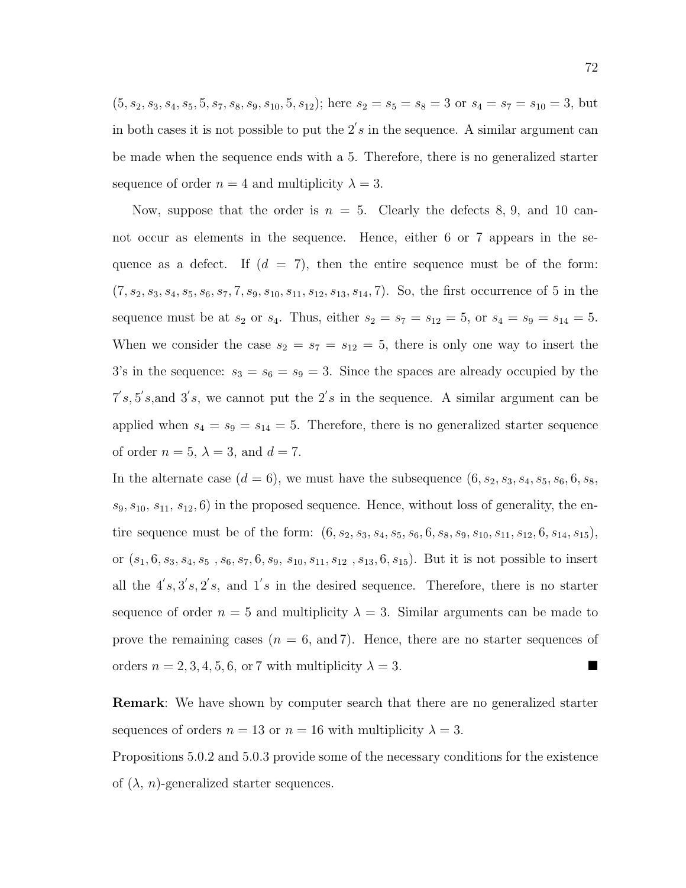$(5, s_2, s_3, s_4, s_5, 5, s_7, s_8, s_9, s_{10}, 5, s_{12})$; here $s_2 = s_5 = s_8 = 3$ or $s_4 = s_7 = s_{10} = 3$, but in both cases it is not possible to put the $2's$ in the sequence. A similar argument can be made when the sequence ends with a 5. Therefore, there is no generalized starter sequence of order $n = 4$ and multiplicity $\lambda = 3$.

Now, suppose that the order is $n = 5$. Clearly the defects 8, 9, and 10 cannot occur as elements in the sequence. Hence, either 6 or 7 appears in the sequence as a defect. If ($d = 7$), then the entire sequence must be of the form: $(7, s_2, s_3, s_4, s_5, s_6, s_7, 7, s_9, s_{10}, s_{11}, s_{12}, s_{13}, s_{14}, 7)$. So, the first occurrence of 5 in the sequence must be at $s_2$ or $s_4$. Thus, either $s_2 = s_7 = s_{12} = 5$, or $s_4 = s_9 = s_{14} = 5$. When we consider the case $s_2 = s_7 = s_{12} = 5$, there is only one way to insert the 3's in the sequence: $s_3 = s_6 = s_9 = 3$. Since the spaces are already occupied by the $7's, 5's$,and $3's$, we cannot put the $2's$ in the sequence. A similar argument can be applied when $s_4 = s_9 = s_{14} = 5$. Therefore, there is no generalized starter sequence of order $n = 5$, $\lambda = 3$, and $d = 7$.

In the alternate case ($d = 6$), we must have the subsequence $(6, s_2, s_3, s_4, s_5, s_6, 6, s_8, s_9, s_{10}, s_{11}, s_{12}, 6)$ in the proposed sequence. Hence, without loss of generality, the entire sequence must be of the form: $(6, s_2, s_3, s_4, s_5, s_6, 6, s_8, s_9, s_{10}, s_{11}, s_{12}, 6, s_{14}, s_{15})$, or $(s_1, 6, s_3, s_4, s_5, s_6, s_7, 6, s_9, s_{10}, s_{11}, s_{12}, s_{13}, 6, s_{15})$. But it is not possible to insert all the $4's, 3's, 2's$, and $1's$ in the desired sequence. Therefore, there is no starter sequence of order $n = 5$ and multiplicity $\lambda = 3$. Similar arguments can be made to prove the remaining cases ($n = 6$, and 7). Hence, there are no starter sequences of orders $n = 2, 3, 4, 5, 6$, or 7 with multiplicity $\lambda = 3$. ■

**Remark**: We have shown by computer search that there are no generalized starter sequences of orders $n = 13$ or $n = 16$ with multiplicity $\lambda = 3$.

Propositions 5.0.2 and 5.0.3 provide some of the necessary conditions for the existence of ($\lambda$, $n$)-generalized starter sequences.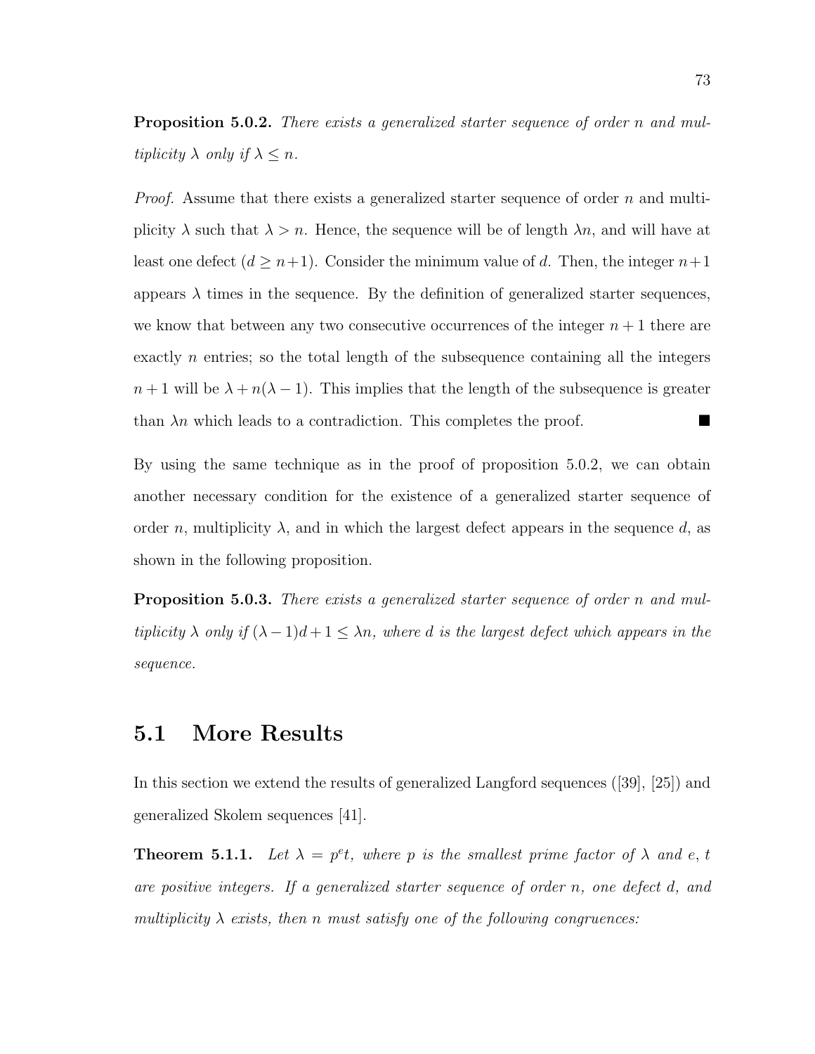**Proposition 5.0.2.** *There exists a generalized starter sequence of order $n$ and multiplicity $\lambda$ only if $\lambda \leq n$.*

*Proof.* Assume that there exists a generalized starter sequence of order $n$ and multiplicity $\lambda$ such that $\lambda > n$. Hence, the sequence will be of length $\lambda n$, and will have at least one defect ($d \geq n+1$). Consider the minimum value of $d$. Then, the integer $n+1$ appears $\lambda$ times in the sequence. By the definition of generalized starter sequences, we know that between any two consecutive occurrences of the integer $n+1$ there are exactly $n$ entries; so the total length of the subsequence containing all the integers $n+1$ will be $\lambda + n(\lambda - 1)$. This implies that the length of the subsequence is greater than $\lambda n$ which leads to a contradiction. This completes the proof. ∎

By using the same technique as in the proof of proposition 5.0.2, we can obtain another necessary condition for the existence of a generalized starter sequence of order $n$, multiplicity $\lambda$, and in which the largest defect appears in the sequence $d$, as shown in the following proposition.

**Proposition 5.0.3.** *There exists a generalized starter sequence of order $n$ and multiplicity $\lambda$ only if $(\lambda - 1)d + 1 \leq \lambda n$, where $d$ is the largest defect which appears in the sequence.*

## 5.1 More Results

In this section we extend the results of generalized Langford sequences ([39], [25]) and generalized Skolem sequences [41].

**Theorem 5.1.1.** *Let $\lambda = p^e t$, where $p$ is the smallest prime factor of $\lambda$ and $e$, $t$ are positive integers. If a generalized starter sequence of order $n$, one defect $d$, and multiplicity $\lambda$ exists, then $n$ must satisfy one of the following congruences:*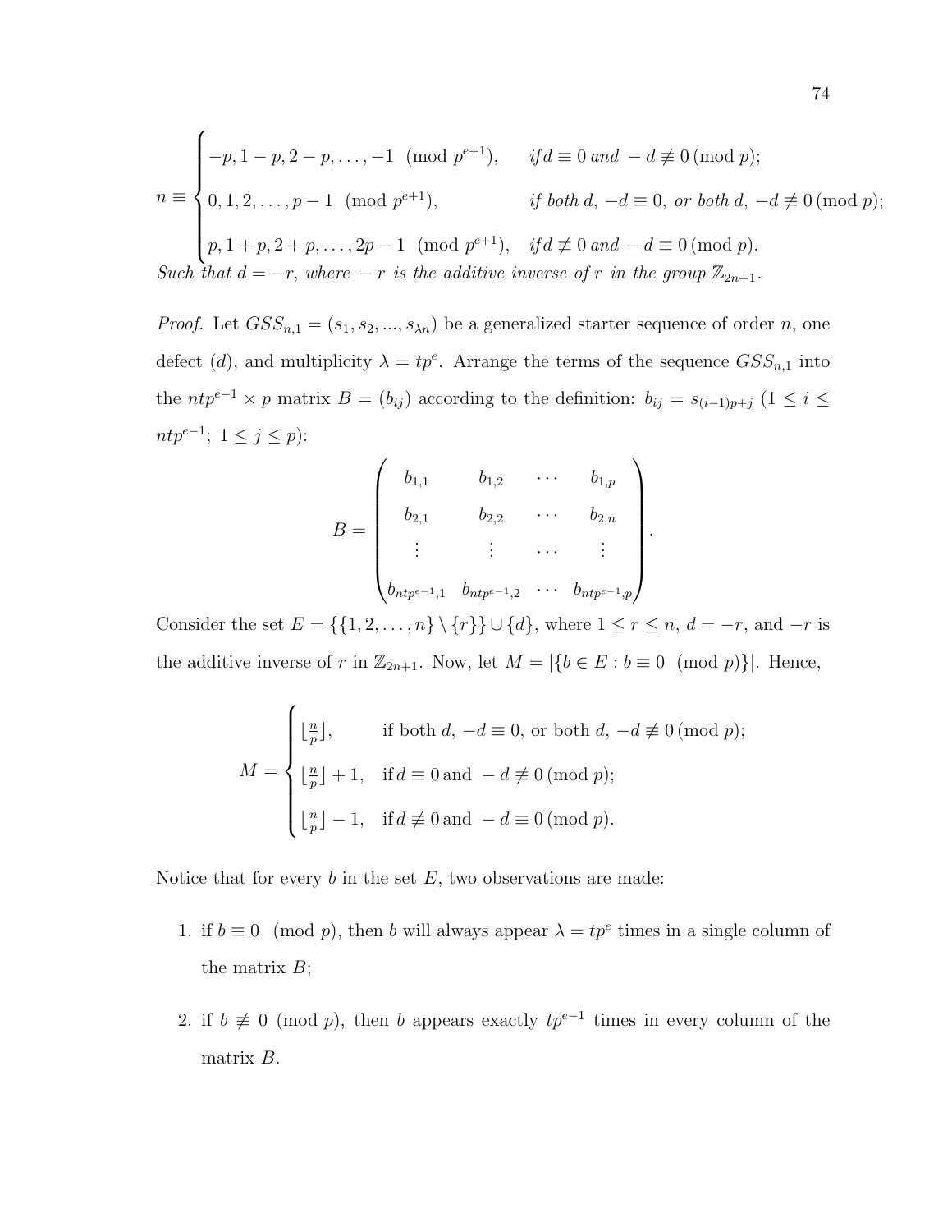$$n \equiv \begin{cases} -p, 1-p, 2-p, \ldots, -1 \pmod{p^{e+1}}, & \textit{if}\, d \equiv 0 \textit{ and } -d \not\equiv 0 \pmod{p}; \\ 0, 1, 2, \ldots, p-1 \pmod{p^{e+1}}, & \textit{if both } d,\, -d \equiv 0, \textit{ or both } d,\, -d \not\equiv 0 \pmod{p}; \\ p, 1+p, 2+p, \ldots, 2p-1 \pmod{p^{e+1}}, & \textit{if}\, d \not\equiv 0 \textit{ and } -d \equiv 0 \pmod{p}. \end{cases}$$

*Such that $d = -r$, where $-r$ is the additive inverse of $r$ in the group $\mathbb{Z}_{2n+1}$.*

*Proof.* Let $GSS_{n,1} = (s_1, s_2, ..., s_{\lambda n})$ be a generalized starter sequence of order $n$, one defect $(d)$, and multiplicity $\lambda = tp^e$. Arrange the terms of the sequence $GSS_{n,1}$ into the $ntp^{e-1} \times p$ matrix $B = (b_{ij})$ according to the definition: $b_{ij} = s_{(i-1)p+j}$ $(1 \leq i \leq ntp^{e-1};\ 1 \leq j \leq p)$:

$$B = \begin{pmatrix} b_{1,1} & b_{1,2} & \cdots & b_{1,p} \\ b_{2,1} & b_{2,2} & \cdots & b_{2,n} \\ \vdots & \vdots & \cdots & \vdots \\ b_{ntp^{e-1},1} & b_{ntp^{e-1},2} & \cdots & b_{ntp^{e-1},p} \end{pmatrix}.$$

Consider the set $E = \{\{1, 2, \ldots, n\} \setminus \{r\}\} \cup \{d\}$, where $1 \leq r \leq n$, $d = -r$, and $-r$ is the additive inverse of $r$ in $\mathbb{Z}_{2n+1}$. Now, let $M = |\{b \in E : b \equiv 0 \pmod{p}\}|$. Hence,

$$M = \begin{cases} \lfloor \frac{n}{p} \rfloor, & \text{if both } d,\, -d \equiv 0, \text{ or both } d,\, -d \not\equiv 0 \pmod{p}; \\ \lfloor \frac{n}{p} \rfloor + 1, & \text{if}\, d \equiv 0 \text{ and } -d \not\equiv 0 \pmod{p}; \\ \lfloor \frac{n}{p} \rfloor - 1, & \text{if}\, d \not\equiv 0 \text{ and } -d \equiv 0 \pmod{p}. \end{cases}$$

Notice that for every $b$ in the set $E$, two observations are made:

1. if $b \equiv 0 \pmod{p}$, then $b$ will always appear $\lambda = tp^e$ times in a single column of the matrix $B$;

2. if $b \not\equiv 0 \pmod{p}$, then $b$ appears exactly $tp^{e-1}$ times in every column of the matrix $B$.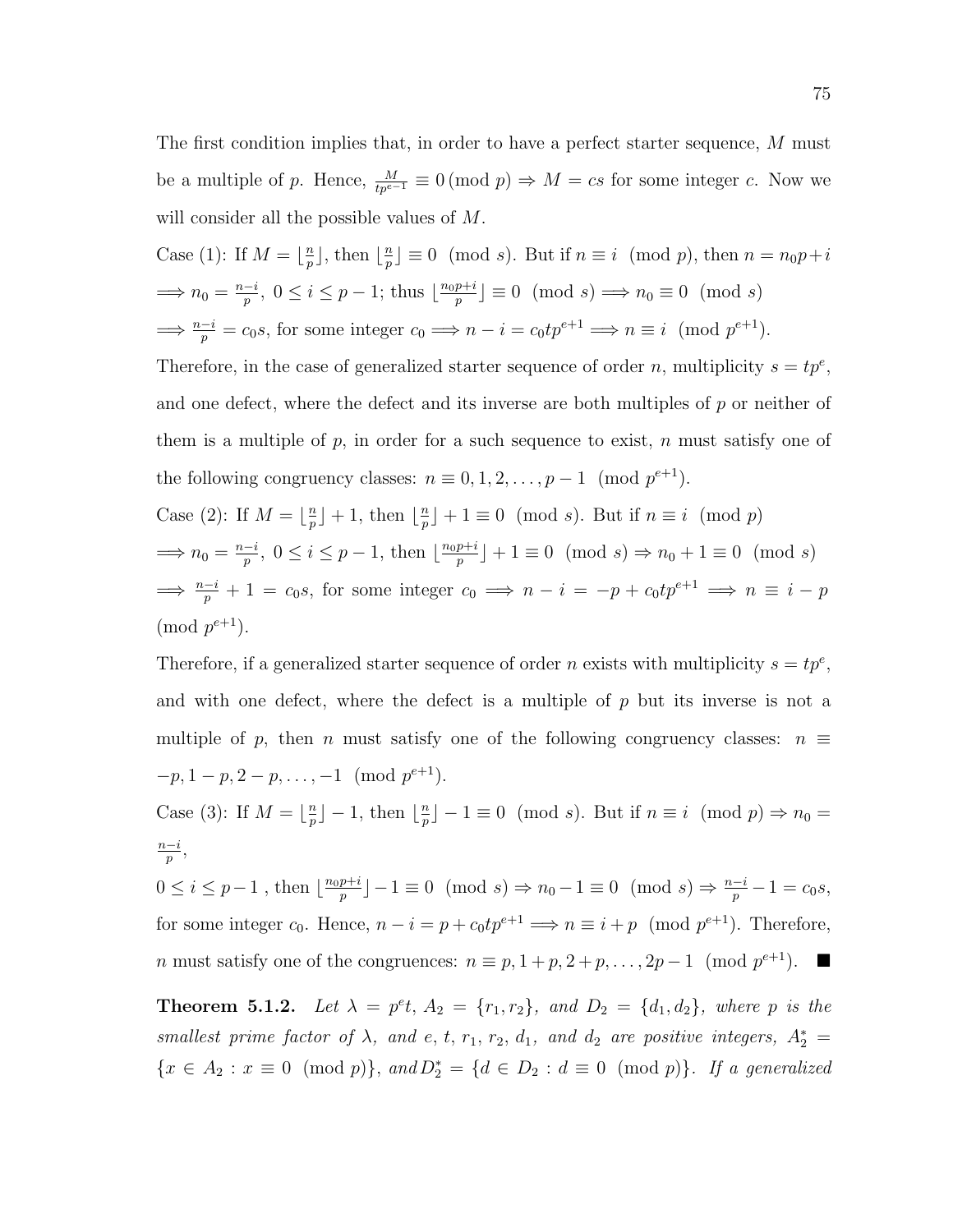The first condition implies that, in order to have a perfect starter sequence, $M$ must be a multiple of $p$. Hence, $\frac{M}{tp^{e-1}} \equiv 0 \, (\text{mod } p) \Rightarrow M = cs$ for some integer $c$. Now we will consider all the possible values of $M$.

Case (1): If $M = \lfloor \frac{n}{p} \rfloor$, then $\lfloor \frac{n}{p} \rfloor \equiv 0 \pmod{s}$. But if $n \equiv i \pmod{p}$, then $n = n_0 p + i$ $\implies n_0 = \frac{n-i}{p}$, $0 \le i \le p-1$; thus $\lfloor \frac{n_0 p + i}{p} \rfloor \equiv 0 \pmod{s} \implies n_0 \equiv 0 \pmod{s}$ $\implies \frac{n-i}{p} = c_0 s$, for some integer $c_0 \implies n - i = c_0 t p^{e+1} \implies n \equiv i \pmod{p^{e+1}}$.

Therefore, in the case of generalized starter sequence of order $n$, multiplicity $s = tp^e$, and one defect, where the defect and its inverse are both multiples of $p$ or neither of them is a multiple of $p$, in order for a such sequence to exist, $n$ must satisfy one of the following congruency classes: $n \equiv 0, 1, 2, \ldots, p-1 \pmod{p^{e+1}}$.

Case (2): If $M = \lfloor \frac{n}{p} \rfloor + 1$, then $\lfloor \frac{n}{p} \rfloor + 1 \equiv 0 \pmod{s}$. But if $n \equiv i \pmod{p}$ $\implies n_0 = \frac{n-i}{p}$, $0 \le i \le p-1$, then $\lfloor \frac{n_0 p + i}{p} \rfloor + 1 \equiv 0 \pmod{s} \Rightarrow n_0 + 1 \equiv 0 \pmod{s}$ $\implies \frac{n-i}{p} + 1 = c_0 s$, for some integer $c_0 \implies n - i = -p + c_0 t p^{e+1} \implies n \equiv i - p$ $\pmod{p^{e+1}}$.

Therefore, if a generalized starter sequence of order $n$ exists with multiplicity $s = tp^e$, and with one defect, where the defect is a multiple of $p$ but its inverse is not a multiple of $p$, then $n$ must satisfy one of the following congruency classes: $n \equiv -p, 1-p, 2-p, \ldots, -1 \pmod{p^{e+1}}$.

Case (3): If $M = \lfloor \frac{n}{p} \rfloor - 1$, then $\lfloor \frac{n}{p} \rfloor - 1 \equiv 0 \pmod{s}$. But if $n \equiv i \pmod{p} \Rightarrow n_0 = \frac{n-i}{p}$,

$0 \le i \le p-1$, then $\lfloor \frac{n_0 p + i}{p} \rfloor - 1 \equiv 0 \pmod{s} \Rightarrow n_0 - 1 \equiv 0 \pmod{s} \Rightarrow \frac{n-i}{p} - 1 = c_0 s$, for some integer $c_0$. Hence, $n - i = p + c_0 t p^{e+1} \implies n \equiv i + p \pmod{p^{e+1}}$. Therefore, $n$ must satisfy one of the congruences: $n \equiv p, 1+p, 2+p, \ldots, 2p-1 \pmod{p^{e+1}}$. ■

**Theorem 5.1.2.** *Let $\lambda = p^e t$, $A_2 = \{r_1, r_2\}$, and $D_2 = \{d_1, d_2\}$, where $p$ is the smallest prime factor of $\lambda$, and $e$, $t$, $r_1$, $r_2$, $d_1$, and $d_2$ are positive integers, $A_2^* = \{x \in A_2 : x \equiv 0 \pmod{p}\}$, and $D_2^* = \{d \in D_2 : d \equiv 0 \pmod{p}\}$. If a generalized*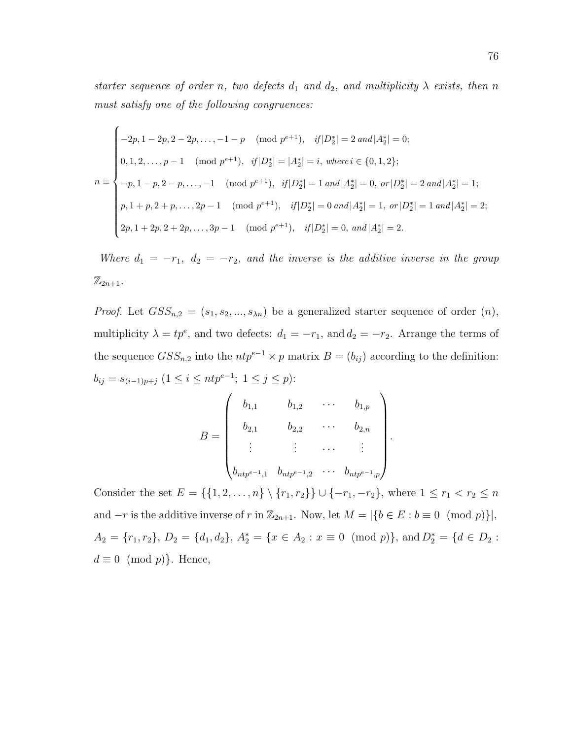*starter sequence of order $n$, two defects $d_1$ and $d_2$, and multiplicity $\lambda$ exists, then $n$ must satisfy one of the following congruences:*

$$n \equiv \begin{cases} -2p, 1-2p, 2-2p, \ldots, -1-p \pmod{p^{e+1}}, & if |D_2^*| = 2 \; and |A_2^*| = 0; \\ 0, 1, 2, \ldots, p-1 \pmod{p^{e+1}}, & if |D_2^*| = |A_2^*| = i, \; where \, i \in \{0, 1, 2\}; \\ -p, 1-p, 2-p, \ldots, -1 \pmod{p^{e+1}}, & if |D_2^*| = 1 \; and |A_2^*| = 0, \; or |D_2^*| = 2 \; and |A_2^*| = 1; \\ p, 1+p, 2+p, \ldots, 2p-1 \pmod{p^{e+1}}, & if |D_2^*| = 0 \; and |A_2^*| = 1, \; or |D_2^*| = 1 \; and |A_2^*| = 2; \\ 2p, 1+2p, 2+2p, \ldots, 3p-1 \pmod{p^{e+1}}, & if |D_2^*| = 0, \; and |A_2^*| = 2. \end{cases}$$

*Where $d_1 = -r_1$, $d_2 = -r_2$, and the inverse is the additive inverse in the group $\mathbb{Z}_{2n+1}$.*

*Proof.* Let $GSS_{n,2} = (s_1, s_2, ..., s_{\lambda n})$ be a generalized starter sequence of order $(n)$, multiplicity $\lambda = tp^e$, and two defects: $d_1 = -r_1$, and $d_2 = -r_2$. Arrange the terms of the sequence $GSS_{n,2}$ into the $ntp^{e-1} \times p$ matrix $B = (b_{ij})$ according to the definition: $b_{ij} = s_{(i-1)p+j}$ $(1 \leq i \leq ntp^{e-1};\ 1 \leq j \leq p)$:

$$B = \begin{pmatrix} b_{1,1} & b_{1,2} & \cdots & b_{1,p} \\ b_{2,1} & b_{2,2} & \cdots & b_{2,n} \\ \vdots & \vdots & \cdots & \vdots \\ b_{ntp^{e-1},1} & b_{ntp^{e-1},2} & \cdots & b_{ntp^{e-1},p} \end{pmatrix}.$$

Consider the set $E = \{\{1, 2, \ldots, n\} \setminus \{r_1, r_2\}\} \cup \{-r_1, -r_2\}$, where $1 \leq r_1 < r_2 \leq n$ and $-r$ is the additive inverse of $r$ in $\mathbb{Z}_{2n+1}$. Now, let $M = |\{b \in E : b \equiv 0 \pmod{p}\}|$, $A_2 = \{r_1, r_2\}$, $D_2 = \{d_1, d_2\}$, $A_2^* = \{x \in A_2 : x \equiv 0 \pmod{p}\}$, and $D_2^* = \{d \in D_2 : d \equiv 0 \pmod{p}\}$. Hence,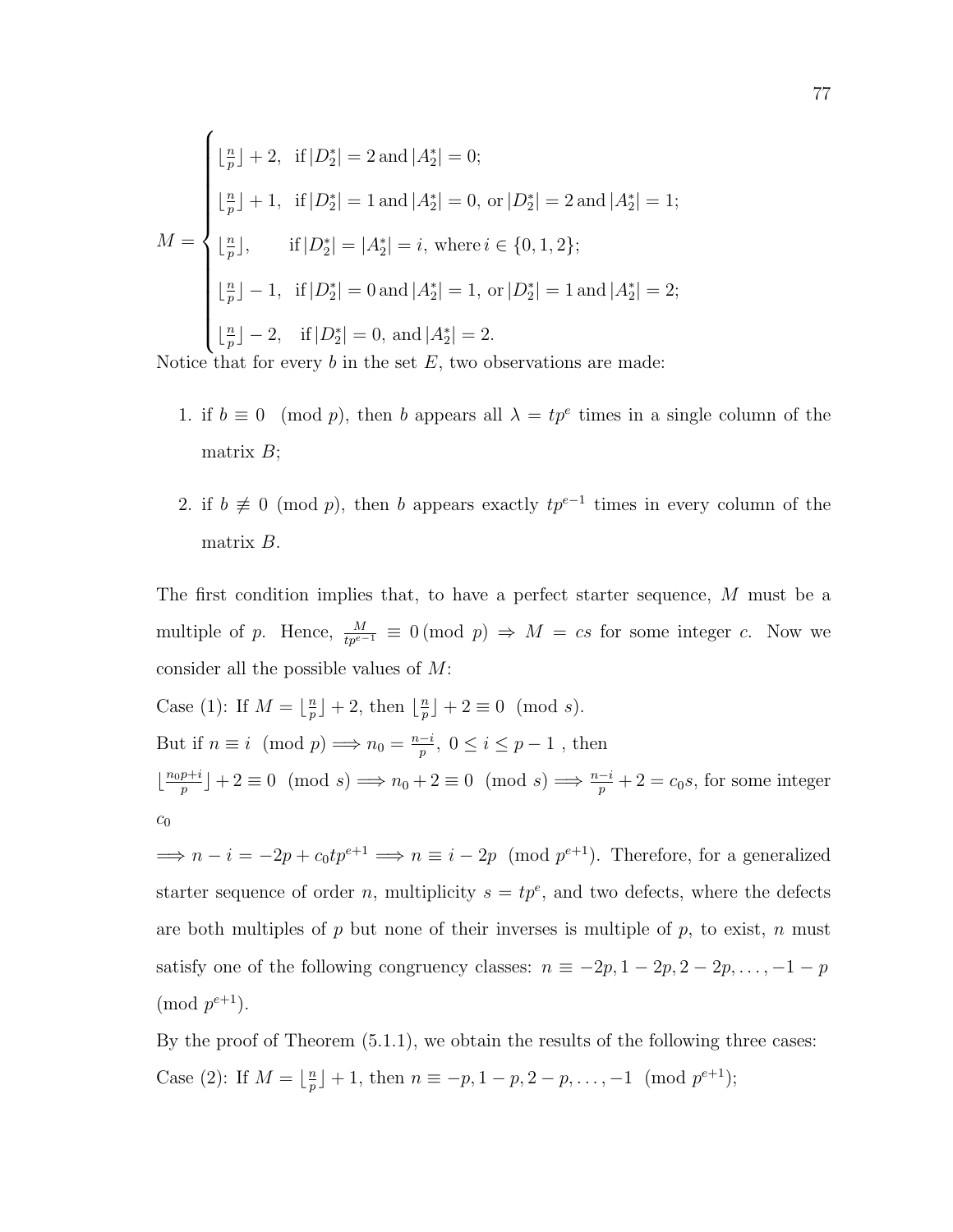$$M = \begin{cases} \lfloor \frac{n}{p} \rfloor + 2, & \text{if } |D_2^*| = 2 \text{ and } |A_2^*| = 0; \\ \lfloor \frac{n}{p} \rfloor + 1, & \text{if } |D_2^*| = 1 \text{ and } |A_2^*| = 0, \text{ or } |D_2^*| = 2 \text{ and } |A_2^*| = 1; \\ \lfloor \frac{n}{p} \rfloor, & \text{if } |D_2^*| = |A_2^*| = i, \text{ where } i \in \{0, 1, 2\}; \\ \lfloor \frac{n}{p} \rfloor - 1, & \text{if } |D_2^*| = 0 \text{ and } |A_2^*| = 1, \text{ or } |D_2^*| = 1 \text{ and } |A_2^*| = 2; \\ \lfloor \frac{n}{p} \rfloor - 2, & \text{if } |D_2^*| = 0, \text{ and } |A_2^*| = 2. \end{cases}$$

Notice that for every $b$ in the set $E$, two observations are made:

1. if $b \equiv 0 \pmod p$, then $b$ appears all $\lambda = tp^e$ times in a single column of the matrix $B$;
2. if $b \not\equiv 0 \pmod p$, then $b$ appears exactly $tp^{e-1}$ times in every column of the matrix $B$.

The first condition implies that, to have a perfect starter sequence, $M$ must be a multiple of $p$. Hence, $\frac{M}{tp^{e-1}} \equiv 0 \pmod p \Rightarrow M = cs$ for some integer $c$. Now we consider all the possible values of $M$:

Case (1): If $M = \lfloor \frac{n}{p} \rfloor + 2$, then $\lfloor \frac{n}{p} \rfloor + 2 \equiv 0 \pmod s$.

But if $n \equiv i \pmod p \Longrightarrow n_0 = \frac{n-i}{p}$, $0 \leq i \leq p-1$ , then

$\lfloor \frac{n_0 p + i}{p} \rfloor + 2 \equiv 0 \pmod s \Longrightarrow n_0 + 2 \equiv 0 \pmod s \Longrightarrow \frac{n-i}{p} + 2 = c_0 s$, for some integer $c_0$

$\Longrightarrow n - i = -2p + c_0 t p^{e+1} \Longrightarrow n \equiv i - 2p \pmod{p^{e+1}}$. Therefore, for a generalized starter sequence of order $n$, multiplicity $s = tp^e$, and two defects, where the defects are both multiples of $p$ but none of their inverses is multiple of $p$, to exist, $n$ must satisfy one of the following congruency classes: $n \equiv -2p, 1-2p, 2-2p, \ldots, -1-p \pmod{p^{e+1}}$.

By the proof of Theorem (5.1.1), we obtain the results of the following three cases:

Case (2): If $M = \lfloor \frac{n}{p} \rfloor + 1$, then $n \equiv -p, 1-p, 2-p, \ldots, -1 \pmod{p^{e+1}}$;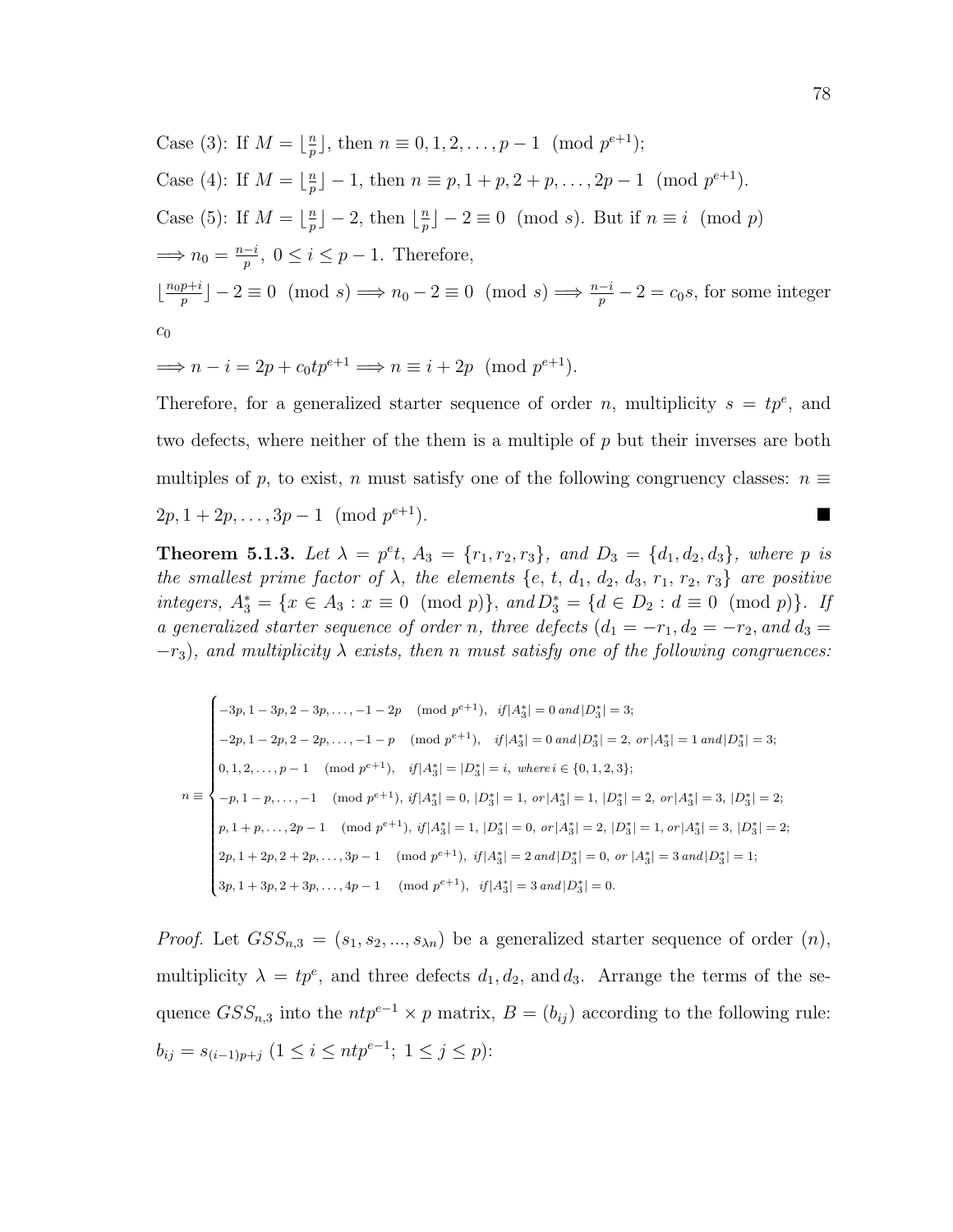Case (3): If $M = \lfloor \frac{n}{p} \rfloor$, then $n \equiv 0, 1, 2, \ldots, p-1 \pmod{p^{e+1}}$;

Case (4): If $M = \lfloor \frac{n}{p} \rfloor - 1$, then $n \equiv p, 1+p, 2+p, \ldots, 2p-1 \pmod{p^{e+1}}$.

Case (5): If $M = \lfloor \frac{n}{p} \rfloor - 2$, then $\lfloor \frac{n}{p} \rfloor - 2 \equiv 0 \pmod{s}$. But if $n \equiv i \pmod{p}$ $\Longrightarrow n_0 = \frac{n-i}{p},\ 0 \leq i \leq p-1$. Therefore,

$\lfloor \frac{n_0 p + i}{p} \rfloor - 2 \equiv 0 \pmod{s} \Longrightarrow n_0 - 2 \equiv 0 \pmod{s} \Longrightarrow \frac{n-i}{p} - 2 = c_0 s$, for some integer $c_0$

$\Longrightarrow n - i = 2p + c_0 t p^{e+1} \Longrightarrow n \equiv i + 2p \pmod{p^{e+1}}$.

Therefore, for a generalized starter sequence of order $n$, multiplicity $s = tp^e$, and two defects, where neither of the them is a multiple of $p$ but their inverses are both multiples of $p$, to exist, $n$ must satisfy one of the following congruency classes: $n \equiv 2p, 1+2p, \ldots, 3p-1 \pmod{p^{e+1}}$. ∎

**Theorem 5.1.3.** *Let $\lambda = p^e t$, $A_3 = \{r_1, r_2, r_3\}$, and $D_3 = \{d_1, d_2, d_3\}$, where $p$ is the smallest prime factor of $\lambda$, the elements $\{e, t, d_1, d_2, d_3, r_1, r_2, r_3\}$ are positive integers, $A_3^* = \{x \in A_3 : x \equiv 0 \pmod{p}\}$, and $D_3^* = \{d \in D_2 : d \equiv 0 \pmod{p}\}$. If a generalized starter sequence of order $n$, three defects ($d_1 = -r_1, d_2 = -r_2$, and $d_3 = -r_3$), and multiplicity $\lambda$ exists, then $n$ must satisfy one of the following congruences:*

$$
n \equiv \begin{cases}
-3p, 1-3p, 2-3p, \ldots, -1-2p \pmod{p^{e+1}}, & \text{if } |A_3^*| = 0 \text{ and } |D_3^*| = 3; \\
-2p, 1-2p, 2-2p, \ldots, -1-p \pmod{p^{e+1}}, & \text{if } |A_3^*| = 0 \text{ and } |D_3^*| = 2, \text{ or } |A_3^*| = 1 \text{ and } |D_3^*| = 3; \\
0, 1, 2, \ldots, p-1 \pmod{p^{e+1}}, & \text{if } |A_3^*| = |D_3^*| = i, \text{ where } i \in \{0, 1, 2, 3\}; \\
-p, 1-p, \ldots, -1 \pmod{p^{e+1}}, & \text{if } |A_3^*| = 0,\ |D_3^*| = 1, \text{ or } |A_3^*| = 1,\ |D_3^*| = 2, \text{ or } |A_3^*| = 3,\ |D_3^*| = 2; \\
p, 1+p, \ldots, 2p-1 \pmod{p^{e+1}}, & \text{if } |A_3^*| = 1,\ |D_3^*| = 0, \text{ or } |A_3^*| = 2,\ |D_3^*| = 1, \text{ or } |A_3^*| = 3,\ |D_3^*| = 2; \\
2p, 1+2p, 2+2p, \ldots, 3p-1 \pmod{p^{e+1}}, & \text{if } |A_3^*| = 2 \text{ and } |D_3^*| = 0, \text{ or } |A_3^*| = 3 \text{ and } |D_3^*| = 1; \\
3p, 1+3p, 2+3p, \ldots, 4p-1 \pmod{p^{e+1}}, & \text{if } |A_3^*| = 3 \text{ and } |D_3^*| = 0.
\end{cases}
$$

*Proof.* Let $GSS_{n,3} = (s_1, s_2, \ldots, s_{\lambda n})$ be a generalized starter sequence of order $(n)$, multiplicity $\lambda = tp^e$, and three defects $d_1, d_2$, and $d_3$. Arrange the terms of the sequence $GSS_{n,3}$ into the $ntp^{e-1} \times p$ matrix, $B = (b_{ij})$ according to the following rule: $b_{ij} = s_{(i-1)p+j}$ $(1 \leq i \leq ntp^{e-1};\ 1 \leq j \leq p)$: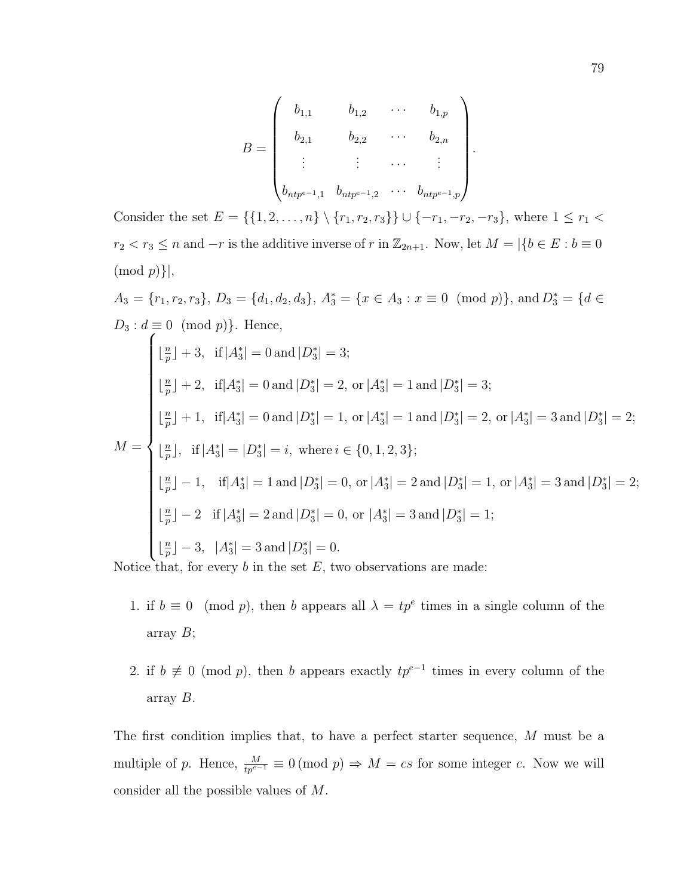$$B = \begin{pmatrix} b_{1,1} & b_{1,2} & \cdots & b_{1,p} \\ b_{2,1} & b_{2,2} & \cdots & b_{2,n} \\ \vdots & \vdots & \cdots & \vdots \\ b_{ntp^{e-1},1} & b_{ntp^{e-1},2} & \cdots & b_{ntp^{e-1},p} \end{pmatrix}.$$

Consider the set $E = \{\{1, 2, \ldots, n\} \setminus \{r_1, r_2, r_3\}\} \cup \{-r_1, -r_2, -r_3\}$, where $1 \leq r_1 < r_2 < r_3 \leq n$ and $-r$ is the additive inverse of $r$ in $\mathbb{Z}_{2n+1}$. Now, let $M = |\{b \in E : b \equiv 0 \pmod{p}\}|$,

$A_3 = \{r_1, r_2, r_3\}$, $D_3 = \{d_1, d_2, d_3\}$, $A_3^* = \{x \in A_3 : x \equiv 0 \pmod{p}\}$, and $D_3^* = \{d \in D_3 : d \equiv 0 \pmod{p}\}$. Hence,

$$M = \begin{cases} \lfloor \frac{n}{p} \rfloor + 3, & \text{if } |A_3^*| = 0 \text{ and } |D_3^*| = 3; \\ \lfloor \frac{n}{p} \rfloor + 2, & \text{if } |A_3^*| = 0 \text{ and } |D_3^*| = 2, \text{ or } |A_3^*| = 1 \text{ and } |D_3^*| = 3; \\ \lfloor \frac{n}{p} \rfloor + 1, & \text{if } |A_3^*| = 0 \text{ and } |D_3^*| = 1, \text{ or } |A_3^*| = 1 \text{ and } |D_3^*| = 2, \text{ or } |A_3^*| = 3 \text{ and } |D_3^*| = 2; \\ \lfloor \frac{n}{p} \rfloor, & \text{if } |A_3^*| = |D_3^*| = i, \text{ where } i \in \{0, 1, 2, 3\}; \\ \lfloor \frac{n}{p} \rfloor - 1, & \text{if } |A_3^*| = 1 \text{ and } |D_3^*| = 0, \text{ or } |A_3^*| = 2 \text{ and } |D_3^*| = 1, \text{ or } |A_3^*| = 3 \text{ and } |D_3^*| = 2; \\ \lfloor \frac{n}{p} \rfloor - 2 & \text{if } |A_3^*| = 2 \text{ and } |D_3^*| = 0, \text{ or } |A_3^*| = 3 \text{ and } |D_3^*| = 1; \\ \lfloor \frac{n}{p} \rfloor - 3, & |A_3^*| = 3 \text{ and } |D_3^*| = 0. \end{cases}$$

Notice that, for every $b$ in the set $E$, two observations are made:

1. if $b \equiv 0 \pmod{p}$, then $b$ appears all $\lambda = tp^e$ times in a single column of the array $B$;

2. if $b \not\equiv 0 \pmod{p}$, then $b$ appears exactly $tp^{e-1}$ times in every column of the array $B$.

The first condition implies that, to have a perfect starter sequence, $M$ must be a multiple of $p$. Hence, $\frac{M}{tp^{e-1}} \equiv 0 \pmod{p} \Rightarrow M = cs$ for some integer $c$. Now we will consider all the possible values of $M$.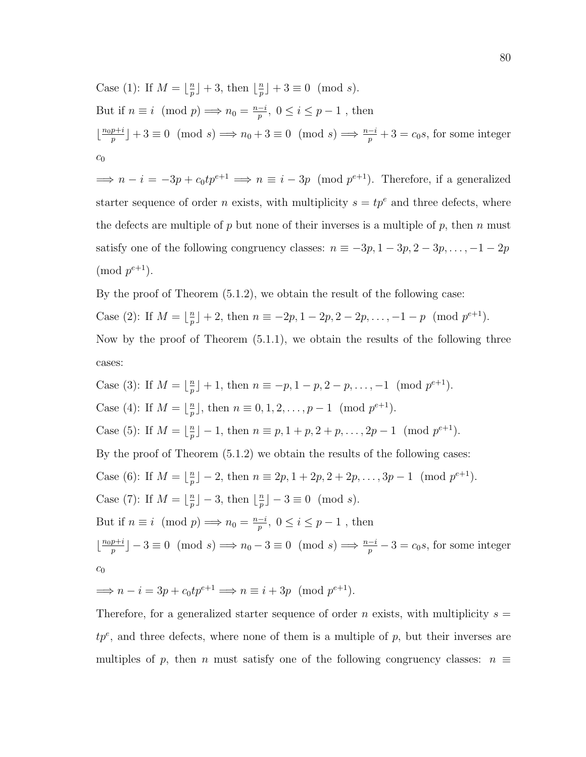Case (1): If $M = \lfloor \frac{n}{p} \rfloor + 3$, then $\lfloor \frac{n}{p} \rfloor + 3 \equiv 0 \pmod{s}$.

But if $n \equiv i \pmod{p} \Longrightarrow n_0 = \frac{n-i}{p},\ 0 \le i \le p-1$ , then

$\lfloor \frac{n_0 p + i}{p} \rfloor + 3 \equiv 0 \pmod{s} \Longrightarrow n_0 + 3 \equiv 0 \pmod{s} \Longrightarrow \frac{n-i}{p} + 3 = c_0 s$, for some integer $c_0$

$\Longrightarrow n - i = -3p + c_0 t p^{e+1} \Longrightarrow n \equiv i - 3p \pmod{p^{e+1}}$. Therefore, if a generalized starter sequence of order $n$ exists, with multiplicity $s = tp^e$ and three defects, where the defects are multiple of $p$ but none of their inverses is a multiple of $p$, then $n$ must satisfy one of the following congruency classes: $n \equiv -3p, 1-3p, 2-3p, \ldots, -1-2p \pmod{p^{e+1}}$.

By the proof of Theorem (5.1.2), we obtain the result of the following case:

Case (2): If $M = \lfloor \frac{n}{p} \rfloor + 2$, then $n \equiv -2p, 1-2p, 2-2p, \ldots, -1-p \pmod{p^{e+1}}$.

Now by the proof of Theorem (5.1.1), we obtain the results of the following three cases:

Case (3): If $M = \lfloor \frac{n}{p} \rfloor + 1$, then $n \equiv -p, 1-p, 2-p, \ldots, -1 \pmod{p^{e+1}}$.

Case (4): If $M = \lfloor \frac{n}{p} \rfloor$, then $n \equiv 0, 1, 2, \ldots, p-1 \pmod{p^{e+1}}$.

Case (5): If $M = \lfloor \frac{n}{p} \rfloor - 1$, then $n \equiv p, 1+p, 2+p, \ldots, 2p-1 \pmod{p^{e+1}}$.

By the proof of Theorem (5.1.2) we obtain the results of the following cases:

Case (6): If $M = \lfloor \frac{n}{p} \rfloor - 2$, then $n \equiv 2p, 1+2p, 2+2p, \ldots, 3p-1 \pmod{p^{e+1}}$.

Case (7): If $M = \lfloor \frac{n}{p} \rfloor - 3$, then $\lfloor \frac{n}{p} \rfloor - 3 \equiv 0 \pmod{s}$.

But if $n \equiv i \pmod{p} \Longrightarrow n_0 = \frac{n-i}{p},\ 0 \le i \le p-1$ , then

$\lfloor \frac{n_0 p + i}{p} \rfloor - 3 \equiv 0 \pmod{s} \Longrightarrow n_0 - 3 \equiv 0 \pmod{s} \Longrightarrow \frac{n-i}{p} - 3 = c_0 s$, for some integer $c_0$

$\Longrightarrow n - i = 3p + c_0 t p^{e+1} \Longrightarrow n \equiv i + 3p \pmod{p^{e+1}}$.

Therefore, for a generalized starter sequence of order $n$ exists, with multiplicity $s = tp^e$, and three defects, where none of them is a multiple of $p$, but their inverses are multiples of $p$, then $n$ must satisfy one of the following congruency classes: $n \equiv$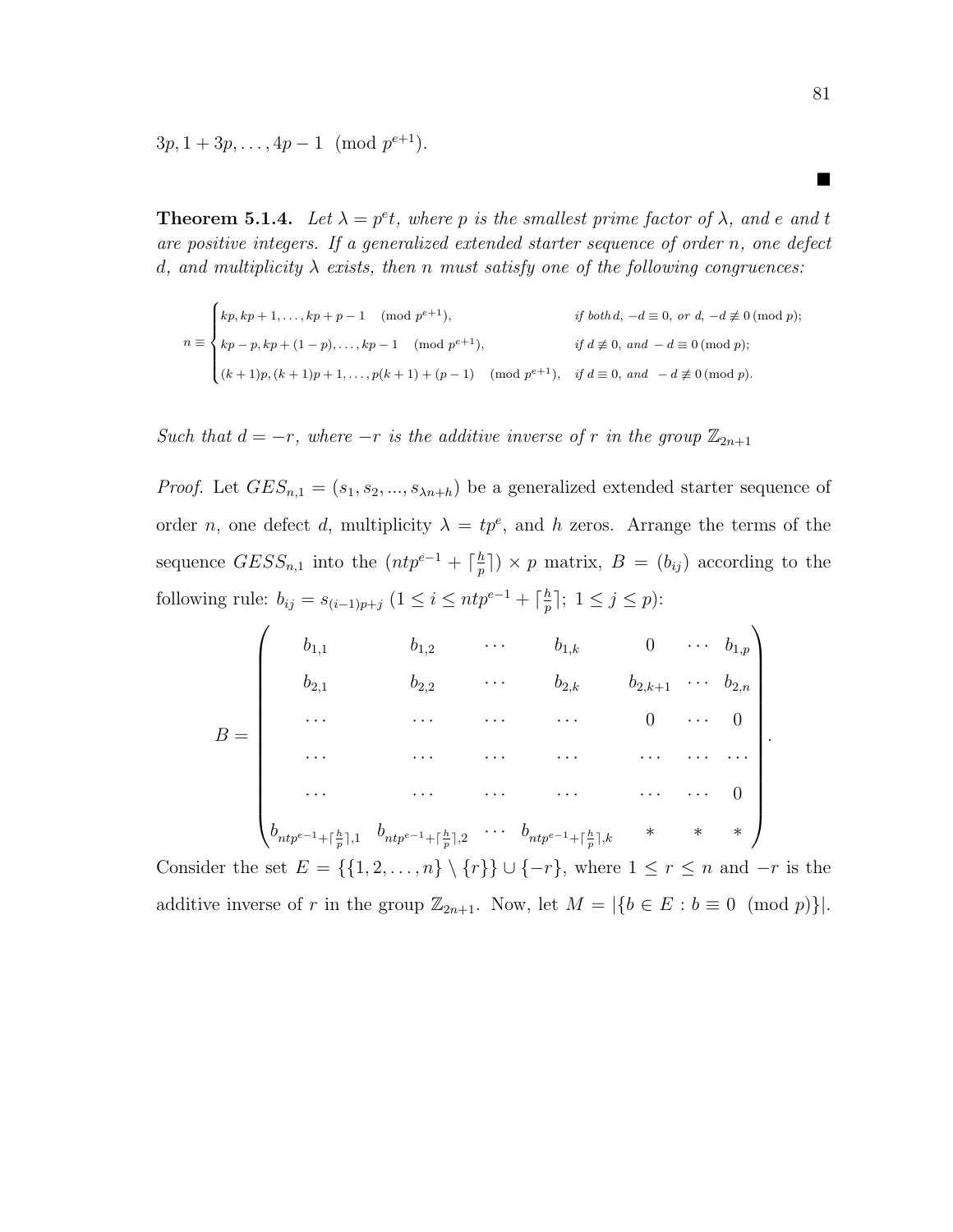$3p, 1+3p, \ldots, 4p-1 \pmod{p^{e+1}}$.

$\blacksquare$

**Theorem 5.1.4.** *Let $\lambda = p^e t$, where $p$ is the smallest prime factor of $\lambda$, and $e$ and $t$ are positive integers. If a generalized extended starter sequence of order $n$, one defect $d$, and multiplicity $\lambda$ exists, then $n$ must satisfy one of the following congruences:*

$$n \equiv \begin{cases} kp, kp+1, \ldots, kp+p-1 \pmod{p^{e+1}}, & \text{if both } d,\ -d \equiv 0,\ \text{or } d,\ -d \not\equiv 0 \pmod{p}; \\ kp-p, kp+(1-p), \ldots, kp-1 \pmod{p^{e+1}}, & \text{if } d \not\equiv 0,\ \text{and } -d \equiv 0 \pmod{p}; \\ (k+1)p, (k+1)p+1, \ldots, p(k+1)+(p-1) \pmod{p^{e+1}}, & \text{if } d \equiv 0,\ \text{and } -d \not\equiv 0 \pmod{p}. \end{cases}$$

*Such that $d = -r$, where $-r$ is the additive inverse of $r$ in the group $\mathbb{Z}_{2n+1}$*

*Proof.* Let $GES_{n,1} = (s_1, s_2, \ldots, s_{\lambda n+h})$ be a generalized extended starter sequence of order $n$, one defect $d$, multiplicity $\lambda = tp^e$, and $h$ zeros. Arrange the terms of the sequence $GESS_{n,1}$ into the $(ntp^{e-1} + \lceil \frac{h}{p} \rceil) \times p$ matrix, $B = (b_{ij})$ according to the following rule: $b_{ij} = s_{(i-1)p+j}$ $(1 \le i \le ntp^{e-1} + \lceil \frac{h}{p} \rceil;\ 1 \le j \le p)$:

$$B = \begin{pmatrix} b_{1,1} & b_{1,2} & \cdots & b_{1,k} & 0 & \cdots & b_{1,p} \\ b_{2,1} & b_{2,2} & \cdots & b_{2,k} & b_{2,k+1} & \cdots & b_{2,n} \\ \cdots & \cdots & \cdots & \cdots & 0 & \cdots & 0 \\ \cdots & \cdots & \cdots & \cdots & \cdots & \cdots & \cdots \\ \cdots & \cdots & \cdots & \cdots & \cdots & \cdots & 0 \\ b_{ntp^{e-1}+\lceil \frac{h}{p} \rceil,1} & b_{ntp^{e-1}+\lceil \frac{h}{p} \rceil,2} & \cdots & b_{ntp^{e-1}+\lceil \frac{h}{p} \rceil,k} & * & * & * \end{pmatrix}.$$

Consider the set $E = \{\{1, 2, \ldots, n\} \setminus \{r\}\} \cup \{-r\}$, where $1 \le r \le n$ and $-r$ is the additive inverse of $r$ in the group $\mathbb{Z}_{2n+1}$. Now, let $M = |\{b \in E : b \equiv 0 \pmod{p}\}|$.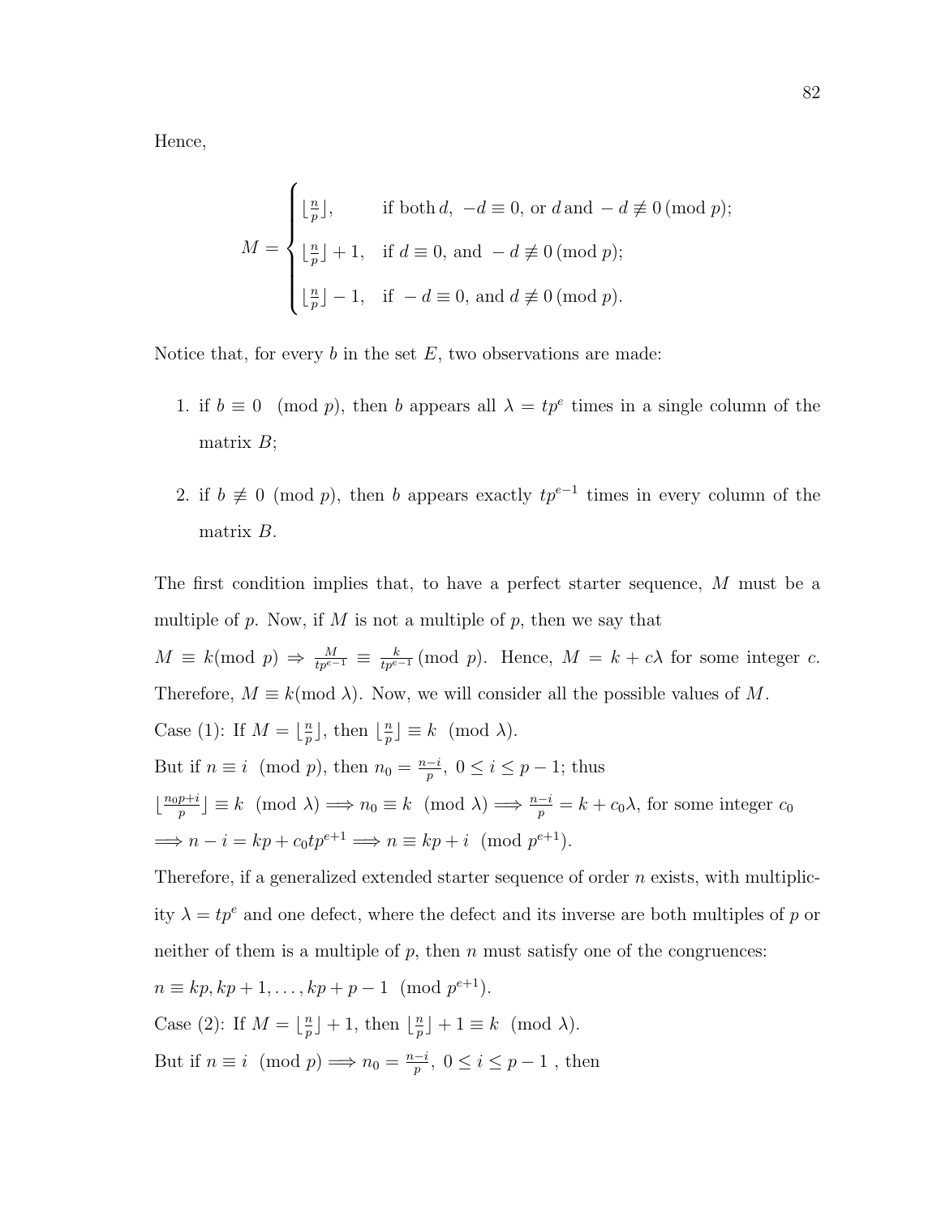Hence,

$$M = \begin{cases} \lfloor \frac{n}{p} \rfloor, & \text{if both } d,\ -d \equiv 0, \text{ or } d \text{ and } -d \not\equiv 0 \,(\text{mod } p); \\ \lfloor \frac{n}{p} \rfloor + 1, & \text{if } d \equiv 0, \text{ and } -d \not\equiv 0 \,(\text{mod } p); \\ \lfloor \frac{n}{p} \rfloor - 1, & \text{if } -d \equiv 0, \text{ and } d \not\equiv 0 \,(\text{mod } p). \end{cases}$$

Notice that, for every $b$ in the set $E$, two observations are made:

1. if $b \equiv 0 \pmod p$, then $b$ appears all $\lambda = tp^e$ times in a single column of the matrix $B$;
2. if $b \not\equiv 0 \pmod p$, then $b$ appears exactly $tp^{e-1}$ times in every column of the matrix $B$.

The first condition implies that, to have a perfect starter sequence, $M$ must be a multiple of $p$. Now, if $M$ is not a multiple of $p$, then we say that

$M \equiv k(\text{mod } p) \Rightarrow \frac{M}{tp^{e-1}} \equiv \frac{k}{tp^{e-1}} \,(\text{mod } p)$. Hence, $M = k + c\lambda$ for some integer $c$. Therefore, $M \equiv k(\text{mod } \lambda)$. Now, we will consider all the possible values of $M$.

Case (1): If $M = \lfloor \frac{n}{p} \rfloor$, then $\lfloor \frac{n}{p} \rfloor \equiv k \pmod \lambda$.

But if $n \equiv i \pmod p$, then $n_0 = \frac{n-i}{p},\ 0 \le i \le p-1$; thus

$\lfloor \frac{n_0 p + i}{p} \rfloor \equiv k \pmod \lambda \Longrightarrow n_0 \equiv k \pmod \lambda \Longrightarrow \frac{n-i}{p} = k + c_0\lambda$, for some integer $c_0$

$\Longrightarrow n - i = kp + c_0 tp^{e+1} \Longrightarrow n \equiv kp + i \pmod{p^{e+1}}$.

Therefore, if a generalized extended starter sequence of order $n$ exists, with multiplicity $\lambda = tp^e$ and one defect, where the defect and its inverse are both multiples of $p$ or neither of them is a multiple of $p$, then $n$ must satisfy one of the congruences:

$n \equiv kp, kp+1, \ldots, kp+p-1 \pmod{p^{e+1}}$.

Case (2): If $M = \lfloor \frac{n}{p} \rfloor + 1$, then $\lfloor \frac{n}{p} \rfloor + 1 \equiv k \pmod \lambda$.

But if $n \equiv i \pmod p \Longrightarrow n_0 = \frac{n-i}{p},\ 0 \le i \le p-1$ , then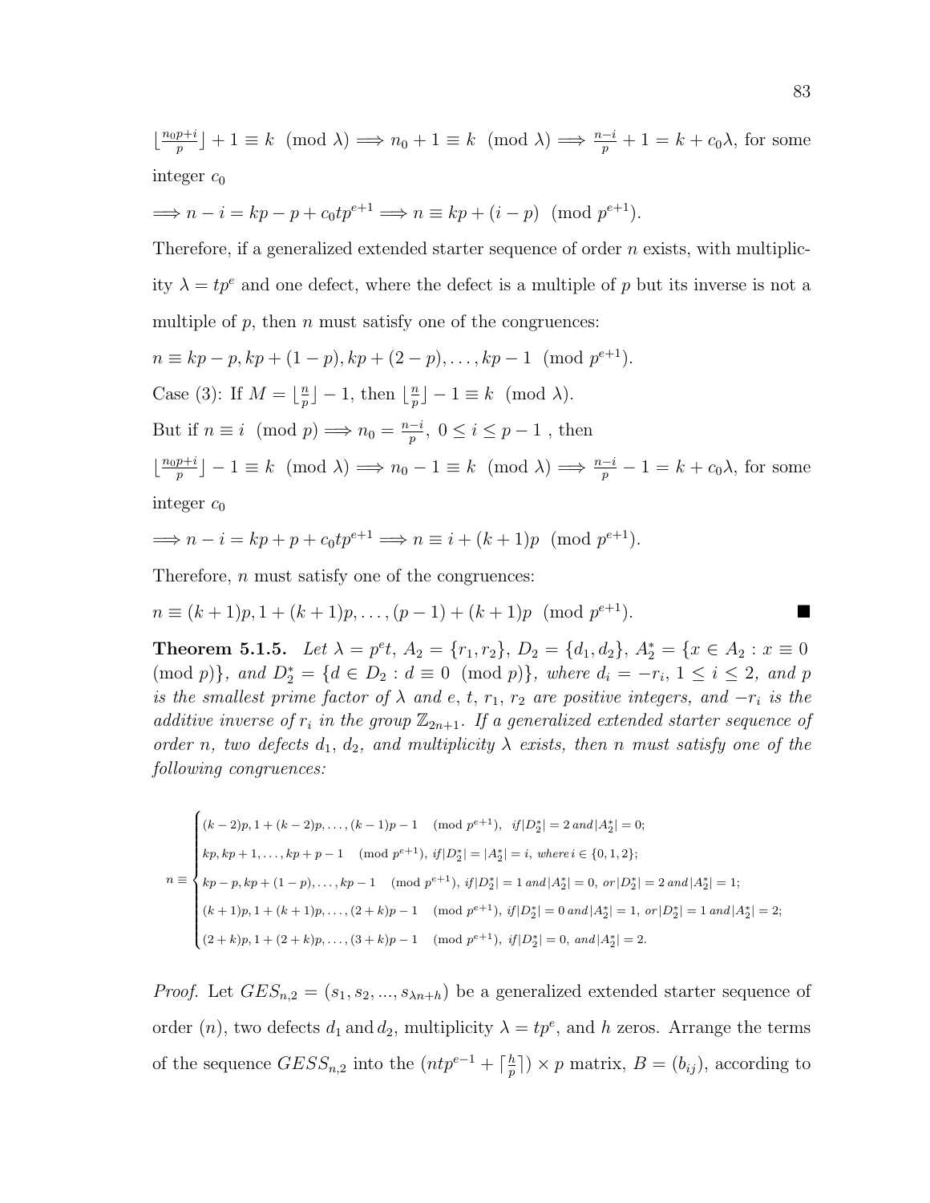$\lfloor \frac{n_0 p+i}{p} \rfloor + 1 \equiv k \pmod{\lambda} \implies n_0 + 1 \equiv k \pmod{\lambda} \implies \frac{n-i}{p} + 1 = k + c_0\lambda$, for some integer $c_0$

$\implies n - i = kp - p + c_0 t p^{e+1} \implies n \equiv kp + (i-p) \pmod{p^{e+1}}$.

Therefore, if a generalized extended starter sequence of order $n$ exists, with multiplicity $\lambda = tp^e$ and one defect, where the defect is a multiple of $p$ but its inverse is not a multiple of $p$, then $n$ must satisfy one of the congruences:

$n \equiv kp - p, kp + (1-p), kp + (2-p), \ldots, kp - 1 \pmod{p^{e+1}}$.

Case (3): If $M = \lfloor \frac{n}{p} \rfloor - 1$, then $\lfloor \frac{n}{p} \rfloor - 1 \equiv k \pmod{\lambda}$.

But if $n \equiv i \pmod{p} \implies n_0 = \frac{n-i}{p},\ 0 \le i \le p-1$ , then

$\lfloor \frac{n_0 p+i}{p} \rfloor - 1 \equiv k \pmod{\lambda} \implies n_0 - 1 \equiv k \pmod{\lambda} \implies \frac{n-i}{p} - 1 = k + c_0\lambda$, for some integer $c_0$

$\implies n - i = kp + p + c_0 t p^{e+1} \implies n \equiv i + (k+1)p \pmod{p^{e+1}}$.

Therefore, $n$ must satisfy one of the congruences:

$n \equiv (k+1)p, 1 + (k+1)p, \ldots, (p-1) + (k+1)p \pmod{p^{e+1}}$. ■

**Theorem 5.1.5.** *Let $\lambda = p^e t$, $A_2 = \{r_1, r_2\}$, $D_2 = \{d_1, d_2\}$, $A_2^* = \{x \in A_2 : x \equiv 0 \pmod{p}\}$, and $D_2^* = \{d \in D_2 : d \equiv 0 \pmod{p}\}$, where $d_i = -r_i$, $1 \le i \le 2$, and $p$ is the smallest prime factor of $\lambda$ and $e$, $t$, $r_1$, $r_2$ are positive integers, and $-r_i$ is the additive inverse of $r_i$ in the group $\mathbb{Z}_{2n+1}$. If a generalized extended starter sequence of order $n$, two defects $d_1$, $d_2$, and multiplicity $\lambda$ exists, then $n$ must satisfy one of the following congruences:*

$$n \equiv \begin{cases} (k-2)p, 1+(k-2)p, \ldots, (k-1)p-1 \pmod{p^{e+1}}, & if |D_2^*| = 2 \, and |A_2^*| = 0; \\ kp, kp+1, \ldots, kp+p-1 \pmod{p^{e+1}}, & if |D_2^*| = |A_2^*| = i, \, where \, i \in \{0,1,2\}; \\ kp-p, kp+(1-p), \ldots, kp-1 \pmod{p^{e+1}}, & if |D_2^*| = 1 \, and |A_2^*| = 0, \, or |D_2^*| = 2 \, and |A_2^*| = 1; \\ (k+1)p, 1+(k+1)p, \ldots, (2+k)p-1 \pmod{p^{e+1}}, & if |D_2^*| = 0 \, and |A_2^*| = 1, \, or |D_2^*| = 1 \, and |A_2^*| = 2; \\ (2+k)p, 1+(2+k)p, \ldots, (3+k)p-1 \pmod{p^{e+1}}, & if |D_2^*| = 0, \, and |A_2^*| = 2. \end{cases}$$

*Proof.* Let $GES_{n,2} = (s_1, s_2, ..., s_{\lambda n+h})$ be a generalized extended starter sequence of order $(n)$, two defects $d_1$ and $d_2$, multiplicity $\lambda = tp^e$, and $h$ zeros. Arrange the terms of the sequence $GESS_{n,2}$ into the $(ntp^{e-1} + \lceil \frac{h}{p} \rceil) \times p$ matrix, $B = (b_{ij})$, according to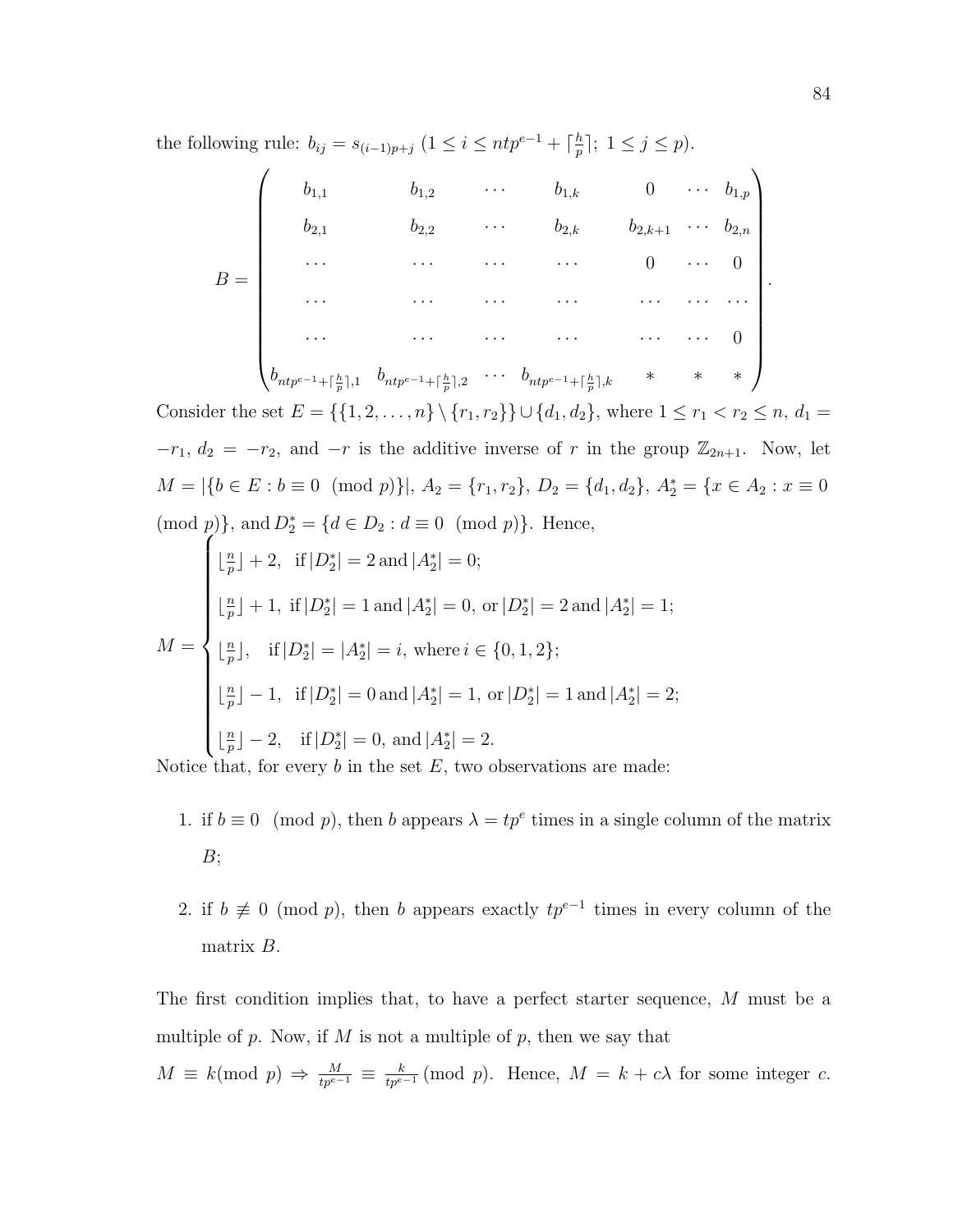the following rule: $b_{ij} = s_{(i-1)p+j}$ $(1 \leq i \leq ntp^{e-1} + \lceil \frac{h}{p} \rceil;\ 1 \leq j \leq p)$.

$$B = \begin{pmatrix} b_{1,1} & b_{1,2} & \cdots & b_{1,k} & 0 & \cdots & b_{1,p} \\ b_{2,1} & b_{2,2} & \cdots & b_{2,k} & b_{2,k+1} & \cdots & b_{2,n} \\ \cdots & \cdots & \cdots & \cdots & 0 & \cdots & 0 \\ \cdots & \cdots & \cdots & \cdots & \cdots & \cdots & \cdots \\ \cdots & \cdots & \cdots & \cdots & \cdots & \cdots & 0 \\ b_{ntp^{e-1}+\lceil \frac{h}{p} \rceil,1} & b_{ntp^{e-1}+\lceil \frac{h}{p} \rceil,2} & \cdots & b_{ntp^{e-1}+\lceil \frac{h}{p} \rceil,k} & * & * & * \end{pmatrix}.$$

Consider the set $E = \{\{1, 2, \ldots, n\} \setminus \{r_1, r_2\}\} \cup \{d_1, d_2\}$, where $1 \leq r_1 < r_2 \leq n$, $d_1 = -r_1$, $d_2 = -r_2$, and $-r$ is the additive inverse of $r$ in the group $\mathbb{Z}_{2n+1}$. Now, let $M = |\{b \in E : b \equiv 0 \pmod{p}\}|$, $A_2 = \{r_1, r_2\}$, $D_2 = \{d_1, d_2\}$, $A_2^* = \{x \in A_2 : x \equiv 0 \pmod{p}\}$, and $D_2^* = \{d \in D_2 : d \equiv 0 \pmod{p}\}$. Hence,

$$M = \begin{cases} \lfloor \frac{n}{p} \rfloor + 2, & \text{if } |D_2^*| = 2 \text{ and } |A_2^*| = 0; \\ \lfloor \frac{n}{p} \rfloor + 1, & \text{if } |D_2^*| = 1 \text{ and } |A_2^*| = 0, \text{ or } |D_2^*| = 2 \text{ and } |A_2^*| = 1; \\ \lfloor \frac{n}{p} \rfloor, & \text{if } |D_2^*| = |A_2^*| = i, \text{ where } i \in \{0, 1, 2\}; \\ \lfloor \frac{n}{p} \rfloor - 1, & \text{if } |D_2^*| = 0 \text{ and } |A_2^*| = 1, \text{ or } |D_2^*| = 1 \text{ and } |A_2^*| = 2; \\ \lfloor \frac{n}{p} \rfloor - 2, & \text{if } |D_2^*| = 0, \text{ and } |A_2^*| = 2. \end{cases}$$

Notice that, for every $b$ in the set $E$, two observations are made:

1. if $b \equiv 0 \pmod{p}$, then $b$ appears $\lambda = tp^e$ times in a single column of the matrix $B$;

2. if $b \not\equiv 0 \pmod{p}$, then $b$ appears exactly $tp^{e-1}$ times in every column of the matrix $B$.

The first condition implies that, to have a perfect starter sequence, $M$ must be a multiple of $p$. Now, if $M$ is not a multiple of $p$, then we say that $M \equiv k (\text{mod } p) \Rightarrow \frac{M}{tp^{e-1}} \equiv \frac{k}{tp^{e-1}} (\text{mod } p)$. Hence, $M = k + c\lambda$ for some integer $c$.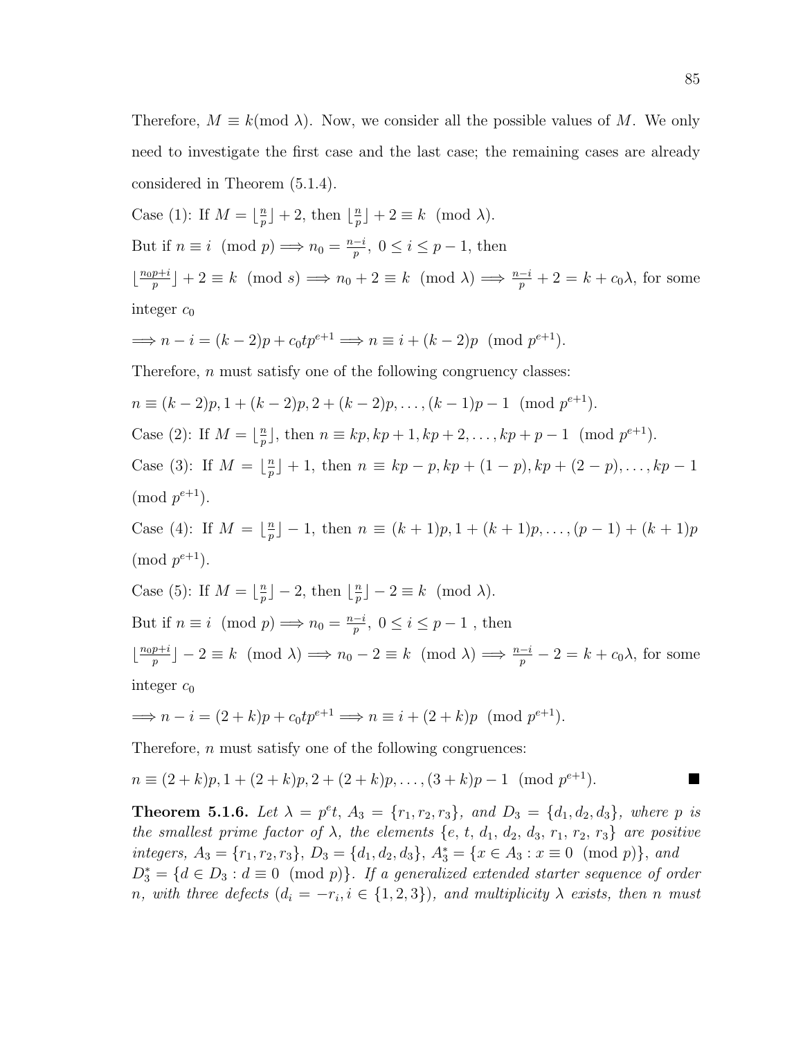Therefore, $M \equiv k (\text{mod } \lambda)$. Now, we consider all the possible values of $M$. We only need to investigate the first case and the last case; the remaining cases are already considered in Theorem (5.1.4).

Case (1): If $M = \lfloor \frac{n}{p} \rfloor + 2$, then $\lfloor \frac{n}{p} \rfloor + 2 \equiv k \pmod{\lambda}$.

But if $n \equiv i \pmod{p} \Longrightarrow n_0 = \frac{n-i}{p},\ 0 \leq i \leq p-1$, then

$\lfloor \frac{n_0 p + i}{p} \rfloor + 2 \equiv k \pmod{s} \Longrightarrow n_0 + 2 \equiv k \pmod{\lambda} \Longrightarrow \frac{n-i}{p} + 2 = k + c_0\lambda$, for some integer $c_0$

$\Longrightarrow n - i = (k-2)p + c_0 t p^{e+1} \Longrightarrow n \equiv i + (k-2)p \pmod{p^{e+1}}$.

Therefore, $n$ must satisfy one of the following congruency classes:

$n \equiv (k-2)p, 1 + (k-2)p, 2 + (k-2)p, \ldots, (k-1)p - 1 \pmod{p^{e+1}}$.

Case (2): If $M = \lfloor \frac{n}{p} \rfloor$, then $n \equiv kp, kp+1, kp+2, \ldots, kp+p-1 \pmod{p^{e+1}}$.

Case (3): If $M = \lfloor \frac{n}{p} \rfloor + 1$, then $n \equiv kp - p, kp + (1-p), kp + (2-p), \ldots, kp - 1 \pmod{p^{e+1}}$.

Case (4): If $M = \lfloor \frac{n}{p} \rfloor - 1$, then $n \equiv (k+1)p, 1 + (k+1)p, \ldots, (p-1) + (k+1)p \pmod{p^{e+1}}$.

Case (5): If $M = \lfloor \frac{n}{p} \rfloor - 2$, then $\lfloor \frac{n}{p} \rfloor - 2 \equiv k \pmod{\lambda}$.

But if $n \equiv i \pmod{p} \Longrightarrow n_0 = \frac{n-i}{p},\ 0 \leq i \leq p-1$ , then

$\lfloor \frac{n_0 p + i}{p} \rfloor - 2 \equiv k \pmod{\lambda} \Longrightarrow n_0 - 2 \equiv k \pmod{\lambda} \Longrightarrow \frac{n-i}{p} - 2 = k + c_0\lambda$, for some integer $c_0$

$\Longrightarrow n - i = (2+k)p + c_0 t p^{e+1} \Longrightarrow n \equiv i + (2+k)p \pmod{p^{e+1}}$.

Therefore, $n$ must satisfy one of the following congruences:

$n \equiv (2+k)p, 1 + (2+k)p, 2 + (2+k)p, \ldots, (3+k)p - 1 \pmod{p^{e+1}}$. ■

**Theorem 5.1.6.** *Let $\lambda = p^e t$, $A_3 = \{r_1, r_2, r_3\}$, and $D_3 = \{d_1, d_2, d_3\}$, where $p$ is the smallest prime factor of $\lambda$, the elements $\{e, t, d_1, d_2, d_3, r_1, r_2, r_3\}$ are positive integers, $A_3 = \{r_1, r_2, r_3\}$, $D_3 = \{d_1, d_2, d_3\}$, $A_3^* = \{x \in A_3 : x \equiv 0 \pmod{p}\}$, and $D_3^* = \{d \in D_3 : d \equiv 0 \pmod{p}\}$. If a generalized extended starter sequence of order $n$, with three defects ($d_i = -r_i, i \in \{1,2,3\}$), and multiplicity $\lambda$ exists, then $n$ must*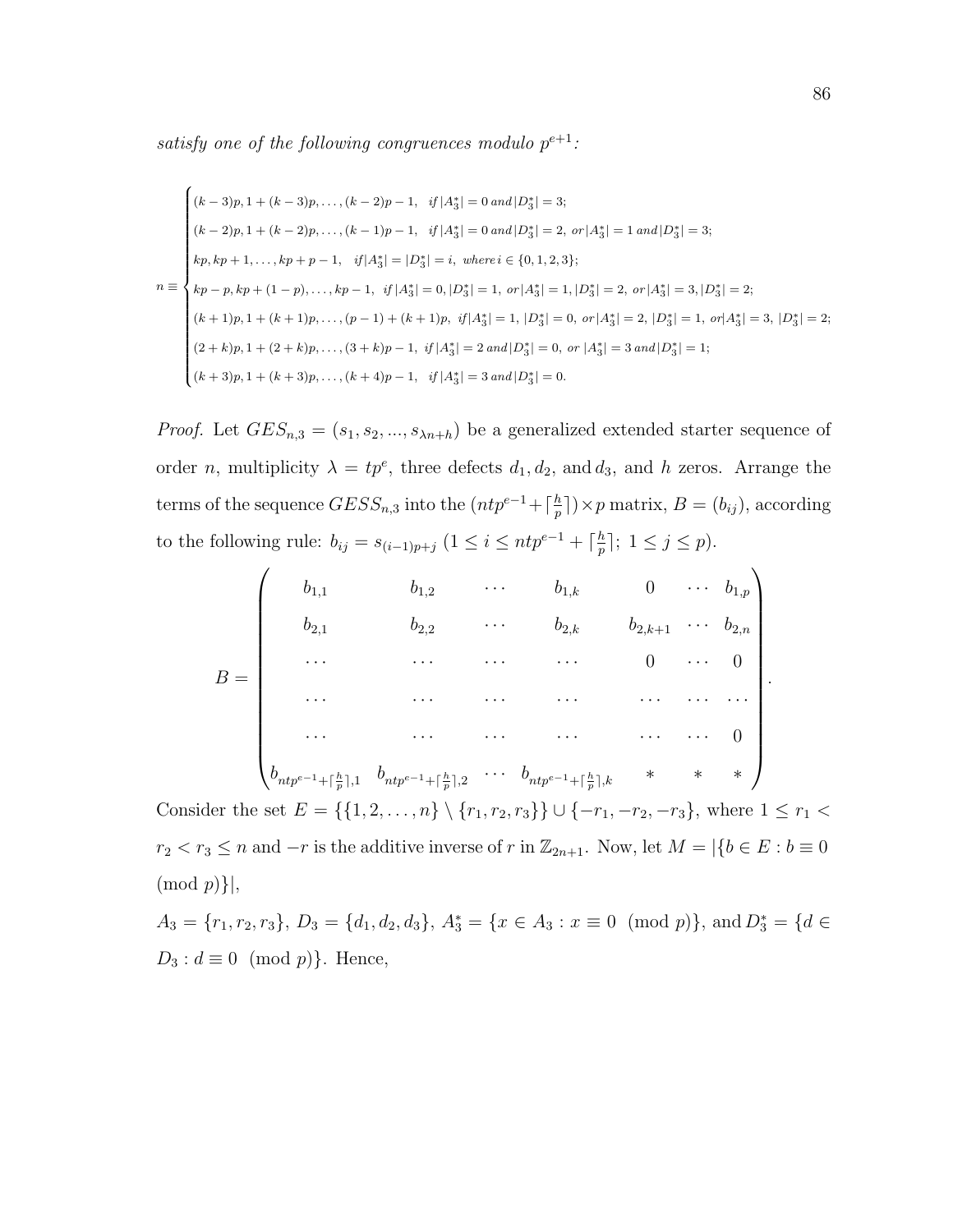*satisfy one of the following congruences modulo $p^{e+1}$:*

$$n \equiv \begin{cases} (k-3)p, 1+(k-3)p, \ldots, (k-2)p-1, & if\, |A_3^*| = 0\, and\, |D_3^*| = 3; \\ (k-2)p, 1+(k-2)p, \ldots, (k-1)p-1, & if\, |A_3^*| = 0\, and\, |D_3^*| = 2,\ or\, |A_3^*| = 1\, and\, |D_3^*| = 3; \\ kp, kp+1, \ldots, kp+p-1, & if |A_3^*| = |D_3^*| = i,\ where\, i \in \{0,1,2,3\}; \\ kp-p, kp+(1-p), \ldots, kp-1, & if\, |A_3^*| = 0, |D_3^*| = 1,\ or\, |A_3^*| = 1, |D_3^*| = 2,\ or\, |A_3^*| = 3, |D_3^*| = 2; \\ (k+1)p, 1+(k+1)p, \ldots, (p-1)+(k+1)p, & if |A_3^*| = 1,\ |D_3^*| = 0,\ or |A_3^*| = 2,\ |D_3^*| = 1,\ or |A_3^*| = 3,\ |D_3^*| = 2; \\ (2+k)p, 1+(2+k)p, \ldots, (3+k)p-1, & if\, |A_3^*| = 2\, and\, |D_3^*| = 0,\ or\ |A_3^*| = 3\, and\, |D_3^*| = 1; \\ (k+3)p, 1+(k+3)p, \ldots, (k+4)p-1, & if\, |A_3^*| = 3\, and\, |D_3^*| = 0. \end{cases}$$

*Proof.* Let $GES_{n,3} = (s_1, s_2, ..., s_{\lambda n+h})$ be a generalized extended starter sequence of order $n$, multiplicity $\lambda = tp^e$, three defects $d_1, d_2,$ and $d_3$, and $h$ zeros. Arrange the terms of the sequence $GESS_{n,3}$ into the $(ntp^{e-1} + \lceil \frac{h}{p} \rceil) \times p$ matrix, $B = (b_{ij})$, according to the following rule: $b_{ij} = s_{(i-1)p+j}$ $(1 \leq i \leq ntp^{e-1} + \lceil \frac{h}{p} \rceil;\ 1 \leq j \leq p)$.

$$B = \begin{pmatrix} b_{1,1} & b_{1,2} & \cdots & b_{1,k} & 0 & \cdots & b_{1,p} \\ b_{2,1} & b_{2,2} & \cdots & b_{2,k} & b_{2,k+1} & \cdots & b_{2,n} \\ \cdots & \cdots & \cdots & \cdots & 0 & \cdots & 0 \\ \cdots & \cdots & \cdots & \cdots & \cdots & \cdots & \cdots \\ \cdots & \cdots & \cdots & \cdots & \cdots & \cdots & 0 \\ b_{ntp^{e-1}+\lceil \frac{h}{p} \rceil,1} & b_{ntp^{e-1}+\lceil \frac{h}{p} \rceil,2} & \cdots & b_{ntp^{e-1}+\lceil \frac{h}{p} \rceil,k} & * & * & * \end{pmatrix}.$$

Consider the set $E = \{\{1, 2, \ldots, n\} \setminus \{r_1, r_2, r_3\}\} \cup \{-r_1, -r_2, -r_3\}$, where $1 \leq r_1 < r_2 < r_3 \leq n$ and $-r$ is the additive inverse of $r$ in $\mathbb{Z}_{2n+1}$. Now, let $M = |\{b \in E : b \equiv 0 \pmod{p}\}|$,

$A_3 = \{r_1, r_2, r_3\}$, $D_3 = \{d_1, d_2, d_3\}$, $A_3^* = \{x \in A_3 : x \equiv 0 \pmod{p}\}$, and $D_3^* = \{d \in D_3 : d \equiv 0 \pmod{p}\}$. Hence,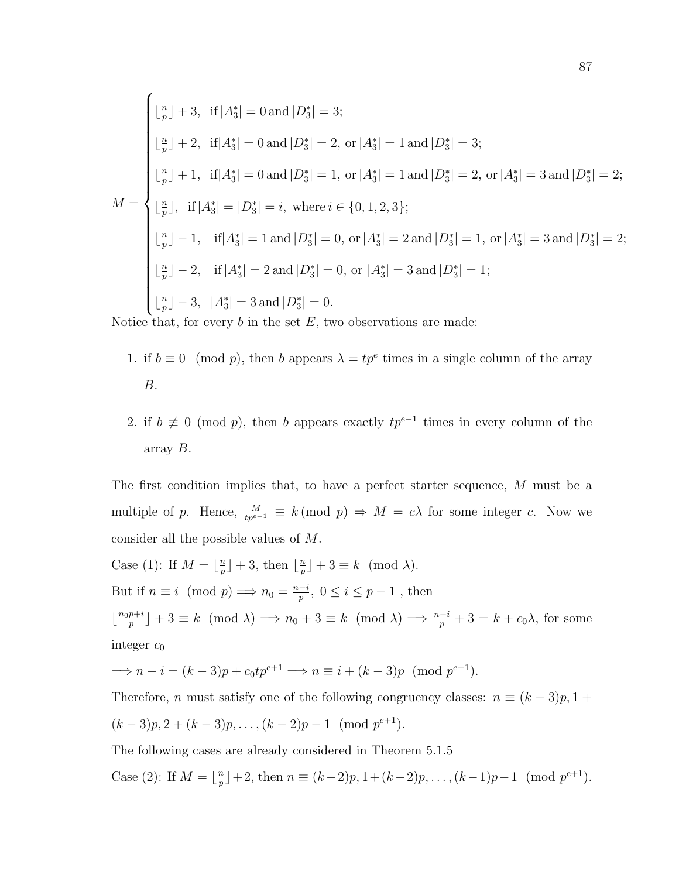$$
M = \begin{cases}
\lfloor \frac{n}{p} \rfloor + 3, & \text{if } |A_3^*| = 0 \text{ and } |D_3^*| = 3; \\
\lfloor \frac{n}{p} \rfloor + 2, & \text{if} |A_3^*| = 0 \text{ and } |D_3^*| = 2, \text{ or } |A_3^*| = 1 \text{ and } |D_3^*| = 3; \\
\lfloor \frac{n}{p} \rfloor + 1, & \text{if} |A_3^*| = 0 \text{ and } |D_3^*| = 1, \text{ or } |A_3^*| = 1 \text{ and } |D_3^*| = 2, \text{ or } |A_3^*| = 3 \text{ and } |D_3^*| = 2; \\
\lfloor \frac{n}{p} \rfloor, & \text{if } |A_3^*| = |D_3^*| = i, \text{ where } i \in \{0, 1, 2, 3\}; \\
\lfloor \frac{n}{p} \rfloor - 1, & \text{if} |A_3^*| = 1 \text{ and } |D_3^*| = 0, \text{ or } |A_3^*| = 2 \text{ and } |D_3^*| = 1, \text{ or } |A_3^*| = 3 \text{ and } |D_3^*| = 2; \\
\lfloor \frac{n}{p} \rfloor - 2, & \text{if } |A_3^*| = 2 \text{ and } |D_3^*| = 0, \text{ or } |A_3^*| = 3 \text{ and } |D_3^*| = 1; \\
\lfloor \frac{n}{p} \rfloor - 3, & |A_3^*| = 3 \text{ and } |D_3^*| = 0.
\end{cases}
$$

Notice that, for every $b$ in the set $E$, two observations are made:

1. if $b \equiv 0 \pmod p$, then $b$ appears $\lambda = tp^e$ times in a single column of the array $B$.

2. if $b \not\equiv 0 \pmod p$, then $b$ appears exactly $tp^{e-1}$ times in every column of the array $B$.

The first condition implies that, to have a perfect starter sequence, $M$ must be a multiple of $p$. Hence, $\frac{M}{tp^{e-1}} \equiv k \,(\text{mod } p) \Rightarrow M = c\lambda$ for some integer $c$. Now we consider all the possible values of $M$.

Case (1): If $M = \lfloor \frac{n}{p} \rfloor + 3$, then $\lfloor \frac{n}{p} \rfloor + 3 \equiv k \pmod \lambda$.

But if $n \equiv i \pmod p \Longrightarrow n_0 = \frac{n-i}{p},\ 0 \leq i \leq p-1$ , then

$\lfloor \frac{n_0 p + i}{p} \rfloor + 3 \equiv k \pmod \lambda \Longrightarrow n_0 + 3 \equiv k \pmod \lambda \Longrightarrow \frac{n-i}{p} + 3 = k + c_0\lambda$, for some integer $c_0$

$\Longrightarrow n - i = (k-3)p + c_0 t p^{e+1} \Longrightarrow n \equiv i + (k-3)p \pmod{p^{e+1}}$.

Therefore, $n$ must satisfy one of the following congruency classes: $n \equiv (k-3)p, 1 + (k-3)p, 2 + (k-3)p, \ldots, (k-2)p - 1 \pmod{p^{e+1}}$.

The following cases are already considered in Theorem 5.1.5

Case (2): If $M = \lfloor \frac{n}{p} \rfloor + 2$, then $n \equiv (k-2)p, 1 + (k-2)p, \ldots, (k-1)p - 1 \pmod{p^{e+1}}$.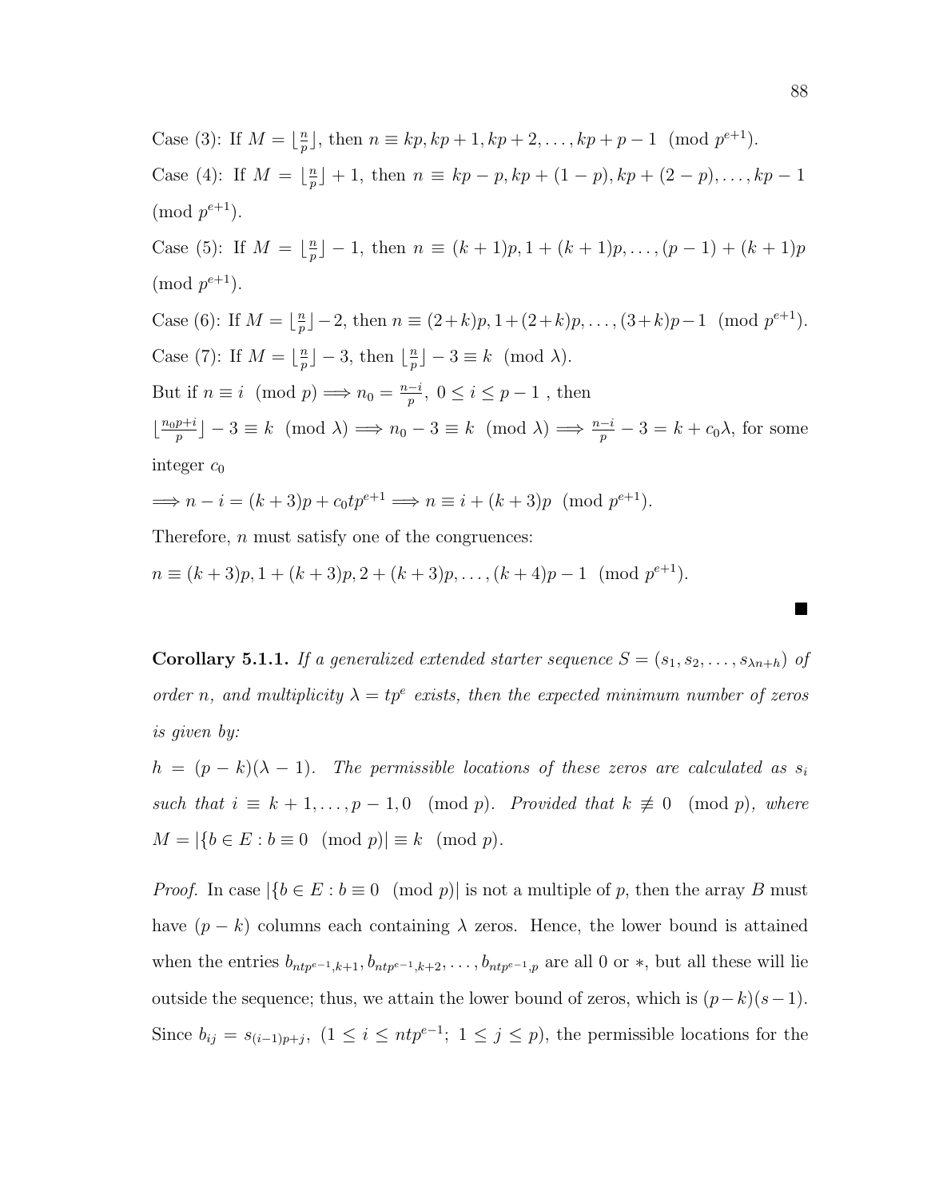Case (3): If $M = \lfloor \frac{n}{p} \rfloor$, then $n \equiv kp, kp+1, kp+2, \ldots, kp+p-1 \pmod{p^{e+1}}$.

Case (4): If $M = \lfloor \frac{n}{p} \rfloor + 1$, then $n \equiv kp-p, kp+(1-p), kp+(2-p), \ldots, kp-1 \pmod{p^{e+1}}$.

Case (5): If $M = \lfloor \frac{n}{p} \rfloor - 1$, then $n \equiv (k+1)p, 1+(k+1)p, \ldots, (p-1)+(k+1)p \pmod{p^{e+1}}$.

Case (6): If $M = \lfloor \frac{n}{p} \rfloor - 2$, then $n \equiv (2+k)p, 1+(2+k)p, \ldots, (3+k)p-1 \pmod{p^{e+1}}$.

Case (7): If $M = \lfloor \frac{n}{p} \rfloor - 3$, then $\lfloor \frac{n}{p} \rfloor - 3 \equiv k \pmod{\lambda}$.

But if $n \equiv i \pmod{p} \implies n_0 = \frac{n-i}{p},\ 0 \le i \le p-1$ , then

$\lfloor \frac{n_0 p + i}{p} \rfloor - 3 \equiv k \pmod{\lambda} \implies n_0 - 3 \equiv k \pmod{\lambda} \implies \frac{n-i}{p} - 3 = k + c_0\lambda$, for some integer $c_0$

$\implies n - i = (k+3)p + c_0 t p^{e+1} \implies n \equiv i + (k+3)p \pmod{p^{e+1}}$.

Therefore, $n$ must satisfy one of the congruences:

$n \equiv (k+3)p, 1+(k+3)p, 2+(k+3)p, \ldots, (k+4)p-1 \pmod{p^{e+1}}$.

■

**Corollary 5.1.1.** *If a generalized extended starter sequence $S = (s_1, s_2, \ldots, s_{\lambda n+h})$ of order $n$, and multiplicity $\lambda = tp^e$ exists, then the expected minimum number of zeros is given by:*

*$h = (p-k)(\lambda - 1)$. The permissible locations of these zeros are calculated as $s_i$ such that $i \equiv k+1, \ldots, p-1, 0 \pmod{p}$. Provided that $k \not\equiv 0 \pmod{p}$, where $M = |\{b \in E : b \equiv 0 \pmod{p}| \equiv k \pmod{p}$.*

*Proof.* In case $|\{b \in E : b \equiv 0 \pmod{p}|$ is not a multiple of $p$, then the array $B$ must have $(p-k)$ columns each containing $\lambda$ zeros. Hence, the lower bound is attained when the entries $b_{ntp^{e-1},k+1}, b_{ntp^{e-1},k+2}, \ldots, b_{ntp^{e-1},p}$ are all 0 or $*$, but all these will lie outside the sequence; thus, we attain the lower bound of zeros, which is $(p-k)(s-1)$. Since $b_{ij} = s_{(i-1)p+j},\ (1 \le i \le ntp^{e-1};\ 1 \le j \le p)$, the permissible locations for the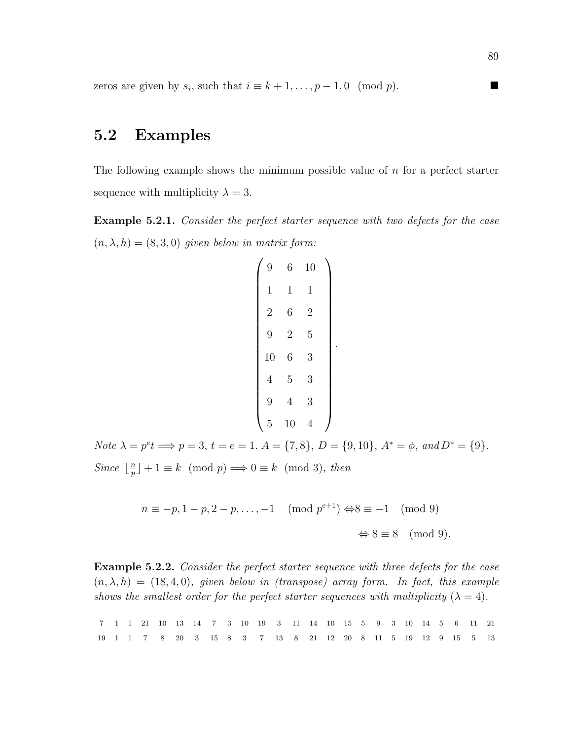zeros are given by $s_i$, such that $i \equiv k+1, \ldots, p-1, 0 \pmod{p}$. ■

## 5.2 Examples

The following example shows the minimum possible value of $n$ for a perfect starter sequence with multiplicity $\lambda = 3$.

**Example 5.2.1.** *Consider the perfect starter sequence with two defects for the case $(n, \lambda, h) = (8, 3, 0)$ given below in matrix form:*

$$\begin{pmatrix} 9 & 6 & 10 \\ 1 & 1 & 1 \\ 2 & 6 & 2 \\ 9 & 2 & 5 \\ 10 & 6 & 3 \\ 4 & 5 & 3 \\ 9 & 4 & 3 \\ 5 & 10 & 4 \end{pmatrix}.$$

*Note $\lambda = p^e t \Longrightarrow p = 3$, $t = e = 1$. $A = \{7, 8\}$, $D = \{9, 10\}$, $A^* = \phi$, and $D^* = \{9\}$. Since $\lfloor \frac{n}{p} \rfloor + 1 \equiv k \pmod{p} \Longrightarrow 0 \equiv k \pmod{3}$, then*

$$n \equiv -p, 1-p, 2-p, \ldots, -1 \pmod{p^{e+1}} \Leftrightarrow 8 \equiv -1 \pmod{9}$$

$$\Leftrightarrow 8 \equiv 8 \pmod{9}.$$

**Example 5.2.2.** *Consider the perfect starter sequence with three defects for the case $(n, \lambda, h) = (18, 4, 0)$, given below in (transpose) array form. In fact, this example shows the smallest order for the perfect starter sequences with multiplicity ($\lambda = 4$).*

|  |  |  |  |  |  |  |  |  |  |  |  |  |  |  |  |  |  |  |  |  |  |  |  |  |
|---|---|---|---|---|---|---|---|---|---|---|---|---|---|---|---|---|---|---|---|---|---|---|---|---|
| 7 | 1 | 1 | 21 | 10 | 13 | 14 | 7 | 3 | 10 | 19 | 3 | 11 | 14 | 10 | 15 | 5 | 9 | 3 | 10 | 14 | 5 | 6 | 11 | 21 |
| 19 | 1 | 1 | 7 | 8 | 20 | 3 | 15 | 8 | 3 | 7 | 13 | 8 | 21 | 12 | 20 | 8 | 11 | 5 | 19 | 12 | 9 | 15 | 5 | 13 |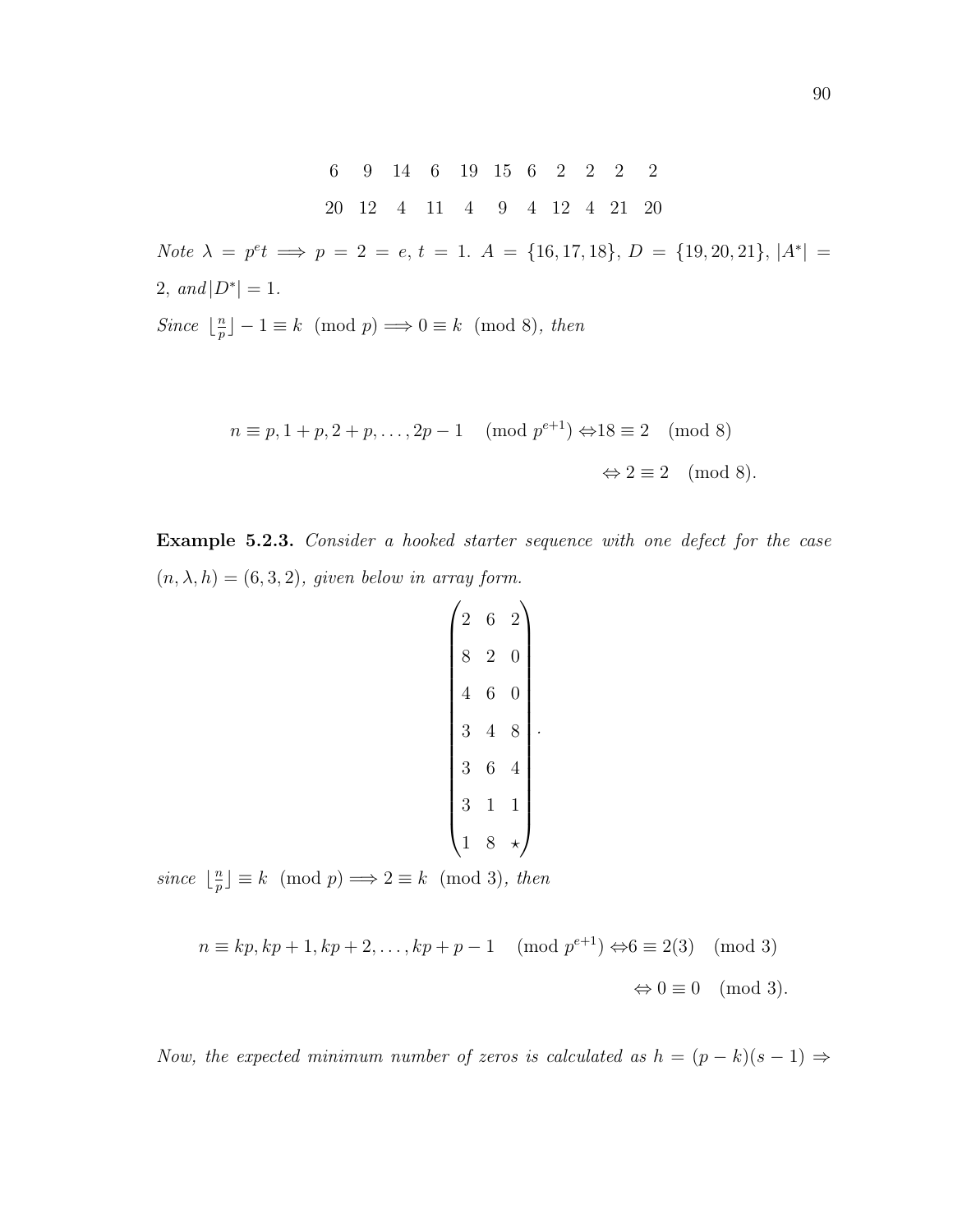|  |  |  |  |  |  |  |  |  |  |  |
|---|---|---|---|---|---|---|---|---|---|---|
| 6 | 9 | 14 | 6 | 19 | 15 | 6 | 2 | 2 | 2 | 2 |
| 20 | 12 | 4 | 11 | 4 | 9 | 4 | 12 | 4 | 21 | 20 |

*Note* $\lambda = p^e t \implies p = 2 = e,\, t = 1$. $A = \{16, 17, 18\}$, $D = \{19, 20, 21\}$, $|A^*| = 2$, *and* $|D^*| = 1$.

*Since* $\lfloor \frac{n}{p} \rfloor - 1 \equiv k \pmod{p} \implies 0 \equiv k \pmod{8}$, *then*

$$
\begin{aligned}
n \equiv p, 1+p, 2+p, \ldots, 2p-1 \pmod{p^{e+1}} &\Leftrightarrow 18 \equiv 2 \pmod{8} \\
&\Leftrightarrow 2 \equiv 2 \pmod{8}.
\end{aligned}
$$

**Example 5.2.3.** *Consider a hooked starter sequence with one defect for the case* $(n, \lambda, h) = (6, 3, 2)$*, given below in array form.*

$$
\begin{pmatrix}
2 & 6 & 2 \\
8 & 2 & 0 \\
4 & 6 & 0 \\
3 & 4 & 8 \\
3 & 6 & 4 \\
3 & 1 & 1 \\
1 & 8 & \star
\end{pmatrix}.
$$

*since* $\lfloor \frac{n}{p} \rfloor \equiv k \pmod{p} \implies 2 \equiv k \pmod{3}$, *then*

$$
\begin{aligned}
n \equiv kp, kp+1, kp+2, \ldots, kp+p-1 \pmod{p^{e+1}} &\Leftrightarrow 6 \equiv 2(3) \pmod{3} \\
&\Leftrightarrow 0 \equiv 0 \pmod{3}.
\end{aligned}
$$

*Now, the expected minimum number of zeros is calculated as* $h = (p-k)(s-1) \Rightarrow$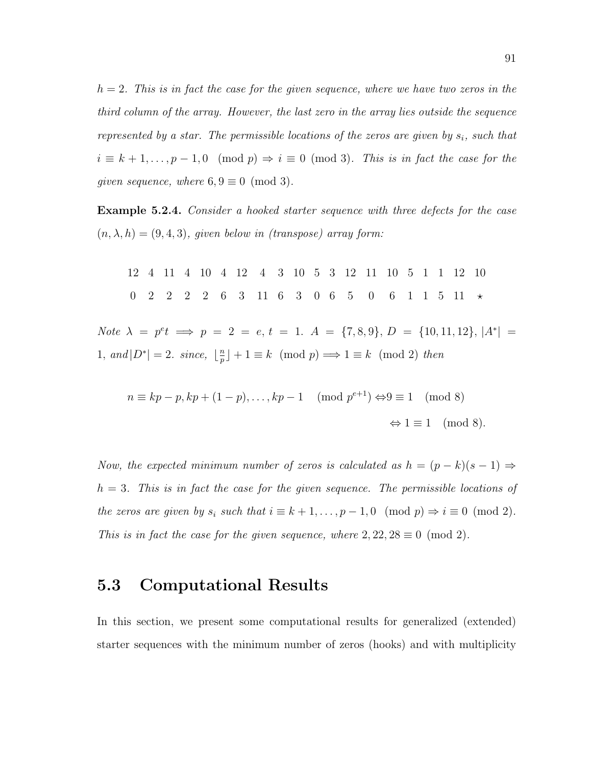*$h = 2$. This is in fact the case for the given sequence, where we have two zeros in the third column of the array. However, the last zero in the array lies outside the sequence represented by a star. The permissible locations of the zeros are given by $s_i$, such that $i \equiv k+1, \ldots, p-1, 0 \pmod{p} \Rightarrow i \equiv 0 \pmod{3}$. This is in fact the case for the given sequence, where $6, 9 \equiv 0 \pmod{3}$.*

**Example 5.2.4.** *Consider a hooked starter sequence with three defects for the case $(n, \lambda, h) = (9, 4, 3)$, given below in (transpose) array form:*

$$\begin{array}{cccccccccccccccccccc} 12 & 4 & 11 & 4 & 10 & 4 & 12 & 4 & 3 & 10 & 5 & 3 & 12 & 11 & 10 & 5 & 1 & 1 & 12 & 10 \\ 0 & 2 & 2 & 2 & 2 & 6 & 3 & 11 & 6 & 3 & 0 & 6 & 5 & 0 & 6 & 1 & 1 & 5 & 11 & \star \end{array}$$

*Note $\lambda = p^e t \implies p = 2 = e, t = 1$. $A = \{7, 8, 9\}$, $D = \{10, 11, 12\}$, $|A^*| = 1$, and $|D^*| = 2$. since, $\lfloor \frac{n}{p} \rfloor + 1 \equiv k \pmod{p} \Longrightarrow 1 \equiv k \pmod{2}$ then*

$$\begin{aligned} n \equiv kp - p, kp + (1-p), \ldots, kp - 1 \pmod{p^{e+1}} \Leftrightarrow & 9 \equiv 1 \pmod{8} \\ \Leftrightarrow & 1 \equiv 1 \pmod{8}. \end{aligned}$$

*Now, the expected minimum number of zeros is calculated as $h = (p-k)(s-1) \Rightarrow h = 3$. This is in fact the case for the given sequence. The permissible locations of the zeros are given by $s_i$ such that $i \equiv k+1, \ldots, p-1, 0 \pmod{p} \Rightarrow i \equiv 0 \pmod{2}$. This is in fact the case for the given sequence, where $2, 22, 28 \equiv 0 \pmod{2}$.*

## 5.3 Computational Results

In this section, we present some computational results for generalized (extended) starter sequences with the minimum number of zeros (hooks) and with multiplicity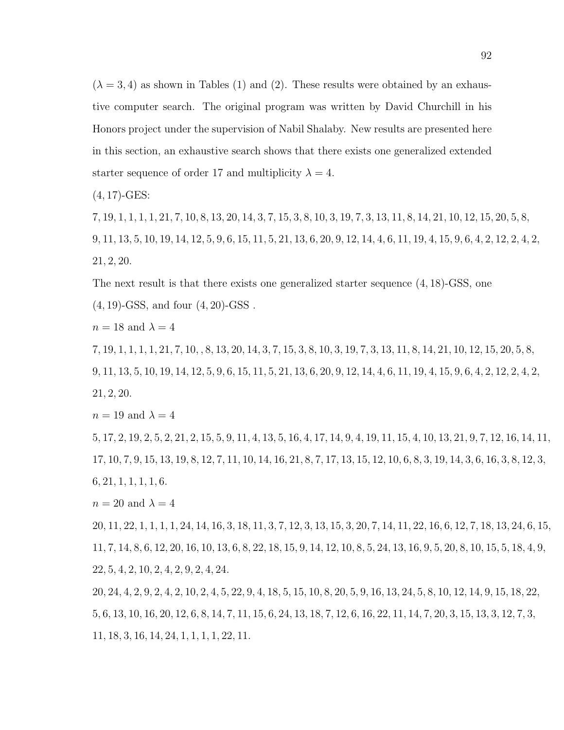($\lambda = 3, 4$) as shown in Tables (1) and (2). These results were obtained by an exhaustive computer search. The original program was written by David Churchill in his Honors project under the supervision of Nabil Shalaby. New results are presented here in this section, an exhaustive search shows that there exists one generalized extended starter sequence of order 17 and multiplicity $\lambda = 4$.

$(4, 17)$-GES:

7, 19, 1, 1, 1, 1, 21, 7, 10, 8, 13, 20, 14, 3, 7, 15, 3, 8, 10, 3, 19, 7, 3, 13, 11, 8, 14, 21, 10, 12, 15, 20, 5, 8, 9, 11, 13, 5, 10, 19, 14, 12, 5, 9, 6, 15, 11, 5, 21, 13, 6, 20, 9, 12, 14, 4, 6, 11, 19, 4, 15, 9, 6, 4, 2, 12, 2, 4, 2, 21, 2, 20.

The next result is that there exists one generalized starter sequence $(4, 18)$-GSS, one $(4, 19)$-GSS, and four $(4, 20)$-GSS .

$n = 18$ and $\lambda = 4$

7, 19, 1, 1, 1, 1, 21, 7, 10, , 8, 13, 20, 14, 3, 7, 15, 3, 8, 10, 3, 19, 7, 3, 13, 11, 8, 14, 21, 10, 12, 15, 20, 5, 8, 9, 11, 13, 5, 10, 19, 14, 12, 5, 9, 6, 15, 11, 5, 21, 13, 6, 20, 9, 12, 14, 4, 6, 11, 19, 4, 15, 9, 6, 4, 2, 12, 2, 4, 2, 21, 2, 20.

$n = 19$ and $\lambda = 4$

5, 17, 2, 19, 2, 5, 2, 21, 2, 15, 5, 9, 11, 4, 13, 5, 16, 4, 17, 14, 9, 4, 19, 11, 15, 4, 10, 13, 21, 9, 7, 12, 16, 14, 11, 17, 10, 7, 9, 15, 13, 19, 8, 12, 7, 11, 10, 14, 16, 21, 8, 7, 17, 13, 15, 12, 10, 6, 8, 3, 19, 14, 3, 6, 16, 3, 8, 12, 3, 6, 21, 1, 1, 1, 1, 6.

$n = 20$ and $\lambda = 4$

20, 11, 22, 1, 1, 1, 1, 24, 14, 16, 3, 18, 11, 3, 7, 12, 3, 13, 15, 3, 20, 7, 14, 11, 22, 16, 6, 12, 7, 18, 13, 24, 6, 15, 11, 7, 14, 8, 6, 12, 20, 16, 10, 13, 6, 8, 22, 18, 15, 9, 14, 12, 10, 8, 5, 24, 13, 16, 9, 5, 20, 8, 10, 15, 5, 18, 4, 9, 22, 5, 4, 2, 10, 2, 4, 2, 9, 2, 4, 24.

20, 24, 4, 2, 9, 2, 4, 2, 10, 2, 4, 5, 22, 9, 4, 18, 5, 15, 10, 8, 20, 5, 9, 16, 13, 24, 5, 8, 10, 12, 14, 9, 15, 18, 22, 5, 6, 13, 10, 16, 20, 12, 6, 8, 14, 7, 11, 15, 6, 24, 13, 18, 7, 12, 6, 16, 22, 11, 14, 7, 20, 3, 15, 13, 3, 12, 7, 3, 11, 18, 3, 16, 14, 24, 1, 1, 1, 1, 22, 11.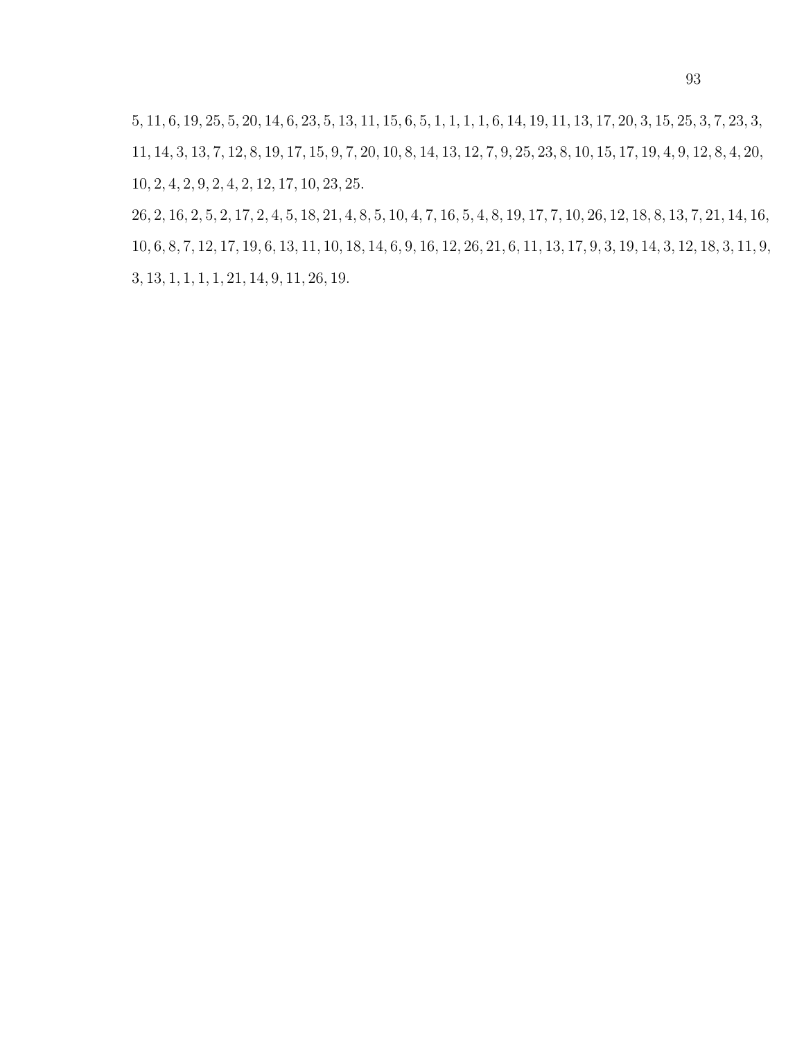$5, 11, 6, 19, 25, 5, 20, 14, 6, 23, 5, 13, 11, 15, 6, 5, 1, 1, 1, 1, 6, 14, 19, 11, 13, 17, 20, 3, 15, 25, 3, 7, 23, 3, 11, 14, 3, 13, 7, 12, 8, 19, 17, 15, 9, 7, 20, 10, 8, 14, 13, 12, 7, 9, 25, 23, 8, 10, 15, 17, 19, 4, 9, 12, 8, 4, 20, 10, 2, 4, 2, 9, 2, 4, 2, 12, 17, 10, 23, 25.$

$26, 2, 16, 2, 5, 2, 17, 2, 4, 5, 18, 21, 4, 8, 5, 10, 4, 7, 16, 5, 4, 8, 19, 17, 7, 10, 26, 12, 18, 8, 13, 7, 21, 14, 16, 10, 6, 8, 7, 12, 17, 19, 6, 13, 11, 10, 18, 14, 6, 9, 16, 12, 26, 21, 6, 11, 13, 17, 9, 3, 19, 14, 3, 12, 18, 3, 11, 9, 3, 13, 1, 1, 1, 1, 21, 14, 9, 11, 26, 19.$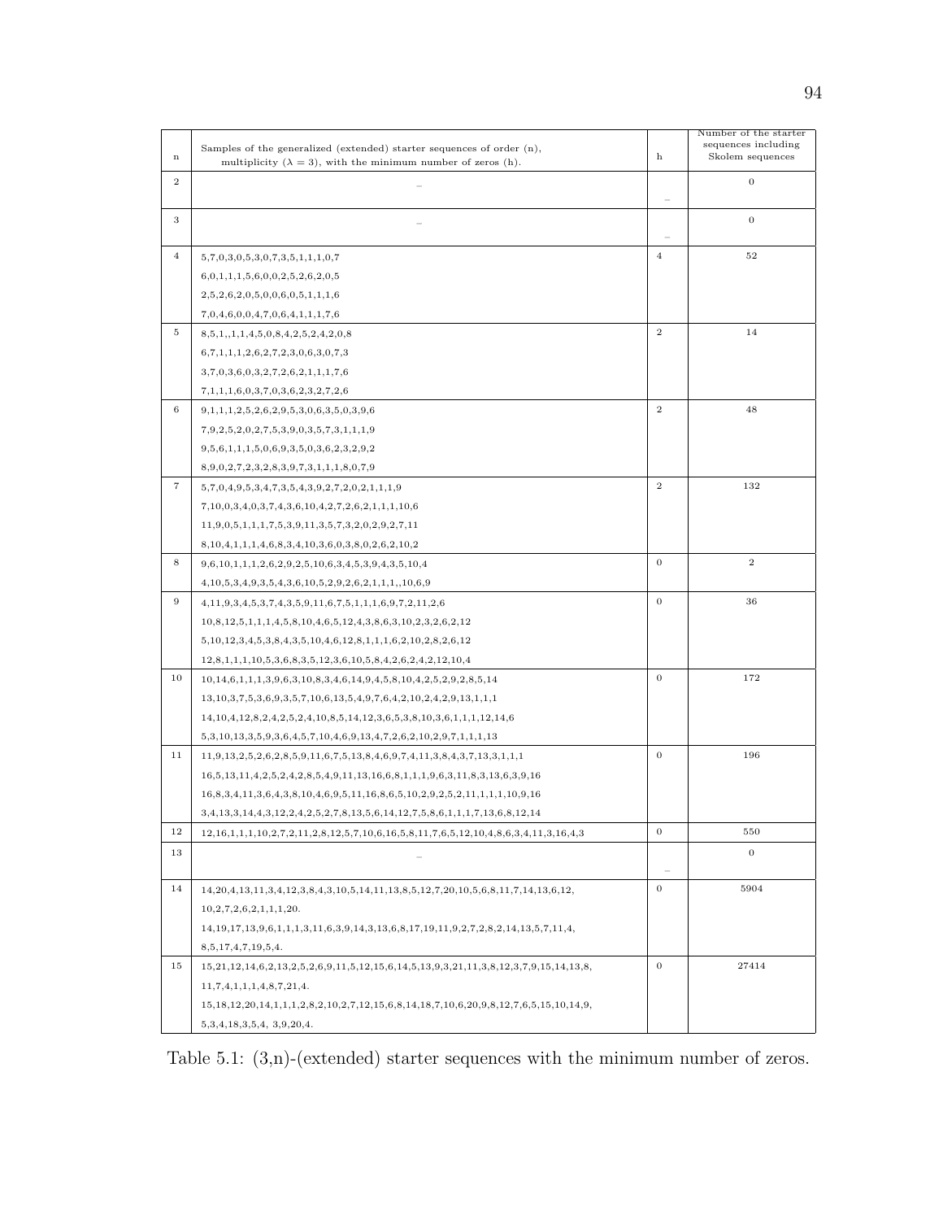| n | Samples of the generalized (extended) starter sequences of order (n), multiplicity ($\lambda = 3$), with the minimum number of zeros (h). | h | Number of the starter sequences including Skolem sequences |
|---|---|---|---|
| 2 | – | – | 0 |
| 3 | – | – | 0 |
| 4 | 5,7,0,3,0,5,3,0,7,3,5,1,1,1,0,7 | 4 | 52 |
| | 6,0,1,1,1,5,6,0,0,2,5,2,6,2,0,5 | | |
| | 2,5,2,6,2,0,5,0,0,6,0,5,1,1,1,6 | | |
| | 7,0,4,6,0,0,4,7,0,6,4,1,1,1,7,6 | | |
| 5 | 8,5,1,,1,1,4,5,0,8,4,2,5,2,4,2,0,8 | 2 | 14 |
| | 6,7,1,1,1,2,6,2,7,2,3,0,6,3,0,7,3 | | |
| | 3,7,0,3,6,0,3,2,7,2,6,2,1,1,1,7,6 | | |
| | 7,1,1,1,6,0,3,7,0,3,6,2,3,2,7,2,6 | | |
| 6 | 9,1,1,1,2,5,2,6,2,9,5,3,0,6,3,5,0,3,9,6 | 2 | 48 |
| | 7,9,2,5,2,0,2,7,5,3,9,0,3,5,7,3,1,1,1,9 | | |
| | 9,5,6,1,1,1,5,0,6,9,3,5,0,3,6,2,3,2,9,2 | | |
| | 8,9,0,2,7,2,3,2,8,3,9,7,3,1,1,1,8,0,7,9 | | |
| 7 | 5,7,0,4,9,5,3,4,7,3,5,4,3,9,2,7,2,0,2,1,1,1,9 | 2 | 132 |
| | 7,10,0,3,4,0,3,7,4,3,6,10,4,2,7,2,6,2,1,1,1,10,6 | | |
| | 11,9,0,5,1,1,1,7,5,3,9,11,3,5,7,3,2,0,2,9,2,7,11 | | |
| | 8,10,4,1,1,1,4,6,8,3,4,10,3,6,0,3,8,0,2,6,2,10,2 | | |
| 8 | 9,6,10,1,1,1,2,6,2,9,2,5,10,6,3,4,5,3,9,4,3,5,10,4 | 0 | 2 |
| | 4,10,5,3,4,9,3,5,4,3,6,10,5,2,9,2,6,2,1,1,1,,10,6,9 | | |
| 9 | 4,11,9,3,4,5,3,7,4,3,5,9,11,6,7,5,1,1,1,6,9,7,2,11,2,6 | 0 | 36 |
| | 10,8,12,5,1,1,1,4,5,8,10,4,6,5,12,4,3,8,6,3,10,2,3,2,6,2,12 | | |
| | 5,10,12,3,4,5,3,8,4,3,5,10,4,6,12,8,1,1,1,6,2,10,2,8,2,6,12 | | |
| | 12,8,1,1,1,10,5,3,6,8,3,5,12,3,6,10,5,8,4,2,6,2,4,2,12,10,4 | | |
| 10 | 10,14,6,1,1,1,3,9,6,3,10,8,3,4,6,14,9,4,5,8,10,4,2,5,2,9,2,8,5,14 | 0 | 172 |
| | 13,10,3,7,5,3,6,9,3,5,7,10,6,13,5,4,9,7,6,4,2,10,2,4,2,9,13,1,1,1 | | |
| | 14,10,4,12,8,2,4,2,5,2,4,10,8,5,14,12,3,6,5,3,8,10,3,6,1,1,1,12,14,6 | | |
| | 5,3,10,13,3,5,9,3,6,4,5,7,10,4,6,9,13,4,7,2,6,2,10,2,9,7,1,1,1,13 | | |
| 11 | 11,9,13,2,5,2,6,2,8,5,9,11,6,7,5,13,8,4,6,9,7,4,11,3,8,4,3,7,13,3,1,1,1 | 0 | 196 |
| | 16,5,13,11,4,2,5,2,4,2,8,5,4,9,11,13,16,6,8,1,1,1,9,6,3,11,8,3,13,6,3,9,16 | | |
| | 16,8,3,4,11,3,6,4,3,8,10,4,6,9,5,11,16,8,6,5,10,2,9,2,5,2,11,1,1,1,10,9,16 | | |
| | 3,4,13,3,14,4,3,12,2,4,2,5,2,7,8,13,5,6,14,12,7,5,8,6,1,1,1,7,13,6,8,12,14 | | |
| 12 | 12,16,1,1,1,10,2,7,2,11,2,8,12,5,7,10,6,16,5,8,11,7,6,5,12,10,4,8,6,3,4,11,3,16,4,3 | 0 | 550 |
| 13 | – | – | 0 |
| 14 | 14,20,4,13,11,3,4,12,3,8,4,3,10,5,14,11,13,8,5,12,7,20,10,5,6,8,11,7,14,13,6,12, 10,2,7,2,6,2,1,1,1,20. | 0 | 5904 |
| | 14,19,17,13,9,6,1,1,1,3,11,6,3,9,14,3,13,6,8,17,19,11,9,2,7,2,8,2,14,13,5,7,11,4, 8,5,17,4,7,19,5,4. | | |
| 15 | 15,21,12,14,6,2,13,2,5,2,6,9,11,5,12,15,6,14,5,13,9,3,21,11,3,8,12,3,7,9,15,14,13,8, 11,7,4,1,1,1,4,8,7,21,4. | 0 | 27414 |
| | 15,18,12,20,14,1,1,1,2,8,2,10,2,7,12,15,6,8,14,18,7,10,6,20,9,8,12,7,6,5,15,10,14,9, 5,3,4,18,3,5,4, 3,9,20,4. | | |

Table 5.1: (3,n)-(extended) starter sequences with the minimum number of zeros.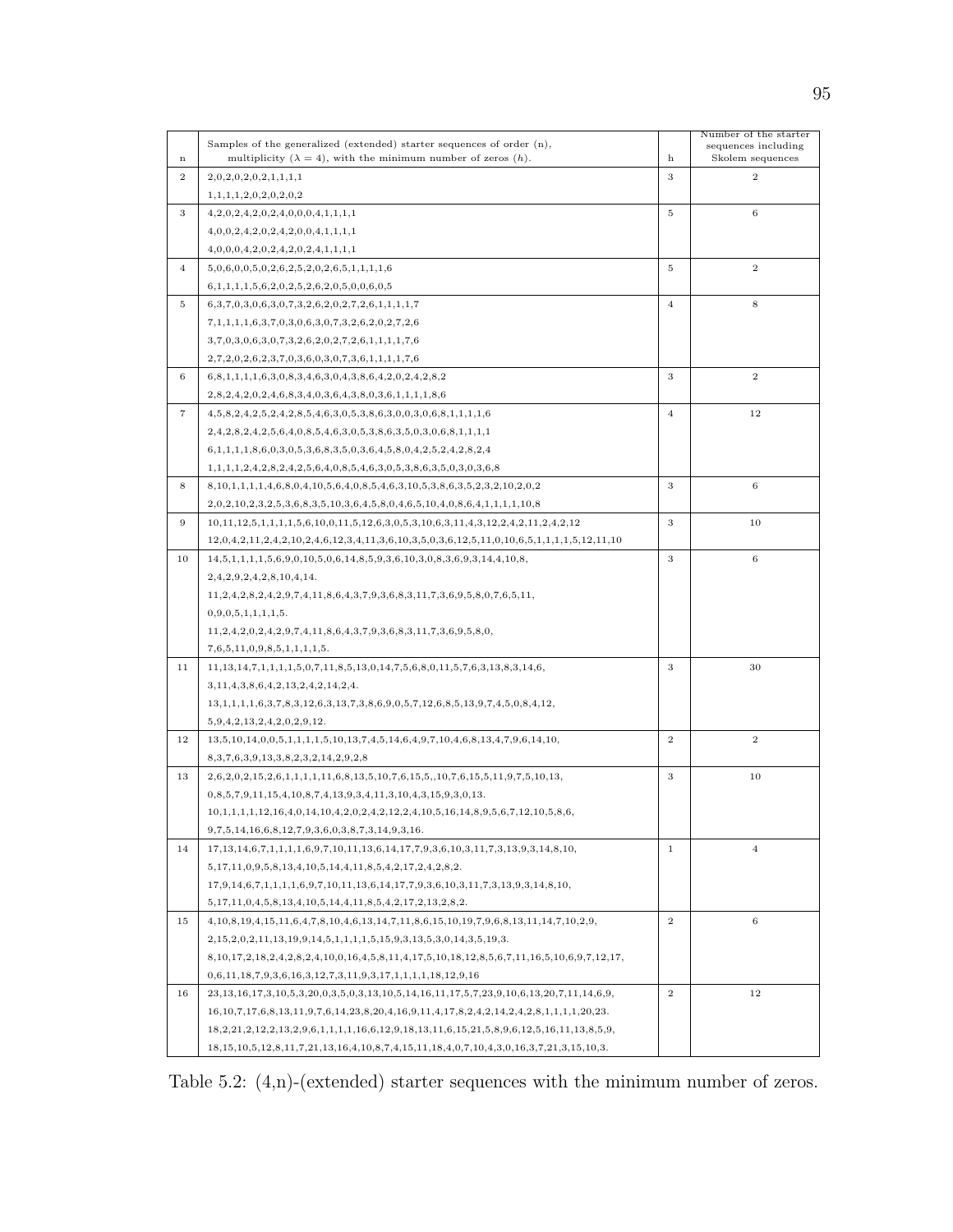| n | Samples of the generalized (extended) starter sequences of order (n), multiplicity ($\lambda = 4$), with the minimum number of zeros ($h$). | h | Number of the starter sequences including Skolem sequences |
|---|---|---|---|
| 2 | 2,0,2,0,2,0,2,1,1,1,1 | 3 | 2 |
| | 1,1,1,1,2,0,2,0,2,0,2 | | |
| 3 | 4,2,0,2,4,2,0,2,4,0,0,0,4,1,1,1,1 | 5 | 6 |
| | 4,0,0,2,4,2,0,2,4,2,0,0,4,1,1,1,1 | | |
| | 4,0,0,0,4,2,0,2,4,2,0,2,4,1,1,1,1 | | |
| 4 | 5,0,6,0,0,5,0,2,6,2,5,2,0,2,6,5,1,1,1,1,6 | 5 | 2 |
| | 6,1,1,1,1,5,6,2,0,2,5,2,6,2,0,5,0,0,6,0,5 | | |
| 5 | 6,3,7,0,3,0,6,3,0,7,3,2,6,2,0,2,7,2,6,1,1,1,1,7 | 4 | 8 |
| | 7,1,1,1,1,6,3,7,0,3,0,6,3,0,7,3,2,6,2,0,2,7,2,6 | | |
| | 3,7,0,3,0,6,3,0,7,3,2,6,2,0,2,7,2,6,1,1,1,1,7,6 | | |
| | 2,7,2,0,2,6,2,3,7,0,3,6,0,3,0,7,3,6,1,1,1,1,7,6 | | |
| 6 | 6,8,1,1,1,1,6,3,0,8,3,4,6,3,0,4,3,8,6,4,2,0,2,4,2,8,2 | 3 | 2 |
| | 2,8,2,4,2,0,2,4,6,8,3,4,0,3,6,4,3,8,0,3,6,1,1,1,1,8,6 | | |
| 7 | 4,5,8,2,4,2,5,2,4,2,8,5,4,6,3,0,5,3,8,6,3,0,0,3,0,6,8,1,1,1,1,6 | 4 | 12 |
| | 2,4,2,8,2,4,2,5,6,4,0,8,5,4,6,3,0,5,3,8,6,3,5,0,3,0,6,8,1,1,1,1 | | |
| | 6,1,1,1,1,8,6,0,3,0,5,3,6,8,3,5,0,3,6,4,5,8,0,4,2,5,2,4,2,8,2,4 | | |
| | 1,1,1,1,2,4,2,8,2,4,2,5,6,4,0,8,5,4,6,3,0,5,3,8,6,3,5,0,3,0,3,6,8 | | |
| 8 | 8,10,1,1,1,1,4,6,8,0,4,10,5,6,4,0,8,5,4,6,3,10,5,3,8,6,3,5,2,3,2,10,2,0,2 | 3 | 6 |
| | 2,0,2,10,2,3,2,5,3,6,8,3,5,10,3,6,4,5,8,0,4,6,5,10,4,0,8,6,4,1,1,1,1,10,8 | | |
| 9 | 10,11,12,5,1,1,1,1,5,6,10,0,11,5,12,6,3,0,5,3,10,6,3,11,4,3,12,2,4,2,11,2,4,2,12 | 3 | 10 |
| | 12,0,4,2,11,2,4,2,10,2,4,6,12,3,4,11,3,6,10,3,5,0,3,6,12,5,11,0,10,6,5,1,1,1,1,5,12,11,10 | | |
| 10 | 14,5,1,1,1,1,5,6,9,0,10,5,0,6,14,8,5,9,3,6,10,3,0,8,3,6,9,3,14,4,10,8, | 3 | 6 |
| | 2,4,2,9,2,4,2,8,10,4,14. | | |
| | 11,2,4,2,8,2,4,2,9,7,4,11,8,6,4,3,7,9,3,6,8,3,11,7,3,6,9,5,8,0,7,6,5,11, | | |
| | 0,9,0,5,1,1,1,1,5. | | |
| | 11,2,4,2,0,2,4,2,9,7,4,11,8,6,4,3,7,9,3,6,8,3,11,7,3,6,9,5,8,0, | | |
| | 7,6,5,11,0,9,8,5,1,1,1,1,5. | | |
| 11 | 11,13,14,7,1,1,1,1,5,0,7,11,8,5,13,0,14,7,5,6,8,0,11,5,7,6,3,13,8,3,14,6, | 3 | 30 |
| | 3,11,4,3,8,6,4,2,13,2,4,2,14,2,4. | | |
| | 13,1,1,1,1,6,3,7,8,3,12,6,3,13,7,3,8,6,9,0,5,7,12,6,8,5,13,9,7,4,5,0,8,4,12, | | |
| | 5,9,4,2,13,2,4,2,0,2,9,12. | | |
| 12 | 13,5,10,14,0,0,5,1,1,1,1,5,10,13,7,4,5,14,6,4,9,7,10,4,6,8,13,4,7,9,6,14,10, | 2 | 2 |
| | 8,3,7,6,3,9,13,3,8,2,3,2,14,2,9,2,8 | | |
| 13 | 2,6,2,0,2,15,2,6,1,1,1,1,11,6,8,13,5,10,7,6,15,5,,10,7,6,15,5,11,9,7,5,10,13, | 3 | 10 |
| | 0,8,5,7,9,11,15,4,10,8,7,4,13,9,3,4,11,3,10,4,3,15,9,3,0,13. | | |
| | 10,1,1,1,1,12,16,4,0,14,10,4,2,0,2,4,2,12,2,4,10,5,16,14,8,9,5,6,7,12,10,5,8,6, | | |
| | 9,7,5,14,16,6,8,12,7,9,3,6,0,3,8,7,3,14,9,3,16. | | |
| 14 | 17,13,14,6,7,1,1,1,1,6,9,7,10,11,13,6,14,17,7,9,3,6,10,3,11,7,3,13,9,3,14,8,10, | 1 | 4 |
| | 5,17,11,0,9,5,8,13,4,10,5,14,4,11,8,5,4,2,17,2,4,2,8,2. | | |
| | 17,9,14,6,7,1,1,1,1,6,9,7,10,11,13,6,14,17,7,9,3,6,10,3,11,7,3,13,9,3,14,8,10, | | |
| | 5,17,11,0,4,5,8,13,4,10,5,14,4,11,8,5,4,2,17,2,13,2,8,2. | | |
| 15 | 4,10,8,19,4,15,11,6,4,7,8,10,4,6,13,14,7,11,8,6,15,10,19,7,9,6,8,13,11,14,7,10,2,9, | 2 | 6 |
| | 2,15,2,0,2,11,13,19,9,14,5,1,1,1,1,5,15,9,3,13,5,3,0,14,3,5,19,3. | | |
| | 8,10,17,2,18,2,4,2,8,2,4,10,0,16,4,5,8,11,4,17,5,10,18,12,8,5,6,7,11,16,5,10,6,9,7,12,17, | | |
| | 0,6,11,18,7,9,3,6,16,3,12,7,3,11,9,3,17,1,1,1,1,18,12,9,16 | | |
| 16 | 23,13,16,17,3,10,5,3,20,0,3,5,0,3,13,10,5,14,16,11,17,5,7,23,9,10,6,13,20,7,11,14,6,9, | 2 | 12 |
| | 16,10,7,17,6,8,13,11,9,7,6,14,23,8,20,4,16,9,11,4,17,8,2,4,2,14,2,4,2,8,1,1,1,1,20,23. | | |
| | 18,2,21,2,12,2,13,2,9,6,1,1,1,1,16,6,12,9,18,13,11,6,15,21,5,8,9,6,12,5,16,11,13,8,5,9, | | |
| | 18,15,10,5,12,8,11,7,21,13,16,4,10,8,7,4,15,11,18,4,0,7,10,4,3,0,16,3,7,21,3,15,10,3. | | |

Table 5.2: (4,n)-(extended) starter sequences with the minimum number of zeros.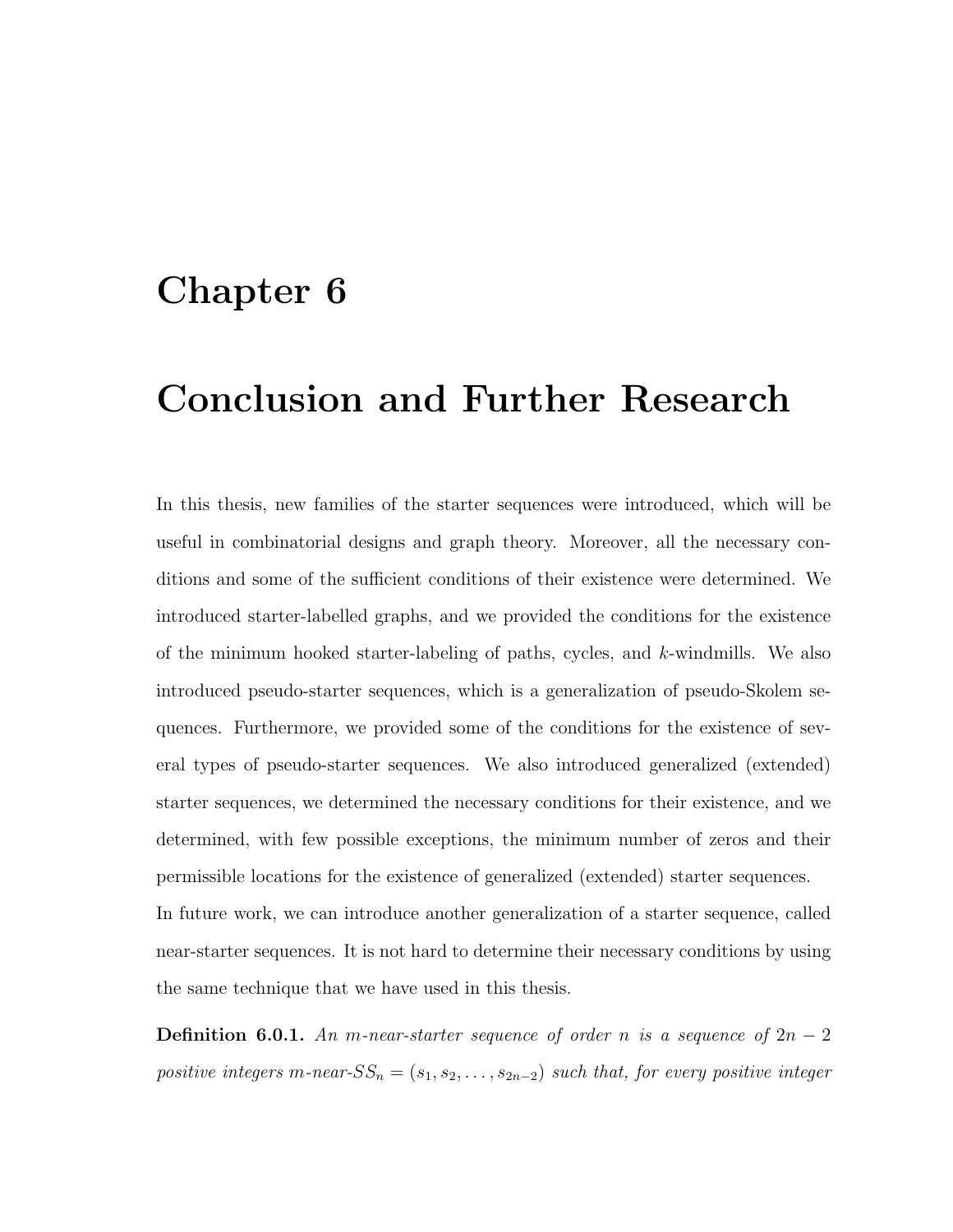# Chapter 6

# Conclusion and Further Research

In this thesis, new families of the starter sequences were introduced, which will be useful in combinatorial designs and graph theory. Moreover, all the necessary conditions and some of the sufficient conditions of their existence were determined. We introduced starter-labelled graphs, and we provided the conditions for the existence of the minimum hooked starter-labeling of paths, cycles, and $k$-windmills. We also introduced pseudo-starter sequences, which is a generalization of pseudo-Skolem sequences. Furthermore, we provided some of the conditions for the existence of several types of pseudo-starter sequences. We also introduced generalized (extended) starter sequences, we determined the necessary conditions for their existence, and we determined, with few possible exceptions, the minimum number of zeros and their permissible locations for the existence of generalized (extended) starter sequences.

In future work, we can introduce another generalization of a starter sequence, called near-starter sequences. It is not hard to determine their necessary conditions by using the same technique that we have used in this thesis.

**Definition 6.0.1.** *An $m$-near-starter sequence of order $n$ is a sequence of $2n-2$ positive integers $m$-near-$SS_n = (s_1, s_2, \ldots, s_{2n-2})$ such that, for every positive integer*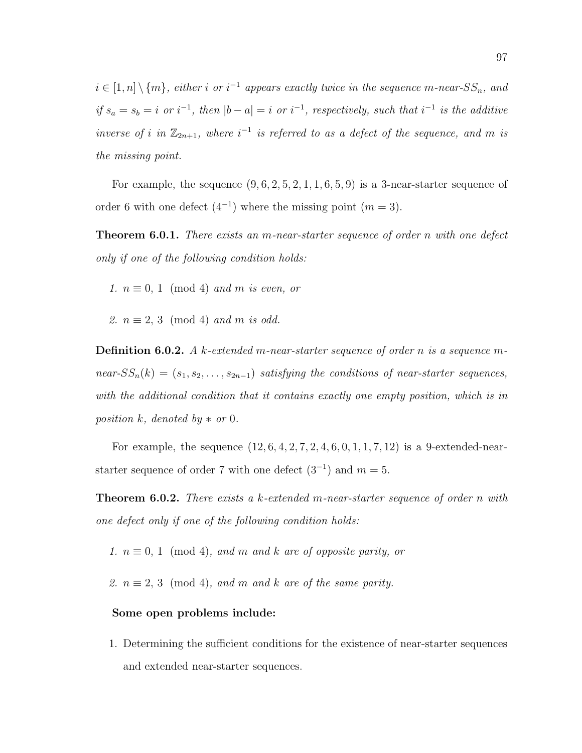*$i \in [1, n] \setminus \{m\}$, either $i$ or $i^{-1}$ appears exactly twice in the sequence $m$-near-$SS_n$, and if $s_a = s_b = i$ or $i^{-1}$, then $|b - a| = i$ or $i^{-1}$, respectively, such that $i^{-1}$ is the additive inverse of $i$ in $\mathbb{Z}_{2n+1}$, where $i^{-1}$ is referred to as a defect of the sequence, and $m$ is the missing point.*

For example, the sequence $(9, 6, 2, 5, 2, 1, 1, 6, 5, 9)$ is a 3-near-starter sequence of order 6 with one defect $(4^{-1})$ where the missing point $(m = 3)$.

**Theorem 6.0.1.** *There exists an $m$-near-starter sequence of order $n$ with one defect only if one of the following condition holds:*

1. *$n \equiv 0, 1 \pmod 4$ and $m$ is even, or*
2. *$n \equiv 2, 3 \pmod 4$ and $m$ is odd.*

**Definition 6.0.2.** *A $k$-extended $m$-near-starter sequence of order $n$ is a sequence $m$-near-$SS_n(k) = (s_1, s_2, \ldots, s_{2n-1})$ satisfying the conditions of near-starter sequences, with the additional condition that it contains exactly one empty position, which is in position $k$, denoted by $*$ or $0$.*

For example, the sequence $(12, 6, 4, 2, 7, 2, 4, 6, 0, 1, 1, 7, 12)$ is a 9-extended-near-starter sequence of order 7 with one defect $(3^{-1})$ and $m = 5$.

**Theorem 6.0.2.** *There exists a $k$-extended $m$-near-starter sequence of order $n$ with one defect only if one of the following condition holds:*

1. *$n \equiv 0, 1 \pmod 4$, and $m$ and $k$ are of opposite parity, or*
2. *$n \equiv 2, 3 \pmod 4$, and $m$ and $k$ are of the same parity.*

**Some open problems include:**

1. Determining the sufficient conditions for the existence of near-starter sequences and extended near-starter sequences.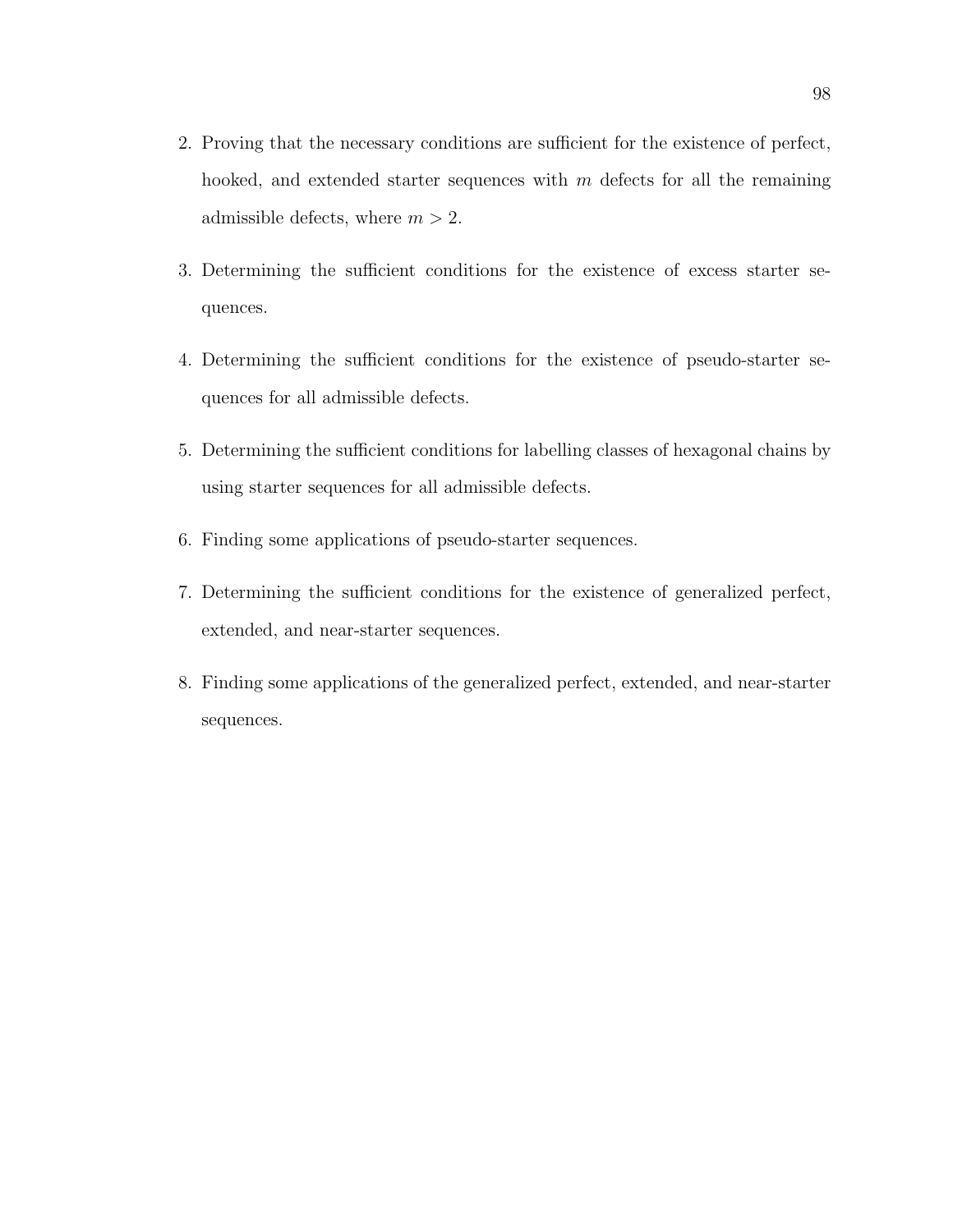2. Proving that the necessary conditions are sufficient for the existence of perfect, hooked, and extended starter sequences with $m$ defects for all the remaining admissible defects, where $m > 2$.

3. Determining the sufficient conditions for the existence of excess starter sequences.

4. Determining the sufficient conditions for the existence of pseudo-starter sequences for all admissible defects.

5. Determining the sufficient conditions for labelling classes of hexagonal chains by using starter sequences for all admissible defects.

6. Finding some applications of pseudo-starter sequences.

7. Determining the sufficient conditions for the existence of generalized perfect, extended, and near-starter sequences.

8. Finding some applications of the generalized perfect, extended, and near-starter sequences.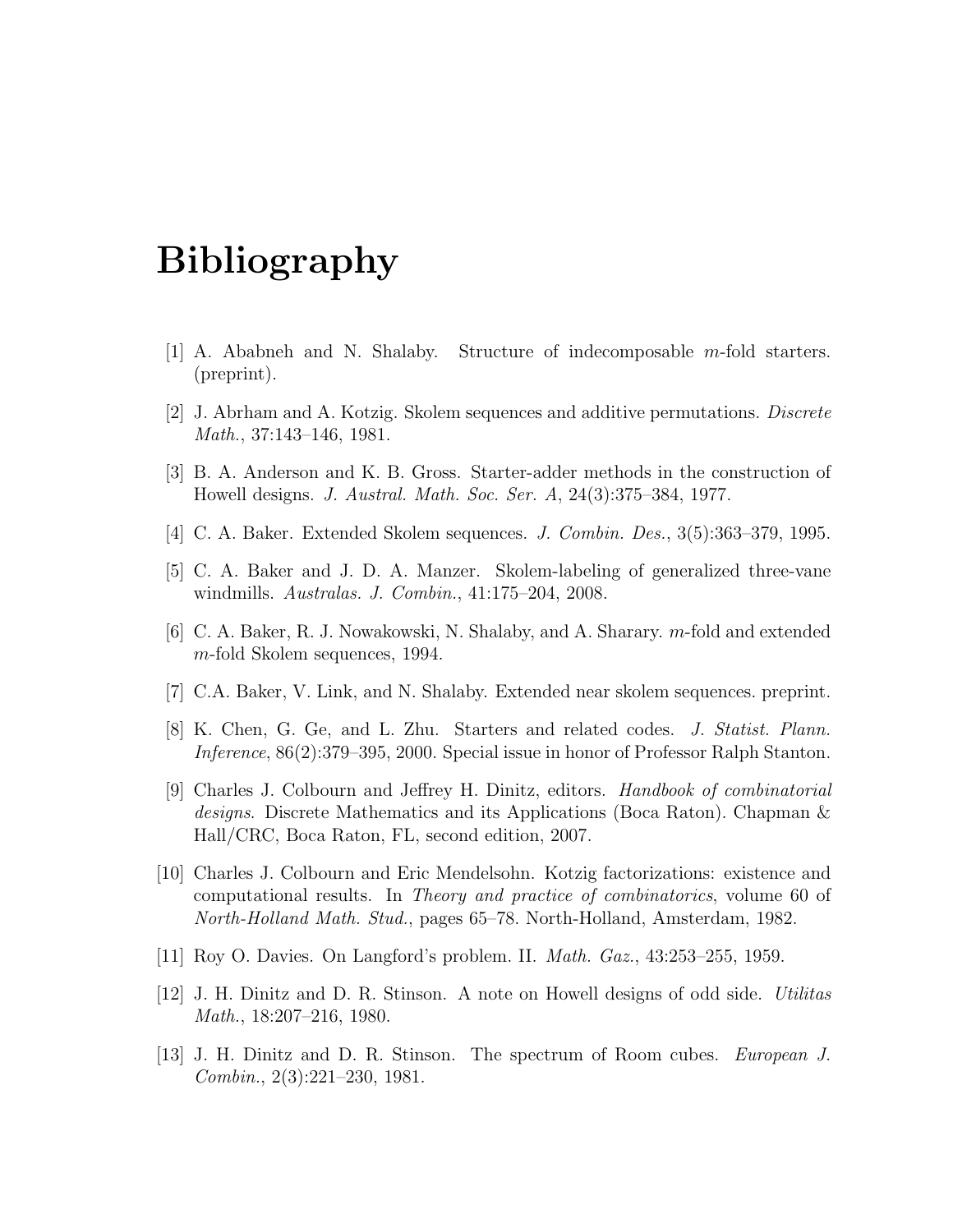# Bibliography

[1] A. Ababneh and N. Shalaby. Structure of indecomposable $m$-fold starters. (preprint).

[2] J. Abrham and A. Kotzig. Skolem sequences and additive permutations. *Discrete Math.*, 37:143–146, 1981.

[3] B. A. Anderson and K. B. Gross. Starter-adder methods in the construction of Howell designs. *J. Austral. Math. Soc. Ser. A*, 24(3):375–384, 1977.

[4] C. A. Baker. Extended Skolem sequences. *J. Combin. Des.*, 3(5):363–379, 1995.

[5] C. A. Baker and J. D. A. Manzer. Skolem-labeling of generalized three-vane windmills. *Australas. J. Combin.*, 41:175–204, 2008.

[6] C. A. Baker, R. J. Nowakowski, N. Shalaby, and A. Sharary. $m$-fold and extended $m$-fold Skolem sequences, 1994.

[7] C.A. Baker, V. Link, and N. Shalaby. Extended near skolem sequences. preprint.

[8] K. Chen, G. Ge, and L. Zhu. Starters and related codes. *J. Statist. Plann. Inference*, 86(2):379–395, 2000. Special issue in honor of Professor Ralph Stanton.

[9] Charles J. Colbourn and Jeffrey H. Dinitz, editors. *Handbook of combinatorial designs*. Discrete Mathematics and its Applications (Boca Raton). Chapman & Hall/CRC, Boca Raton, FL, second edition, 2007.

[10] Charles J. Colbourn and Eric Mendelsohn. Kotzig factorizations: existence and computational results. In *Theory and practice of combinatorics*, volume 60 of *North-Holland Math. Stud.*, pages 65–78. North-Holland, Amsterdam, 1982.

[11] Roy O. Davies. On Langford's problem. II. *Math. Gaz.*, 43:253–255, 1959.

[12] J. H. Dinitz and D. R. Stinson. A note on Howell designs of odd side. *Utilitas Math.*, 18:207–216, 1980.

[13] J. H. Dinitz and D. R. Stinson. The spectrum of Room cubes. *European J. Combin.*, 2(3):221–230, 1981.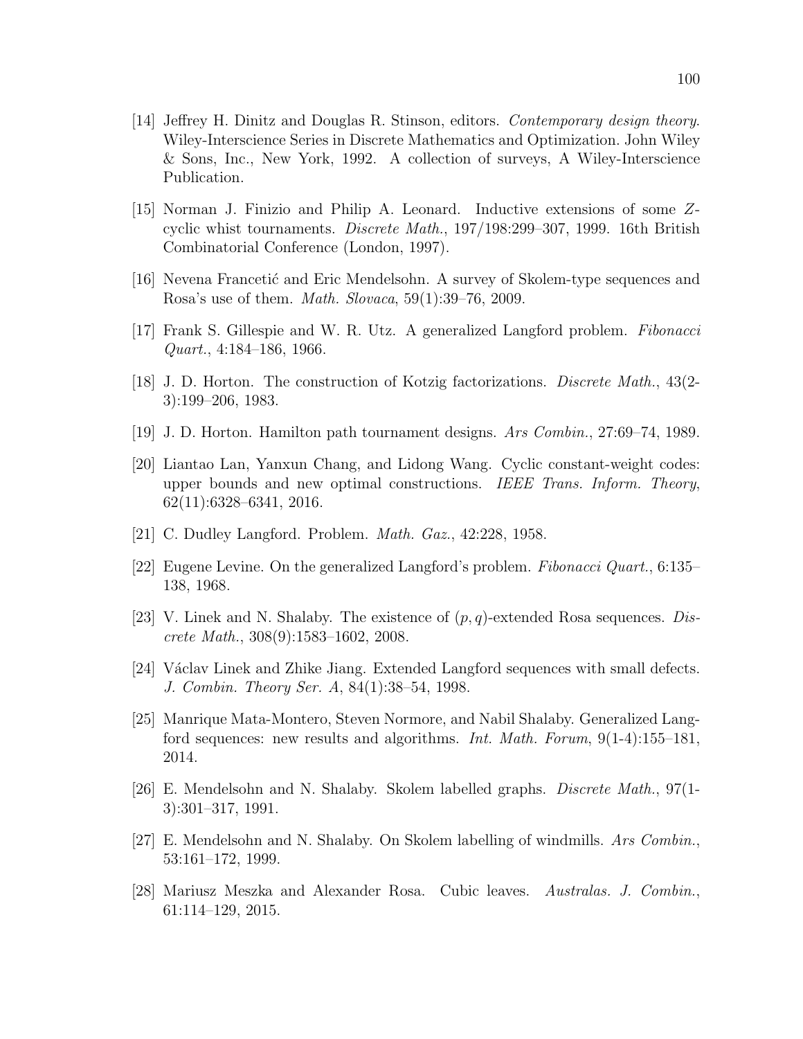[14] Jeffrey H. Dinitz and Douglas R. Stinson, editors. *Contemporary design theory*. Wiley-Interscience Series in Discrete Mathematics and Optimization. John Wiley & Sons, Inc., New York, 1992. A collection of surveys, A Wiley-Interscience Publication.

[15] Norman J. Finizio and Philip A. Leonard. Inductive extensions of some $Z$-cyclic whist tournaments. *Discrete Math.*, 197/198:299–307, 1999. 16th British Combinatorial Conference (London, 1997).

[16] Nevena Francetić and Eric Mendelsohn. A survey of Skolem-type sequences and Rosa's use of them. *Math. Slovaca*, 59(1):39–76, 2009.

[17] Frank S. Gillespie and W. R. Utz. A generalized Langford problem. *Fibonacci Quart.*, 4:184–186, 1966.

[18] J. D. Horton. The construction of Kotzig factorizations. *Discrete Math.*, 43(2-3):199–206, 1983.

[19] J. D. Horton. Hamilton path tournament designs. *Ars Combin.*, 27:69–74, 1989.

[20] Liantao Lan, Yanxun Chang, and Lidong Wang. Cyclic constant-weight codes: upper bounds and new optimal constructions. *IEEE Trans. Inform. Theory*, 62(11):6328–6341, 2016.

[21] C. Dudley Langford. Problem. *Math. Gaz.*, 42:228, 1958.

[22] Eugene Levine. On the generalized Langford's problem. *Fibonacci Quart.*, 6:135–138, 1968.

[23] V. Linek and N. Shalaby. The existence of $(p, q)$-extended Rosa sequences. *Discrete Math.*, 308(9):1583–1602, 2008.

[24] Václav Linek and Zhike Jiang. Extended Langford sequences with small defects. *J. Combin. Theory Ser. A*, 84(1):38–54, 1998.

[25] Manrique Mata-Montero, Steven Normore, and Nabil Shalaby. Generalized Langford sequences: new results and algorithms. *Int. Math. Forum*, 9(1-4):155–181, 2014.

[26] E. Mendelsohn and N. Shalaby. Skolem labelled graphs. *Discrete Math.*, 97(1-3):301–317, 1991.

[27] E. Mendelsohn and N. Shalaby. On Skolem labelling of windmills. *Ars Combin.*, 53:161–172, 1999.

[28] Mariusz Meszka and Alexander Rosa. Cubic leaves. *Australas. J. Combin.*, 61:114–129, 2015.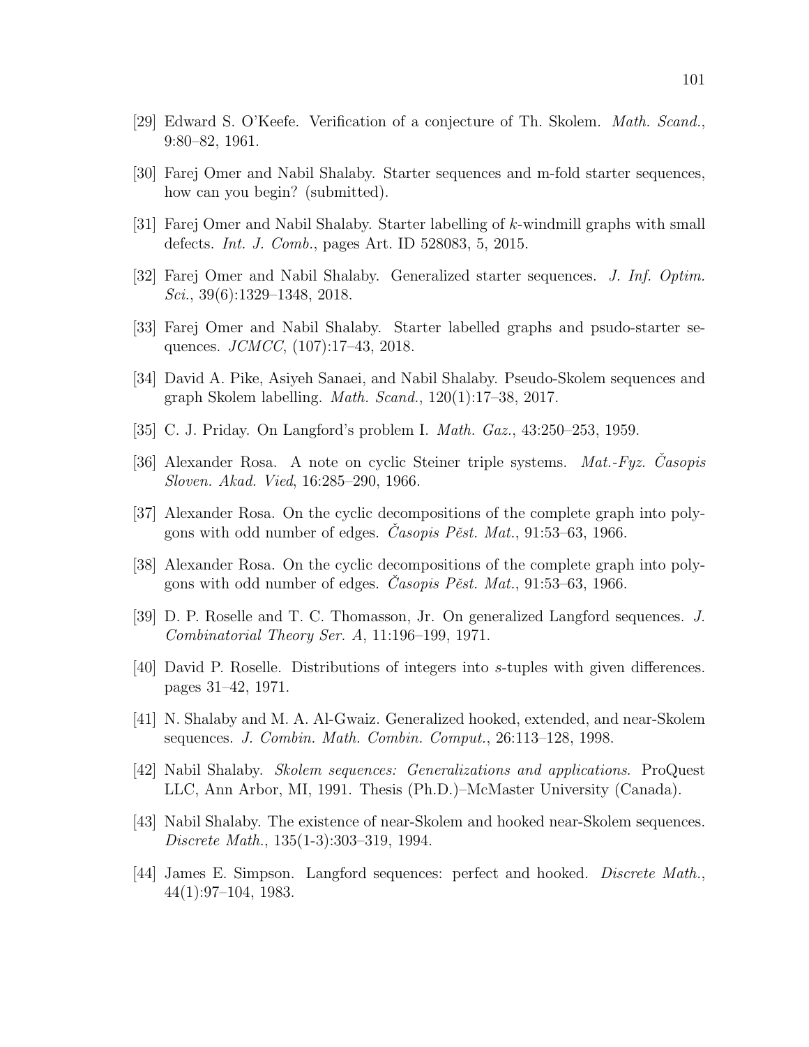[29] Edward S. O'Keefe. Verification of a conjecture of Th. Skolem. *Math. Scand.*, 9:80–82, 1961.

[30] Farej Omer and Nabil Shalaby. Starter sequences and m-fold starter sequences, how can you begin? (submitted).

[31] Farej Omer and Nabil Shalaby. Starter labelling of $k$-windmill graphs with small defects. *Int. J. Comb.*, pages Art. ID 528083, 5, 2015.

[32] Farej Omer and Nabil Shalaby. Generalized starter sequences. *J. Inf. Optim. Sci.*, 39(6):1329–1348, 2018.

[33] Farej Omer and Nabil Shalaby. Starter labelled graphs and psudo-starter sequences. *JCMCC*, (107):17–43, 2018.

[34] David A. Pike, Asiyeh Sanaei, and Nabil Shalaby. Pseudo-Skolem sequences and graph Skolem labelling. *Math. Scand.*, 120(1):17–38, 2017.

[35] C. J. Priday. On Langford's problem I. *Math. Gaz.*, 43:250–253, 1959.

[36] Alexander Rosa. A note on cyclic Steiner triple systems. *Mat.-Fyz. Časopis Sloven. Akad. Vied*, 16:285–290, 1966.

[37] Alexander Rosa. On the cyclic decompositions of the complete graph into polygons with odd number of edges. *Časopis Pěst. Mat.*, 91:53–63, 1966.

[38] Alexander Rosa. On the cyclic decompositions of the complete graph into polygons with odd number of edges. *Časopis Pěst. Mat.*, 91:53–63, 1966.

[39] D. P. Roselle and T. C. Thomasson, Jr. On generalized Langford sequences. *J. Combinatorial Theory Ser. A*, 11:196–199, 1971.

[40] David P. Roselle. Distributions of integers into $s$-tuples with given differences. pages 31–42, 1971.

[41] N. Shalaby and M. A. Al-Gwaiz. Generalized hooked, extended, and near-Skolem sequences. *J. Combin. Math. Combin. Comput.*, 26:113–128, 1998.

[42] Nabil Shalaby. *Skolem sequences: Generalizations and applications*. ProQuest LLC, Ann Arbor, MI, 1991. Thesis (Ph.D.)–McMaster University (Canada).

[43] Nabil Shalaby. The existence of near-Skolem and hooked near-Skolem sequences. *Discrete Math.*, 135(1-3):303–319, 1994.

[44] James E. Simpson. Langford sequences: perfect and hooked. *Discrete Math.*, 44(1):97–104, 1983.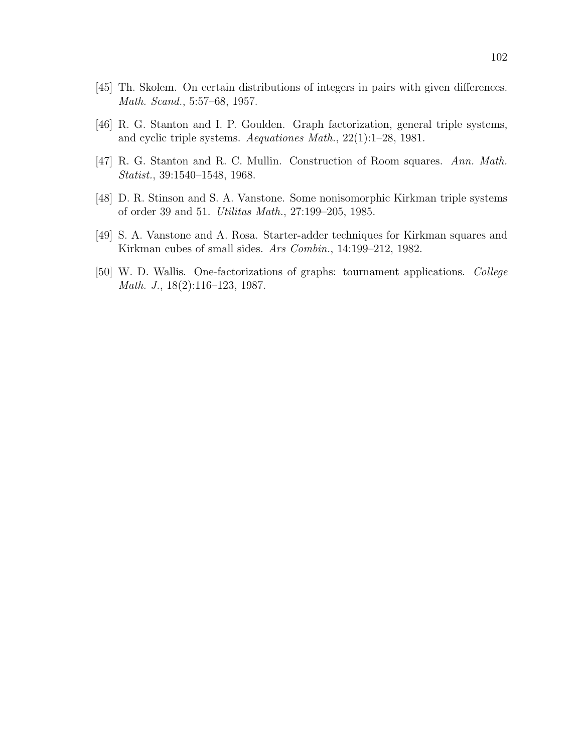[45] Th. Skolem. On certain distributions of integers in pairs with given differences. *Math. Scand.*, 5:57–68, 1957.

[46] R. G. Stanton and I. P. Goulden. Graph factorization, general triple systems, and cyclic triple systems. *Aequationes Math.*, 22(1):1–28, 1981.

[47] R. G. Stanton and R. C. Mullin. Construction of Room squares. *Ann. Math. Statist.*, 39:1540–1548, 1968.

[48] D. R. Stinson and S. A. Vanstone. Some nonisomorphic Kirkman triple systems of order 39 and 51. *Utilitas Math.*, 27:199–205, 1985.

[49] S. A. Vanstone and A. Rosa. Starter-adder techniques for Kirkman squares and Kirkman cubes of small sides. *Ars Combin.*, 14:199–212, 1982.

[50] W. D. Wallis. One-factorizations of graphs: tournament applications. *College Math. J.*, 18(2):116–123, 1987.